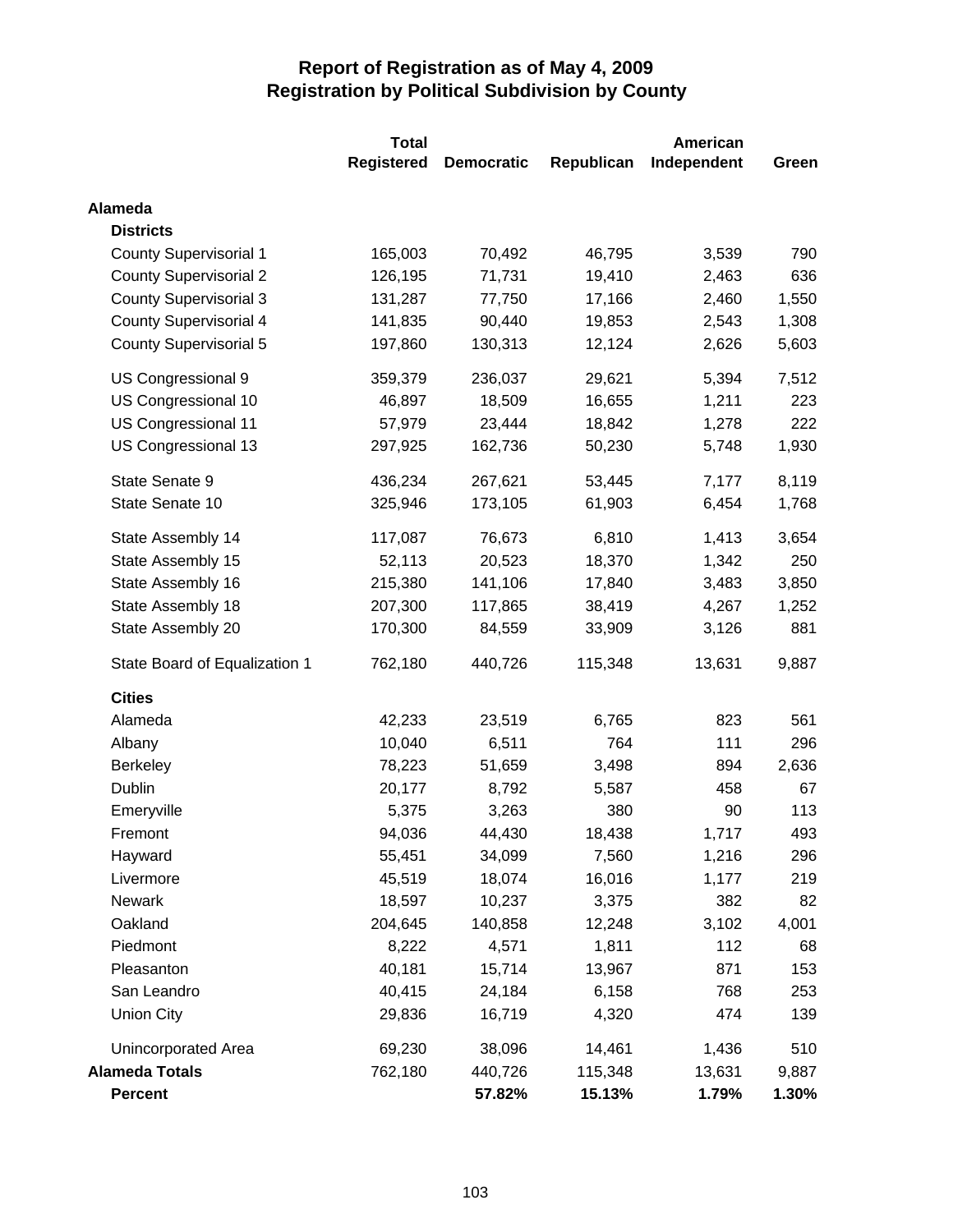# Report of Registration as of May 4, 2009
## Registration by Political Subdivision by County

| | Total Registered | Democratic | Republican | American Independent | Green |
|---|---|---|---|---|---|
| **Alameda** | | | | | |
| **Districts** | | | | | |
| County Supervisorial 1 | 165,003 | 70,492 | 46,795 | 3,539 | 790 |
| County Supervisorial 2 | 126,195 | 71,731 | 19,410 | 2,463 | 636 |
| County Supervisorial 3 | 131,287 | 77,750 | 17,166 | 2,460 | 1,550 |
| County Supervisorial 4 | 141,835 | 90,440 | 19,853 | 2,543 | 1,308 |
| County Supervisorial 5 | 197,860 | 130,313 | 12,124 | 2,626 | 5,603 |
| US Congressional 9 | 359,379 | 236,037 | 29,621 | 5,394 | 7,512 |
| US Congressional 10 | 46,897 | 18,509 | 16,655 | 1,211 | 223 |
| US Congressional 11 | 57,979 | 23,444 | 18,842 | 1,278 | 222 |
| US Congressional 13 | 297,925 | 162,736 | 50,230 | 5,748 | 1,930 |
| State Senate 9 | 436,234 | 267,621 | 53,445 | 7,177 | 8,119 |
| State Senate 10 | 325,946 | 173,105 | 61,903 | 6,454 | 1,768 |
| State Assembly 14 | 117,087 | 76,673 | 6,810 | 1,413 | 3,654 |
| State Assembly 15 | 52,113 | 20,523 | 18,370 | 1,342 | 250 |
| State Assembly 16 | 215,380 | 141,106 | 17,840 | 3,483 | 3,850 |
| State Assembly 18 | 207,300 | 117,865 | 38,419 | 4,267 | 1,252 |
| State Assembly 20 | 170,300 | 84,559 | 33,909 | 3,126 | 881 |
| State Board of Equalization 1 | 762,180 | 440,726 | 115,348 | 13,631 | 9,887 |
| **Cities** | | | | | |
| Alameda | 42,233 | 23,519 | 6,765 | 823 | 561 |
| Albany | 10,040 | 6,511 | 764 | 111 | 296 |
| Berkeley | 78,223 | 51,659 | 3,498 | 894 | 2,636 |
| Dublin | 20,177 | 8,792 | 5,587 | 458 | 67 |
| Emeryville | 5,375 | 3,263 | 380 | 90 | 113 |
| Fremont | 94,036 | 44,430 | 18,438 | 1,717 | 493 |
| Hayward | 55,451 | 34,099 | 7,560 | 1,216 | 296 |
| Livermore | 45,519 | 18,074 | 16,016 | 1,177 | 219 |
| Newark | 18,597 | 10,237 | 3,375 | 382 | 82 |
| Oakland | 204,645 | 140,858 | 12,248 | 3,102 | 4,001 |
| Piedmont | 8,222 | 4,571 | 1,811 | 112 | 68 |
| Pleasanton | 40,181 | 15,714 | 13,967 | 871 | 153 |
| San Leandro | 40,415 | 24,184 | 6,158 | 768 | 253 |
| Union City | 29,836 | 16,719 | 4,320 | 474 | 139 |
| Unincorporated Area | 69,230 | 38,096 | 14,461 | 1,436 | 510 |
| **Alameda Totals** | 762,180 | 440,726 | 115,348 | 13,631 | 9,887 |
| **Percent** | | **57.82%** | **15.13%** | **1.79%** | **1.30%** |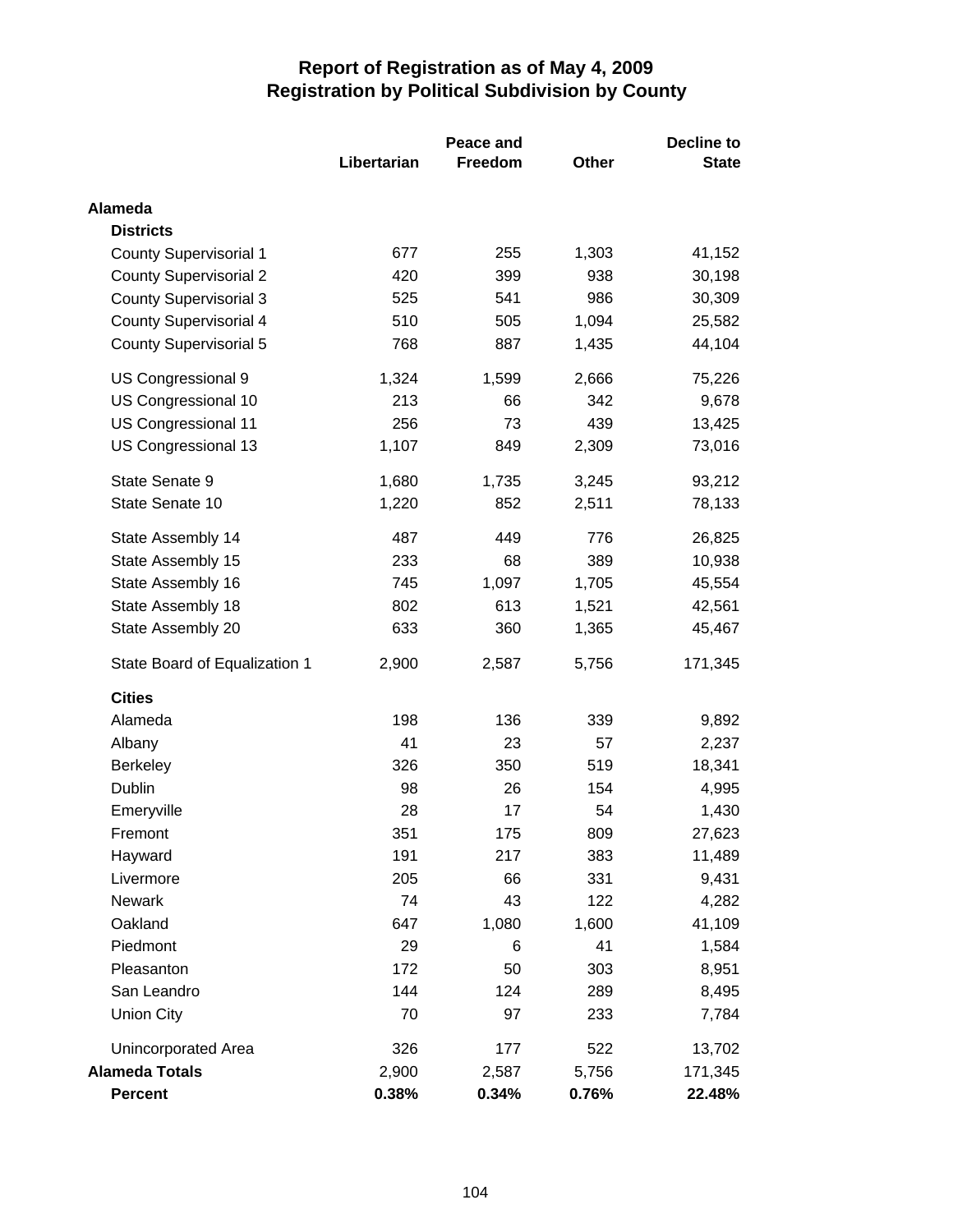# Report of Registration as of May 4, 2009
## Registration by Political Subdivision by County

| | Libertarian | Peace and Freedom | Other | Decline to State |
|---|---|---|---|---|
| **Alameda** | | | | |
| **Districts** | | | | |
| County Supervisorial 1 | 677 | 255 | 1,303 | 41,152 |
| County Supervisorial 2 | 420 | 399 | 938 | 30,198 |
| County Supervisorial 3 | 525 | 541 | 986 | 30,309 |
| County Supervisorial 4 | 510 | 505 | 1,094 | 25,582 |
| County Supervisorial 5 | 768 | 887 | 1,435 | 44,104 |
| US Congressional 9 | 1,324 | 1,599 | 2,666 | 75,226 |
| US Congressional 10 | 213 | 66 | 342 | 9,678 |
| US Congressional 11 | 256 | 73 | 439 | 13,425 |
| US Congressional 13 | 1,107 | 849 | 2,309 | 73,016 |
| State Senate 9 | 1,680 | 1,735 | 3,245 | 93,212 |
| State Senate 10 | 1,220 | 852 | 2,511 | 78,133 |
| State Assembly 14 | 487 | 449 | 776 | 26,825 |
| State Assembly 15 | 233 | 68 | 389 | 10,938 |
| State Assembly 16 | 745 | 1,097 | 1,705 | 45,554 |
| State Assembly 18 | 802 | 613 | 1,521 | 42,561 |
| State Assembly 20 | 633 | 360 | 1,365 | 45,467 |
| State Board of Equalization 1 | 2,900 | 2,587 | 5,756 | 171,345 |
| **Cities** | | | | |
| Alameda | 198 | 136 | 339 | 9,892 |
| Albany | 41 | 23 | 57 | 2,237 |
| Berkeley | 326 | 350 | 519 | 18,341 |
| Dublin | 98 | 26 | 154 | 4,995 |
| Emeryville | 28 | 17 | 54 | 1,430 |
| Fremont | 351 | 175 | 809 | 27,623 |
| Hayward | 191 | 217 | 383 | 11,489 |
| Livermore | 205 | 66 | 331 | 9,431 |
| Newark | 74 | 43 | 122 | 4,282 |
| Oakland | 647 | 1,080 | 1,600 | 41,109 |
| Piedmont | 29 | 6 | 41 | 1,584 |
| Pleasanton | 172 | 50 | 303 | 8,951 |
| San Leandro | 144 | 124 | 289 | 8,495 |
| Union City | 70 | 97 | 233 | 7,784 |
| Unincorporated Area | 326 | 177 | 522 | 13,702 |
| **Alameda Totals** | 2,900 | 2,587 | 5,756 | 171,345 |
| **Percent** | **0.38%** | **0.34%** | **0.76%** | **22.48%** |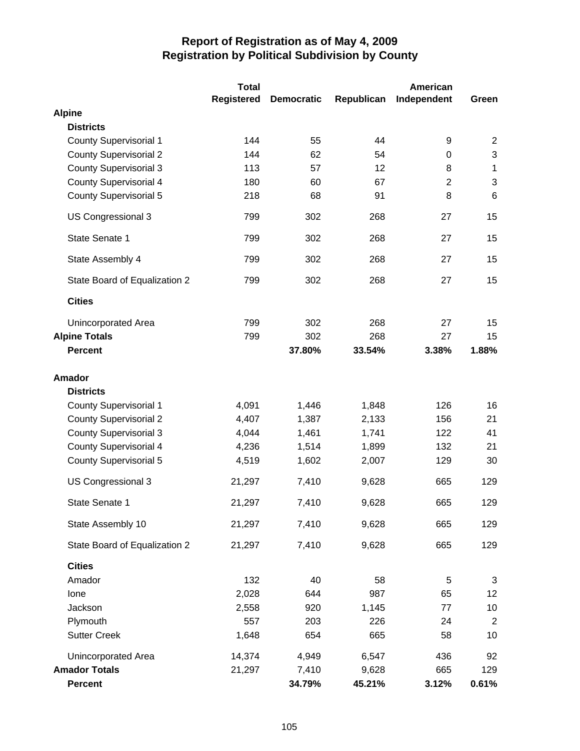# Report of Registration as of May 4, 2009
## Registration by Political Subdivision by County

| | Total Registered | Democratic | Republican | American Independent | Green |
|---|---|---|---|---|---|
| **Alpine** | | | | | |
| **Districts** | | | | | |
| County Supervisorial 1 | 144 | 55 | 44 | 9 | 2 |
| County Supervisorial 2 | 144 | 62 | 54 | 0 | 3 |
| County Supervisorial 3 | 113 | 57 | 12 | 8 | 1 |
| County Supervisorial 4 | 180 | 60 | 67 | 2 | 3 |
| County Supervisorial 5 | 218 | 68 | 91 | 8 | 6 |
| US Congressional 3 | 799 | 302 | 268 | 27 | 15 |
| State Senate 1 | 799 | 302 | 268 | 27 | 15 |
| State Assembly 4 | 799 | 302 | 268 | 27 | 15 |
| State Board of Equalization 2 | 799 | 302 | 268 | 27 | 15 |
| **Cities** | | | | | |
| Unincorporated Area | 799 | 302 | 268 | 27 | 15 |
| **Alpine Totals** | 799 | 302 | 268 | 27 | 15 |
| **Percent** | | **37.80%** | **33.54%** | **3.38%** | **1.88%** |
| **Amador** | | | | | |
| **Districts** | | | | | |
| County Supervisorial 1 | 4,091 | 1,446 | 1,848 | 126 | 16 |
| County Supervisorial 2 | 4,407 | 1,387 | 2,133 | 156 | 21 |
| County Supervisorial 3 | 4,044 | 1,461 | 1,741 | 122 | 41 |
| County Supervisorial 4 | 4,236 | 1,514 | 1,899 | 132 | 21 |
| County Supervisorial 5 | 4,519 | 1,602 | 2,007 | 129 | 30 |
| US Congressional 3 | 21,297 | 7,410 | 9,628 | 665 | 129 |
| State Senate 1 | 21,297 | 7,410 | 9,628 | 665 | 129 |
| State Assembly 10 | 21,297 | 7,410 | 9,628 | 665 | 129 |
| State Board of Equalization 2 | 21,297 | 7,410 | 9,628 | 665 | 129 |
| **Cities** | | | | | |
| Amador | 132 | 40 | 58 | 5 | 3 |
| Ione | 2,028 | 644 | 987 | 65 | 12 |
| Jackson | 2,558 | 920 | 1,145 | 77 | 10 |
| Plymouth | 557 | 203 | 226 | 24 | 2 |
| Sutter Creek | 1,648 | 654 | 665 | 58 | 10 |
| Unincorporated Area | 14,374 | 4,949 | 6,547 | 436 | 92 |
| **Amador Totals** | 21,297 | 7,410 | 9,628 | 665 | 129 |
| **Percent** | | **34.79%** | **45.21%** | **3.12%** | **0.61%** |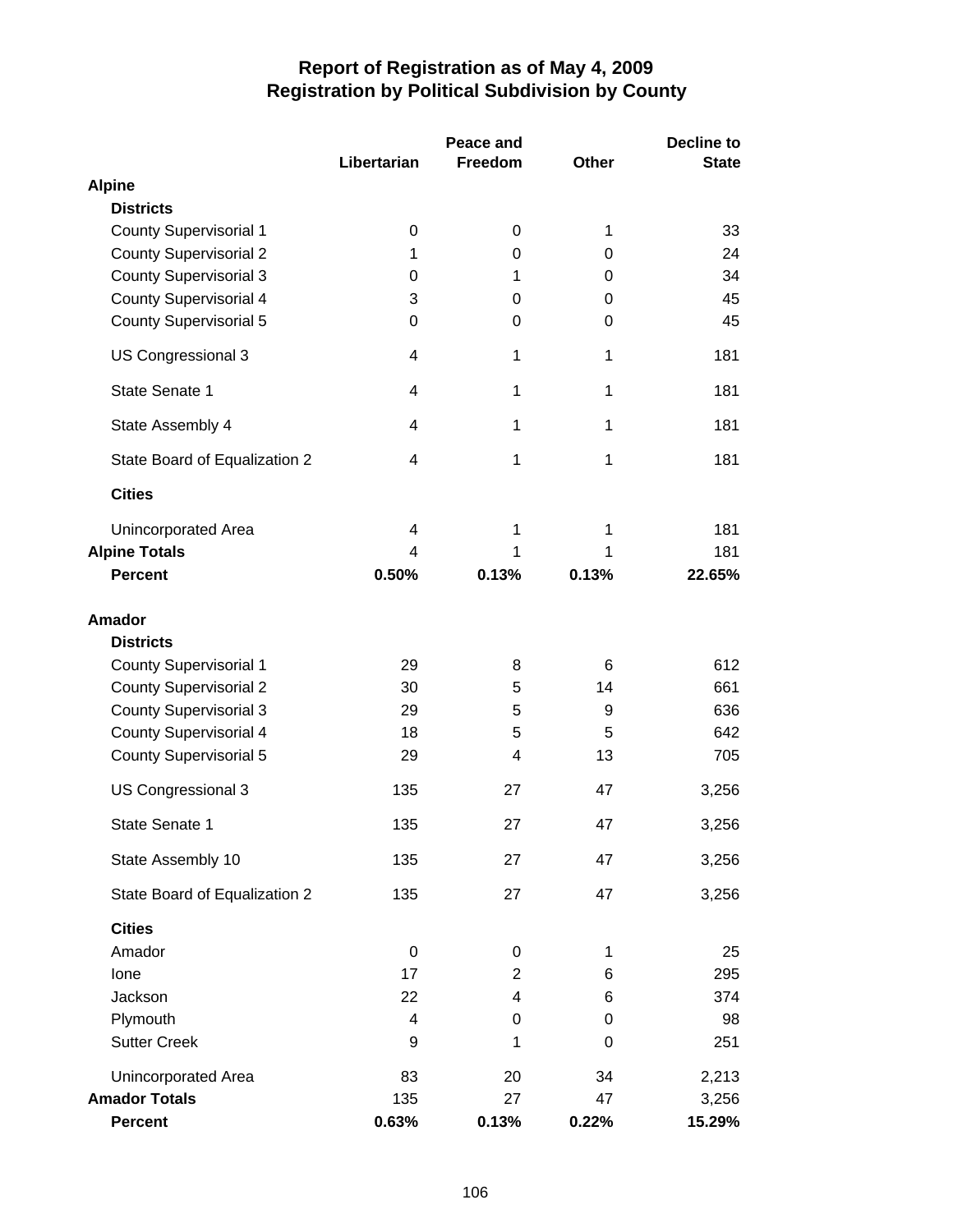# Report of Registration as of May 4, 2009
## Registration by Political Subdivision by County

| | Libertarian | Peace and Freedom | Other | Decline to State |
|---|---|---|---|---|
| **Alpine** | | | | |
| **Districts** | | | | |
| County Supervisorial 1 | 0 | 0 | 1 | 33 |
| County Supervisorial 2 | 1 | 0 | 0 | 24 |
| County Supervisorial 3 | 0 | 1 | 0 | 34 |
| County Supervisorial 4 | 3 | 0 | 0 | 45 |
| County Supervisorial 5 | 0 | 0 | 0 | 45 |
| US Congressional 3 | 4 | 1 | 1 | 181 |
| State Senate 1 | 4 | 1 | 1 | 181 |
| State Assembly 4 | 4 | 1 | 1 | 181 |
| State Board of Equalization 2 | 4 | 1 | 1 | 181 |
| **Cities** | | | | |
| Unincorporated Area | 4 | 1 | 1 | 181 |
| **Alpine Totals** | 4 | 1 | 1 | 181 |
| **Percent** | **0.50%** | **0.13%** | **0.13%** | **22.65%** |
| **Amador** | | | | |
| **Districts** | | | | |
| County Supervisorial 1 | 29 | 8 | 6 | 612 |
| County Supervisorial 2 | 30 | 5 | 14 | 661 |
| County Supervisorial 3 | 29 | 5 | 9 | 636 |
| County Supervisorial 4 | 18 | 5 | 5 | 642 |
| County Supervisorial 5 | 29 | 4 | 13 | 705 |
| US Congressional 3 | 135 | 27 | 47 | 3,256 |
| State Senate 1 | 135 | 27 | 47 | 3,256 |
| State Assembly 10 | 135 | 27 | 47 | 3,256 |
| State Board of Equalization 2 | 135 | 27 | 47 | 3,256 |
| **Cities** | | | | |
| Amador | 0 | 0 | 1 | 25 |
| Ione | 17 | 2 | 6 | 295 |
| Jackson | 22 | 4 | 6 | 374 |
| Plymouth | 4 | 0 | 0 | 98 |
| Sutter Creek | 9 | 1 | 0 | 251 |
| Unincorporated Area | 83 | 20 | 34 | 2,213 |
| **Amador Totals** | 135 | 27 | 47 | 3,256 |
| **Percent** | **0.63%** | **0.13%** | **0.22%** | **15.29%** |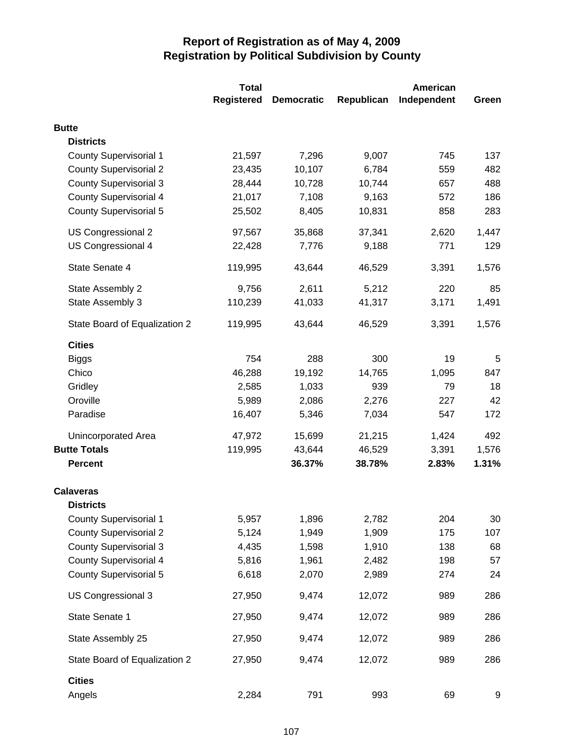# Report of Registration as of May 4, 2009
## Registration by Political Subdivision by County

| | Total Registered | Democratic | Republican | American Independent | Green |
|---|---|---|---|---|---|
| **Butte** | | | | | |
| **Districts** | | | | | |
| County Supervisorial 1 | 21,597 | 7,296 | 9,007 | 745 | 137 |
| County Supervisorial 2 | 23,435 | 10,107 | 6,784 | 559 | 482 |
| County Supervisorial 3 | 28,444 | 10,728 | 10,744 | 657 | 488 |
| County Supervisorial 4 | 21,017 | 7,108 | 9,163 | 572 | 186 |
| County Supervisorial 5 | 25,502 | 8,405 | 10,831 | 858 | 283 |
| US Congressional 2 | 97,567 | 35,868 | 37,341 | 2,620 | 1,447 |
| US Congressional 4 | 22,428 | 7,776 | 9,188 | 771 | 129 |
| State Senate 4 | 119,995 | 43,644 | 46,529 | 3,391 | 1,576 |
| State Assembly 2 | 9,756 | 2,611 | 5,212 | 220 | 85 |
| State Assembly 3 | 110,239 | 41,033 | 41,317 | 3,171 | 1,491 |
| State Board of Equalization 2 | 119,995 | 43,644 | 46,529 | 3,391 | 1,576 |
| **Cities** | | | | | |
| Biggs | 754 | 288 | 300 | 19 | 5 |
| Chico | 46,288 | 19,192 | 14,765 | 1,095 | 847 |
| Gridley | 2,585 | 1,033 | 939 | 79 | 18 |
| Oroville | 5,989 | 2,086 | 2,276 | 227 | 42 |
| Paradise | 16,407 | 5,346 | 7,034 | 547 | 172 |
| Unincorporated Area | 47,972 | 15,699 | 21,215 | 1,424 | 492 |
| **Butte Totals** | 119,995 | 43,644 | 46,529 | 3,391 | 1,576 |
| **Percent** | | **36.37%** | **38.78%** | **2.83%** | **1.31%** |
| **Calaveras** | | | | | |
| **Districts** | | | | | |
| County Supervisorial 1 | 5,957 | 1,896 | 2,782 | 204 | 30 |
| County Supervisorial 2 | 5,124 | 1,949 | 1,909 | 175 | 107 |
| County Supervisorial 3 | 4,435 | 1,598 | 1,910 | 138 | 68 |
| County Supervisorial 4 | 5,816 | 1,961 | 2,482 | 198 | 57 |
| County Supervisorial 5 | 6,618 | 2,070 | 2,989 | 274 | 24 |
| US Congressional 3 | 27,950 | 9,474 | 12,072 | 989 | 286 |
| State Senate 1 | 27,950 | 9,474 | 12,072 | 989 | 286 |
| State Assembly 25 | 27,950 | 9,474 | 12,072 | 989 | 286 |
| State Board of Equalization 2 | 27,950 | 9,474 | 12,072 | 989 | 286 |
| **Cities** | | | | | |
| Angels | 2,284 | 791 | 993 | 69 | 9 |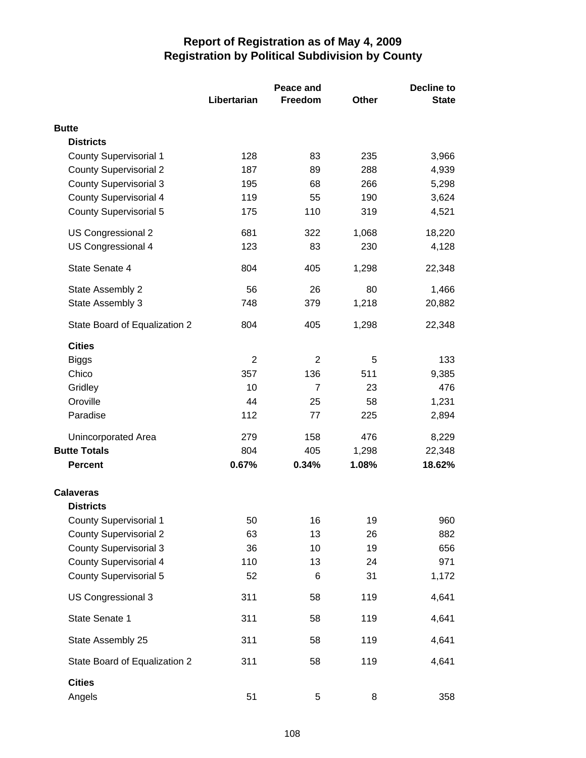# Report of Registration as of May 4, 2009
## Registration by Political Subdivision by County

| | Libertarian | Peace and Freedom | Other | Decline to State |
|---|---|---|---|---|
| **Butte** | | | | |
| **Districts** | | | | |
| County Supervisorial 1 | 128 | 83 | 235 | 3,966 |
| County Supervisorial 2 | 187 | 89 | 288 | 4,939 |
| County Supervisorial 3 | 195 | 68 | 266 | 5,298 |
| County Supervisorial 4 | 119 | 55 | 190 | 3,624 |
| County Supervisorial 5 | 175 | 110 | 319 | 4,521 |
| US Congressional 2 | 681 | 322 | 1,068 | 18,220 |
| US Congressional 4 | 123 | 83 | 230 | 4,128 |
| State Senate 4 | 804 | 405 | 1,298 | 22,348 |
| State Assembly 2 | 56 | 26 | 80 | 1,466 |
| State Assembly 3 | 748 | 379 | 1,218 | 20,882 |
| State Board of Equalization 2 | 804 | 405 | 1,298 | 22,348 |
| **Cities** | | | | |
| Biggs | 2 | 2 | 5 | 133 |
| Chico | 357 | 136 | 511 | 9,385 |
| Gridley | 10 | 7 | 23 | 476 |
| Oroville | 44 | 25 | 58 | 1,231 |
| Paradise | 112 | 77 | 225 | 2,894 |
| Unincorporated Area | 279 | 158 | 476 | 8,229 |
| **Butte Totals** | 804 | 405 | 1,298 | 22,348 |
| **Percent** | **0.67%** | **0.34%** | **1.08%** | **18.62%** |
| **Calaveras** | | | | |
| **Districts** | | | | |
| County Supervisorial 1 | 50 | 16 | 19 | 960 |
| County Supervisorial 2 | 63 | 13 | 26 | 882 |
| County Supervisorial 3 | 36 | 10 | 19 | 656 |
| County Supervisorial 4 | 110 | 13 | 24 | 971 |
| County Supervisorial 5 | 52 | 6 | 31 | 1,172 |
| US Congressional 3 | 311 | 58 | 119 | 4,641 |
| State Senate 1 | 311 | 58 | 119 | 4,641 |
| State Assembly 25 | 311 | 58 | 119 | 4,641 |
| State Board of Equalization 2 | 311 | 58 | 119 | 4,641 |
| **Cities** | | | | |
| Angels | 51 | 5 | 8 | 358 |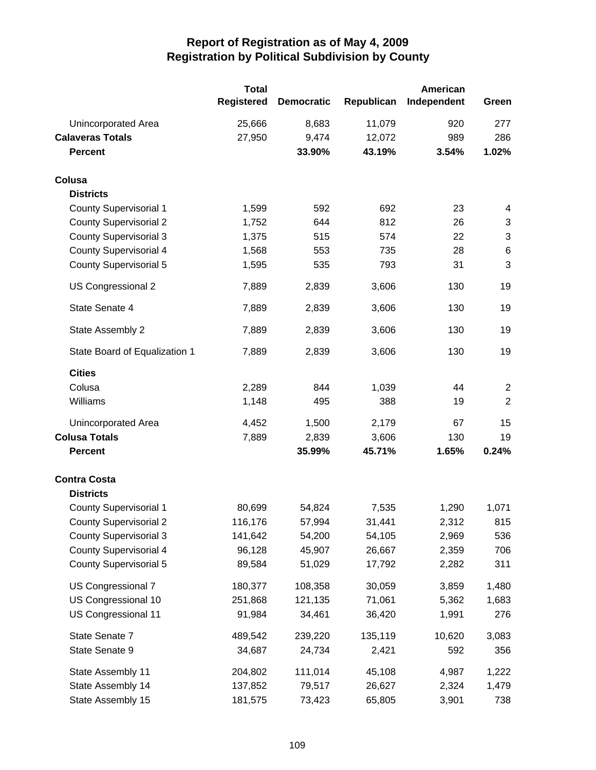# Report of Registration as of May 4, 2009
## Registration by Political Subdivision by County

| | Total Registered | Democratic | Republican | American Independent | Green |
|---|---|---|---|---|---|
| Unincorporated Area | 25,666 | 8,683 | 11,079 | 920 | 277 |
| **Calaveras Totals** | 27,950 | 9,474 | 12,072 | 989 | 286 |
| **Percent** | | **33.90%** | **43.19%** | **3.54%** | **1.02%** |
| **Colusa** | | | | | |
| **Districts** | | | | | |
| County Supervisorial 1 | 1,599 | 592 | 692 | 23 | 4 |
| County Supervisorial 2 | 1,752 | 644 | 812 | 26 | 3 |
| County Supervisorial 3 | 1,375 | 515 | 574 | 22 | 3 |
| County Supervisorial 4 | 1,568 | 553 | 735 | 28 | 6 |
| County Supervisorial 5 | 1,595 | 535 | 793 | 31 | 3 |
| US Congressional 2 | 7,889 | 2,839 | 3,606 | 130 | 19 |
| State Senate 4 | 7,889 | 2,839 | 3,606 | 130 | 19 |
| State Assembly 2 | 7,889 | 2,839 | 3,606 | 130 | 19 |
| State Board of Equalization 1 | 7,889 | 2,839 | 3,606 | 130 | 19 |
| **Cities** | | | | | |
| Colusa | 2,289 | 844 | 1,039 | 44 | 2 |
| Williams | 1,148 | 495 | 388 | 19 | 2 |
| Unincorporated Area | 4,452 | 1,500 | 2,179 | 67 | 15 |
| **Colusa Totals** | 7,889 | 2,839 | 3,606 | 130 | 19 |
| **Percent** | | **35.99%** | **45.71%** | **1.65%** | **0.24%** |
| **Contra Costa** | | | | | |
| **Districts** | | | | | |
| County Supervisorial 1 | 80,699 | 54,824 | 7,535 | 1,290 | 1,071 |
| County Supervisorial 2 | 116,176 | 57,994 | 31,441 | 2,312 | 815 |
| County Supervisorial 3 | 141,642 | 54,200 | 54,105 | 2,969 | 536 |
| County Supervisorial 4 | 96,128 | 45,907 | 26,667 | 2,359 | 706 |
| County Supervisorial 5 | 89,584 | 51,029 | 17,792 | 2,282 | 311 |
| US Congressional 7 | 180,377 | 108,358 | 30,059 | 3,859 | 1,480 |
| US Congressional 10 | 251,868 | 121,135 | 71,061 | 5,362 | 1,683 |
| US Congressional 11 | 91,984 | 34,461 | 36,420 | 1,991 | 276 |
| State Senate 7 | 489,542 | 239,220 | 135,119 | 10,620 | 3,083 |
| State Senate 9 | 34,687 | 24,734 | 2,421 | 592 | 356 |
| State Assembly 11 | 204,802 | 111,014 | 45,108 | 4,987 | 1,222 |
| State Assembly 14 | 137,852 | 79,517 | 26,627 | 2,324 | 1,479 |
| State Assembly 15 | 181,575 | 73,423 | 65,805 | 3,901 | 738 |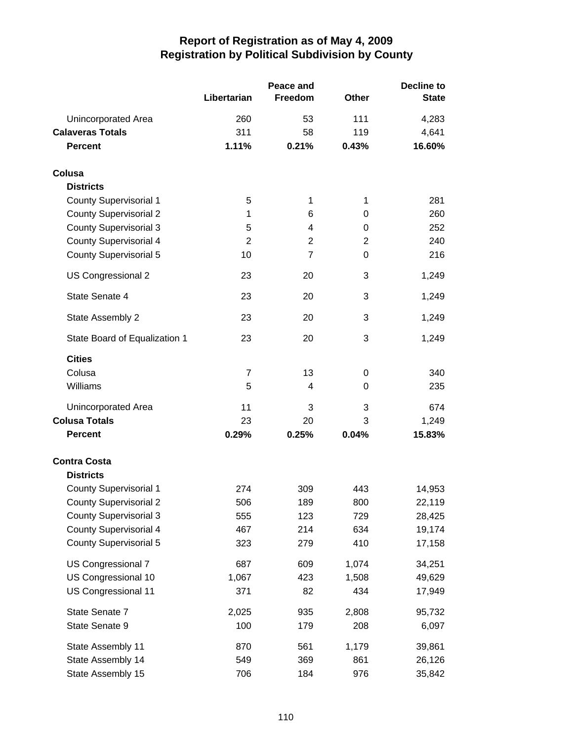# Report of Registration as of May 4, 2009
## Registration by Political Subdivision by County

| | Libertarian | Peace and Freedom | Other | Decline to State |
|---|---|---|---|---|
| Unincorporated Area | 260 | 53 | 111 | 4,283 |
| **Calaveras Totals** | 311 | 58 | 119 | 4,641 |
| **Percent** | **1.11%** | **0.21%** | **0.43%** | **16.60%** |
| **Colusa** | | | | |
| **Districts** | | | | |
| County Supervisorial 1 | 5 | 1 | 1 | 281 |
| County Supervisorial 2 | 1 | 6 | 0 | 260 |
| County Supervisorial 3 | 5 | 4 | 0 | 252 |
| County Supervisorial 4 | 2 | 2 | 2 | 240 |
| County Supervisorial 5 | 10 | 7 | 0 | 216 |
| US Congressional 2 | 23 | 20 | 3 | 1,249 |
| State Senate 4 | 23 | 20 | 3 | 1,249 |
| State Assembly 2 | 23 | 20 | 3 | 1,249 |
| State Board of Equalization 1 | 23 | 20 | 3 | 1,249 |
| **Cities** | | | | |
| Colusa | 7 | 13 | 0 | 340 |
| Williams | 5 | 4 | 0 | 235 |
| Unincorporated Area | 11 | 3 | 3 | 674 |
| **Colusa Totals** | 23 | 20 | 3 | 1,249 |
| **Percent** | **0.29%** | **0.25%** | **0.04%** | **15.83%** |
| **Contra Costa** | | | | |
| **Districts** | | | | |
| County Supervisorial 1 | 274 | 309 | 443 | 14,953 |
| County Supervisorial 2 | 506 | 189 | 800 | 22,119 |
| County Supervisorial 3 | 555 | 123 | 729 | 28,425 |
| County Supervisorial 4 | 467 | 214 | 634 | 19,174 |
| County Supervisorial 5 | 323 | 279 | 410 | 17,158 |
| US Congressional 7 | 687 | 609 | 1,074 | 34,251 |
| US Congressional 10 | 1,067 | 423 | 1,508 | 49,629 |
| US Congressional 11 | 371 | 82 | 434 | 17,949 |
| State Senate 7 | 2,025 | 935 | 2,808 | 95,732 |
| State Senate 9 | 100 | 179 | 208 | 6,097 |
| State Assembly 11 | 870 | 561 | 1,179 | 39,861 |
| State Assembly 14 | 549 | 369 | 861 | 26,126 |
| State Assembly 15 | 706 | 184 | 976 | 35,842 |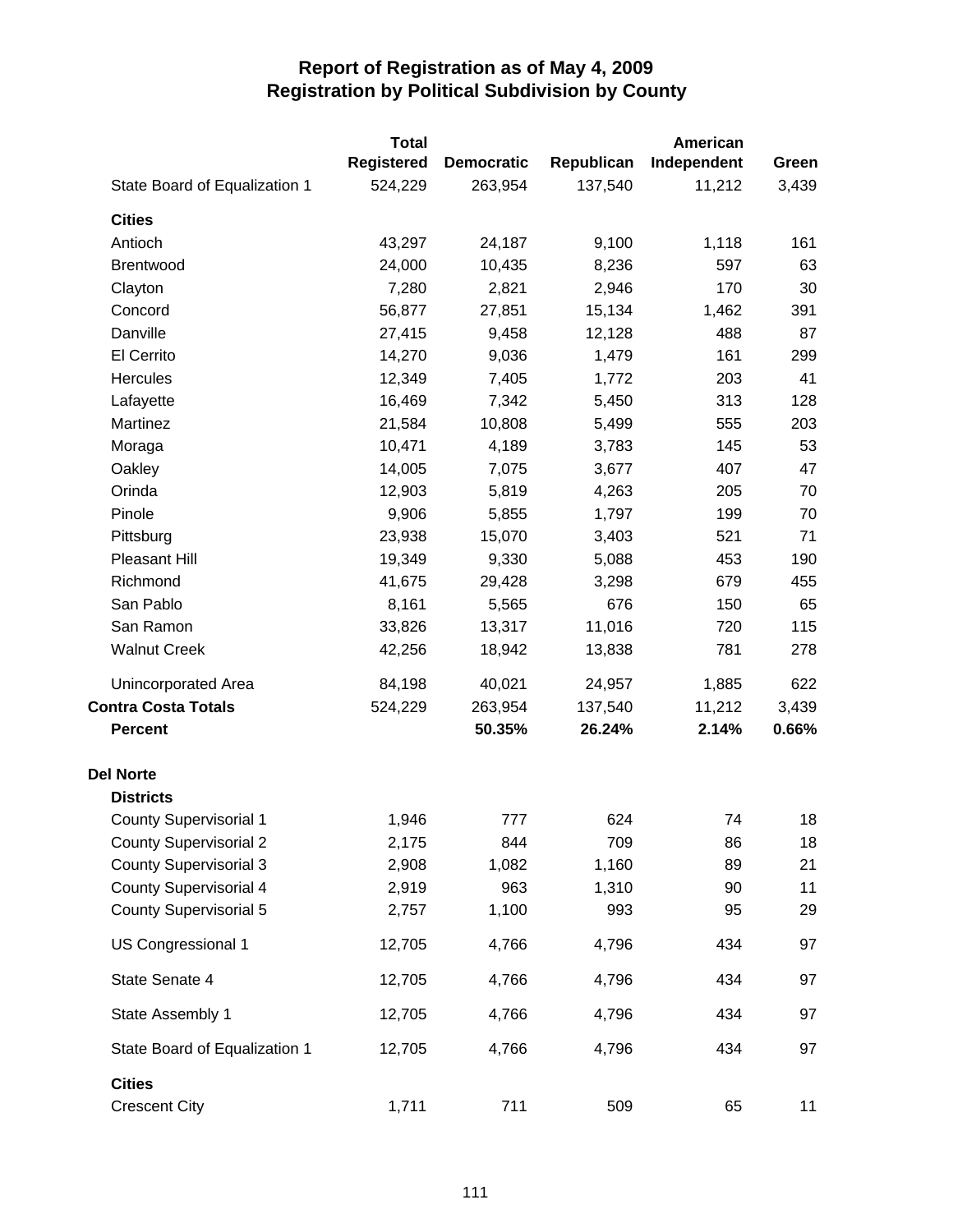# Report of Registration as of May 4, 2009
## Registration by Political Subdivision by County

| | Total Registered | Democratic | Republican | American Independent | Green |
|---|---|---|---|---|---|
| State Board of Equalization 1 | 524,229 | 263,954 | 137,540 | 11,212 | 3,439 |
| **Cities** | | | | | |
| Antioch | 43,297 | 24,187 | 9,100 | 1,118 | 161 |
| Brentwood | 24,000 | 10,435 | 8,236 | 597 | 63 |
| Clayton | 7,280 | 2,821 | 2,946 | 170 | 30 |
| Concord | 56,877 | 27,851 | 15,134 | 1,462 | 391 |
| Danville | 27,415 | 9,458 | 12,128 | 488 | 87 |
| El Cerrito | 14,270 | 9,036 | 1,479 | 161 | 299 |
| Hercules | 12,349 | 7,405 | 1,772 | 203 | 41 |
| Lafayette | 16,469 | 7,342 | 5,450 | 313 | 128 |
| Martinez | 21,584 | 10,808 | 5,499 | 555 | 203 |
| Moraga | 10,471 | 4,189 | 3,783 | 145 | 53 |
| Oakley | 14,005 | 7,075 | 3,677 | 407 | 47 |
| Orinda | 12,903 | 5,819 | 4,263 | 205 | 70 |
| Pinole | 9,906 | 5,855 | 1,797 | 199 | 70 |
| Pittsburg | 23,938 | 15,070 | 3,403 | 521 | 71 |
| Pleasant Hill | 19,349 | 9,330 | 5,088 | 453 | 190 |
| Richmond | 41,675 | 29,428 | 3,298 | 679 | 455 |
| San Pablo | 8,161 | 5,565 | 676 | 150 | 65 |
| San Ramon | 33,826 | 13,317 | 11,016 | 720 | 115 |
| Walnut Creek | 42,256 | 18,942 | 13,838 | 781 | 278 |
| Unincorporated Area | 84,198 | 40,021 | 24,957 | 1,885 | 622 |
| **Contra Costa Totals** | 524,229 | 263,954 | 137,540 | 11,212 | 3,439 |
| **Percent** | | **50.35%** | **26.24%** | **2.14%** | **0.66%** |
| **Del Norte** | | | | | |
| **Districts** | | | | | |
| County Supervisorial 1 | 1,946 | 777 | 624 | 74 | 18 |
| County Supervisorial 2 | 2,175 | 844 | 709 | 86 | 18 |
| County Supervisorial 3 | 2,908 | 1,082 | 1,160 | 89 | 21 |
| County Supervisorial 4 | 2,919 | 963 | 1,310 | 90 | 11 |
| County Supervisorial 5 | 2,757 | 1,100 | 993 | 95 | 29 |
| US Congressional 1 | 12,705 | 4,766 | 4,796 | 434 | 97 |
| State Senate 4 | 12,705 | 4,766 | 4,796 | 434 | 97 |
| State Assembly 1 | 12,705 | 4,766 | 4,796 | 434 | 97 |
| State Board of Equalization 1 | 12,705 | 4,766 | 4,796 | 434 | 97 |
| **Cities** | | | | | |
| Crescent City | 1,711 | 711 | 509 | 65 | 11 |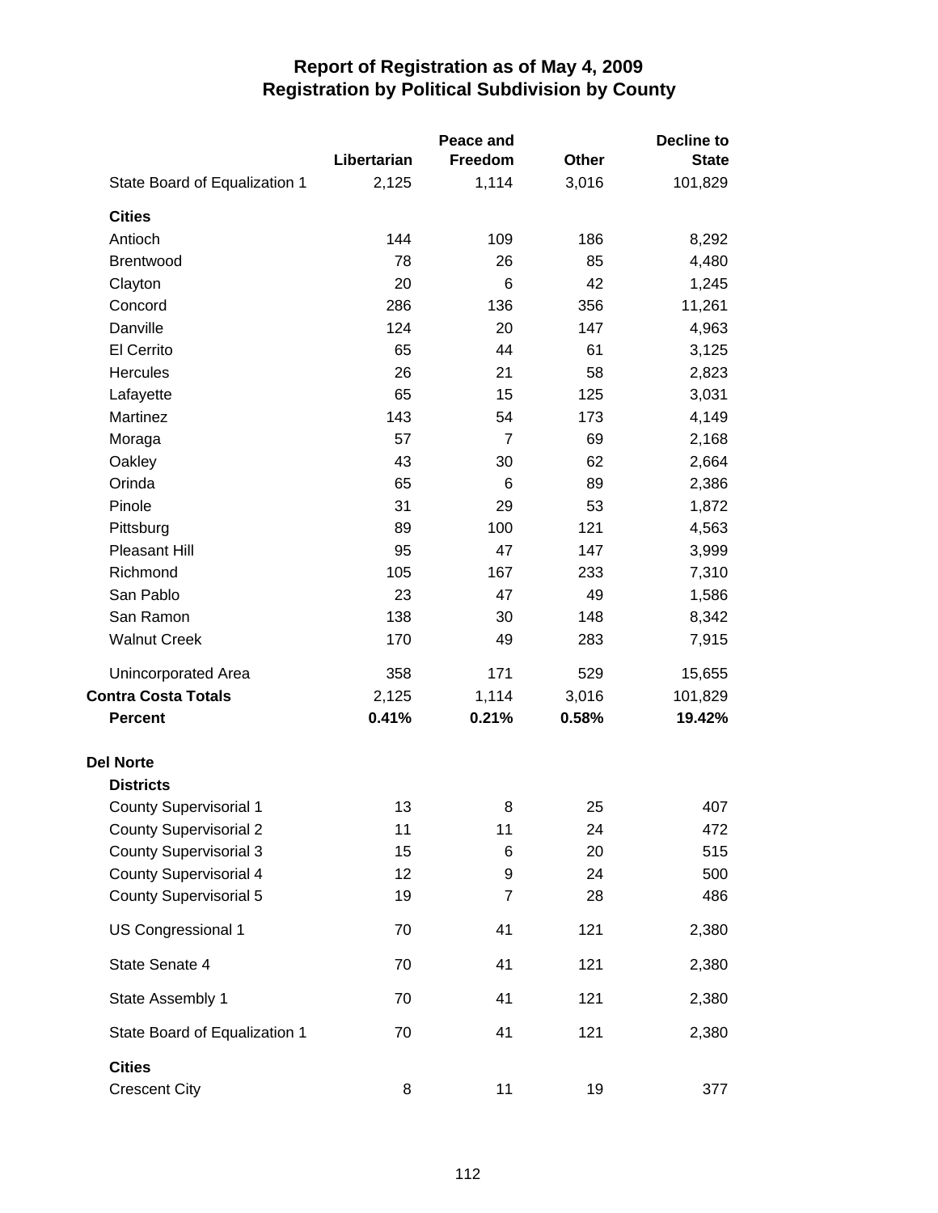# Report of Registration as of May 4, 2009
## Registration by Political Subdivision by County

| | Libertarian | Peace and Freedom | Other | Decline to State |
|---|---|---|---|---|
| State Board of Equalization 1 | 2,125 | 1,114 | 3,016 | 101,829 |
| **Cities** | | | | |
| Antioch | 144 | 109 | 186 | 8,292 |
| Brentwood | 78 | 26 | 85 | 4,480 |
| Clayton | 20 | 6 | 42 | 1,245 |
| Concord | 286 | 136 | 356 | 11,261 |
| Danville | 124 | 20 | 147 | 4,963 |
| El Cerrito | 65 | 44 | 61 | 3,125 |
| Hercules | 26 | 21 | 58 | 2,823 |
| Lafayette | 65 | 15 | 125 | 3,031 |
| Martinez | 143 | 54 | 173 | 4,149 |
| Moraga | 57 | 7 | 69 | 2,168 |
| Oakley | 43 | 30 | 62 | 2,664 |
| Orinda | 65 | 6 | 89 | 2,386 |
| Pinole | 31 | 29 | 53 | 1,872 |
| Pittsburg | 89 | 100 | 121 | 4,563 |
| Pleasant Hill | 95 | 47 | 147 | 3,999 |
| Richmond | 105 | 167 | 233 | 7,310 |
| San Pablo | 23 | 47 | 49 | 1,586 |
| San Ramon | 138 | 30 | 148 | 8,342 |
| Walnut Creek | 170 | 49 | 283 | 7,915 |
| Unincorporated Area | 358 | 171 | 529 | 15,655 |
| **Contra Costa Totals** | 2,125 | 1,114 | 3,016 | 101,829 |
| **Percent** | **0.41%** | **0.21%** | **0.58%** | **19.42%** |
| **Del Norte** | | | | |
| **Districts** | | | | |
| County Supervisorial 1 | 13 | 8 | 25 | 407 |
| County Supervisorial 2 | 11 | 11 | 24 | 472 |
| County Supervisorial 3 | 15 | 6 | 20 | 515 |
| County Supervisorial 4 | 12 | 9 | 24 | 500 |
| County Supervisorial 5 | 19 | 7 | 28 | 486 |
| US Congressional 1 | 70 | 41 | 121 | 2,380 |
| State Senate 4 | 70 | 41 | 121 | 2,380 |
| State Assembly 1 | 70 | 41 | 121 | 2,380 |
| State Board of Equalization 1 | 70 | 41 | 121 | 2,380 |
| **Cities** | | | | |
| Crescent City | 8 | 11 | 19 | 377 |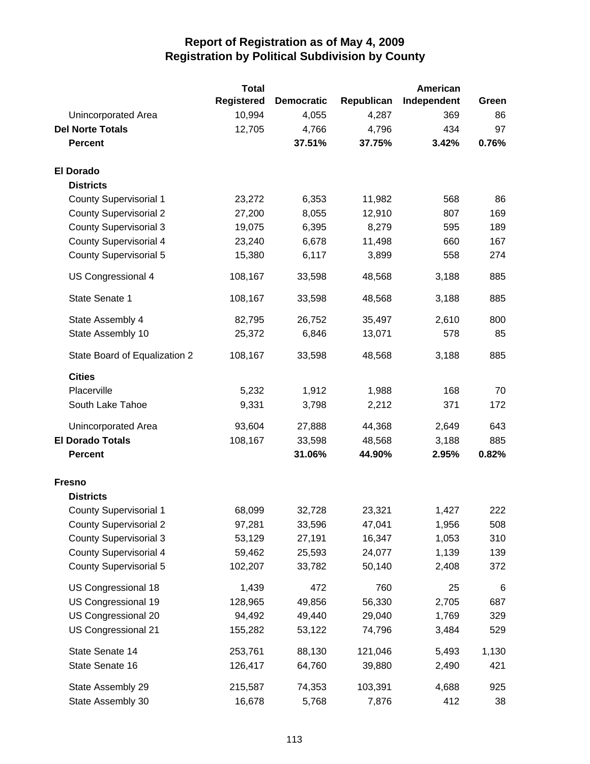# Report of Registration as of May 4, 2009
## Registration by Political Subdivision by County

| | Total Registered | Democratic | Republican | American Independent | Green |
|---|---|---|---|---|---|
| Unincorporated Area | 10,994 | 4,055 | 4,287 | 369 | 86 |
| **Del Norte Totals** | 12,705 | 4,766 | 4,796 | 434 | 97 |
| **Percent** | | **37.51%** | **37.75%** | **3.42%** | **0.76%** |
| | | | | | |
| **El Dorado** | | | | | |
| **Districts** | | | | | |
| County Supervisorial 1 | 23,272 | 6,353 | 11,982 | 568 | 86 |
| County Supervisorial 2 | 27,200 | 8,055 | 12,910 | 807 | 169 |
| County Supervisorial 3 | 19,075 | 6,395 | 8,279 | 595 | 189 |
| County Supervisorial 4 | 23,240 | 6,678 | 11,498 | 660 | 167 |
| County Supervisorial 5 | 15,380 | 6,117 | 3,899 | 558 | 274 |
| US Congressional 4 | 108,167 | 33,598 | 48,568 | 3,188 | 885 |
| State Senate 1 | 108,167 | 33,598 | 48,568 | 3,188 | 885 |
| State Assembly 4 | 82,795 | 26,752 | 35,497 | 2,610 | 800 |
| State Assembly 10 | 25,372 | 6,846 | 13,071 | 578 | 85 |
| State Board of Equalization 2 | 108,167 | 33,598 | 48,568 | 3,188 | 885 |
| **Cities** | | | | | |
| Placerville | 5,232 | 1,912 | 1,988 | 168 | 70 |
| South Lake Tahoe | 9,331 | 3,798 | 2,212 | 371 | 172 |
| Unincorporated Area | 93,604 | 27,888 | 44,368 | 2,649 | 643 |
| **El Dorado Totals** | 108,167 | 33,598 | 48,568 | 3,188 | 885 |
| **Percent** | | **31.06%** | **44.90%** | **2.95%** | **0.82%** |
| | | | | | |
| **Fresno** | | | | | |
| **Districts** | | | | | |
| County Supervisorial 1 | 68,099 | 32,728 | 23,321 | 1,427 | 222 |
| County Supervisorial 2 | 97,281 | 33,596 | 47,041 | 1,956 | 508 |
| County Supervisorial 3 | 53,129 | 27,191 | 16,347 | 1,053 | 310 |
| County Supervisorial 4 | 59,462 | 25,593 | 24,077 | 1,139 | 139 |
| County Supervisorial 5 | 102,207 | 33,782 | 50,140 | 2,408 | 372 |
| US Congressional 18 | 1,439 | 472 | 760 | 25 | 6 |
| US Congressional 19 | 128,965 | 49,856 | 56,330 | 2,705 | 687 |
| US Congressional 20 | 94,492 | 49,440 | 29,040 | 1,769 | 329 |
| US Congressional 21 | 155,282 | 53,122 | 74,796 | 3,484 | 529 |
| State Senate 14 | 253,761 | 88,130 | 121,046 | 5,493 | 1,130 |
| State Senate 16 | 126,417 | 64,760 | 39,880 | 2,490 | 421 |
| State Assembly 29 | 215,587 | 74,353 | 103,391 | 4,688 | 925 |
| State Assembly 30 | 16,678 | 5,768 | 7,876 | 412 | 38 |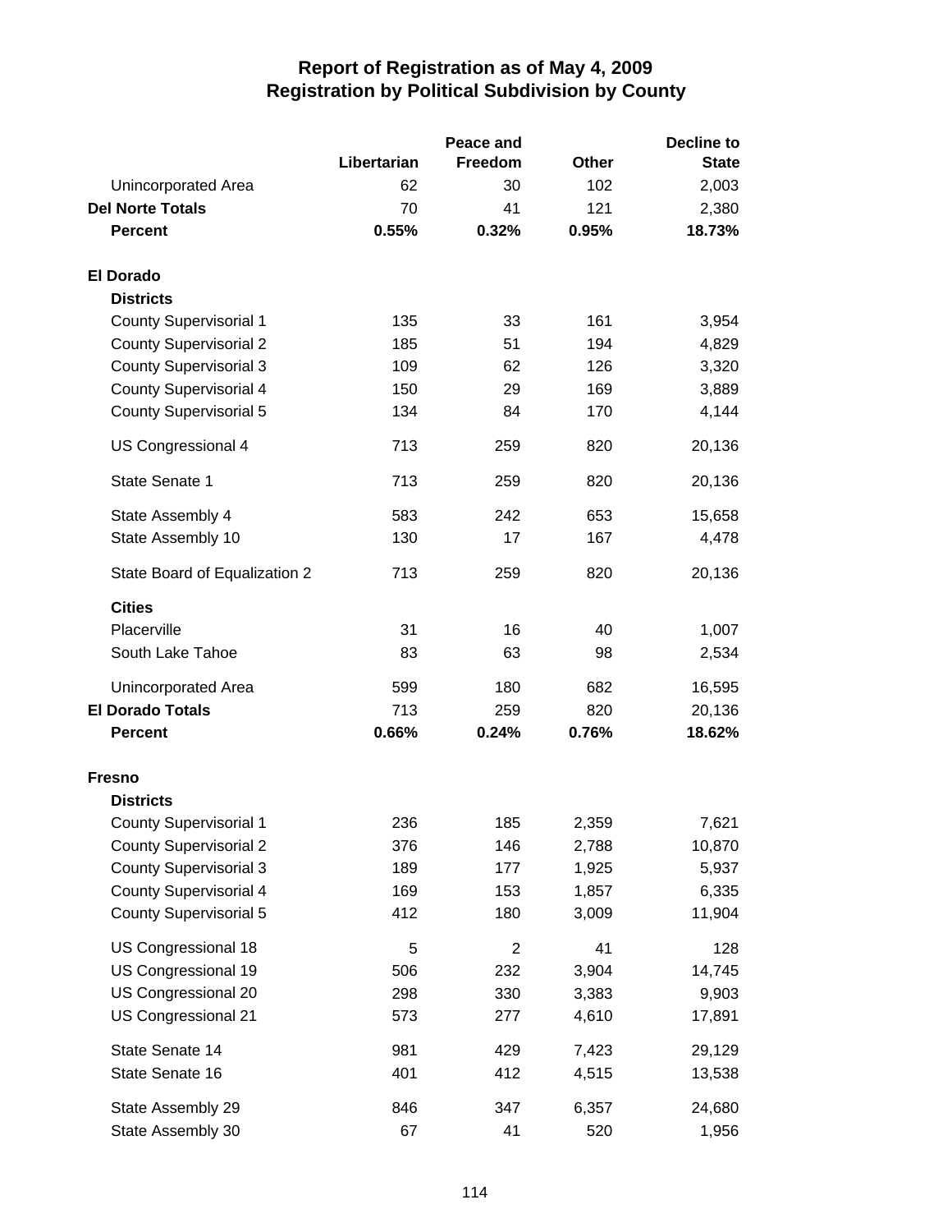# Report of Registration as of May 4, 2009
## Registration by Political Subdivision by County

| | Libertarian | Peace and Freedom | Other | Decline to State |
|---|---|---|---|---|
| Unincorporated Area | 62 | 30 | 102 | 2,003 |
| **Del Norte Totals** | 70 | 41 | 121 | 2,380 |
| **Percent** | **0.55%** | **0.32%** | **0.95%** | **18.73%** |
| | | | | |
| **El Dorado** | | | | |
| **Districts** | | | | |
| County Supervisorial 1 | 135 | 33 | 161 | 3,954 |
| County Supervisorial 2 | 185 | 51 | 194 | 4,829 |
| County Supervisorial 3 | 109 | 62 | 126 | 3,320 |
| County Supervisorial 4 | 150 | 29 | 169 | 3,889 |
| County Supervisorial 5 | 134 | 84 | 170 | 4,144 |
| US Congressional 4 | 713 | 259 | 820 | 20,136 |
| State Senate 1 | 713 | 259 | 820 | 20,136 |
| State Assembly 4 | 583 | 242 | 653 | 15,658 |
| State Assembly 10 | 130 | 17 | 167 | 4,478 |
| State Board of Equalization 2 | 713 | 259 | 820 | 20,136 |
| **Cities** | | | | |
| Placerville | 31 | 16 | 40 | 1,007 |
| South Lake Tahoe | 83 | 63 | 98 | 2,534 |
| Unincorporated Area | 599 | 180 | 682 | 16,595 |
| **El Dorado Totals** | 713 | 259 | 820 | 20,136 |
| **Percent** | **0.66%** | **0.24%** | **0.76%** | **18.62%** |
| | | | | |
| **Fresno** | | | | |
| **Districts** | | | | |
| County Supervisorial 1 | 236 | 185 | 2,359 | 7,621 |
| County Supervisorial 2 | 376 | 146 | 2,788 | 10,870 |
| County Supervisorial 3 | 189 | 177 | 1,925 | 5,937 |
| County Supervisorial 4 | 169 | 153 | 1,857 | 6,335 |
| County Supervisorial 5 | 412 | 180 | 3,009 | 11,904 |
| US Congressional 18 | 5 | 2 | 41 | 128 |
| US Congressional 19 | 506 | 232 | 3,904 | 14,745 |
| US Congressional 20 | 298 | 330 | 3,383 | 9,903 |
| US Congressional 21 | 573 | 277 | 4,610 | 17,891 |
| State Senate 14 | 981 | 429 | 7,423 | 29,129 |
| State Senate 16 | 401 | 412 | 4,515 | 13,538 |
| State Assembly 29 | 846 | 347 | 6,357 | 24,680 |
| State Assembly 30 | 67 | 41 | 520 | 1,956 |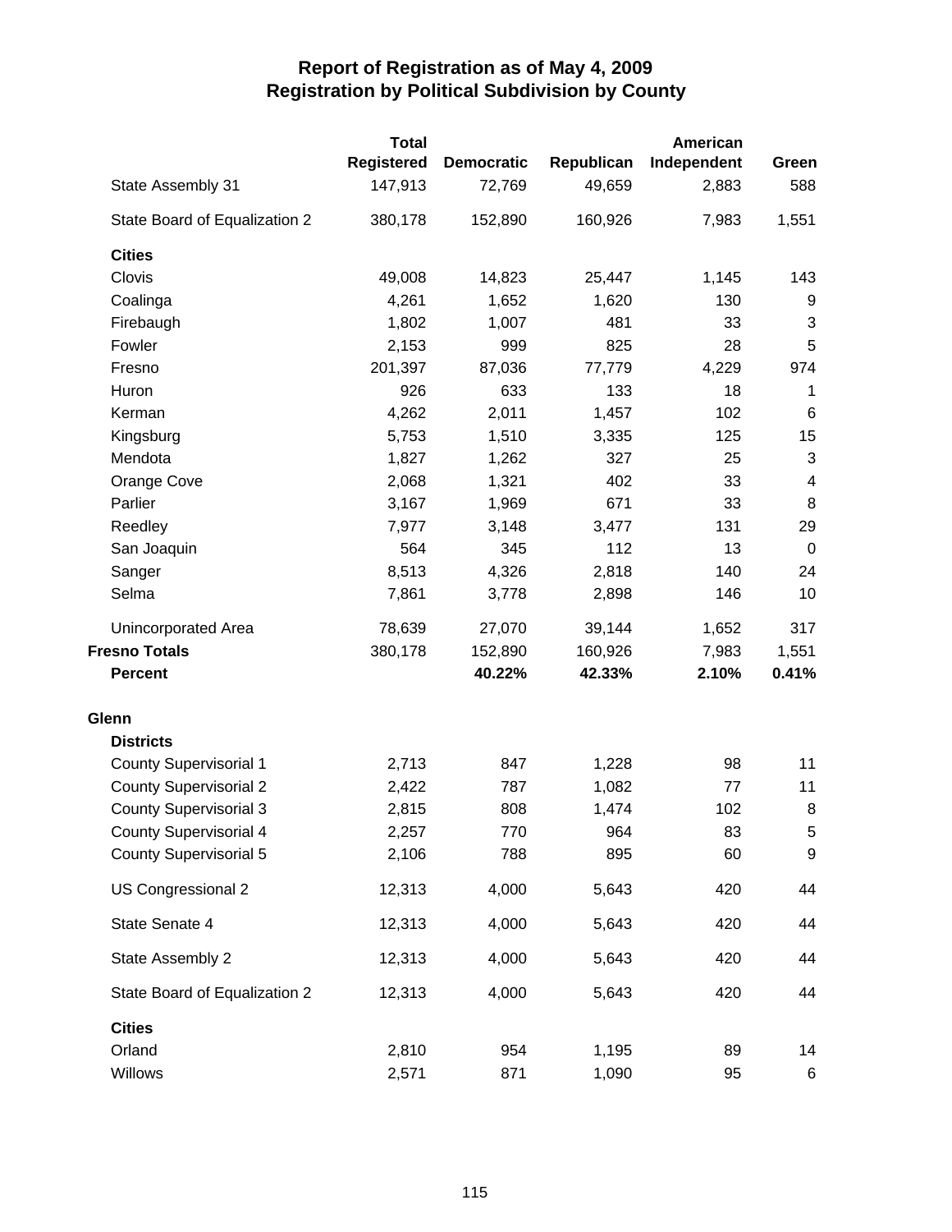# Report of Registration as of May 4, 2009
## Registration by Political Subdivision by County

| | Total Registered | Democratic | Republican | American Independent | Green |
|---|---|---|---|---|---|
| State Assembly 31 | 147,913 | 72,769 | 49,659 | 2,883 | 588 |
| State Board of Equalization 2 | 380,178 | 152,890 | 160,926 | 7,983 | 1,551 |
| **Cities** | | | | | |
| Clovis | 49,008 | 14,823 | 25,447 | 1,145 | 143 |
| Coalinga | 4,261 | 1,652 | 1,620 | 130 | 9 |
| Firebaugh | 1,802 | 1,007 | 481 | 33 | 3 |
| Fowler | 2,153 | 999 | 825 | 28 | 5 |
| Fresno | 201,397 | 87,036 | 77,779 | 4,229 | 974 |
| Huron | 926 | 633 | 133 | 18 | 1 |
| Kerman | 4,262 | 2,011 | 1,457 | 102 | 6 |
| Kingsburg | 5,753 | 1,510 | 3,335 | 125 | 15 |
| Mendota | 1,827 | 1,262 | 327 | 25 | 3 |
| Orange Cove | 2,068 | 1,321 | 402 | 33 | 4 |
| Parlier | 3,167 | 1,969 | 671 | 33 | 8 |
| Reedley | 7,977 | 3,148 | 3,477 | 131 | 29 |
| San Joaquin | 564 | 345 | 112 | 13 | 0 |
| Sanger | 8,513 | 4,326 | 2,818 | 140 | 24 |
| Selma | 7,861 | 3,778 | 2,898 | 146 | 10 |
| Unincorporated Area | 78,639 | 27,070 | 39,144 | 1,652 | 317 |
| **Fresno Totals** | 380,178 | 152,890 | 160,926 | 7,983 | 1,551 |
| **Percent** | | **40.22%** | **42.33%** | **2.10%** | **0.41%** |
| **Glenn** | | | | | |
| **Districts** | | | | | |
| County Supervisorial 1 | 2,713 | 847 | 1,228 | 98 | 11 |
| County Supervisorial 2 | 2,422 | 787 | 1,082 | 77 | 11 |
| County Supervisorial 3 | 2,815 | 808 | 1,474 | 102 | 8 |
| County Supervisorial 4 | 2,257 | 770 | 964 | 83 | 5 |
| County Supervisorial 5 | 2,106 | 788 | 895 | 60 | 9 |
| US Congressional 2 | 12,313 | 4,000 | 5,643 | 420 | 44 |
| State Senate 4 | 12,313 | 4,000 | 5,643 | 420 | 44 |
| State Assembly 2 | 12,313 | 4,000 | 5,643 | 420 | 44 |
| State Board of Equalization 2 | 12,313 | 4,000 | 5,643 | 420 | 44 |
| **Cities** | | | | | |
| Orland | 2,810 | 954 | 1,195 | 89 | 14 |
| Willows | 2,571 | 871 | 1,090 | 95 | 6 |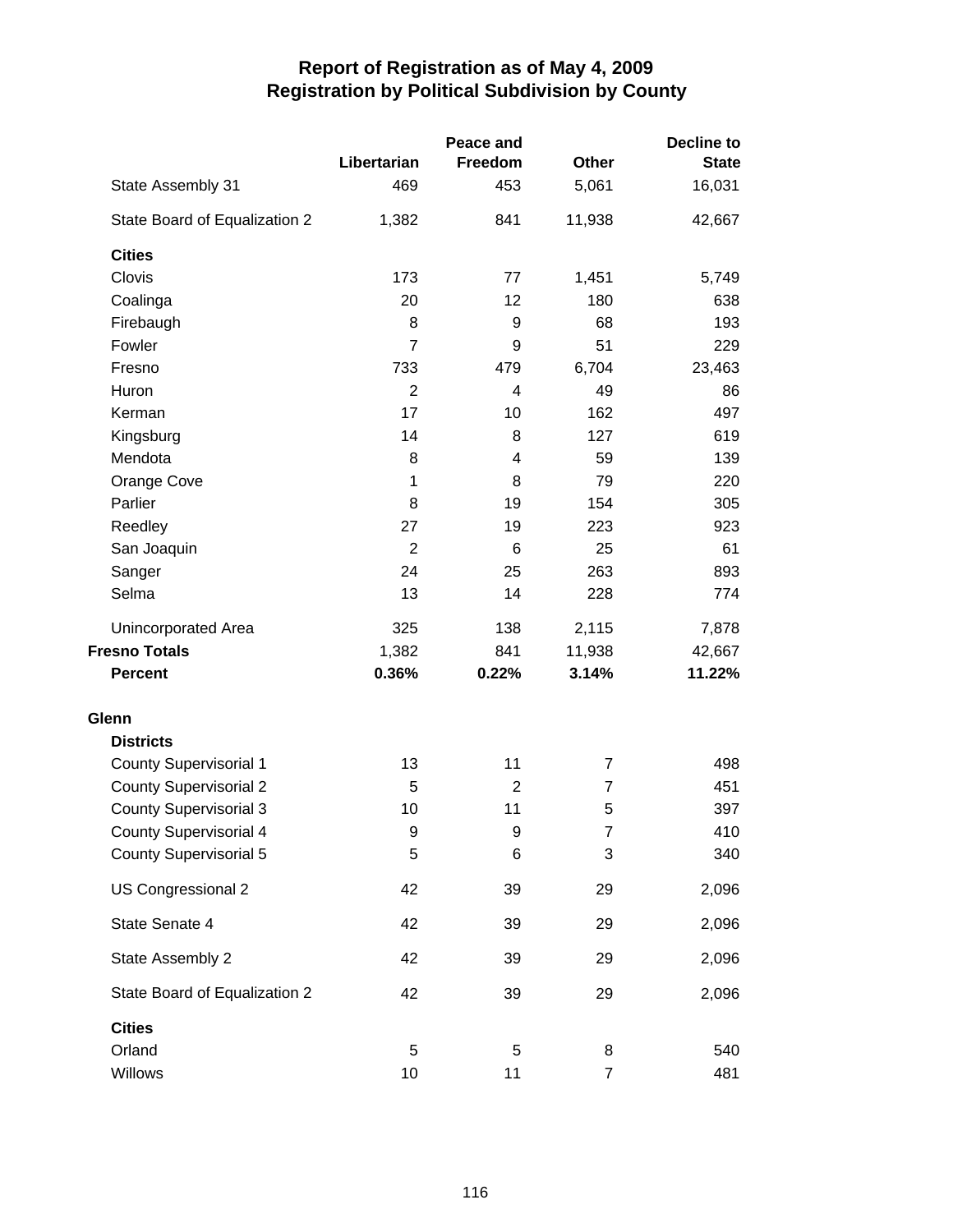# Report of Registration as of May 4, 2009
## Registration by Political Subdivision by County

| | Libertarian | Peace and Freedom | Other | Decline to State |
|---|---|---|---|---|
| State Assembly 31 | 469 | 453 | 5,061 | 16,031 |
| State Board of Equalization 2 | 1,382 | 841 | 11,938 | 42,667 |
| **Cities** | | | | |
| Clovis | 173 | 77 | 1,451 | 5,749 |
| Coalinga | 20 | 12 | 180 | 638 |
| Firebaugh | 8 | 9 | 68 | 193 |
| Fowler | 7 | 9 | 51 | 229 |
| Fresno | 733 | 479 | 6,704 | 23,463 |
| Huron | 2 | 4 | 49 | 86 |
| Kerman | 17 | 10 | 162 | 497 |
| Kingsburg | 14 | 8 | 127 | 619 |
| Mendota | 8 | 4 | 59 | 139 |
| Orange Cove | 1 | 8 | 79 | 220 |
| Parlier | 8 | 19 | 154 | 305 |
| Reedley | 27 | 19 | 223 | 923 |
| San Joaquin | 2 | 6 | 25 | 61 |
| Sanger | 24 | 25 | 263 | 893 |
| Selma | 13 | 14 | 228 | 774 |
| Unincorporated Area | 325 | 138 | 2,115 | 7,878 |
| **Fresno Totals** | 1,382 | 841 | 11,938 | 42,667 |
| **Percent** | **0.36%** | **0.22%** | **3.14%** | **11.22%** |
| **Glenn** | | | | |
| **Districts** | | | | |
| County Supervisorial 1 | 13 | 11 | 7 | 498 |
| County Supervisorial 2 | 5 | 2 | 7 | 451 |
| County Supervisorial 3 | 10 | 11 | 5 | 397 |
| County Supervisorial 4 | 9 | 9 | 7 | 410 |
| County Supervisorial 5 | 5 | 6 | 3 | 340 |
| US Congressional 2 | 42 | 39 | 29 | 2,096 |
| State Senate 4 | 42 | 39 | 29 | 2,096 |
| State Assembly 2 | 42 | 39 | 29 | 2,096 |
| State Board of Equalization 2 | 42 | 39 | 29 | 2,096 |
| **Cities** | | | | |
| Orland | 5 | 5 | 8 | 540 |
| Willows | 10 | 11 | 7 | 481 |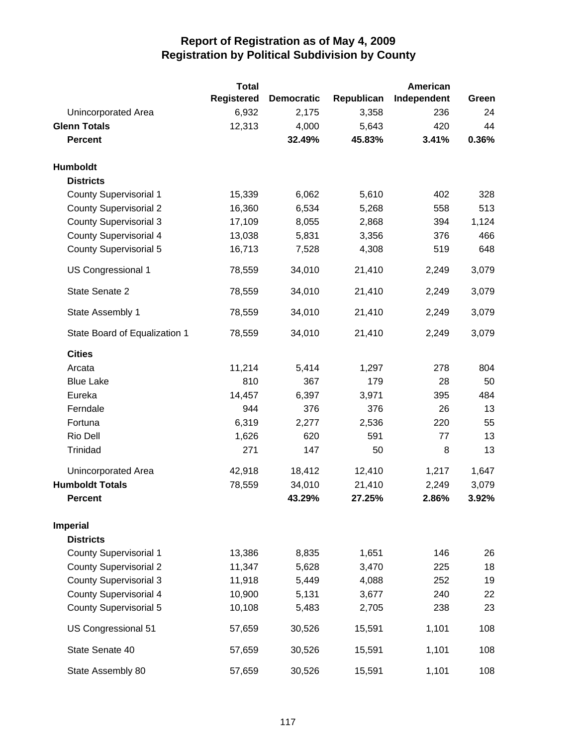# Report of Registration as of May 4, 2009
## Registration by Political Subdivision by County

| | Total Registered | Democratic | Republican | American Independent | Green |
|---|---|---|---|---|---|
| Unincorporated Area | 6,932 | 2,175 | 3,358 | 236 | 24 |
| **Glenn Totals** | 12,313 | 4,000 | 5,643 | 420 | 44 |
| **Percent** | | **32.49%** | **45.83%** | **3.41%** | **0.36%** |
| | | | | | |
| **Humboldt** | | | | | |
| **Districts** | | | | | |
| County Supervisorial 1 | 15,339 | 6,062 | 5,610 | 402 | 328 |
| County Supervisorial 2 | 16,360 | 6,534 | 5,268 | 558 | 513 |
| County Supervisorial 3 | 17,109 | 8,055 | 2,868 | 394 | 1,124 |
| County Supervisorial 4 | 13,038 | 5,831 | 3,356 | 376 | 466 |
| County Supervisorial 5 | 16,713 | 7,528 | 4,308 | 519 | 648 |
| US Congressional 1 | 78,559 | 34,010 | 21,410 | 2,249 | 3,079 |
| State Senate 2 | 78,559 | 34,010 | 21,410 | 2,249 | 3,079 |
| State Assembly 1 | 78,559 | 34,010 | 21,410 | 2,249 | 3,079 |
| State Board of Equalization 1 | 78,559 | 34,010 | 21,410 | 2,249 | 3,079 |
| **Cities** | | | | | |
| Arcata | 11,214 | 5,414 | 1,297 | 278 | 804 |
| Blue Lake | 810 | 367 | 179 | 28 | 50 |
| Eureka | 14,457 | 6,397 | 3,971 | 395 | 484 |
| Ferndale | 944 | 376 | 376 | 26 | 13 |
| Fortuna | 6,319 | 2,277 | 2,536 | 220 | 55 |
| Rio Dell | 1,626 | 620 | 591 | 77 | 13 |
| Trinidad | 271 | 147 | 50 | 8 | 13 |
| Unincorporated Area | 42,918 | 18,412 | 12,410 | 1,217 | 1,647 |
| **Humboldt Totals** | 78,559 | 34,010 | 21,410 | 2,249 | 3,079 |
| **Percent** | | **43.29%** | **27.25%** | **2.86%** | **3.92%** |
| | | | | | |
| **Imperial** | | | | | |
| **Districts** | | | | | |
| County Supervisorial 1 | 13,386 | 8,835 | 1,651 | 146 | 26 |
| County Supervisorial 2 | 11,347 | 5,628 | 3,470 | 225 | 18 |
| County Supervisorial 3 | 11,918 | 5,449 | 4,088 | 252 | 19 |
| County Supervisorial 4 | 10,900 | 5,131 | 3,677 | 240 | 22 |
| County Supervisorial 5 | 10,108 | 5,483 | 2,705 | 238 | 23 |
| US Congressional 51 | 57,659 | 30,526 | 15,591 | 1,101 | 108 |
| State Senate 40 | 57,659 | 30,526 | 15,591 | 1,101 | 108 |
| State Assembly 80 | 57,659 | 30,526 | 15,591 | 1,101 | 108 |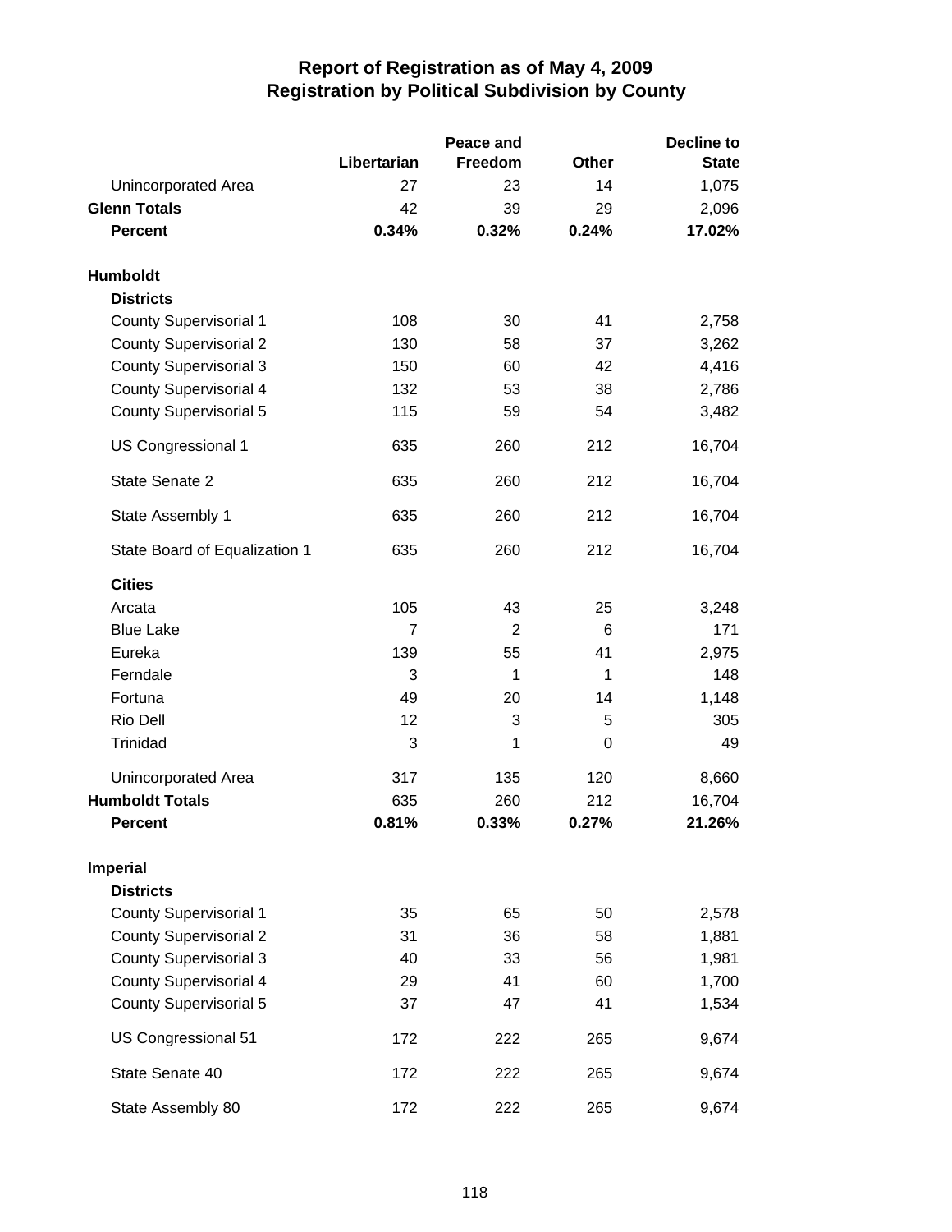# Report of Registration as of May 4, 2009
## Registration by Political Subdivision by County

| | Libertarian | Peace and Freedom | Other | Decline to State |
|---|---|---|---|---|
| Unincorporated Area | 27 | 23 | 14 | 1,075 |
| **Glenn Totals** | 42 | 39 | 29 | 2,096 |
| **Percent** | **0.34%** | **0.32%** | **0.24%** | **17.02%** |
| **Humboldt** | | | | |
| **Districts** | | | | |
| County Supervisorial 1 | 108 | 30 | 41 | 2,758 |
| County Supervisorial 2 | 130 | 58 | 37 | 3,262 |
| County Supervisorial 3 | 150 | 60 | 42 | 4,416 |
| County Supervisorial 4 | 132 | 53 | 38 | 2,786 |
| County Supervisorial 5 | 115 | 59 | 54 | 3,482 |
| US Congressional 1 | 635 | 260 | 212 | 16,704 |
| State Senate 2 | 635 | 260 | 212 | 16,704 |
| State Assembly 1 | 635 | 260 | 212 | 16,704 |
| State Board of Equalization 1 | 635 | 260 | 212 | 16,704 |
| **Cities** | | | | |
| Arcata | 105 | 43 | 25 | 3,248 |
| Blue Lake | 7 | 2 | 6 | 171 |
| Eureka | 139 | 55 | 41 | 2,975 |
| Ferndale | 3 | 1 | 1 | 148 |
| Fortuna | 49 | 20 | 14 | 1,148 |
| Rio Dell | 12 | 3 | 5 | 305 |
| Trinidad | 3 | 1 | 0 | 49 |
| Unincorporated Area | 317 | 135 | 120 | 8,660 |
| **Humboldt Totals** | 635 | 260 | 212 | 16,704 |
| **Percent** | **0.81%** | **0.33%** | **0.27%** | **21.26%** |
| **Imperial** | | | | |
| **Districts** | | | | |
| County Supervisorial 1 | 35 | 65 | 50 | 2,578 |
| County Supervisorial 2 | 31 | 36 | 58 | 1,881 |
| County Supervisorial 3 | 40 | 33 | 56 | 1,981 |
| County Supervisorial 4 | 29 | 41 | 60 | 1,700 |
| County Supervisorial 5 | 37 | 47 | 41 | 1,534 |
| US Congressional 51 | 172 | 222 | 265 | 9,674 |
| State Senate 40 | 172 | 222 | 265 | 9,674 |
| State Assembly 80 | 172 | 222 | 265 | 9,674 |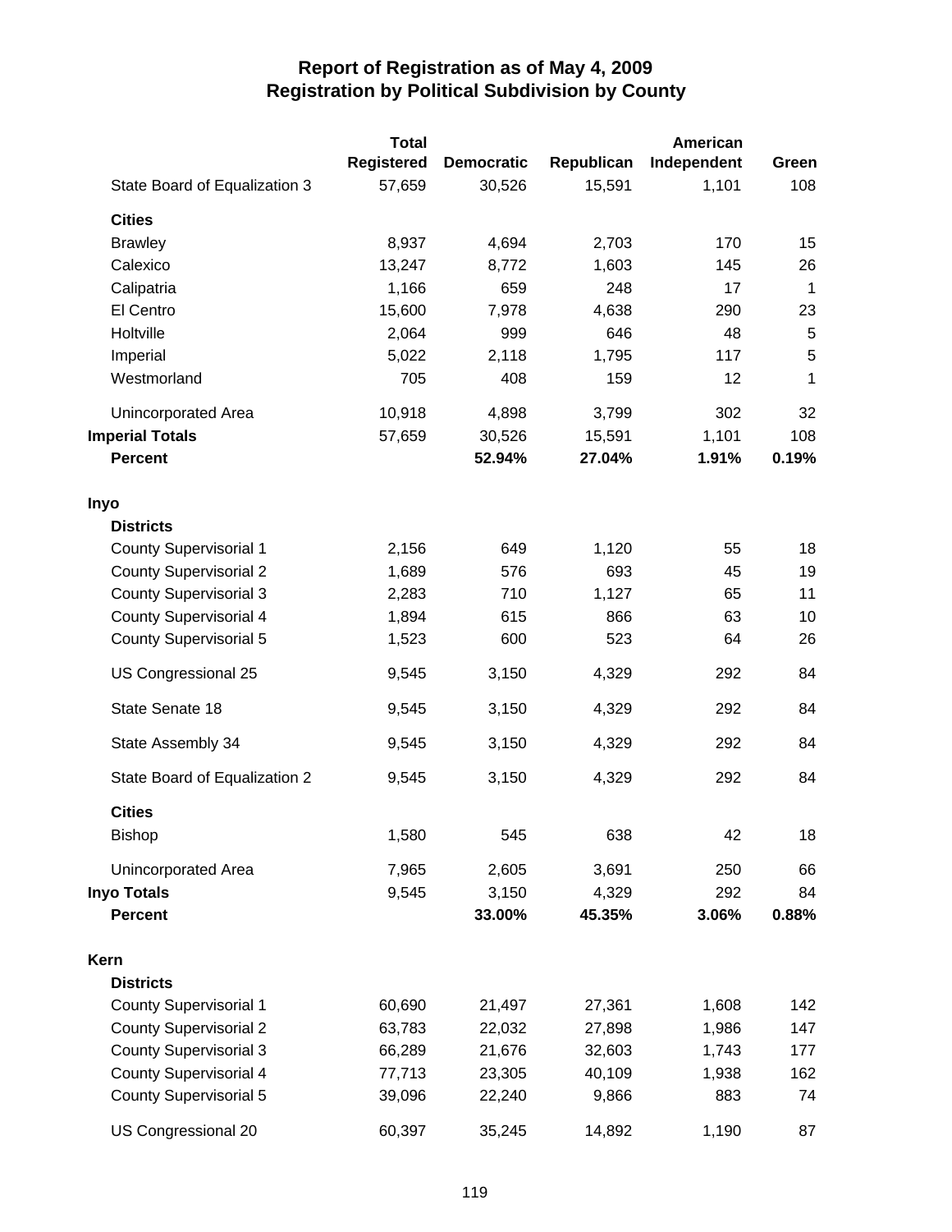# Report of Registration as of May 4, 2009
## Registration by Political Subdivision by County

| | Total Registered | Democratic | Republican | American Independent | Green |
|---|---|---|---|---|---|
| State Board of Equalization 3 | 57,659 | 30,526 | 15,591 | 1,101 | 108 |
| **Cities** | | | | | |
| Brawley | 8,937 | 4,694 | 2,703 | 170 | 15 |
| Calexico | 13,247 | 8,772 | 1,603 | 145 | 26 |
| Calipatria | 1,166 | 659 | 248 | 17 | 1 |
| El Centro | 15,600 | 7,978 | 4,638 | 290 | 23 |
| Holtville | 2,064 | 999 | 646 | 48 | 5 |
| Imperial | 5,022 | 2,118 | 1,795 | 117 | 5 |
| Westmorland | 705 | 408 | 159 | 12 | 1 |
| Unincorporated Area | 10,918 | 4,898 | 3,799 | 302 | 32 |
| **Imperial Totals** | 57,659 | 30,526 | 15,591 | 1,101 | 108 |
| **Percent** | | **52.94%** | **27.04%** | **1.91%** | **0.19%** |
| **Inyo** | | | | | |
| **Districts** | | | | | |
| County Supervisorial 1 | 2,156 | 649 | 1,120 | 55 | 18 |
| County Supervisorial 2 | 1,689 | 576 | 693 | 45 | 19 |
| County Supervisorial 3 | 2,283 | 710 | 1,127 | 65 | 11 |
| County Supervisorial 4 | 1,894 | 615 | 866 | 63 | 10 |
| County Supervisorial 5 | 1,523 | 600 | 523 | 64 | 26 |
| US Congressional 25 | 9,545 | 3,150 | 4,329 | 292 | 84 |
| State Senate 18 | 9,545 | 3,150 | 4,329 | 292 | 84 |
| State Assembly 34 | 9,545 | 3,150 | 4,329 | 292 | 84 |
| State Board of Equalization 2 | 9,545 | 3,150 | 4,329 | 292 | 84 |
| **Cities** | | | | | |
| Bishop | 1,580 | 545 | 638 | 42 | 18 |
| Unincorporated Area | 7,965 | 2,605 | 3,691 | 250 | 66 |
| **Inyo Totals** | 9,545 | 3,150 | 4,329 | 292 | 84 |
| **Percent** | | **33.00%** | **45.35%** | **3.06%** | **0.88%** |
| **Kern** | | | | | |
| **Districts** | | | | | |
| County Supervisorial 1 | 60,690 | 21,497 | 27,361 | 1,608 | 142 |
| County Supervisorial 2 | 63,783 | 22,032 | 27,898 | 1,986 | 147 |
| County Supervisorial 3 | 66,289 | 21,676 | 32,603 | 1,743 | 177 |
| County Supervisorial 4 | 77,713 | 23,305 | 40,109 | 1,938 | 162 |
| County Supervisorial 5 | 39,096 | 22,240 | 9,866 | 883 | 74 |
| US Congressional 20 | 60,397 | 35,245 | 14,892 | 1,190 | 87 |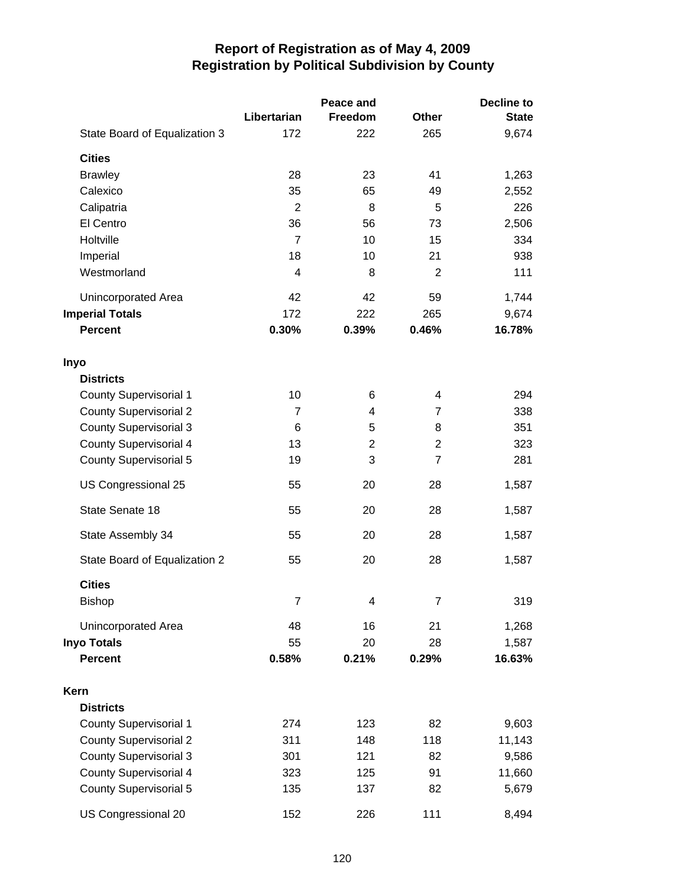# Report of Registration as of May 4, 2009
## Registration by Political Subdivision by County

| | Libertarian | Peace and Freedom | Other | Decline to State |
|---|---|---|---|---|
| State Board of Equalization 3 | 172 | 222 | 265 | 9,674 |
| **Cities** | | | | |
| Brawley | 28 | 23 | 41 | 1,263 |
| Calexico | 35 | 65 | 49 | 2,552 |
| Calipatria | 2 | 8 | 5 | 226 |
| El Centro | 36 | 56 | 73 | 2,506 |
| Holtville | 7 | 10 | 15 | 334 |
| Imperial | 18 | 10 | 21 | 938 |
| Westmorland | 4 | 8 | 2 | 111 |
| Unincorporated Area | 42 | 42 | 59 | 1,744 |
| **Imperial Totals** | 172 | 222 | 265 | 9,674 |
| **Percent** | **0.30%** | **0.39%** | **0.46%** | **16.78%** |
| **Inyo** | | | | |
| **Districts** | | | | |
| County Supervisorial 1 | 10 | 6 | 4 | 294 |
| County Supervisorial 2 | 7 | 4 | 7 | 338 |
| County Supervisorial 3 | 6 | 5 | 8 | 351 |
| County Supervisorial 4 | 13 | 2 | 2 | 323 |
| County Supervisorial 5 | 19 | 3 | 7 | 281 |
| US Congressional 25 | 55 | 20 | 28 | 1,587 |
| State Senate 18 | 55 | 20 | 28 | 1,587 |
| State Assembly 34 | 55 | 20 | 28 | 1,587 |
| State Board of Equalization 2 | 55 | 20 | 28 | 1,587 |
| **Cities** | | | | |
| Bishop | 7 | 4 | 7 | 319 |
| Unincorporated Area | 48 | 16 | 21 | 1,268 |
| **Inyo Totals** | 55 | 20 | 28 | 1,587 |
| **Percent** | **0.58%** | **0.21%** | **0.29%** | **16.63%** |
| **Kern** | | | | |
| **Districts** | | | | |
| County Supervisorial 1 | 274 | 123 | 82 | 9,603 |
| County Supervisorial 2 | 311 | 148 | 118 | 11,143 |
| County Supervisorial 3 | 301 | 121 | 82 | 9,586 |
| County Supervisorial 4 | 323 | 125 | 91 | 11,660 |
| County Supervisorial 5 | 135 | 137 | 82 | 5,679 |
| US Congressional 20 | 152 | 226 | 111 | 8,494 |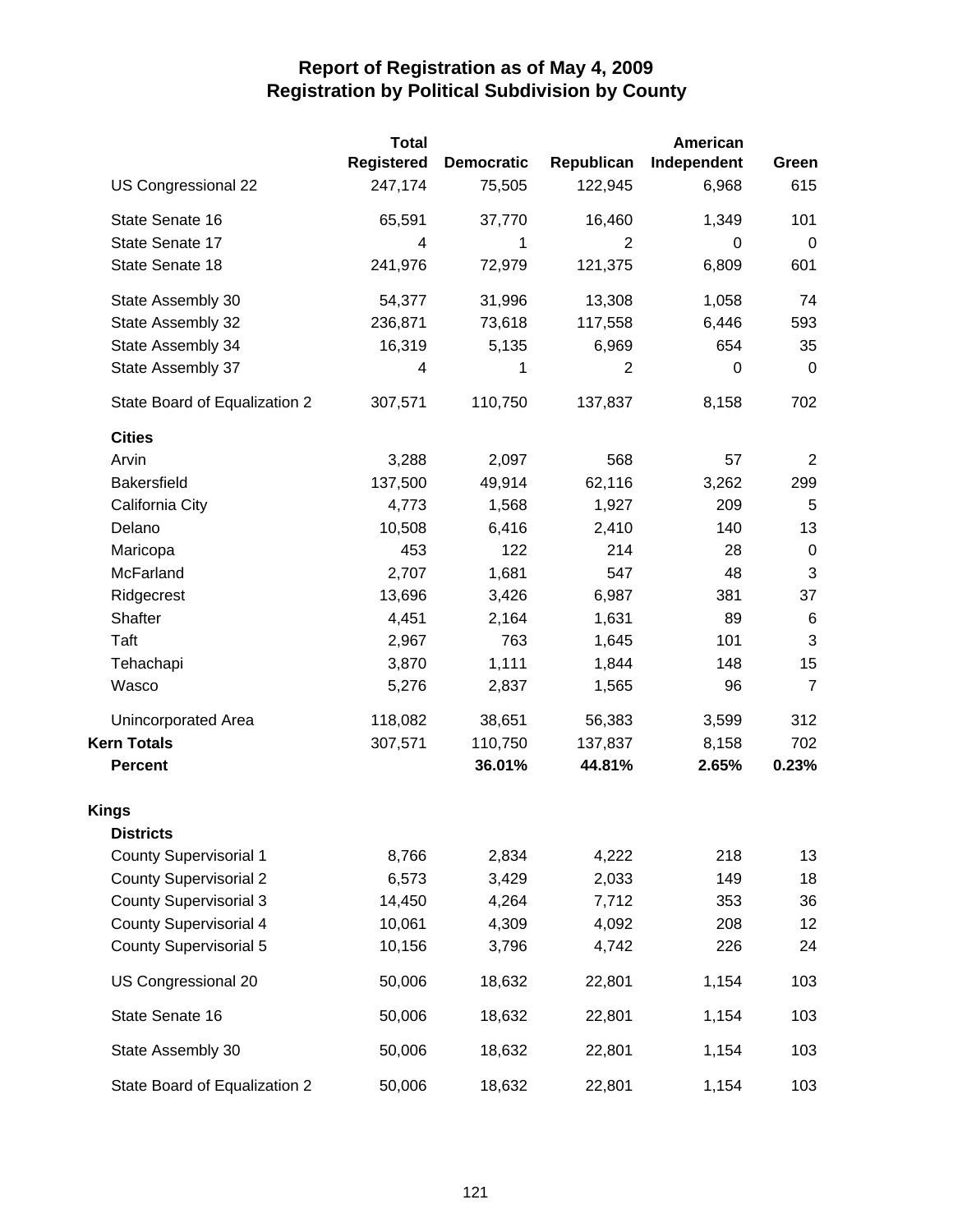# Report of Registration as of May 4, 2009
## Registration by Political Subdivision by County

| | Total Registered | Democratic | Republican | American Independent | Green |
|---|---|---|---|---|---|
| US Congressional 22 | 247,174 | 75,505 | 122,945 | 6,968 | 615 |
| State Senate 16 | 65,591 | 37,770 | 16,460 | 1,349 | 101 |
| State Senate 17 | 4 | 1 | 2 | 0 | 0 |
| State Senate 18 | 241,976 | 72,979 | 121,375 | 6,809 | 601 |
| State Assembly 30 | 54,377 | 31,996 | 13,308 | 1,058 | 74 |
| State Assembly 32 | 236,871 | 73,618 | 117,558 | 6,446 | 593 |
| State Assembly 34 | 16,319 | 5,135 | 6,969 | 654 | 35 |
| State Assembly 37 | 4 | 1 | 2 | 0 | 0 |
| State Board of Equalization 2 | 307,571 | 110,750 | 137,837 | 8,158 | 702 |
| **Cities** | | | | | |
| Arvin | 3,288 | 2,097 | 568 | 57 | 2 |
| Bakersfield | 137,500 | 49,914 | 62,116 | 3,262 | 299 |
| California City | 4,773 | 1,568 | 1,927 | 209 | 5 |
| Delano | 10,508 | 6,416 | 2,410 | 140 | 13 |
| Maricopa | 453 | 122 | 214 | 28 | 0 |
| McFarland | 2,707 | 1,681 | 547 | 48 | 3 |
| Ridgecrest | 13,696 | 3,426 | 6,987 | 381 | 37 |
| Shafter | 4,451 | 2,164 | 1,631 | 89 | 6 |
| Taft | 2,967 | 763 | 1,645 | 101 | 3 |
| Tehachapi | 3,870 | 1,111 | 1,844 | 148 | 15 |
| Wasco | 5,276 | 2,837 | 1,565 | 96 | 7 |
| Unincorporated Area | 118,082 | 38,651 | 56,383 | 3,599 | 312 |
| **Kern Totals** | 307,571 | 110,750 | 137,837 | 8,158 | 702 |
| **Percent** | | **36.01%** | **44.81%** | **2.65%** | **0.23%** |
| **Kings** | | | | | |
| **Districts** | | | | | |
| County Supervisorial 1 | 8,766 | 2,834 | 4,222 | 218 | 13 |
| County Supervisorial 2 | 6,573 | 3,429 | 2,033 | 149 | 18 |
| County Supervisorial 3 | 14,450 | 4,264 | 7,712 | 353 | 36 |
| County Supervisorial 4 | 10,061 | 4,309 | 4,092 | 208 | 12 |
| County Supervisorial 5 | 10,156 | 3,796 | 4,742 | 226 | 24 |
| US Congressional 20 | 50,006 | 18,632 | 22,801 | 1,154 | 103 |
| State Senate 16 | 50,006 | 18,632 | 22,801 | 1,154 | 103 |
| State Assembly 30 | 50,006 | 18,632 | 22,801 | 1,154 | 103 |
| State Board of Equalization 2 | 50,006 | 18,632 | 22,801 | 1,154 | 103 |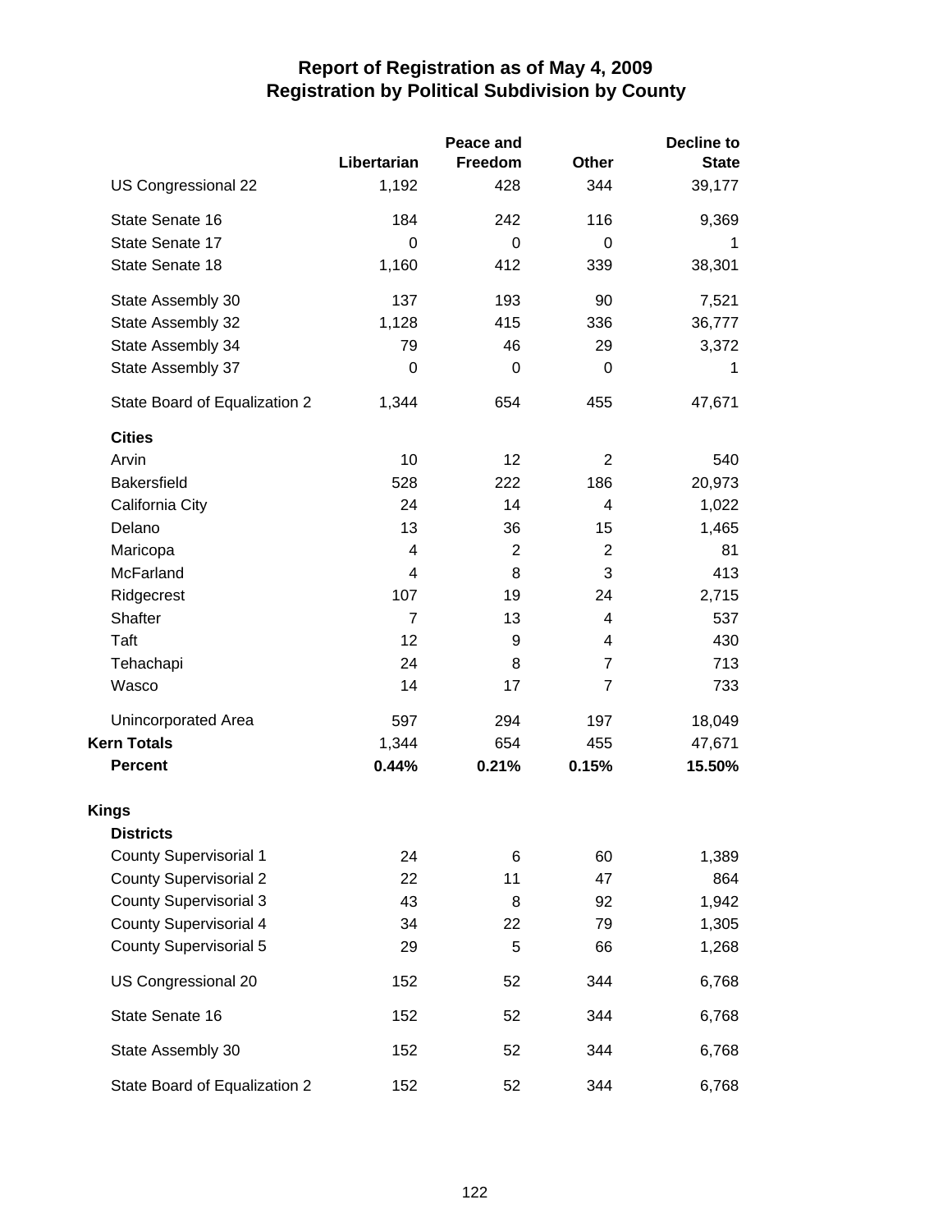# Report of Registration as of May 4, 2009
## Registration by Political Subdivision by County

| | Libertarian | Peace and Freedom | Other | Decline to State |
|---|---|---|---|---|
| US Congressional 22 | 1,192 | 428 | 344 | 39,177 |
| State Senate 16 | 184 | 242 | 116 | 9,369 |
| State Senate 17 | 0 | 0 | 0 | 1 |
| State Senate 18 | 1,160 | 412 | 339 | 38,301 |
| State Assembly 30 | 137 | 193 | 90 | 7,521 |
| State Assembly 32 | 1,128 | 415 | 336 | 36,777 |
| State Assembly 34 | 79 | 46 | 29 | 3,372 |
| State Assembly 37 | 0 | 0 | 0 | 1 |
| State Board of Equalization 2 | 1,344 | 654 | 455 | 47,671 |
| **Cities** | | | | |
| Arvin | 10 | 12 | 2 | 540 |
| Bakersfield | 528 | 222 | 186 | 20,973 |
| California City | 24 | 14 | 4 | 1,022 |
| Delano | 13 | 36 | 15 | 1,465 |
| Maricopa | 4 | 2 | 2 | 81 |
| McFarland | 4 | 8 | 3 | 413 |
| Ridgecrest | 107 | 19 | 24 | 2,715 |
| Shafter | 7 | 13 | 4 | 537 |
| Taft | 12 | 9 | 4 | 430 |
| Tehachapi | 24 | 8 | 7 | 713 |
| Wasco | 14 | 17 | 7 | 733 |
| Unincorporated Area | 597 | 294 | 197 | 18,049 |
| **Kern Totals** | 1,344 | 654 | 455 | 47,671 |
| **Percent** | **0.44%** | **0.21%** | **0.15%** | **15.50%** |
| **Kings** | | | | |
| **Districts** | | | | |
| County Supervisorial 1 | 24 | 6 | 60 | 1,389 |
| County Supervisorial 2 | 22 | 11 | 47 | 864 |
| County Supervisorial 3 | 43 | 8 | 92 | 1,942 |
| County Supervisorial 4 | 34 | 22 | 79 | 1,305 |
| County Supervisorial 5 | 29 | 5 | 66 | 1,268 |
| US Congressional 20 | 152 | 52 | 344 | 6,768 |
| State Senate 16 | 152 | 52 | 344 | 6,768 |
| State Assembly 30 | 152 | 52 | 344 | 6,768 |
| State Board of Equalization 2 | 152 | 52 | 344 | 6,768 |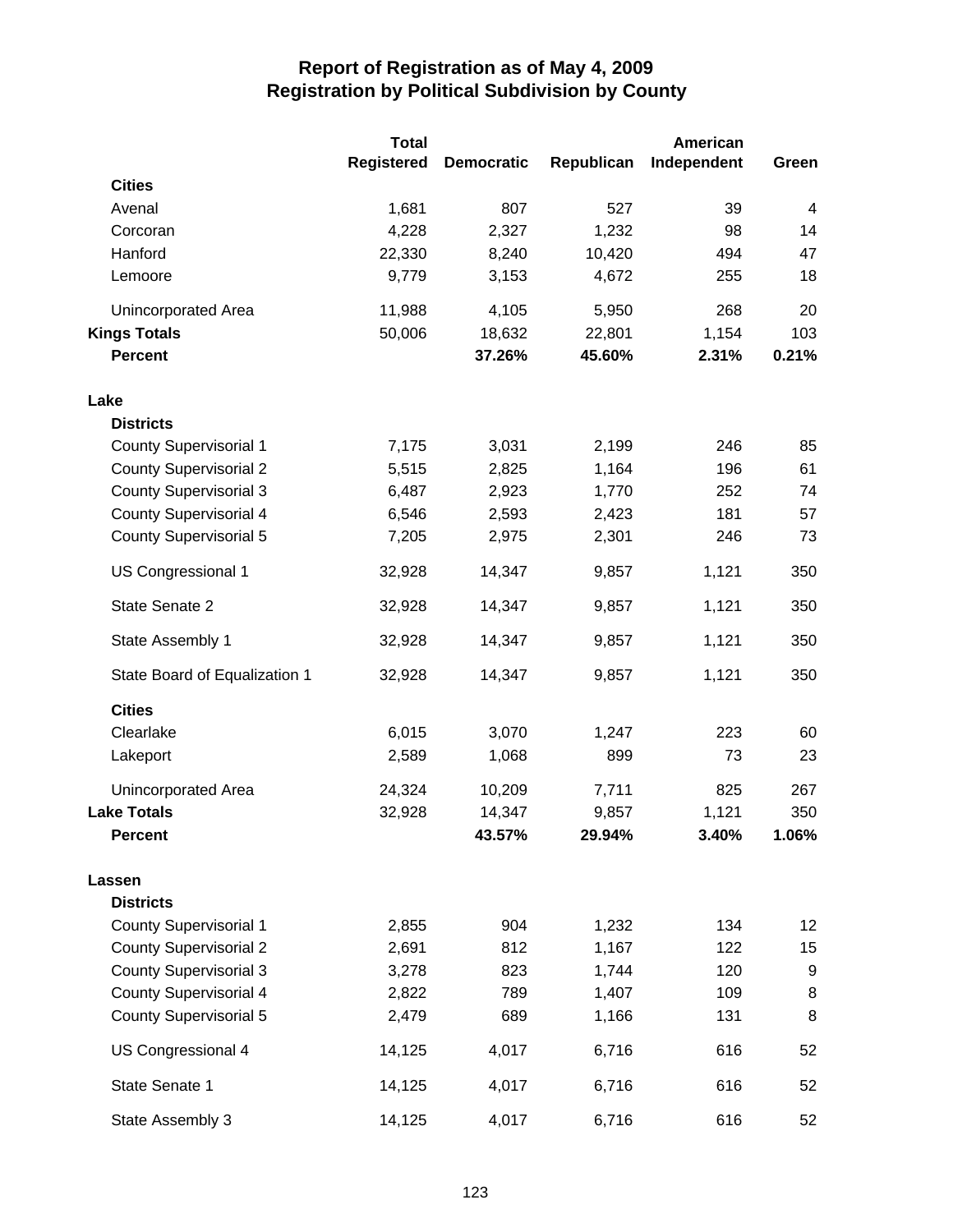# Report of Registration as of May 4, 2009
## Registration by Political Subdivision by County

| | Total Registered | Democratic | Republican | American Independent | Green |
|---|---|---|---|---|---|
| **Cities** | | | | | |
| Avenal | 1,681 | 807 | 527 | 39 | 4 |
| Corcoran | 4,228 | 2,327 | 1,232 | 98 | 14 |
| Hanford | 22,330 | 8,240 | 10,420 | 494 | 47 |
| Lemoore | 9,779 | 3,153 | 4,672 | 255 | 18 |
| Unincorporated Area | 11,988 | 4,105 | 5,950 | 268 | 20 |
| **Kings Totals** | 50,006 | 18,632 | 22,801 | 1,154 | 103 |
| **Percent** | | **37.26%** | **45.60%** | **2.31%** | **0.21%** |
| **Lake** | | | | | |
| **Districts** | | | | | |
| County Supervisorial 1 | 7,175 | 3,031 | 2,199 | 246 | 85 |
| County Supervisorial 2 | 5,515 | 2,825 | 1,164 | 196 | 61 |
| County Supervisorial 3 | 6,487 | 2,923 | 1,770 | 252 | 74 |
| County Supervisorial 4 | 6,546 | 2,593 | 2,423 | 181 | 57 |
| County Supervisorial 5 | 7,205 | 2,975 | 2,301 | 246 | 73 |
| US Congressional 1 | 32,928 | 14,347 | 9,857 | 1,121 | 350 |
| State Senate 2 | 32,928 | 14,347 | 9,857 | 1,121 | 350 |
| State Assembly 1 | 32,928 | 14,347 | 9,857 | 1,121 | 350 |
| State Board of Equalization 1 | 32,928 | 14,347 | 9,857 | 1,121 | 350 |
| **Cities** | | | | | |
| Clearlake | 6,015 | 3,070 | 1,247 | 223 | 60 |
| Lakeport | 2,589 | 1,068 | 899 | 73 | 23 |
| Unincorporated Area | 24,324 | 10,209 | 7,711 | 825 | 267 |
| **Lake Totals** | 32,928 | 14,347 | 9,857 | 1,121 | 350 |
| **Percent** | | **43.57%** | **29.94%** | **3.40%** | **1.06%** |
| **Lassen** | | | | | |
| **Districts** | | | | | |
| County Supervisorial 1 | 2,855 | 904 | 1,232 | 134 | 12 |
| County Supervisorial 2 | 2,691 | 812 | 1,167 | 122 | 15 |
| County Supervisorial 3 | 3,278 | 823 | 1,744 | 120 | 9 |
| County Supervisorial 4 | 2,822 | 789 | 1,407 | 109 | 8 |
| County Supervisorial 5 | 2,479 | 689 | 1,166 | 131 | 8 |
| US Congressional 4 | 14,125 | 4,017 | 6,716 | 616 | 52 |
| State Senate 1 | 14,125 | 4,017 | 6,716 | 616 | 52 |
| State Assembly 3 | 14,125 | 4,017 | 6,716 | 616 | 52 |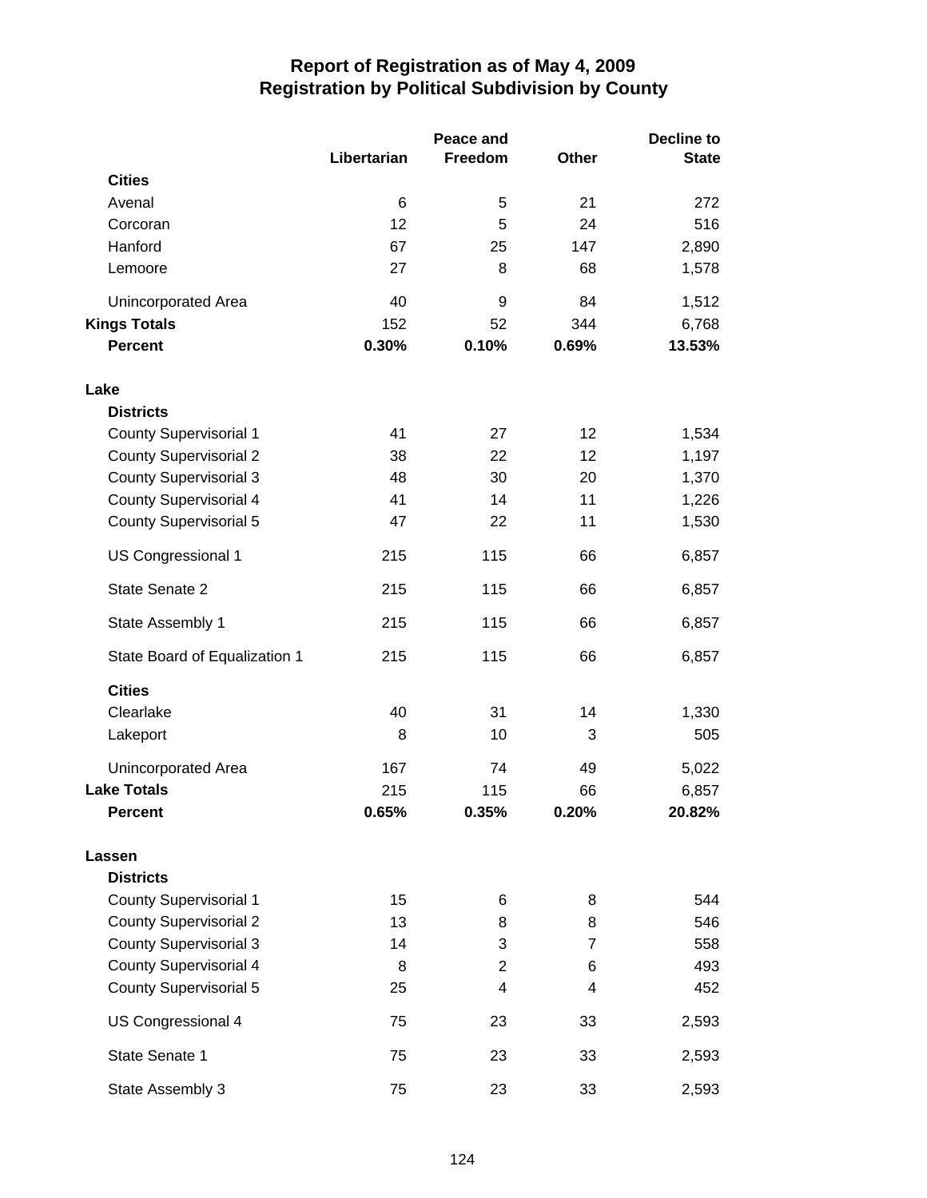# Report of Registration as of May 4, 2009
## Registration by Political Subdivision by County

| | Libertarian | Peace and Freedom | Other | Decline to State |
|---|---|---|---|---|
| **Cities** | | | | |
| Avenal | 6 | 5 | 21 | 272 |
| Corcoran | 12 | 5 | 24 | 516 |
| Hanford | 67 | 25 | 147 | 2,890 |
| Lemoore | 27 | 8 | 68 | 1,578 |
| Unincorporated Area | 40 | 9 | 84 | 1,512 |
| **Kings Totals** | 152 | 52 | 344 | 6,768 |
| **Percent** | **0.30%** | **0.10%** | **0.69%** | **13.53%** |
| **Lake** | | | | |
| **Districts** | | | | |
| County Supervisorial 1 | 41 | 27 | 12 | 1,534 |
| County Supervisorial 2 | 38 | 22 | 12 | 1,197 |
| County Supervisorial 3 | 48 | 30 | 20 | 1,370 |
| County Supervisorial 4 | 41 | 14 | 11 | 1,226 |
| County Supervisorial 5 | 47 | 22 | 11 | 1,530 |
| US Congressional 1 | 215 | 115 | 66 | 6,857 |
| State Senate 2 | 215 | 115 | 66 | 6,857 |
| State Assembly 1 | 215 | 115 | 66 | 6,857 |
| State Board of Equalization 1 | 215 | 115 | 66 | 6,857 |
| **Cities** | | | | |
| Clearlake | 40 | 31 | 14 | 1,330 |
| Lakeport | 8 | 10 | 3 | 505 |
| Unincorporated Area | 167 | 74 | 49 | 5,022 |
| **Lake Totals** | 215 | 115 | 66 | 6,857 |
| **Percent** | **0.65%** | **0.35%** | **0.20%** | **20.82%** |
| **Lassen** | | | | |
| **Districts** | | | | |
| County Supervisorial 1 | 15 | 6 | 8 | 544 |
| County Supervisorial 2 | 13 | 8 | 8 | 546 |
| County Supervisorial 3 | 14 | 3 | 7 | 558 |
| County Supervisorial 4 | 8 | 2 | 6 | 493 |
| County Supervisorial 5 | 25 | 4 | 4 | 452 |
| US Congressional 4 | 75 | 23 | 33 | 2,593 |
| State Senate 1 | 75 | 23 | 33 | 2,593 |
| State Assembly 3 | 75 | 23 | 33 | 2,593 |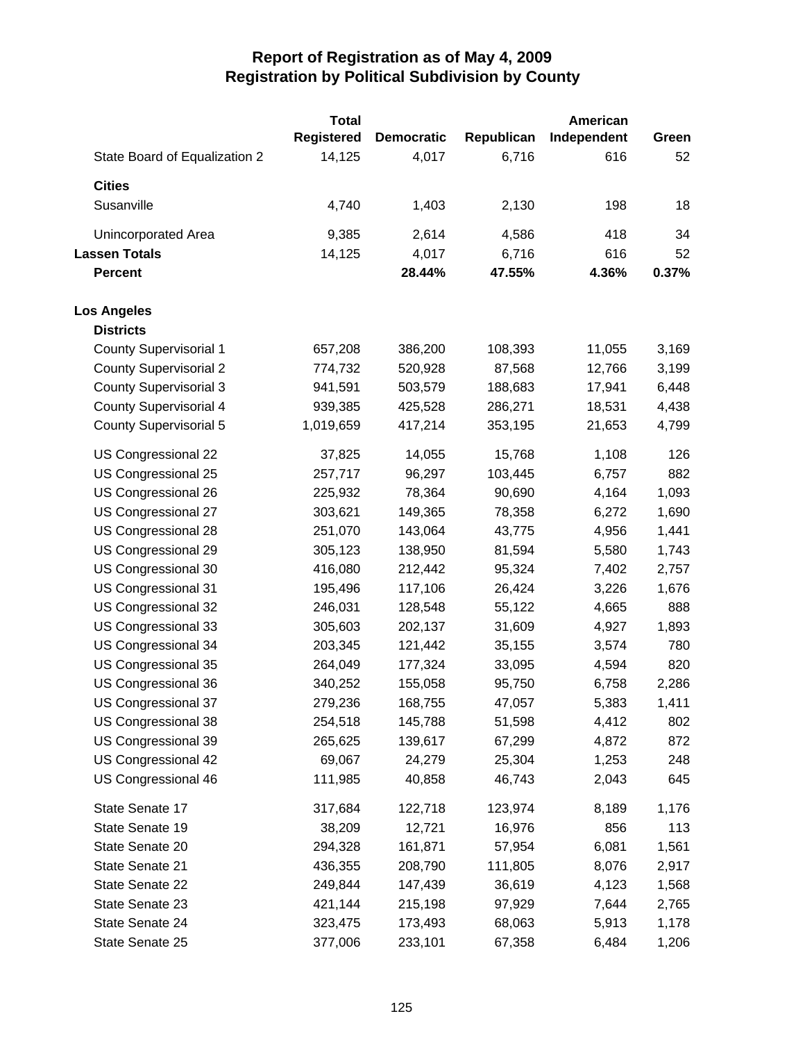# Report of Registration as of May 4, 2009
## Registration by Political Subdivision by County

| | Total Registered | Democratic | Republican | American Independent | Green |
|---|---|---|---|---|---|
| State Board of Equalization 2 | 14,125 | 4,017 | 6,716 | 616 | 52 |
| **Cities** | | | | | |
| Susanville | 4,740 | 1,403 | 2,130 | 198 | 18 |
| Unincorporated Area | 9,385 | 2,614 | 4,586 | 418 | 34 |
| **Lassen Totals** | 14,125 | 4,017 | 6,716 | 616 | 52 |
| **Percent** | | **28.44%** | **47.55%** | **4.36%** | **0.37%** |
| **Los Angeles** | | | | | |
| **Districts** | | | | | |
| County Supervisorial 1 | 657,208 | 386,200 | 108,393 | 11,055 | 3,169 |
| County Supervisorial 2 | 774,732 | 520,928 | 87,568 | 12,766 | 3,199 |
| County Supervisorial 3 | 941,591 | 503,579 | 188,683 | 17,941 | 6,448 |
| County Supervisorial 4 | 939,385 | 425,528 | 286,271 | 18,531 | 4,438 |
| County Supervisorial 5 | 1,019,659 | 417,214 | 353,195 | 21,653 | 4,799 |
| US Congressional 22 | 37,825 | 14,055 | 15,768 | 1,108 | 126 |
| US Congressional 25 | 257,717 | 96,297 | 103,445 | 6,757 | 882 |
| US Congressional 26 | 225,932 | 78,364 | 90,690 | 4,164 | 1,093 |
| US Congressional 27 | 303,621 | 149,365 | 78,358 | 6,272 | 1,690 |
| US Congressional 28 | 251,070 | 143,064 | 43,775 | 4,956 | 1,441 |
| US Congressional 29 | 305,123 | 138,950 | 81,594 | 5,580 | 1,743 |
| US Congressional 30 | 416,080 | 212,442 | 95,324 | 7,402 | 2,757 |
| US Congressional 31 | 195,496 | 117,106 | 26,424 | 3,226 | 1,676 |
| US Congressional 32 | 246,031 | 128,548 | 55,122 | 4,665 | 888 |
| US Congressional 33 | 305,603 | 202,137 | 31,609 | 4,927 | 1,893 |
| US Congressional 34 | 203,345 | 121,442 | 35,155 | 3,574 | 780 |
| US Congressional 35 | 264,049 | 177,324 | 33,095 | 4,594 | 820 |
| US Congressional 36 | 340,252 | 155,058 | 95,750 | 6,758 | 2,286 |
| US Congressional 37 | 279,236 | 168,755 | 47,057 | 5,383 | 1,411 |
| US Congressional 38 | 254,518 | 145,788 | 51,598 | 4,412 | 802 |
| US Congressional 39 | 265,625 | 139,617 | 67,299 | 4,872 | 872 |
| US Congressional 42 | 69,067 | 24,279 | 25,304 | 1,253 | 248 |
| US Congressional 46 | 111,985 | 40,858 | 46,743 | 2,043 | 645 |
| State Senate 17 | 317,684 | 122,718 | 123,974 | 8,189 | 1,176 |
| State Senate 19 | 38,209 | 12,721 | 16,976 | 856 | 113 |
| State Senate 20 | 294,328 | 161,871 | 57,954 | 6,081 | 1,561 |
| State Senate 21 | 436,355 | 208,790 | 111,805 | 8,076 | 2,917 |
| State Senate 22 | 249,844 | 147,439 | 36,619 | 4,123 | 1,568 |
| State Senate 23 | 421,144 | 215,198 | 97,929 | 7,644 | 2,765 |
| State Senate 24 | 323,475 | 173,493 | 68,063 | 5,913 | 1,178 |
| State Senate 25 | 377,006 | 233,101 | 67,358 | 6,484 | 1,206 |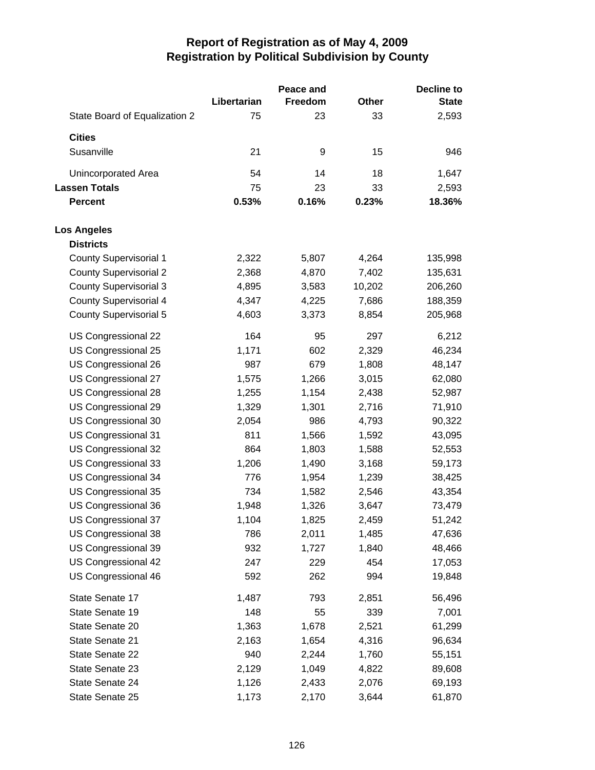# Report of Registration as of May 4, 2009
## Registration by Political Subdivision by County

| | Libertarian | Peace and Freedom | Other | Decline to State |
|---|---|---|---|---|
| State Board of Equalization 2 | 75 | 23 | 33 | 2,593 |
| **Cities** | | | | |
| Susanville | 21 | 9 | 15 | 946 |
| Unincorporated Area | 54 | 14 | 18 | 1,647 |
| **Lassen Totals** | 75 | 23 | 33 | 2,593 |
| **Percent** | **0.53%** | **0.16%** | **0.23%** | **18.36%** |
| **Los Angeles** | | | | |
| **Districts** | | | | |
| County Supervisorial 1 | 2,322 | 5,807 | 4,264 | 135,998 |
| County Supervisorial 2 | 2,368 | 4,870 | 7,402 | 135,631 |
| County Supervisorial 3 | 4,895 | 3,583 | 10,202 | 206,260 |
| County Supervisorial 4 | 4,347 | 4,225 | 7,686 | 188,359 |
| County Supervisorial 5 | 4,603 | 3,373 | 8,854 | 205,968 |
| US Congressional 22 | 164 | 95 | 297 | 6,212 |
| US Congressional 25 | 1,171 | 602 | 2,329 | 46,234 |
| US Congressional 26 | 987 | 679 | 1,808 | 48,147 |
| US Congressional 27 | 1,575 | 1,266 | 3,015 | 62,080 |
| US Congressional 28 | 1,255 | 1,154 | 2,438 | 52,987 |
| US Congressional 29 | 1,329 | 1,301 | 2,716 | 71,910 |
| US Congressional 30 | 2,054 | 986 | 4,793 | 90,322 |
| US Congressional 31 | 811 | 1,566 | 1,592 | 43,095 |
| US Congressional 32 | 864 | 1,803 | 1,588 | 52,553 |
| US Congressional 33 | 1,206 | 1,490 | 3,168 | 59,173 |
| US Congressional 34 | 776 | 1,954 | 1,239 | 38,425 |
| US Congressional 35 | 734 | 1,582 | 2,546 | 43,354 |
| US Congressional 36 | 1,948 | 1,326 | 3,647 | 73,479 |
| US Congressional 37 | 1,104 | 1,825 | 2,459 | 51,242 |
| US Congressional 38 | 786 | 2,011 | 1,485 | 47,636 |
| US Congressional 39 | 932 | 1,727 | 1,840 | 48,466 |
| US Congressional 42 | 247 | 229 | 454 | 17,053 |
| US Congressional 46 | 592 | 262 | 994 | 19,848 |
| State Senate 17 | 1,487 | 793 | 2,851 | 56,496 |
| State Senate 19 | 148 | 55 | 339 | 7,001 |
| State Senate 20 | 1,363 | 1,678 | 2,521 | 61,299 |
| State Senate 21 | 2,163 | 1,654 | 4,316 | 96,634 |
| State Senate 22 | 940 | 2,244 | 1,760 | 55,151 |
| State Senate 23 | 2,129 | 1,049 | 4,822 | 89,608 |
| State Senate 24 | 1,126 | 2,433 | 2,076 | 69,193 |
| State Senate 25 | 1,173 | 2,170 | 3,644 | 61,870 |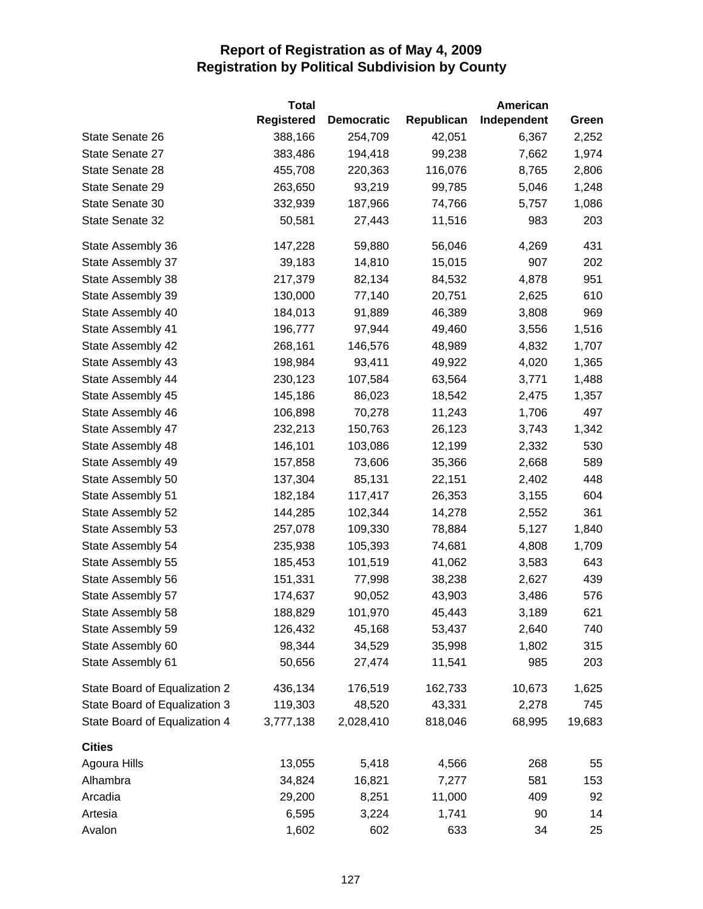# Report of Registration as of May 4, 2009
## Registration by Political Subdivision by County

| | Total Registered | Democratic | Republican | American Independent | Green |
|---|---|---|---|---|---|
| State Senate 26 | 388,166 | 254,709 | 42,051 | 6,367 | 2,252 |
| State Senate 27 | 383,486 | 194,418 | 99,238 | 7,662 | 1,974 |
| State Senate 28 | 455,708 | 220,363 | 116,076 | 8,765 | 2,806 |
| State Senate 29 | 263,650 | 93,219 | 99,785 | 5,046 | 1,248 |
| State Senate 30 | 332,939 | 187,966 | 74,766 | 5,757 | 1,086 |
| State Senate 32 | 50,581 | 27,443 | 11,516 | 983 | 203 |
| State Assembly 36 | 147,228 | 59,880 | 56,046 | 4,269 | 431 |
| State Assembly 37 | 39,183 | 14,810 | 15,015 | 907 | 202 |
| State Assembly 38 | 217,379 | 82,134 | 84,532 | 4,878 | 951 |
| State Assembly 39 | 130,000 | 77,140 | 20,751 | 2,625 | 610 |
| State Assembly 40 | 184,013 | 91,889 | 46,389 | 3,808 | 969 |
| State Assembly 41 | 196,777 | 97,944 | 49,460 | 3,556 | 1,516 |
| State Assembly 42 | 268,161 | 146,576 | 48,989 | 4,832 | 1,707 |
| State Assembly 43 | 198,984 | 93,411 | 49,922 | 4,020 | 1,365 |
| State Assembly 44 | 230,123 | 107,584 | 63,564 | 3,771 | 1,488 |
| State Assembly 45 | 145,186 | 86,023 | 18,542 | 2,475 | 1,357 |
| State Assembly 46 | 106,898 | 70,278 | 11,243 | 1,706 | 497 |
| State Assembly 47 | 232,213 | 150,763 | 26,123 | 3,743 | 1,342 |
| State Assembly 48 | 146,101 | 103,086 | 12,199 | 2,332 | 530 |
| State Assembly 49 | 157,858 | 73,606 | 35,366 | 2,668 | 589 |
| State Assembly 50 | 137,304 | 85,131 | 22,151 | 2,402 | 448 |
| State Assembly 51 | 182,184 | 117,417 | 26,353 | 3,155 | 604 |
| State Assembly 52 | 144,285 | 102,344 | 14,278 | 2,552 | 361 |
| State Assembly 53 | 257,078 | 109,330 | 78,884 | 5,127 | 1,840 |
| State Assembly 54 | 235,938 | 105,393 | 74,681 | 4,808 | 1,709 |
| State Assembly 55 | 185,453 | 101,519 | 41,062 | 3,583 | 643 |
| State Assembly 56 | 151,331 | 77,998 | 38,238 | 2,627 | 439 |
| State Assembly 57 | 174,637 | 90,052 | 43,903 | 3,486 | 576 |
| State Assembly 58 | 188,829 | 101,970 | 45,443 | 3,189 | 621 |
| State Assembly 59 | 126,432 | 45,168 | 53,437 | 2,640 | 740 |
| State Assembly 60 | 98,344 | 34,529 | 35,998 | 1,802 | 315 |
| State Assembly 61 | 50,656 | 27,474 | 11,541 | 985 | 203 |
| State Board of Equalization 2 | 436,134 | 176,519 | 162,733 | 10,673 | 1,625 |
| State Board of Equalization 3 | 119,303 | 48,520 | 43,331 | 2,278 | 745 |
| State Board of Equalization 4 | 3,777,138 | 2,028,410 | 818,046 | 68,995 | 19,683 |
| **Cities** | | | | | |
| Agoura Hills | 13,055 | 5,418 | 4,566 | 268 | 55 |
| Alhambra | 34,824 | 16,821 | 7,277 | 581 | 153 |
| Arcadia | 29,200 | 8,251 | 11,000 | 409 | 92 |
| Artesia | 6,595 | 3,224 | 1,741 | 90 | 14 |
| Avalon | 1,602 | 602 | 633 | 34 | 25 |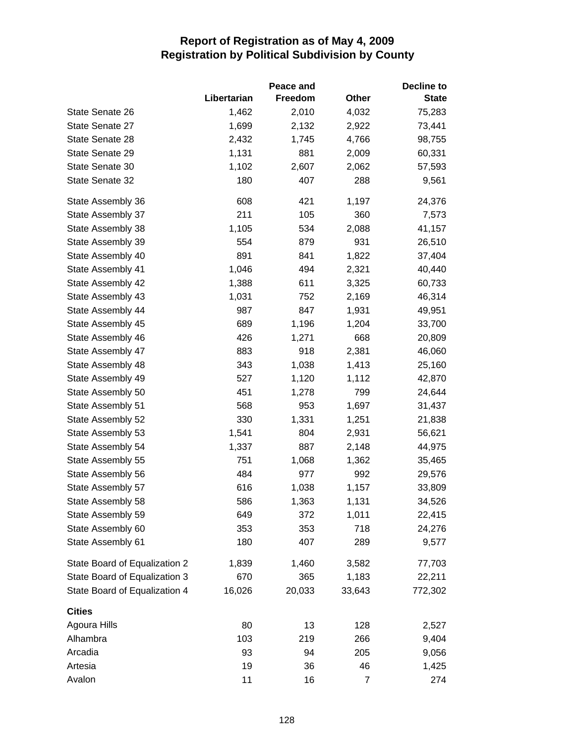# Report of Registration as of May 4, 2009
## Registration by Political Subdivision by County

| | Libertarian | Peace and Freedom | Other | Decline to State |
|---|---|---|---|---|
| State Senate 26 | 1,462 | 2,010 | 4,032 | 75,283 |
| State Senate 27 | 1,699 | 2,132 | 2,922 | 73,441 |
| State Senate 28 | 2,432 | 1,745 | 4,766 | 98,755 |
| State Senate 29 | 1,131 | 881 | 2,009 | 60,331 |
| State Senate 30 | 1,102 | 2,607 | 2,062 | 57,593 |
| State Senate 32 | 180 | 407 | 288 | 9,561 |
| State Assembly 36 | 608 | 421 | 1,197 | 24,376 |
| State Assembly 37 | 211 | 105 | 360 | 7,573 |
| State Assembly 38 | 1,105 | 534 | 2,088 | 41,157 |
| State Assembly 39 | 554 | 879 | 931 | 26,510 |
| State Assembly 40 | 891 | 841 | 1,822 | 37,404 |
| State Assembly 41 | 1,046 | 494 | 2,321 | 40,440 |
| State Assembly 42 | 1,388 | 611 | 3,325 | 60,733 |
| State Assembly 43 | 1,031 | 752 | 2,169 | 46,314 |
| State Assembly 44 | 987 | 847 | 1,931 | 49,951 |
| State Assembly 45 | 689 | 1,196 | 1,204 | 33,700 |
| State Assembly 46 | 426 | 1,271 | 668 | 20,809 |
| State Assembly 47 | 883 | 918 | 2,381 | 46,060 |
| State Assembly 48 | 343 | 1,038 | 1,413 | 25,160 |
| State Assembly 49 | 527 | 1,120 | 1,112 | 42,870 |
| State Assembly 50 | 451 | 1,278 | 799 | 24,644 |
| State Assembly 51 | 568 | 953 | 1,697 | 31,437 |
| State Assembly 52 | 330 | 1,331 | 1,251 | 21,838 |
| State Assembly 53 | 1,541 | 804 | 2,931 | 56,621 |
| State Assembly 54 | 1,337 | 887 | 2,148 | 44,975 |
| State Assembly 55 | 751 | 1,068 | 1,362 | 35,465 |
| State Assembly 56 | 484 | 977 | 992 | 29,576 |
| State Assembly 57 | 616 | 1,038 | 1,157 | 33,809 |
| State Assembly 58 | 586 | 1,363 | 1,131 | 34,526 |
| State Assembly 59 | 649 | 372 | 1,011 | 22,415 |
| State Assembly 60 | 353 | 353 | 718 | 24,276 |
| State Assembly 61 | 180 | 407 | 289 | 9,577 |
| State Board of Equalization 2 | 1,839 | 1,460 | 3,582 | 77,703 |
| State Board of Equalization 3 | 670 | 365 | 1,183 | 22,211 |
| State Board of Equalization 4 | 16,026 | 20,033 | 33,643 | 772,302 |
| **Cities** | | | | |
| Agoura Hills | 80 | 13 | 128 | 2,527 |
| Alhambra | 103 | 219 | 266 | 9,404 |
| Arcadia | 93 | 94 | 205 | 9,056 |
| Artesia | 19 | 36 | 46 | 1,425 |
| Avalon | 11 | 16 | 7 | 274 |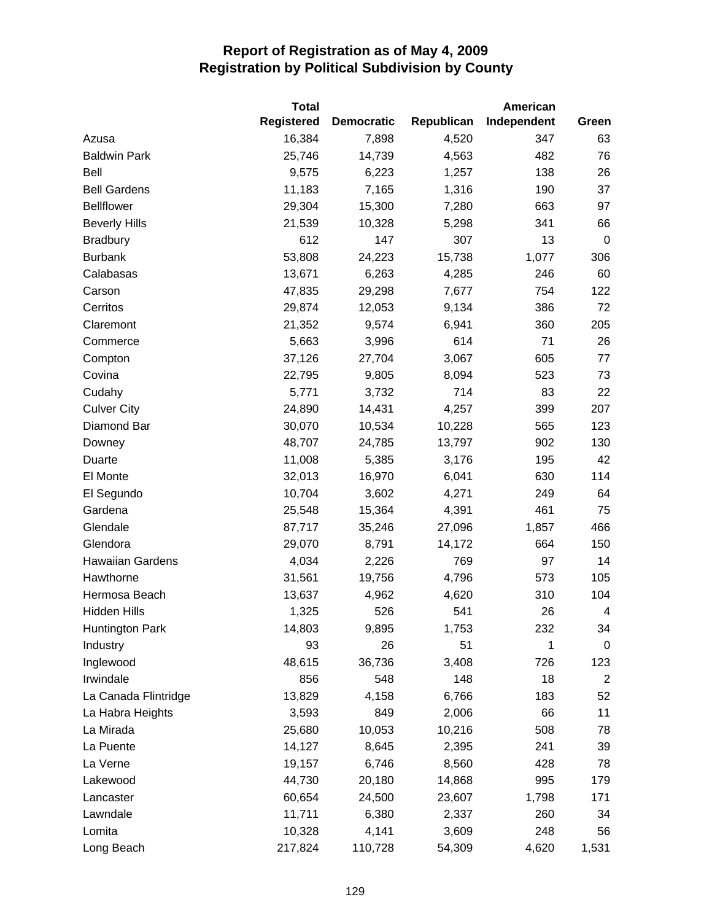# Report of Registration as of May 4, 2009
## Registration by Political Subdivision by County

| | Total Registered | Democratic | Republican | American Independent | Green |
|---|---|---|---|---|---|
| Azusa | 16,384 | 7,898 | 4,520 | 347 | 63 |
| Baldwin Park | 25,746 | 14,739 | 4,563 | 482 | 76 |
| Bell | 9,575 | 6,223 | 1,257 | 138 | 26 |
| Bell Gardens | 11,183 | 7,165 | 1,316 | 190 | 37 |
| Bellflower | 29,304 | 15,300 | 7,280 | 663 | 97 |
| Beverly Hills | 21,539 | 10,328 | 5,298 | 341 | 66 |
| Bradbury | 612 | 147 | 307 | 13 | 0 |
| Burbank | 53,808 | 24,223 | 15,738 | 1,077 | 306 |
| Calabasas | 13,671 | 6,263 | 4,285 | 246 | 60 |
| Carson | 47,835 | 29,298 | 7,677 | 754 | 122 |
| Cerritos | 29,874 | 12,053 | 9,134 | 386 | 72 |
| Claremont | 21,352 | 9,574 | 6,941 | 360 | 205 |
| Commerce | 5,663 | 3,996 | 614 | 71 | 26 |
| Compton | 37,126 | 27,704 | 3,067 | 605 | 77 |
| Covina | 22,795 | 9,805 | 8,094 | 523 | 73 |
| Cudahy | 5,771 | 3,732 | 714 | 83 | 22 |
| Culver City | 24,890 | 14,431 | 4,257 | 399 | 207 |
| Diamond Bar | 30,070 | 10,534 | 10,228 | 565 | 123 |
| Downey | 48,707 | 24,785 | 13,797 | 902 | 130 |
| Duarte | 11,008 | 5,385 | 3,176 | 195 | 42 |
| El Monte | 32,013 | 16,970 | 6,041 | 630 | 114 |
| El Segundo | 10,704 | 3,602 | 4,271 | 249 | 64 |
| Gardena | 25,548 | 15,364 | 4,391 | 461 | 75 |
| Glendale | 87,717 | 35,246 | 27,096 | 1,857 | 466 |
| Glendora | 29,070 | 8,791 | 14,172 | 664 | 150 |
| Hawaiian Gardens | 4,034 | 2,226 | 769 | 97 | 14 |
| Hawthorne | 31,561 | 19,756 | 4,796 | 573 | 105 |
| Hermosa Beach | 13,637 | 4,962 | 4,620 | 310 | 104 |
| Hidden Hills | 1,325 | 526 | 541 | 26 | 4 |
| Huntington Park | 14,803 | 9,895 | 1,753 | 232 | 34 |
| Industry | 93 | 26 | 51 | 1 | 0 |
| Inglewood | 48,615 | 36,736 | 3,408 | 726 | 123 |
| Irwindale | 856 | 548 | 148 | 18 | 2 |
| La Canada Flintridge | 13,829 | 4,158 | 6,766 | 183 | 52 |
| La Habra Heights | 3,593 | 849 | 2,006 | 66 | 11 |
| La Mirada | 25,680 | 10,053 | 10,216 | 508 | 78 |
| La Puente | 14,127 | 8,645 | 2,395 | 241 | 39 |
| La Verne | 19,157 | 6,746 | 8,560 | 428 | 78 |
| Lakewood | 44,730 | 20,180 | 14,868 | 995 | 179 |
| Lancaster | 60,654 | 24,500 | 23,607 | 1,798 | 171 |
| Lawndale | 11,711 | 6,380 | 2,337 | 260 | 34 |
| Lomita | 10,328 | 4,141 | 3,609 | 248 | 56 |
| Long Beach | 217,824 | 110,728 | 54,309 | 4,620 | 1,531 |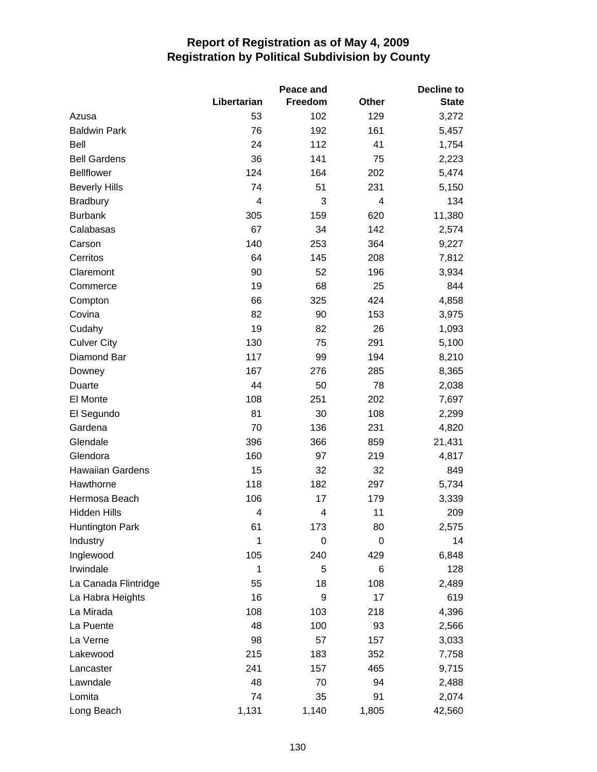# Report of Registration as of May 4, 2009
## Registration by Political Subdivision by County

| | Libertarian | Peace and Freedom | Other | Decline to State |
|---|---|---|---|---|
| Azusa | 53 | 102 | 129 | 3,272 |
| Baldwin Park | 76 | 192 | 161 | 5,457 |
| Bell | 24 | 112 | 41 | 1,754 |
| Bell Gardens | 36 | 141 | 75 | 2,223 |
| Bellflower | 124 | 164 | 202 | 5,474 |
| Beverly Hills | 74 | 51 | 231 | 5,150 |
| Bradbury | 4 | 3 | 4 | 134 |
| Burbank | 305 | 159 | 620 | 11,380 |
| Calabasas | 67 | 34 | 142 | 2,574 |
| Carson | 140 | 253 | 364 | 9,227 |
| Cerritos | 64 | 145 | 208 | 7,812 |
| Claremont | 90 | 52 | 196 | 3,934 |
| Commerce | 19 | 68 | 25 | 844 |
| Compton | 66 | 325 | 424 | 4,858 |
| Covina | 82 | 90 | 153 | 3,975 |
| Cudahy | 19 | 82 | 26 | 1,093 |
| Culver City | 130 | 75 | 291 | 5,100 |
| Diamond Bar | 117 | 99 | 194 | 8,210 |
| Downey | 167 | 276 | 285 | 8,365 |
| Duarte | 44 | 50 | 78 | 2,038 |
| El Monte | 108 | 251 | 202 | 7,697 |
| El Segundo | 81 | 30 | 108 | 2,299 |
| Gardena | 70 | 136 | 231 | 4,820 |
| Glendale | 396 | 366 | 859 | 21,431 |
| Glendora | 160 | 97 | 219 | 4,817 |
| Hawaiian Gardens | 15 | 32 | 32 | 849 |
| Hawthorne | 118 | 182 | 297 | 5,734 |
| Hermosa Beach | 106 | 17 | 179 | 3,339 |
| Hidden Hills | 4 | 4 | 11 | 209 |
| Huntington Park | 61 | 173 | 80 | 2,575 |
| Industry | 1 | 0 | 0 | 14 |
| Inglewood | 105 | 240 | 429 | 6,848 |
| Irwindale | 1 | 5 | 6 | 128 |
| La Canada Flintridge | 55 | 18 | 108 | 2,489 |
| La Habra Heights | 16 | 9 | 17 | 619 |
| La Mirada | 108 | 103 | 218 | 4,396 |
| La Puente | 48 | 100 | 93 | 2,566 |
| La Verne | 98 | 57 | 157 | 3,033 |
| Lakewood | 215 | 183 | 352 | 7,758 |
| Lancaster | 241 | 157 | 465 | 9,715 |
| Lawndale | 48 | 70 | 94 | 2,488 |
| Lomita | 74 | 35 | 91 | 2,074 |
| Long Beach | 1,131 | 1,140 | 1,805 | 42,560 |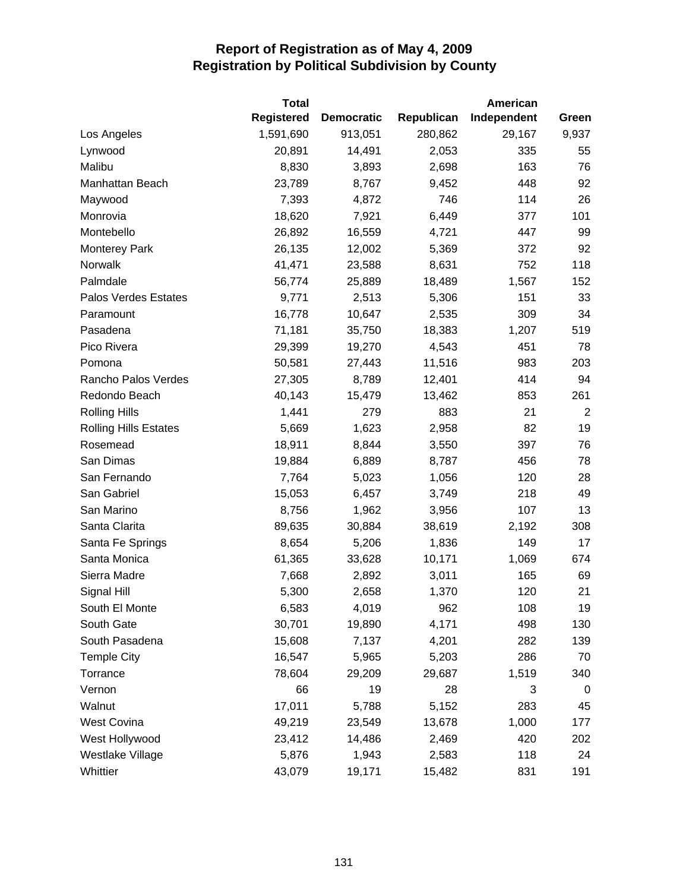# Report of Registration as of May 4, 2009
## Registration by Political Subdivision by County

| | Total Registered | Democratic | Republican | American Independent | Green |
|---|---|---|---|---|---|
| Los Angeles | 1,591,690 | 913,051 | 280,862 | 29,167 | 9,937 |
| Lynwood | 20,891 | 14,491 | 2,053 | 335 | 55 |
| Malibu | 8,830 | 3,893 | 2,698 | 163 | 76 |
| Manhattan Beach | 23,789 | 8,767 | 9,452 | 448 | 92 |
| Maywood | 7,393 | 4,872 | 746 | 114 | 26 |
| Monrovia | 18,620 | 7,921 | 6,449 | 377 | 101 |
| Montebello | 26,892 | 16,559 | 4,721 | 447 | 99 |
| Monterey Park | 26,135 | 12,002 | 5,369 | 372 | 92 |
| Norwalk | 41,471 | 23,588 | 8,631 | 752 | 118 |
| Palmdale | 56,774 | 25,889 | 18,489 | 1,567 | 152 |
| Palos Verdes Estates | 9,771 | 2,513 | 5,306 | 151 | 33 |
| Paramount | 16,778 | 10,647 | 2,535 | 309 | 34 |
| Pasadena | 71,181 | 35,750 | 18,383 | 1,207 | 519 |
| Pico Rivera | 29,399 | 19,270 | 4,543 | 451 | 78 |
| Pomona | 50,581 | 27,443 | 11,516 | 983 | 203 |
| Rancho Palos Verdes | 27,305 | 8,789 | 12,401 | 414 | 94 |
| Redondo Beach | 40,143 | 15,479 | 13,462 | 853 | 261 |
| Rolling Hills | 1,441 | 279 | 883 | 21 | 2 |
| Rolling Hills Estates | 5,669 | 1,623 | 2,958 | 82 | 19 |
| Rosemead | 18,911 | 8,844 | 3,550 | 397 | 76 |
| San Dimas | 19,884 | 6,889 | 8,787 | 456 | 78 |
| San Fernando | 7,764 | 5,023 | 1,056 | 120 | 28 |
| San Gabriel | 15,053 | 6,457 | 3,749 | 218 | 49 |
| San Marino | 8,756 | 1,962 | 3,956 | 107 | 13 |
| Santa Clarita | 89,635 | 30,884 | 38,619 | 2,192 | 308 |
| Santa Fe Springs | 8,654 | 5,206 | 1,836 | 149 | 17 |
| Santa Monica | 61,365 | 33,628 | 10,171 | 1,069 | 674 |
| Sierra Madre | 7,668 | 2,892 | 3,011 | 165 | 69 |
| Signal Hill | 5,300 | 2,658 | 1,370 | 120 | 21 |
| South El Monte | 6,583 | 4,019 | 962 | 108 | 19 |
| South Gate | 30,701 | 19,890 | 4,171 | 498 | 130 |
| South Pasadena | 15,608 | 7,137 | 4,201 | 282 | 139 |
| Temple City | 16,547 | 5,965 | 5,203 | 286 | 70 |
| Torrance | 78,604 | 29,209 | 29,687 | 1,519 | 340 |
| Vernon | 66 | 19 | 28 | 3 | 0 |
| Walnut | 17,011 | 5,788 | 5,152 | 283 | 45 |
| West Covina | 49,219 | 23,549 | 13,678 | 1,000 | 177 |
| West Hollywood | 23,412 | 14,486 | 2,469 | 420 | 202 |
| Westlake Village | 5,876 | 1,943 | 2,583 | 118 | 24 |
| Whittier | 43,079 | 19,171 | 15,482 | 831 | 191 |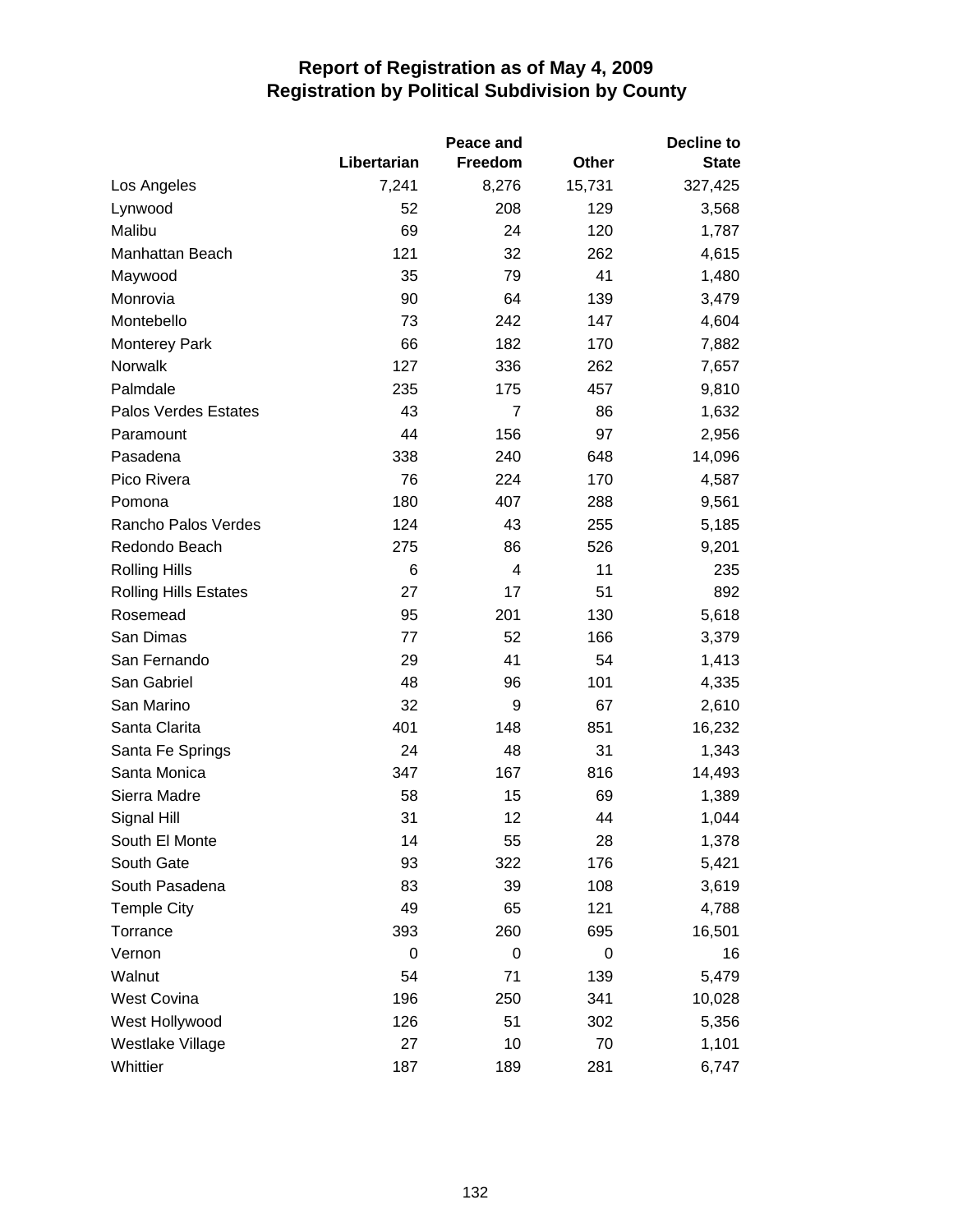# Report of Registration as of May 4, 2009
## Registration by Political Subdivision by County

| | Libertarian | Peace and Freedom | Other | Decline to State |
|---|---|---|---|---|
| Los Angeles | 7,241 | 8,276 | 15,731 | 327,425 |
| Lynwood | 52 | 208 | 129 | 3,568 |
| Malibu | 69 | 24 | 120 | 1,787 |
| Manhattan Beach | 121 | 32 | 262 | 4,615 |
| Maywood | 35 | 79 | 41 | 1,480 |
| Monrovia | 90 | 64 | 139 | 3,479 |
| Montebello | 73 | 242 | 147 | 4,604 |
| Monterey Park | 66 | 182 | 170 | 7,882 |
| Norwalk | 127 | 336 | 262 | 7,657 |
| Palmdale | 235 | 175 | 457 | 9,810 |
| Palos Verdes Estates | 43 | 7 | 86 | 1,632 |
| Paramount | 44 | 156 | 97 | 2,956 |
| Pasadena | 338 | 240 | 648 | 14,096 |
| Pico Rivera | 76 | 224 | 170 | 4,587 |
| Pomona | 180 | 407 | 288 | 9,561 |
| Rancho Palos Verdes | 124 | 43 | 255 | 5,185 |
| Redondo Beach | 275 | 86 | 526 | 9,201 |
| Rolling Hills | 6 | 4 | 11 | 235 |
| Rolling Hills Estates | 27 | 17 | 51 | 892 |
| Rosemead | 95 | 201 | 130 | 5,618 |
| San Dimas | 77 | 52 | 166 | 3,379 |
| San Fernando | 29 | 41 | 54 | 1,413 |
| San Gabriel | 48 | 96 | 101 | 4,335 |
| San Marino | 32 | 9 | 67 | 2,610 |
| Santa Clarita | 401 | 148 | 851 | 16,232 |
| Santa Fe Springs | 24 | 48 | 31 | 1,343 |
| Santa Monica | 347 | 167 | 816 | 14,493 |
| Sierra Madre | 58 | 15 | 69 | 1,389 |
| Signal Hill | 31 | 12 | 44 | 1,044 |
| South El Monte | 14 | 55 | 28 | 1,378 |
| South Gate | 93 | 322 | 176 | 5,421 |
| South Pasadena | 83 | 39 | 108 | 3,619 |
| Temple City | 49 | 65 | 121 | 4,788 |
| Torrance | 393 | 260 | 695 | 16,501 |
| Vernon | 0 | 0 | 0 | 16 |
| Walnut | 54 | 71 | 139 | 5,479 |
| West Covina | 196 | 250 | 341 | 10,028 |
| West Hollywood | 126 | 51 | 302 | 5,356 |
| Westlake Village | 27 | 10 | 70 | 1,101 |
| Whittier | 187 | 189 | 281 | 6,747 |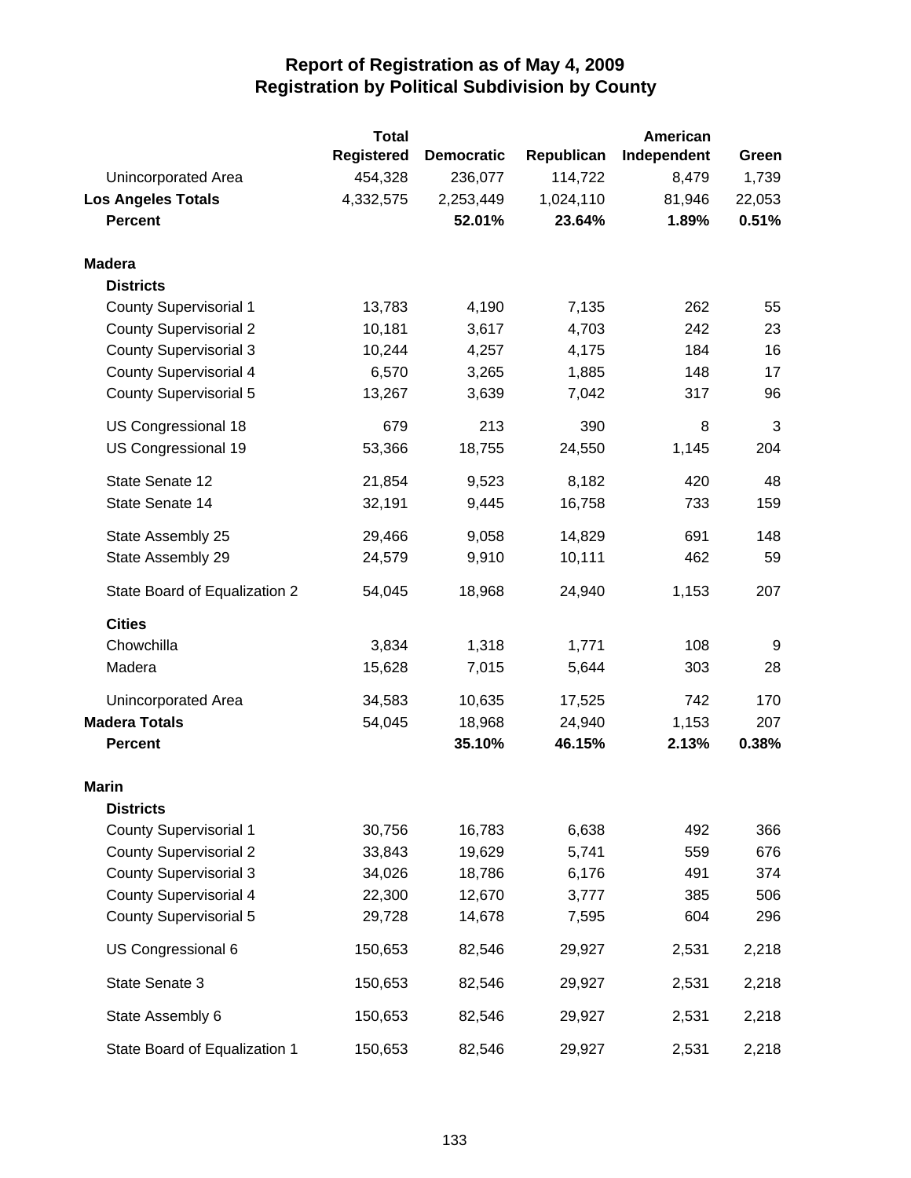# Report of Registration as of May 4, 2009
## Registration by Political Subdivision by County

| | Total Registered | Democratic | Republican | American Independent | Green |
|---|---|---|---|---|---|
| Unincorporated Area | 454,328 | 236,077 | 114,722 | 8,479 | 1,739 |
| **Los Angeles Totals** | 4,332,575 | 2,253,449 | 1,024,110 | 81,946 | 22,053 |
| **Percent** | | **52.01%** | **23.64%** | **1.89%** | **0.51%** |
| **Madera** | | | | | |
| **Districts** | | | | | |
| County Supervisorial 1 | 13,783 | 4,190 | 7,135 | 262 | 55 |
| County Supervisorial 2 | 10,181 | 3,617 | 4,703 | 242 | 23 |
| County Supervisorial 3 | 10,244 | 4,257 | 4,175 | 184 | 16 |
| County Supervisorial 4 | 6,570 | 3,265 | 1,885 | 148 | 17 |
| County Supervisorial 5 | 13,267 | 3,639 | 7,042 | 317 | 96 |
| US Congressional 18 | 679 | 213 | 390 | 8 | 3 |
| US Congressional 19 | 53,366 | 18,755 | 24,550 | 1,145 | 204 |
| State Senate 12 | 21,854 | 9,523 | 8,182 | 420 | 48 |
| State Senate 14 | 32,191 | 9,445 | 16,758 | 733 | 159 |
| State Assembly 25 | 29,466 | 9,058 | 14,829 | 691 | 148 |
| State Assembly 29 | 24,579 | 9,910 | 10,111 | 462 | 59 |
| State Board of Equalization 2 | 54,045 | 18,968 | 24,940 | 1,153 | 207 |
| **Cities** | | | | | |
| Chowchilla | 3,834 | 1,318 | 1,771 | 108 | 9 |
| Madera | 15,628 | 7,015 | 5,644 | 303 | 28 |
| Unincorporated Area | 34,583 | 10,635 | 17,525 | 742 | 170 |
| **Madera Totals** | 54,045 | 18,968 | 24,940 | 1,153 | 207 |
| **Percent** | | **35.10%** | **46.15%** | **2.13%** | **0.38%** |
| **Marin** | | | | | |
| **Districts** | | | | | |
| County Supervisorial 1 | 30,756 | 16,783 | 6,638 | 492 | 366 |
| County Supervisorial 2 | 33,843 | 19,629 | 5,741 | 559 | 676 |
| County Supervisorial 3 | 34,026 | 18,786 | 6,176 | 491 | 374 |
| County Supervisorial 4 | 22,300 | 12,670 | 3,777 | 385 | 506 |
| County Supervisorial 5 | 29,728 | 14,678 | 7,595 | 604 | 296 |
| US Congressional 6 | 150,653 | 82,546 | 29,927 | 2,531 | 2,218 |
| State Senate 3 | 150,653 | 82,546 | 29,927 | 2,531 | 2,218 |
| State Assembly 6 | 150,653 | 82,546 | 29,927 | 2,531 | 2,218 |
| State Board of Equalization 1 | 150,653 | 82,546 | 29,927 | 2,531 | 2,218 |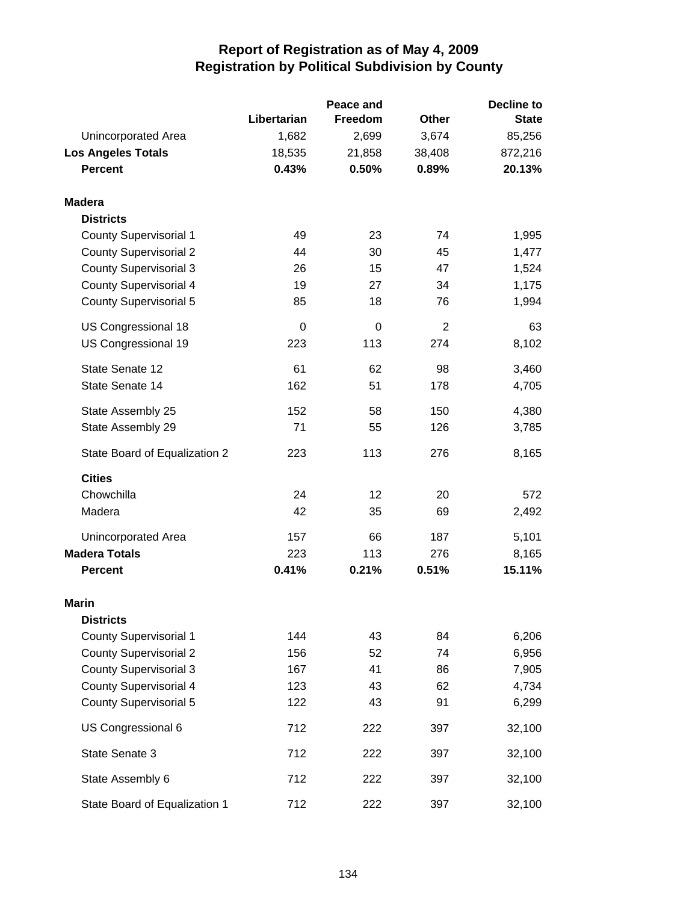# Report of Registration as of May 4, 2009
# Registration by Political Subdivision by County

| | Libertarian | Peace and Freedom | Other | Decline to State |
|---|---|---|---|---|
| Unincorporated Area | 1,682 | 2,699 | 3,674 | 85,256 |
| **Los Angeles Totals** | 18,535 | 21,858 | 38,408 | 872,216 |
| **Percent** | **0.43%** | **0.50%** | **0.89%** | **20.13%** |
| | | | | |
| **Madera** | | | | |
| **Districts** | | | | |
| County Supervisorial 1 | 49 | 23 | 74 | 1,995 |
| County Supervisorial 2 | 44 | 30 | 45 | 1,477 |
| County Supervisorial 3 | 26 | 15 | 47 | 1,524 |
| County Supervisorial 4 | 19 | 27 | 34 | 1,175 |
| County Supervisorial 5 | 85 | 18 | 76 | 1,994 |
| US Congressional 18 | 0 | 0 | 2 | 63 |
| US Congressional 19 | 223 | 113 | 274 | 8,102 |
| State Senate 12 | 61 | 62 | 98 | 3,460 |
| State Senate 14 | 162 | 51 | 178 | 4,705 |
| State Assembly 25 | 152 | 58 | 150 | 4,380 |
| State Assembly 29 | 71 | 55 | 126 | 3,785 |
| State Board of Equalization 2 | 223 | 113 | 276 | 8,165 |
| **Cities** | | | | |
| Chowchilla | 24 | 12 | 20 | 572 |
| Madera | 42 | 35 | 69 | 2,492 |
| Unincorporated Area | 157 | 66 | 187 | 5,101 |
| **Madera Totals** | 223 | 113 | 276 | 8,165 |
| **Percent** | **0.41%** | **0.21%** | **0.51%** | **15.11%** |
| | | | | |
| **Marin** | | | | |
| **Districts** | | | | |
| County Supervisorial 1 | 144 | 43 | 84 | 6,206 |
| County Supervisorial 2 | 156 | 52 | 74 | 6,956 |
| County Supervisorial 3 | 167 | 41 | 86 | 7,905 |
| County Supervisorial 4 | 123 | 43 | 62 | 4,734 |
| County Supervisorial 5 | 122 | 43 | 91 | 6,299 |
| US Congressional 6 | 712 | 222 | 397 | 32,100 |
| State Senate 3 | 712 | 222 | 397 | 32,100 |
| State Assembly 6 | 712 | 222 | 397 | 32,100 |
| State Board of Equalization 1 | 712 | 222 | 397 | 32,100 |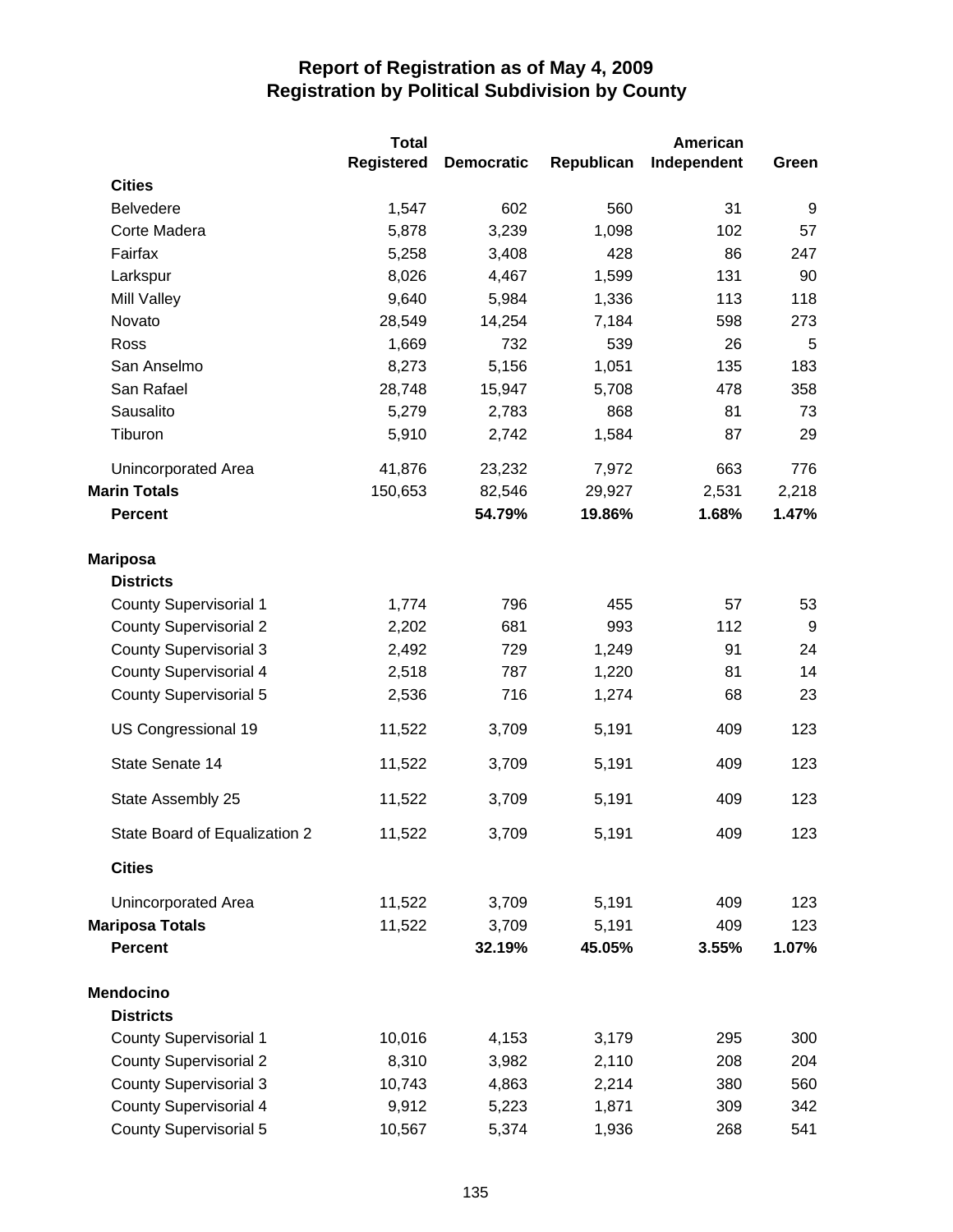# Report of Registration as of May 4, 2009
## Registration by Political Subdivision by County

| | Total Registered | Democratic | Republican | American Independent | Green |
|---|---|---|---|---|---|
| **Cities** | | | | | |
| Belvedere | 1,547 | 602 | 560 | 31 | 9 |
| Corte Madera | 5,878 | 3,239 | 1,098 | 102 | 57 |
| Fairfax | 5,258 | 3,408 | 428 | 86 | 247 |
| Larkspur | 8,026 | 4,467 | 1,599 | 131 | 90 |
| Mill Valley | 9,640 | 5,984 | 1,336 | 113 | 118 |
| Novato | 28,549 | 14,254 | 7,184 | 598 | 273 |
| Ross | 1,669 | 732 | 539 | 26 | 5 |
| San Anselmo | 8,273 | 5,156 | 1,051 | 135 | 183 |
| San Rafael | 28,748 | 15,947 | 5,708 | 478 | 358 |
| Sausalito | 5,279 | 2,783 | 868 | 81 | 73 |
| Tiburon | 5,910 | 2,742 | 1,584 | 87 | 29 |
| Unincorporated Area | 41,876 | 23,232 | 7,972 | 663 | 776 |
| **Marin Totals** | 150,653 | 82,546 | 29,927 | 2,531 | 2,218 |
| **Percent** | | **54.79%** | **19.86%** | **1.68%** | **1.47%** |
| **Mariposa** | | | | | |
| **Districts** | | | | | |
| County Supervisorial 1 | 1,774 | 796 | 455 | 57 | 53 |
| County Supervisorial 2 | 2,202 | 681 | 993 | 112 | 9 |
| County Supervisorial 3 | 2,492 | 729 | 1,249 | 91 | 24 |
| County Supervisorial 4 | 2,518 | 787 | 1,220 | 81 | 14 |
| County Supervisorial 5 | 2,536 | 716 | 1,274 | 68 | 23 |
| US Congressional 19 | 11,522 | 3,709 | 5,191 | 409 | 123 |
| State Senate 14 | 11,522 | 3,709 | 5,191 | 409 | 123 |
| State Assembly 25 | 11,522 | 3,709 | 5,191 | 409 | 123 |
| State Board of Equalization 2 | 11,522 | 3,709 | 5,191 | 409 | 123 |
| **Cities** | | | | | |
| Unincorporated Area | 11,522 | 3,709 | 5,191 | 409 | 123 |
| **Mariposa Totals** | 11,522 | 3,709 | 5,191 | 409 | 123 |
| **Percent** | | **32.19%** | **45.05%** | **3.55%** | **1.07%** |
| **Mendocino** | | | | | |
| **Districts** | | | | | |
| County Supervisorial 1 | 10,016 | 4,153 | 3,179 | 295 | 300 |
| County Supervisorial 2 | 8,310 | 3,982 | 2,110 | 208 | 204 |
| County Supervisorial 3 | 10,743 | 4,863 | 2,214 | 380 | 560 |
| County Supervisorial 4 | 9,912 | 5,223 | 1,871 | 309 | 342 |
| County Supervisorial 5 | 10,567 | 5,374 | 1,936 | 268 | 541 |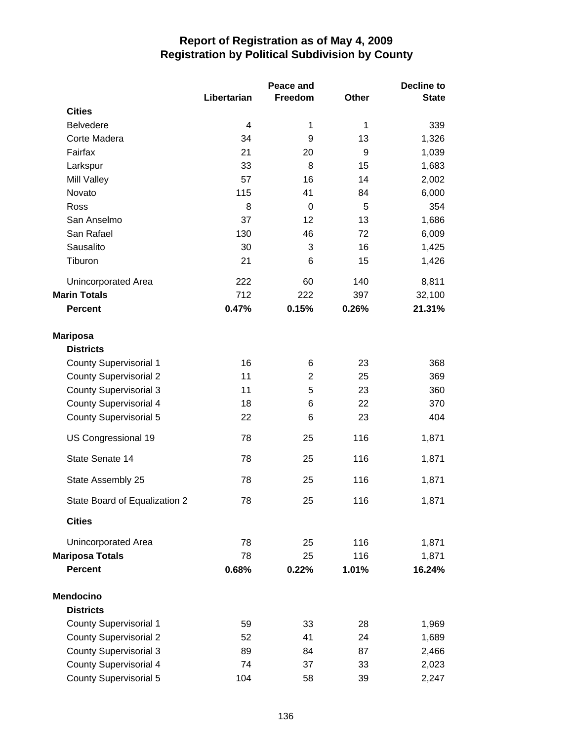# Report of Registration as of May 4, 2009
## Registration by Political Subdivision by County

| | Libertarian | Peace and Freedom | Other | Decline to State |
|---|---|---|---|---|
| **Cities** | | | | |
| Belvedere | 4 | 1 | 1 | 339 |
| Corte Madera | 34 | 9 | 13 | 1,326 |
| Fairfax | 21 | 20 | 9 | 1,039 |
| Larkspur | 33 | 8 | 15 | 1,683 |
| Mill Valley | 57 | 16 | 14 | 2,002 |
| Novato | 115 | 41 | 84 | 6,000 |
| Ross | 8 | 0 | 5 | 354 |
| San Anselmo | 37 | 12 | 13 | 1,686 |
| San Rafael | 130 | 46 | 72 | 6,009 |
| Sausalito | 30 | 3 | 16 | 1,425 |
| Tiburon | 21 | 6 | 15 | 1,426 |
| Unincorporated Area | 222 | 60 | 140 | 8,811 |
| **Marin Totals** | 712 | 222 | 397 | 32,100 |
| **Percent** | **0.47%** | **0.15%** | **0.26%** | **21.31%** |
| **Mariposa** | | | | |
| **Districts** | | | | |
| County Supervisorial 1 | 16 | 6 | 23 | 368 |
| County Supervisorial 2 | 11 | 2 | 25 | 369 |
| County Supervisorial 3 | 11 | 5 | 23 | 360 |
| County Supervisorial 4 | 18 | 6 | 22 | 370 |
| County Supervisorial 5 | 22 | 6 | 23 | 404 |
| US Congressional 19 | 78 | 25 | 116 | 1,871 |
| State Senate 14 | 78 | 25 | 116 | 1,871 |
| State Assembly 25 | 78 | 25 | 116 | 1,871 |
| State Board of Equalization 2 | 78 | 25 | 116 | 1,871 |
| **Cities** | | | | |
| Unincorporated Area | 78 | 25 | 116 | 1,871 |
| **Mariposa Totals** | 78 | 25 | 116 | 1,871 |
| **Percent** | **0.68%** | **0.22%** | **1.01%** | **16.24%** |
| **Mendocino** | | | | |
| **Districts** | | | | |
| County Supervisorial 1 | 59 | 33 | 28 | 1,969 |
| County Supervisorial 2 | 52 | 41 | 24 | 1,689 |
| County Supervisorial 3 | 89 | 84 | 87 | 2,466 |
| County Supervisorial 4 | 74 | 37 | 33 | 2,023 |
| County Supervisorial 5 | 104 | 58 | 39 | 2,247 |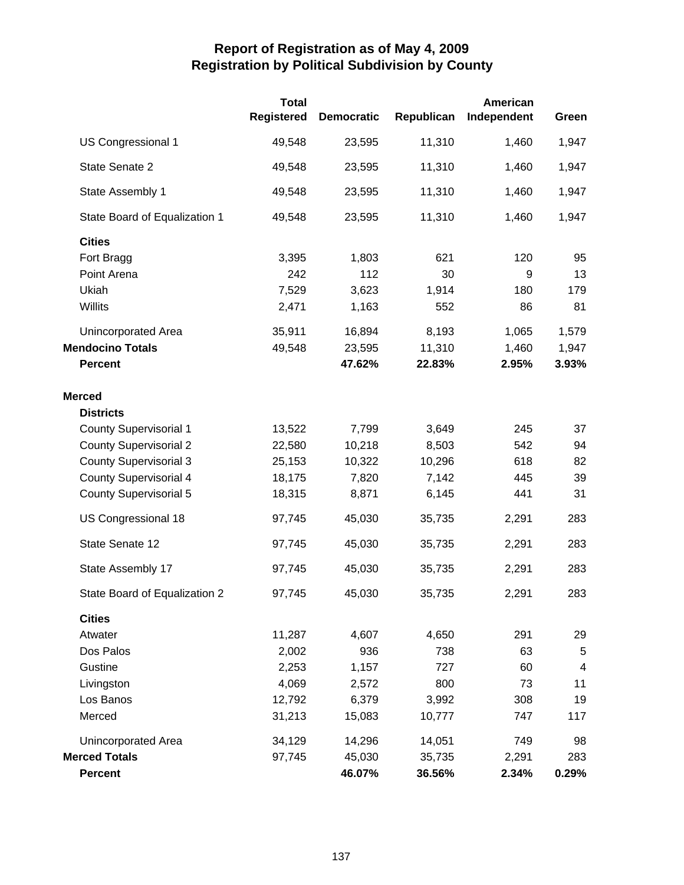# Report of Registration as of May 4, 2009
## Registration by Political Subdivision by County

| | Total Registered | Democratic | Republican | American Independent | Green |
|---|---|---|---|---|---|
| US Congressional 1 | 49,548 | 23,595 | 11,310 | 1,460 | 1,947 |
| State Senate 2 | 49,548 | 23,595 | 11,310 | 1,460 | 1,947 |
| State Assembly 1 | 49,548 | 23,595 | 11,310 | 1,460 | 1,947 |
| State Board of Equalization 1 | 49,548 | 23,595 | 11,310 | 1,460 | 1,947 |
| **Cities** | | | | | |
| Fort Bragg | 3,395 | 1,803 | 621 | 120 | 95 |
| Point Arena | 242 | 112 | 30 | 9 | 13 |
| Ukiah | 7,529 | 3,623 | 1,914 | 180 | 179 |
| Willits | 2,471 | 1,163 | 552 | 86 | 81 |
| Unincorporated Area | 35,911 | 16,894 | 8,193 | 1,065 | 1,579 |
| **Mendocino Totals** | 49,548 | 23,595 | 11,310 | 1,460 | 1,947 |
| **Percent** | | **47.62%** | **22.83%** | **2.95%** | **3.93%** |
| **Merced** | | | | | |
| **Districts** | | | | | |
| County Supervisorial 1 | 13,522 | 7,799 | 3,649 | 245 | 37 |
| County Supervisorial 2 | 22,580 | 10,218 | 8,503 | 542 | 94 |
| County Supervisorial 3 | 25,153 | 10,322 | 10,296 | 618 | 82 |
| County Supervisorial 4 | 18,175 | 7,820 | 7,142 | 445 | 39 |
| County Supervisorial 5 | 18,315 | 8,871 | 6,145 | 441 | 31 |
| US Congressional 18 | 97,745 | 45,030 | 35,735 | 2,291 | 283 |
| State Senate 12 | 97,745 | 45,030 | 35,735 | 2,291 | 283 |
| State Assembly 17 | 97,745 | 45,030 | 35,735 | 2,291 | 283 |
| State Board of Equalization 2 | 97,745 | 45,030 | 35,735 | 2,291 | 283 |
| **Cities** | | | | | |
| Atwater | 11,287 | 4,607 | 4,650 | 291 | 29 |
| Dos Palos | 2,002 | 936 | 738 | 63 | 5 |
| Gustine | 2,253 | 1,157 | 727 | 60 | 4 |
| Livingston | 4,069 | 2,572 | 800 | 73 | 11 |
| Los Banos | 12,792 | 6,379 | 3,992 | 308 | 19 |
| Merced | 31,213 | 15,083 | 10,777 | 747 | 117 |
| Unincorporated Area | 34,129 | 14,296 | 14,051 | 749 | 98 |
| **Merced Totals** | 97,745 | 45,030 | 35,735 | 2,291 | 283 |
| **Percent** | | **46.07%** | **36.56%** | **2.34%** | **0.29%** |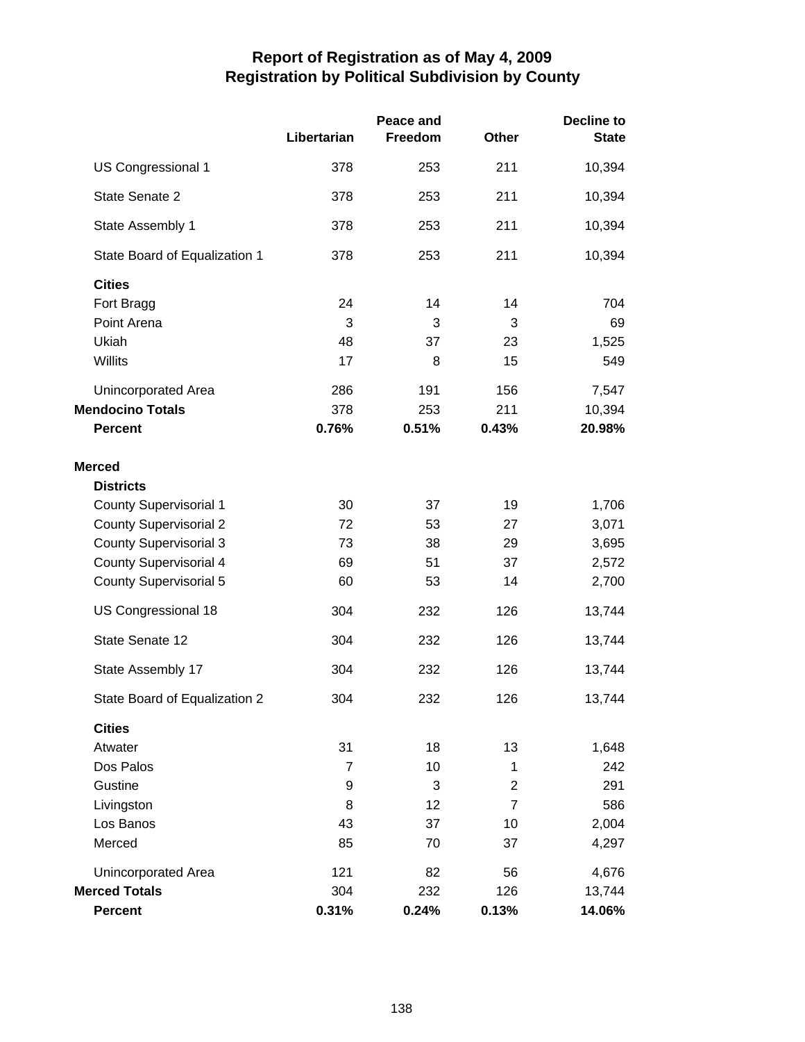# Report of Registration as of May 4, 2009
## Registration by Political Subdivision by County

| | Libertarian | Peace and Freedom | Other | Decline to State |
|---|---|---|---|---|
| US Congressional 1 | 378 | 253 | 211 | 10,394 |
| State Senate 2 | 378 | 253 | 211 | 10,394 |
| State Assembly 1 | 378 | 253 | 211 | 10,394 |
| State Board of Equalization 1 | 378 | 253 | 211 | 10,394 |
| **Cities** | | | | |
| Fort Bragg | 24 | 14 | 14 | 704 |
| Point Arena | 3 | 3 | 3 | 69 |
| Ukiah | 48 | 37 | 23 | 1,525 |
| Willits | 17 | 8 | 15 | 549 |
| Unincorporated Area | 286 | 191 | 156 | 7,547 |
| **Mendocino Totals** | 378 | 253 | 211 | 10,394 |
| **Percent** | **0.76%** | **0.51%** | **0.43%** | **20.98%** |
| **Merced** | | | | |
| **Districts** | | | | |
| County Supervisorial 1 | 30 | 37 | 19 | 1,706 |
| County Supervisorial 2 | 72 | 53 | 27 | 3,071 |
| County Supervisorial 3 | 73 | 38 | 29 | 3,695 |
| County Supervisorial 4 | 69 | 51 | 37 | 2,572 |
| County Supervisorial 5 | 60 | 53 | 14 | 2,700 |
| US Congressional 18 | 304 | 232 | 126 | 13,744 |
| State Senate 12 | 304 | 232 | 126 | 13,744 |
| State Assembly 17 | 304 | 232 | 126 | 13,744 |
| State Board of Equalization 2 | 304 | 232 | 126 | 13,744 |
| **Cities** | | | | |
| Atwater | 31 | 18 | 13 | 1,648 |
| Dos Palos | 7 | 10 | 1 | 242 |
| Gustine | 9 | 3 | 2 | 291 |
| Livingston | 8 | 12 | 7 | 586 |
| Los Banos | 43 | 37 | 10 | 2,004 |
| Merced | 85 | 70 | 37 | 4,297 |
| Unincorporated Area | 121 | 82 | 56 | 4,676 |
| **Merced Totals** | 304 | 232 | 126 | 13,744 |
| **Percent** | **0.31%** | **0.24%** | **0.13%** | **14.06%** |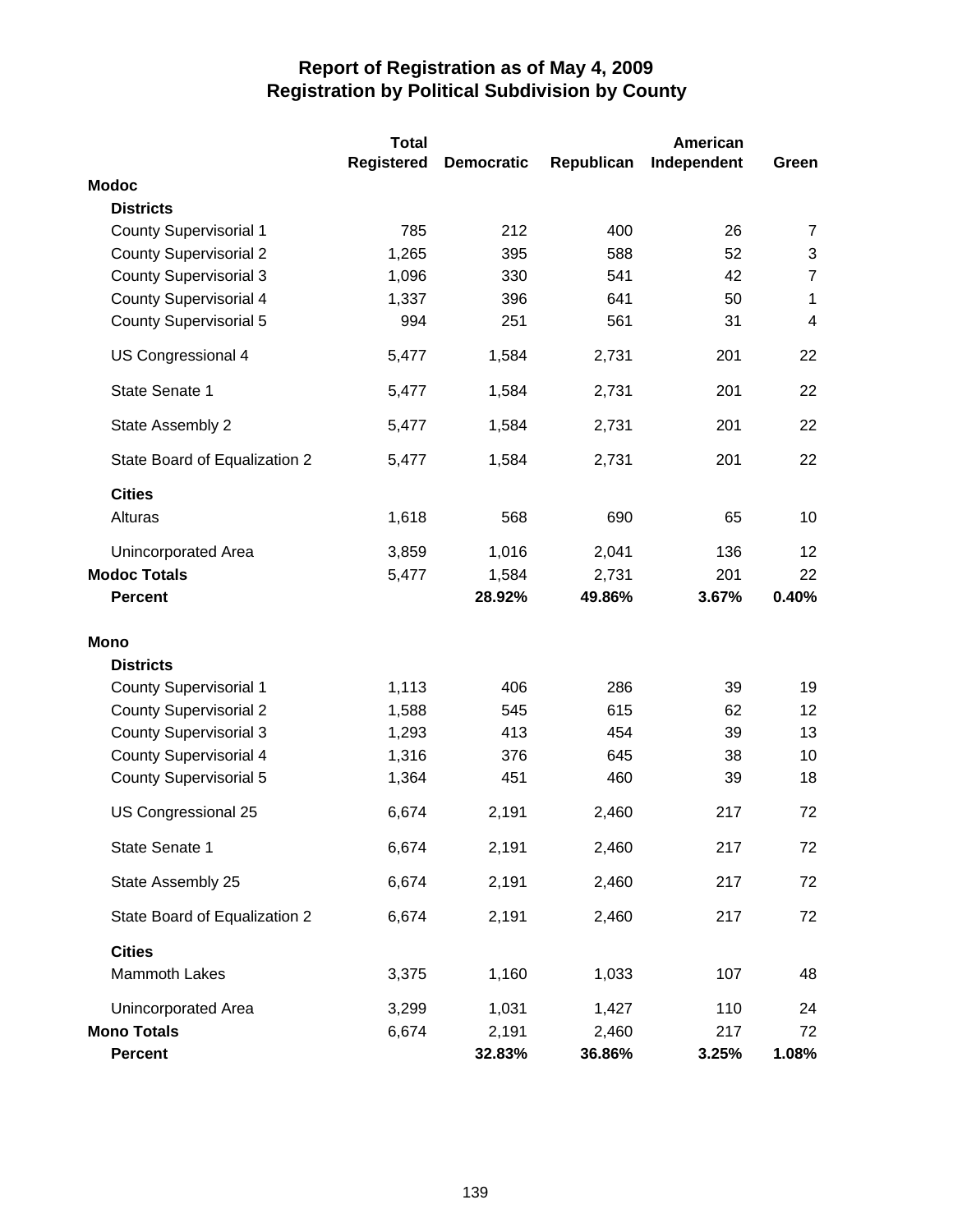# Report of Registration as of May 4, 2009
## Registration by Political Subdivision by County

| | Total Registered | Democratic | Republican | American Independent | Green |
|---|---|---|---|---|---|
| **Modoc** | | | | | |
| **Districts** | | | | | |
| County Supervisorial 1 | 785 | 212 | 400 | 26 | 7 |
| County Supervisorial 2 | 1,265 | 395 | 588 | 52 | 3 |
| County Supervisorial 3 | 1,096 | 330 | 541 | 42 | 7 |
| County Supervisorial 4 | 1,337 | 396 | 641 | 50 | 1 |
| County Supervisorial 5 | 994 | 251 | 561 | 31 | 4 |
| US Congressional 4 | 5,477 | 1,584 | 2,731 | 201 | 22 |
| State Senate 1 | 5,477 | 1,584 | 2,731 | 201 | 22 |
| State Assembly 2 | 5,477 | 1,584 | 2,731 | 201 | 22 |
| State Board of Equalization 2 | 5,477 | 1,584 | 2,731 | 201 | 22 |
| **Cities** | | | | | |
| Alturas | 1,618 | 568 | 690 | 65 | 10 |
| Unincorporated Area | 3,859 | 1,016 | 2,041 | 136 | 12 |
| **Modoc Totals** | 5,477 | 1,584 | 2,731 | 201 | 22 |
| **Percent** | | **28.92%** | **49.86%** | **3.67%** | **0.40%** |
| **Mono** | | | | | |
| **Districts** | | | | | |
| County Supervisorial 1 | 1,113 | 406 | 286 | 39 | 19 |
| County Supervisorial 2 | 1,588 | 545 | 615 | 62 | 12 |
| County Supervisorial 3 | 1,293 | 413 | 454 | 39 | 13 |
| County Supervisorial 4 | 1,316 | 376 | 645 | 38 | 10 |
| County Supervisorial 5 | 1,364 | 451 | 460 | 39 | 18 |
| US Congressional 25 | 6,674 | 2,191 | 2,460 | 217 | 72 |
| State Senate 1 | 6,674 | 2,191 | 2,460 | 217 | 72 |
| State Assembly 25 | 6,674 | 2,191 | 2,460 | 217 | 72 |
| State Board of Equalization 2 | 6,674 | 2,191 | 2,460 | 217 | 72 |
| **Cities** | | | | | |
| Mammoth Lakes | 3,375 | 1,160 | 1,033 | 107 | 48 |
| Unincorporated Area | 3,299 | 1,031 | 1,427 | 110 | 24 |
| **Mono Totals** | 6,674 | 2,191 | 2,460 | 217 | 72 |
| **Percent** | | **32.83%** | **36.86%** | **3.25%** | **1.08%** |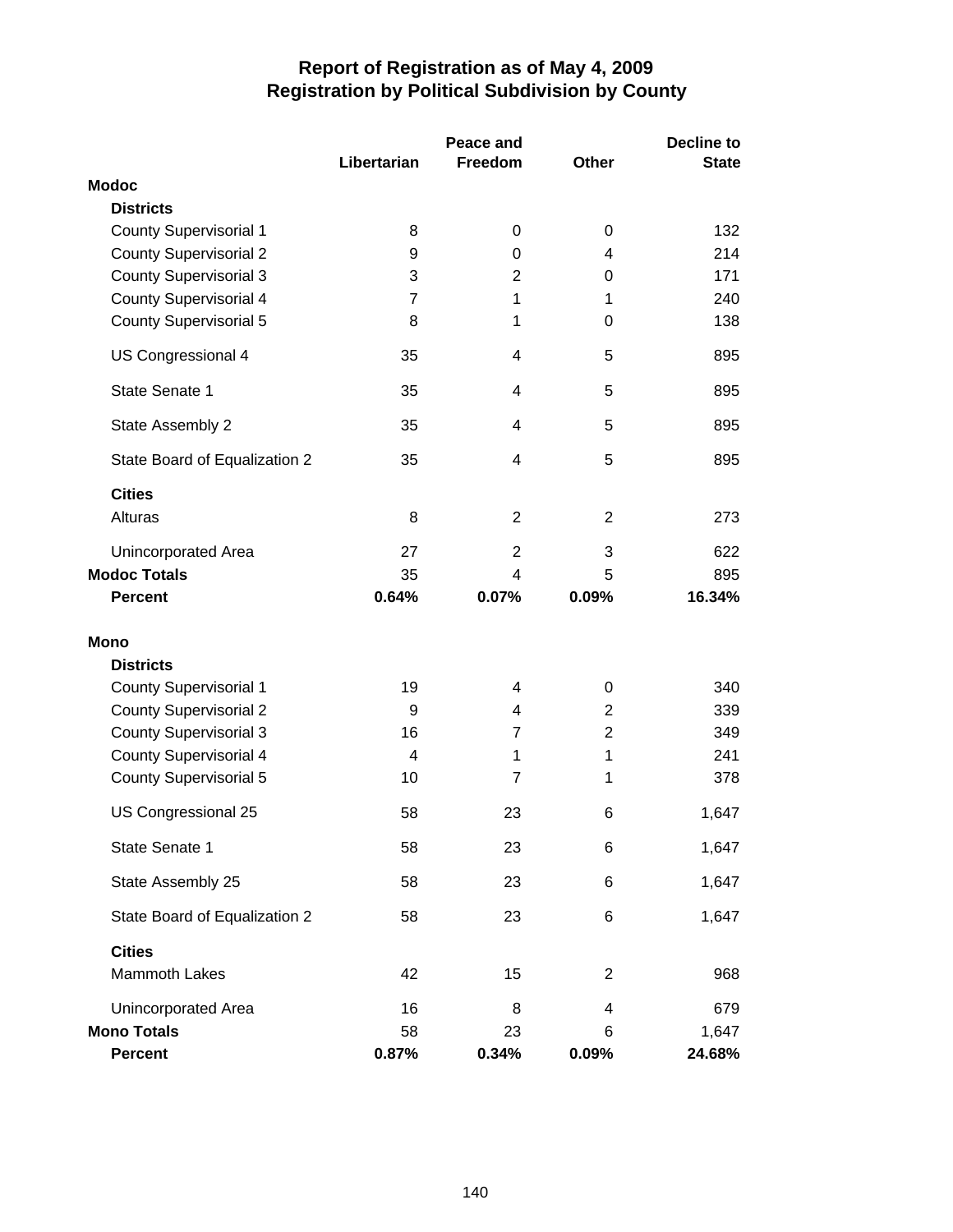# Report of Registration as of May 4, 2009
## Registration by Political Subdivision by County

| | Libertarian | Peace and Freedom | Other | Decline to State |
|---|---|---|---|---|
| **Modoc** | | | | |
| **Districts** | | | | |
| County Supervisorial 1 | 8 | 0 | 0 | 132 |
| County Supervisorial 2 | 9 | 0 | 4 | 214 |
| County Supervisorial 3 | 3 | 2 | 0 | 171 |
| County Supervisorial 4 | 7 | 1 | 1 | 240 |
| County Supervisorial 5 | 8 | 1 | 0 | 138 |
| US Congressional 4 | 35 | 4 | 5 | 895 |
| State Senate 1 | 35 | 4 | 5 | 895 |
| State Assembly 2 | 35 | 4 | 5 | 895 |
| State Board of Equalization 2 | 35 | 4 | 5 | 895 |
| **Cities** | | | | |
| Alturas | 8 | 2 | 2 | 273 |
| Unincorporated Area | 27 | 2 | 3 | 622 |
| **Modoc Totals** | 35 | 4 | 5 | 895 |
| **Percent** | **0.64%** | **0.07%** | **0.09%** | **16.34%** |
| **Mono** | | | | |
| **Districts** | | | | |
| County Supervisorial 1 | 19 | 4 | 0 | 340 |
| County Supervisorial 2 | 9 | 4 | 2 | 339 |
| County Supervisorial 3 | 16 | 7 | 2 | 349 |
| County Supervisorial 4 | 4 | 1 | 1 | 241 |
| County Supervisorial 5 | 10 | 7 | 1 | 378 |
| US Congressional 25 | 58 | 23 | 6 | 1,647 |
| State Senate 1 | 58 | 23 | 6 | 1,647 |
| State Assembly 25 | 58 | 23 | 6 | 1,647 |
| State Board of Equalization 2 | 58 | 23 | 6 | 1,647 |
| **Cities** | | | | |
| Mammoth Lakes | 42 | 15 | 2 | 968 |
| Unincorporated Area | 16 | 8 | 4 | 679 |
| **Mono Totals** | 58 | 23 | 6 | 1,647 |
| **Percent** | **0.87%** | **0.34%** | **0.09%** | **24.68%** |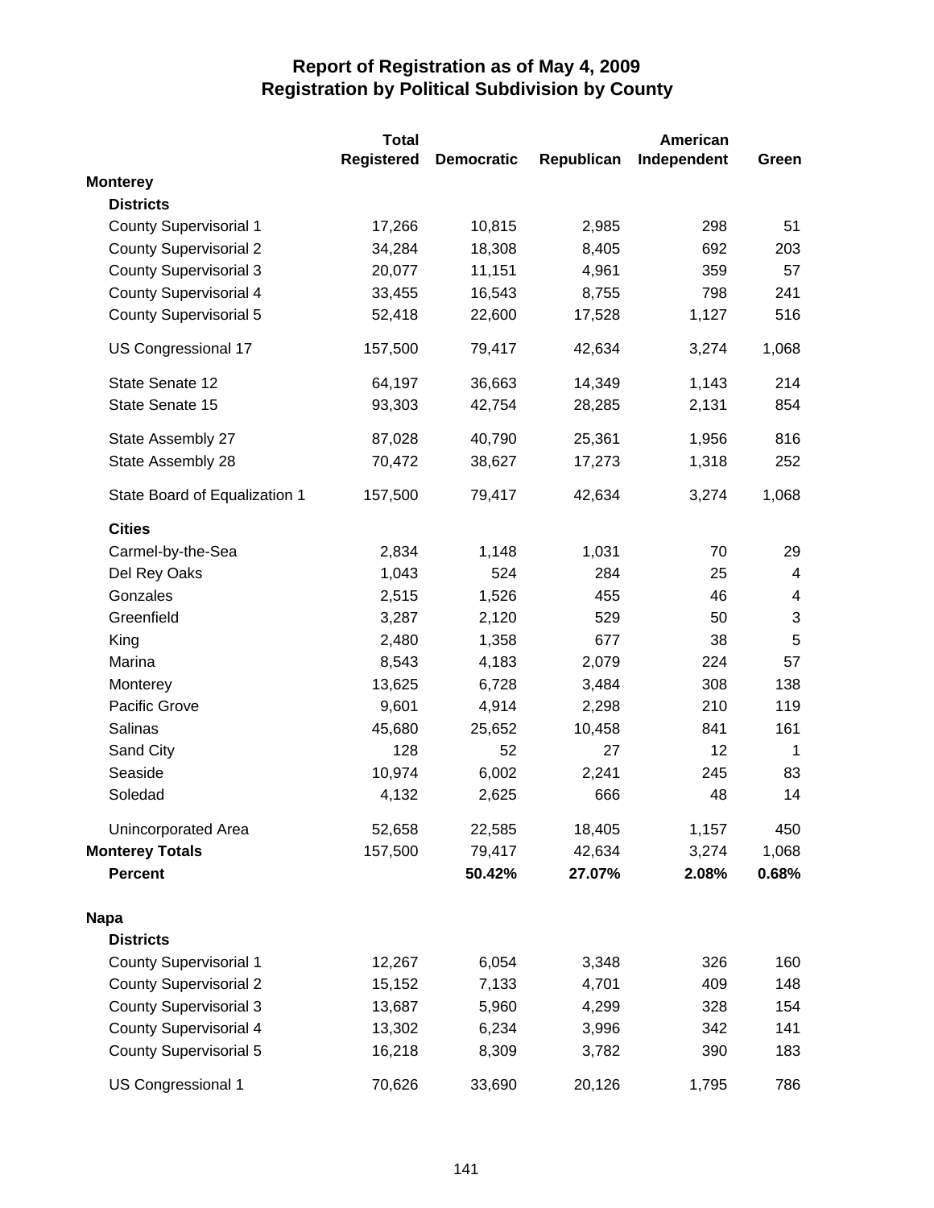# Report of Registration as of May 4, 2009
## Registration by Political Subdivision by County

| | Total Registered | Democratic | Republican | American Independent | Green |
|---|---|---|---|---|---|
| **Monterey** | | | | | |
| **Districts** | | | | | |
| County Supervisorial 1 | 17,266 | 10,815 | 2,985 | 298 | 51 |
| County Supervisorial 2 | 34,284 | 18,308 | 8,405 | 692 | 203 |
| County Supervisorial 3 | 20,077 | 11,151 | 4,961 | 359 | 57 |
| County Supervisorial 4 | 33,455 | 16,543 | 8,755 | 798 | 241 |
| County Supervisorial 5 | 52,418 | 22,600 | 17,528 | 1,127 | 516 |
| US Congressional 17 | 157,500 | 79,417 | 42,634 | 3,274 | 1,068 |
| State Senate 12 | 64,197 | 36,663 | 14,349 | 1,143 | 214 |
| State Senate 15 | 93,303 | 42,754 | 28,285 | 2,131 | 854 |
| State Assembly 27 | 87,028 | 40,790 | 25,361 | 1,956 | 816 |
| State Assembly 28 | 70,472 | 38,627 | 17,273 | 1,318 | 252 |
| State Board of Equalization 1 | 157,500 | 79,417 | 42,634 | 3,274 | 1,068 |
| **Cities** | | | | | |
| Carmel-by-the-Sea | 2,834 | 1,148 | 1,031 | 70 | 29 |
| Del Rey Oaks | 1,043 | 524 | 284 | 25 | 4 |
| Gonzales | 2,515 | 1,526 | 455 | 46 | 4 |
| Greenfield | 3,287 | 2,120 | 529 | 50 | 3 |
| King | 2,480 | 1,358 | 677 | 38 | 5 |
| Marina | 8,543 | 4,183 | 2,079 | 224 | 57 |
| Monterey | 13,625 | 6,728 | 3,484 | 308 | 138 |
| Pacific Grove | 9,601 | 4,914 | 2,298 | 210 | 119 |
| Salinas | 45,680 | 25,652 | 10,458 | 841 | 161 |
| Sand City | 128 | 52 | 27 | 12 | 1 |
| Seaside | 10,974 | 6,002 | 2,241 | 245 | 83 |
| Soledad | 4,132 | 2,625 | 666 | 48 | 14 |
| Unincorporated Area | 52,658 | 22,585 | 18,405 | 1,157 | 450 |
| **Monterey Totals** | 157,500 | 79,417 | 42,634 | 3,274 | 1,068 |
| **Percent** | | **50.42%** | **27.07%** | **2.08%** | **0.68%** |
| **Napa** | | | | | |
| **Districts** | | | | | |
| County Supervisorial 1 | 12,267 | 6,054 | 3,348 | 326 | 160 |
| County Supervisorial 2 | 15,152 | 7,133 | 4,701 | 409 | 148 |
| County Supervisorial 3 | 13,687 | 5,960 | 4,299 | 328 | 154 |
| County Supervisorial 4 | 13,302 | 6,234 | 3,996 | 342 | 141 |
| County Supervisorial 5 | 16,218 | 8,309 | 3,782 | 390 | 183 |
| US Congressional 1 | 70,626 | 33,690 | 20,126 | 1,795 | 786 |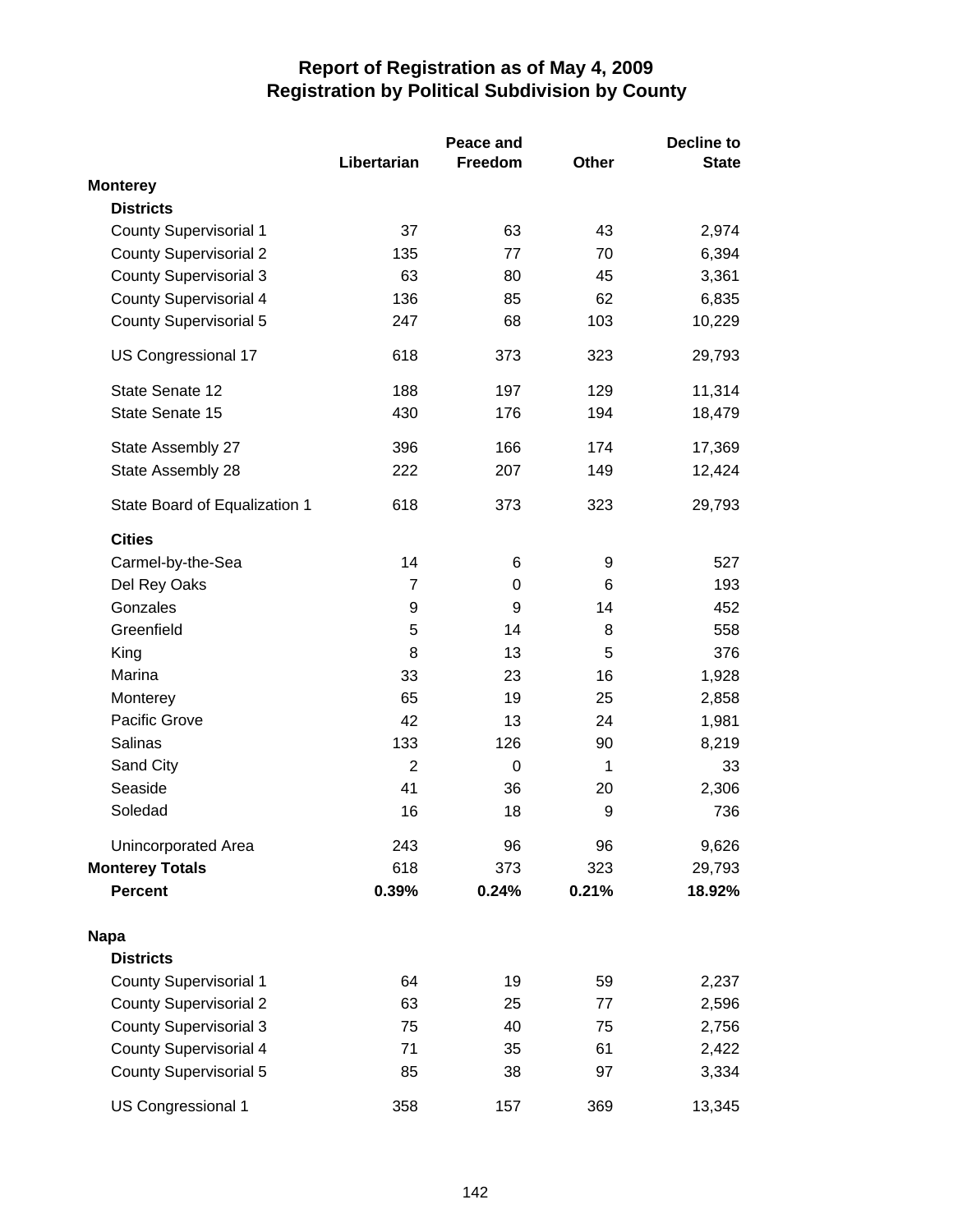# Report of Registration as of May 4, 2009
## Registration by Political Subdivision by County

| | Libertarian | Peace and Freedom | Other | Decline to State |
|---|---|---|---|---|
| **Monterey** | | | | |
| **Districts** | | | | |
| County Supervisorial 1 | 37 | 63 | 43 | 2,974 |
| County Supervisorial 2 | 135 | 77 | 70 | 6,394 |
| County Supervisorial 3 | 63 | 80 | 45 | 3,361 |
| County Supervisorial 4 | 136 | 85 | 62 | 6,835 |
| County Supervisorial 5 | 247 | 68 | 103 | 10,229 |
| US Congressional 17 | 618 | 373 | 323 | 29,793 |
| State Senate 12 | 188 | 197 | 129 | 11,314 |
| State Senate 15 | 430 | 176 | 194 | 18,479 |
| State Assembly 27 | 396 | 166 | 174 | 17,369 |
| State Assembly 28 | 222 | 207 | 149 | 12,424 |
| State Board of Equalization 1 | 618 | 373 | 323 | 29,793 |
| **Cities** | | | | |
| Carmel-by-the-Sea | 14 | 6 | 9 | 527 |
| Del Rey Oaks | 7 | 0 | 6 | 193 |
| Gonzales | 9 | 9 | 14 | 452 |
| Greenfield | 5 | 14 | 8 | 558 |
| King | 8 | 13 | 5 | 376 |
| Marina | 33 | 23 | 16 | 1,928 |
| Monterey | 65 | 19 | 25 | 2,858 |
| Pacific Grove | 42 | 13 | 24 | 1,981 |
| Salinas | 133 | 126 | 90 | 8,219 |
| Sand City | 2 | 0 | 1 | 33 |
| Seaside | 41 | 36 | 20 | 2,306 |
| Soledad | 16 | 18 | 9 | 736 |
| Unincorporated Area | 243 | 96 | 96 | 9,626 |
| **Monterey Totals** | 618 | 373 | 323 | 29,793 |
| **Percent** | **0.39%** | **0.24%** | **0.21%** | **18.92%** |
| **Napa** | | | | |
| **Districts** | | | | |
| County Supervisorial 1 | 64 | 19 | 59 | 2,237 |
| County Supervisorial 2 | 63 | 25 | 77 | 2,596 |
| County Supervisorial 3 | 75 | 40 | 75 | 2,756 |
| County Supervisorial 4 | 71 | 35 | 61 | 2,422 |
| County Supervisorial 5 | 85 | 38 | 97 | 3,334 |
| US Congressional 1 | 358 | 157 | 369 | 13,345 |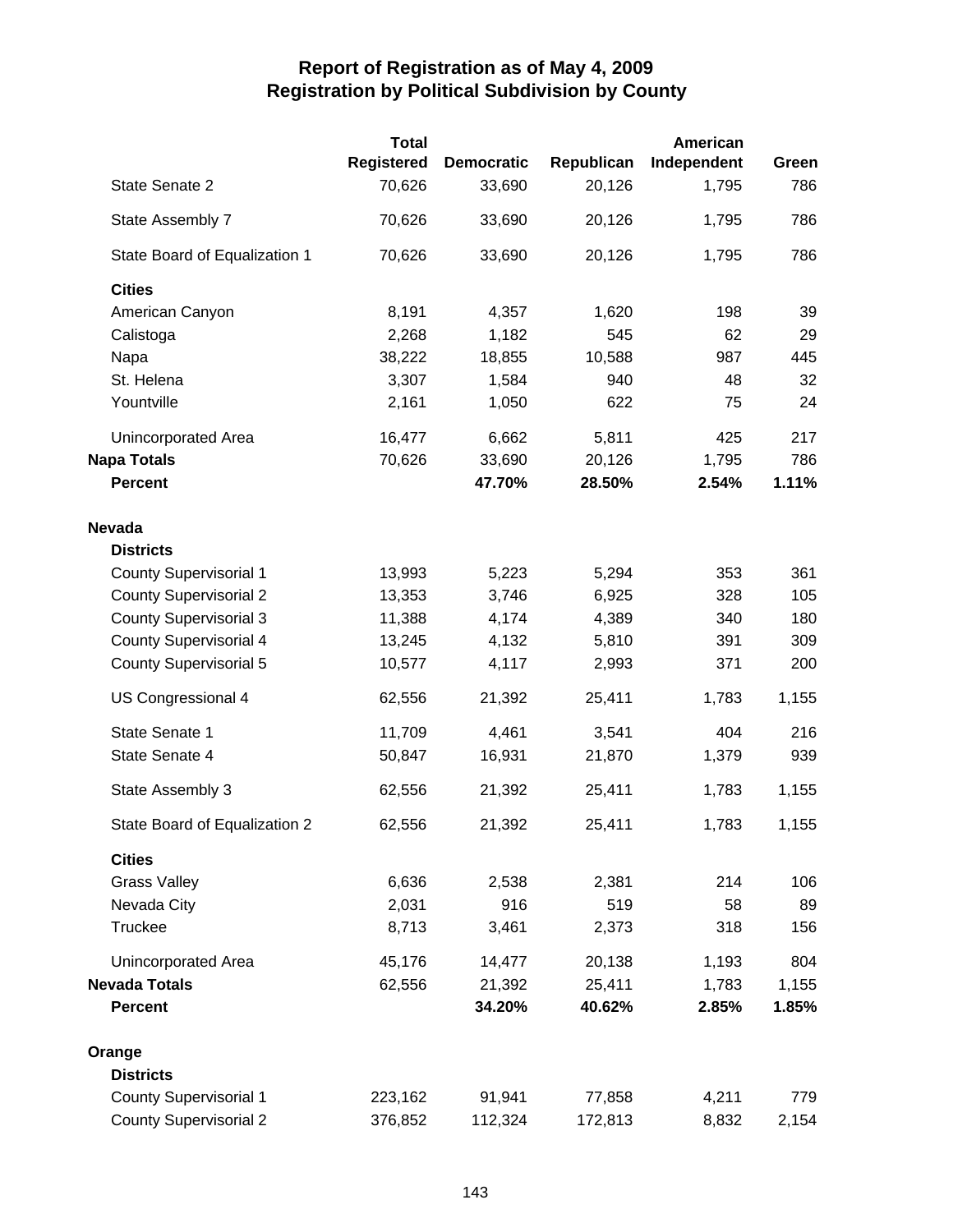# Report of Registration as of May 4, 2009
## Registration by Political Subdivision by County

| | Total Registered | Democratic | Republican | American Independent | Green |
|---|---|---|---|---|---|
| State Senate 2 | 70,626 | 33,690 | 20,126 | 1,795 | 786 |
| State Assembly 7 | 70,626 | 33,690 | 20,126 | 1,795 | 786 |
| State Board of Equalization 1 | 70,626 | 33,690 | 20,126 | 1,795 | 786 |
| **Cities** | | | | | |
| American Canyon | 8,191 | 4,357 | 1,620 | 198 | 39 |
| Calistoga | 2,268 | 1,182 | 545 | 62 | 29 |
| Napa | 38,222 | 18,855 | 10,588 | 987 | 445 |
| St. Helena | 3,307 | 1,584 | 940 | 48 | 32 |
| Yountville | 2,161 | 1,050 | 622 | 75 | 24 |
| Unincorporated Area | 16,477 | 6,662 | 5,811 | 425 | 217 |
| **Napa Totals** | 70,626 | 33,690 | 20,126 | 1,795 | 786 |
| **Percent** | | **47.70%** | **28.50%** | **2.54%** | **1.11%** |
| **Nevada** | | | | | |
| **Districts** | | | | | |
| County Supervisorial 1 | 13,993 | 5,223 | 5,294 | 353 | 361 |
| County Supervisorial 2 | 13,353 | 3,746 | 6,925 | 328 | 105 |
| County Supervisorial 3 | 11,388 | 4,174 | 4,389 | 340 | 180 |
| County Supervisorial 4 | 13,245 | 4,132 | 5,810 | 391 | 309 |
| County Supervisorial 5 | 10,577 | 4,117 | 2,993 | 371 | 200 |
| US Congressional 4 | 62,556 | 21,392 | 25,411 | 1,783 | 1,155 |
| State Senate 1 | 11,709 | 4,461 | 3,541 | 404 | 216 |
| State Senate 4 | 50,847 | 16,931 | 21,870 | 1,379 | 939 |
| State Assembly 3 | 62,556 | 21,392 | 25,411 | 1,783 | 1,155 |
| State Board of Equalization 2 | 62,556 | 21,392 | 25,411 | 1,783 | 1,155 |
| **Cities** | | | | | |
| Grass Valley | 6,636 | 2,538 | 2,381 | 214 | 106 |
| Nevada City | 2,031 | 916 | 519 | 58 | 89 |
| Truckee | 8,713 | 3,461 | 2,373 | 318 | 156 |
| Unincorporated Area | 45,176 | 14,477 | 20,138 | 1,193 | 804 |
| **Nevada Totals** | 62,556 | 21,392 | 25,411 | 1,783 | 1,155 |
| **Percent** | | **34.20%** | **40.62%** | **2.85%** | **1.85%** |
| **Orange** | | | | | |
| **Districts** | | | | | |
| County Supervisorial 1 | 223,162 | 91,941 | 77,858 | 4,211 | 779 |
| County Supervisorial 2 | 376,852 | 112,324 | 172,813 | 8,832 | 2,154 |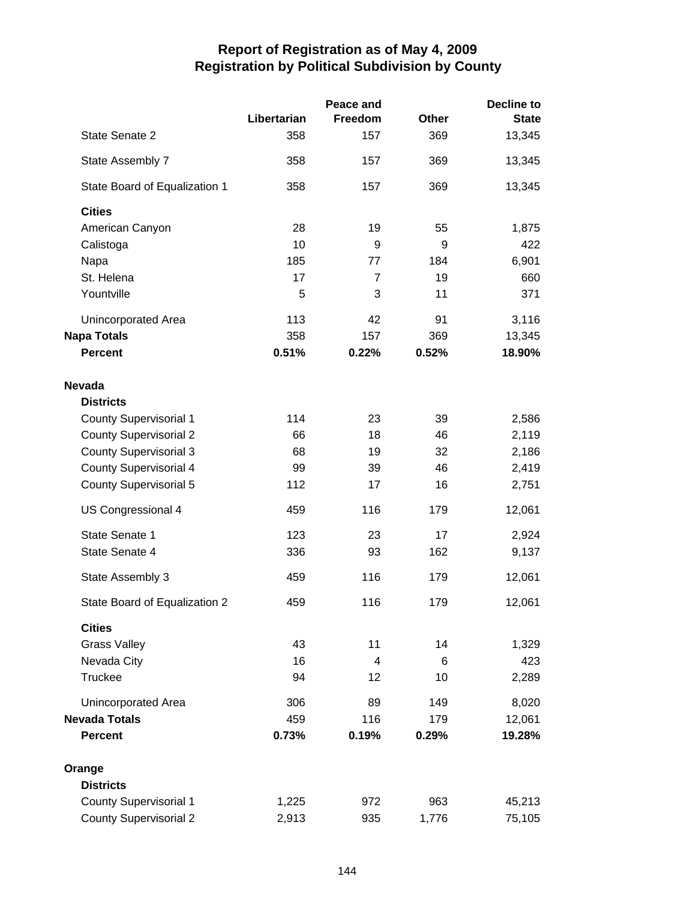# Report of Registration as of May 4, 2009
## Registration by Political Subdivision by County

| | Libertarian | Peace and Freedom | Other | Decline to State |
|---|---|---|---|---|
| State Senate 2 | 358 | 157 | 369 | 13,345 |
| State Assembly 7 | 358 | 157 | 369 | 13,345 |
| State Board of Equalization 1 | 358 | 157 | 369 | 13,345 |
| **Cities** | | | | |
| American Canyon | 28 | 19 | 55 | 1,875 |
| Calistoga | 10 | 9 | 9 | 422 |
| Napa | 185 | 77 | 184 | 6,901 |
| St. Helena | 17 | 7 | 19 | 660 |
| Yountville | 5 | 3 | 11 | 371 |
| Unincorporated Area | 113 | 42 | 91 | 3,116 |
| **Napa Totals** | 358 | 157 | 369 | 13,345 |
| **Percent** | **0.51%** | **0.22%** | **0.52%** | **18.90%** |
| **Nevada** | | | | |
| **Districts** | | | | |
| County Supervisorial 1 | 114 | 23 | 39 | 2,586 |
| County Supervisorial 2 | 66 | 18 | 46 | 2,119 |
| County Supervisorial 3 | 68 | 19 | 32 | 2,186 |
| County Supervisorial 4 | 99 | 39 | 46 | 2,419 |
| County Supervisorial 5 | 112 | 17 | 16 | 2,751 |
| US Congressional 4 | 459 | 116 | 179 | 12,061 |
| State Senate 1 | 123 | 23 | 17 | 2,924 |
| State Senate 4 | 336 | 93 | 162 | 9,137 |
| State Assembly 3 | 459 | 116 | 179 | 12,061 |
| State Board of Equalization 2 | 459 | 116 | 179 | 12,061 |
| **Cities** | | | | |
| Grass Valley | 43 | 11 | 14 | 1,329 |
| Nevada City | 16 | 4 | 6 | 423 |
| Truckee | 94 | 12 | 10 | 2,289 |
| Unincorporated Area | 306 | 89 | 149 | 8,020 |
| **Nevada Totals** | 459 | 116 | 179 | 12,061 |
| **Percent** | **0.73%** | **0.19%** | **0.29%** | **19.28%** |
| **Orange** | | | | |
| **Districts** | | | | |
| County Supervisorial 1 | 1,225 | 972 | 963 | 45,213 |
| County Supervisorial 2 | 2,913 | 935 | 1,776 | 75,105 |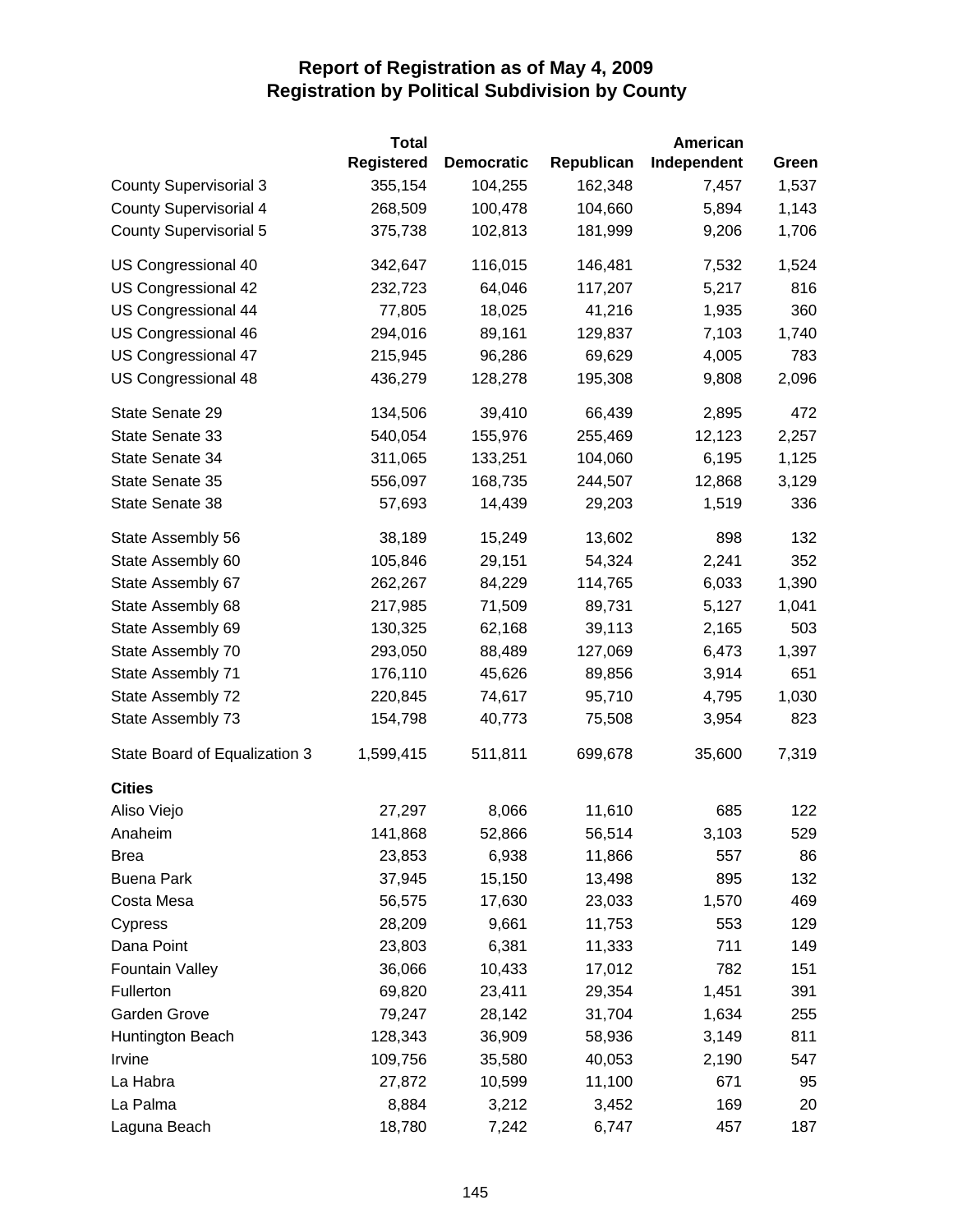# Report of Registration as of May 4, 2009
## Registration by Political Subdivision by County

| | Total Registered | Democratic | Republican | American Independent | Green |
|---|---|---|---|---|---|
| County Supervisorial 3 | 355,154 | 104,255 | 162,348 | 7,457 | 1,537 |
| County Supervisorial 4 | 268,509 | 100,478 | 104,660 | 5,894 | 1,143 |
| County Supervisorial 5 | 375,738 | 102,813 | 181,999 | 9,206 | 1,706 |
| US Congressional 40 | 342,647 | 116,015 | 146,481 | 7,532 | 1,524 |
| US Congressional 42 | 232,723 | 64,046 | 117,207 | 5,217 | 816 |
| US Congressional 44 | 77,805 | 18,025 | 41,216 | 1,935 | 360 |
| US Congressional 46 | 294,016 | 89,161 | 129,837 | 7,103 | 1,740 |
| US Congressional 47 | 215,945 | 96,286 | 69,629 | 4,005 | 783 |
| US Congressional 48 | 436,279 | 128,278 | 195,308 | 9,808 | 2,096 |
| State Senate 29 | 134,506 | 39,410 | 66,439 | 2,895 | 472 |
| State Senate 33 | 540,054 | 155,976 | 255,469 | 12,123 | 2,257 |
| State Senate 34 | 311,065 | 133,251 | 104,060 | 6,195 | 1,125 |
| State Senate 35 | 556,097 | 168,735 | 244,507 | 12,868 | 3,129 |
| State Senate 38 | 57,693 | 14,439 | 29,203 | 1,519 | 336 |
| State Assembly 56 | 38,189 | 15,249 | 13,602 | 898 | 132 |
| State Assembly 60 | 105,846 | 29,151 | 54,324 | 2,241 | 352 |
| State Assembly 67 | 262,267 | 84,229 | 114,765 | 6,033 | 1,390 |
| State Assembly 68 | 217,985 | 71,509 | 89,731 | 5,127 | 1,041 |
| State Assembly 69 | 130,325 | 62,168 | 39,113 | 2,165 | 503 |
| State Assembly 70 | 293,050 | 88,489 | 127,069 | 6,473 | 1,397 |
| State Assembly 71 | 176,110 | 45,626 | 89,856 | 3,914 | 651 |
| State Assembly 72 | 220,845 | 74,617 | 95,710 | 4,795 | 1,030 |
| State Assembly 73 | 154,798 | 40,773 | 75,508 | 3,954 | 823 |
| State Board of Equalization 3 | 1,599,415 | 511,811 | 699,678 | 35,600 | 7,319 |
| **Cities** | | | | | |
| Aliso Viejo | 27,297 | 8,066 | 11,610 | 685 | 122 |
| Anaheim | 141,868 | 52,866 | 56,514 | 3,103 | 529 |
| Brea | 23,853 | 6,938 | 11,866 | 557 | 86 |
| Buena Park | 37,945 | 15,150 | 13,498 | 895 | 132 |
| Costa Mesa | 56,575 | 17,630 | 23,033 | 1,570 | 469 |
| Cypress | 28,209 | 9,661 | 11,753 | 553 | 129 |
| Dana Point | 23,803 | 6,381 | 11,333 | 711 | 149 |
| Fountain Valley | 36,066 | 10,433 | 17,012 | 782 | 151 |
| Fullerton | 69,820 | 23,411 | 29,354 | 1,451 | 391 |
| Garden Grove | 79,247 | 28,142 | 31,704 | 1,634 | 255 |
| Huntington Beach | 128,343 | 36,909 | 58,936 | 3,149 | 811 |
| Irvine | 109,756 | 35,580 | 40,053 | 2,190 | 547 |
| La Habra | 27,872 | 10,599 | 11,100 | 671 | 95 |
| La Palma | 8,884 | 3,212 | 3,452 | 169 | 20 |
| Laguna Beach | 18,780 | 7,242 | 6,747 | 457 | 187 |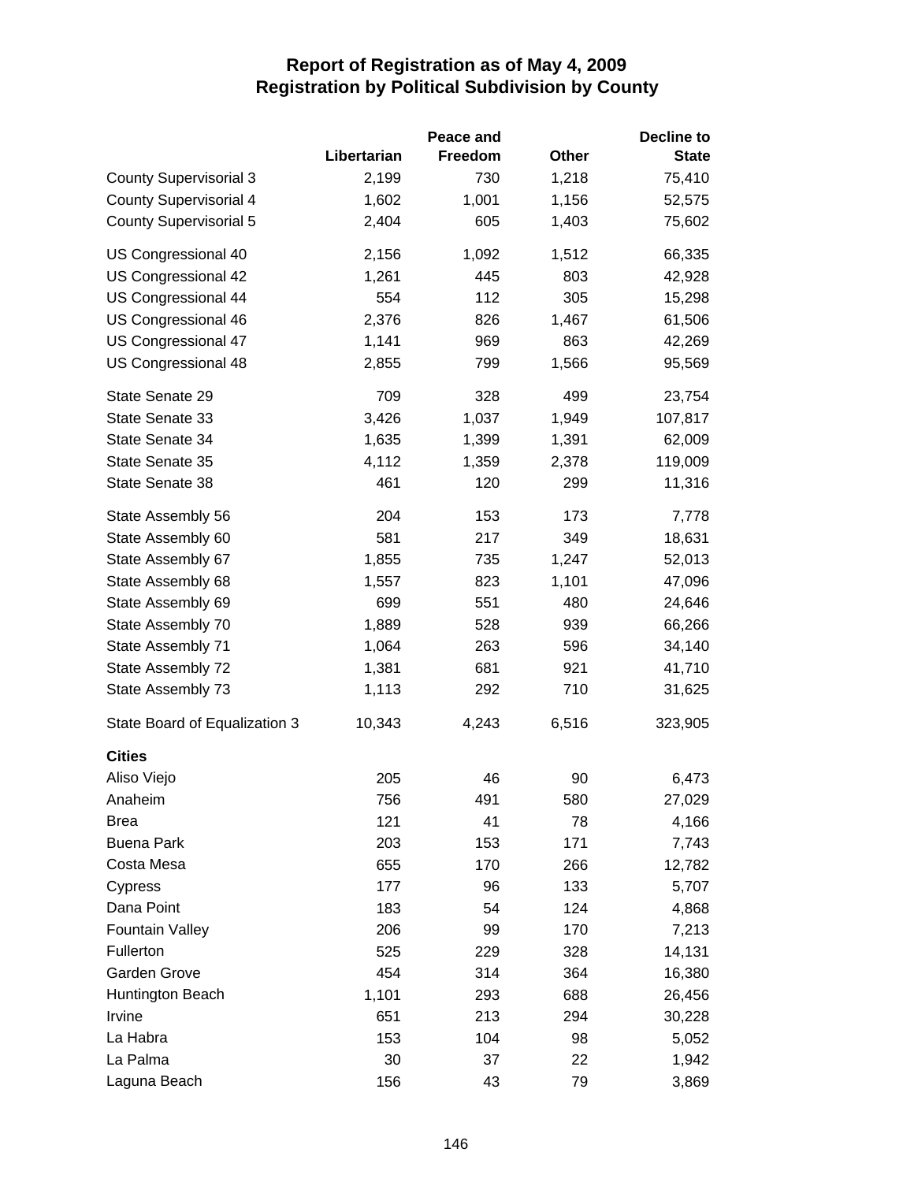# Report of Registration as of May 4, 2009
## Registration by Political Subdivision by County

| | Libertarian | Peace and Freedom | Other | Decline to State |
|---|---|---|---|---|
| County Supervisorial 3 | 2,199 | 730 | 1,218 | 75,410 |
| County Supervisorial 4 | 1,602 | 1,001 | 1,156 | 52,575 |
| County Supervisorial 5 | 2,404 | 605 | 1,403 | 75,602 |
| US Congressional 40 | 2,156 | 1,092 | 1,512 | 66,335 |
| US Congressional 42 | 1,261 | 445 | 803 | 42,928 |
| US Congressional 44 | 554 | 112 | 305 | 15,298 |
| US Congressional 46 | 2,376 | 826 | 1,467 | 61,506 |
| US Congressional 47 | 1,141 | 969 | 863 | 42,269 |
| US Congressional 48 | 2,855 | 799 | 1,566 | 95,569 |
| State Senate 29 | 709 | 328 | 499 | 23,754 |
| State Senate 33 | 3,426 | 1,037 | 1,949 | 107,817 |
| State Senate 34 | 1,635 | 1,399 | 1,391 | 62,009 |
| State Senate 35 | 4,112 | 1,359 | 2,378 | 119,009 |
| State Senate 38 | 461 | 120 | 299 | 11,316 |
| State Assembly 56 | 204 | 153 | 173 | 7,778 |
| State Assembly 60 | 581 | 217 | 349 | 18,631 |
| State Assembly 67 | 1,855 | 735 | 1,247 | 52,013 |
| State Assembly 68 | 1,557 | 823 | 1,101 | 47,096 |
| State Assembly 69 | 699 | 551 | 480 | 24,646 |
| State Assembly 70 | 1,889 | 528 | 939 | 66,266 |
| State Assembly 71 | 1,064 | 263 | 596 | 34,140 |
| State Assembly 72 | 1,381 | 681 | 921 | 41,710 |
| State Assembly 73 | 1,113 | 292 | 710 | 31,625 |
| State Board of Equalization 3 | 10,343 | 4,243 | 6,516 | 323,905 |
| **Cities** | | | | |
| Aliso Viejo | 205 | 46 | 90 | 6,473 |
| Anaheim | 756 | 491 | 580 | 27,029 |
| Brea | 121 | 41 | 78 | 4,166 |
| Buena Park | 203 | 153 | 171 | 7,743 |
| Costa Mesa | 655 | 170 | 266 | 12,782 |
| Cypress | 177 | 96 | 133 | 5,707 |
| Dana Point | 183 | 54 | 124 | 4,868 |
| Fountain Valley | 206 | 99 | 170 | 7,213 |
| Fullerton | 525 | 229 | 328 | 14,131 |
| Garden Grove | 454 | 314 | 364 | 16,380 |
| Huntington Beach | 1,101 | 293 | 688 | 26,456 |
| Irvine | 651 | 213 | 294 | 30,228 |
| La Habra | 153 | 104 | 98 | 5,052 |
| La Palma | 30 | 37 | 22 | 1,942 |
| Laguna Beach | 156 | 43 | 79 | 3,869 |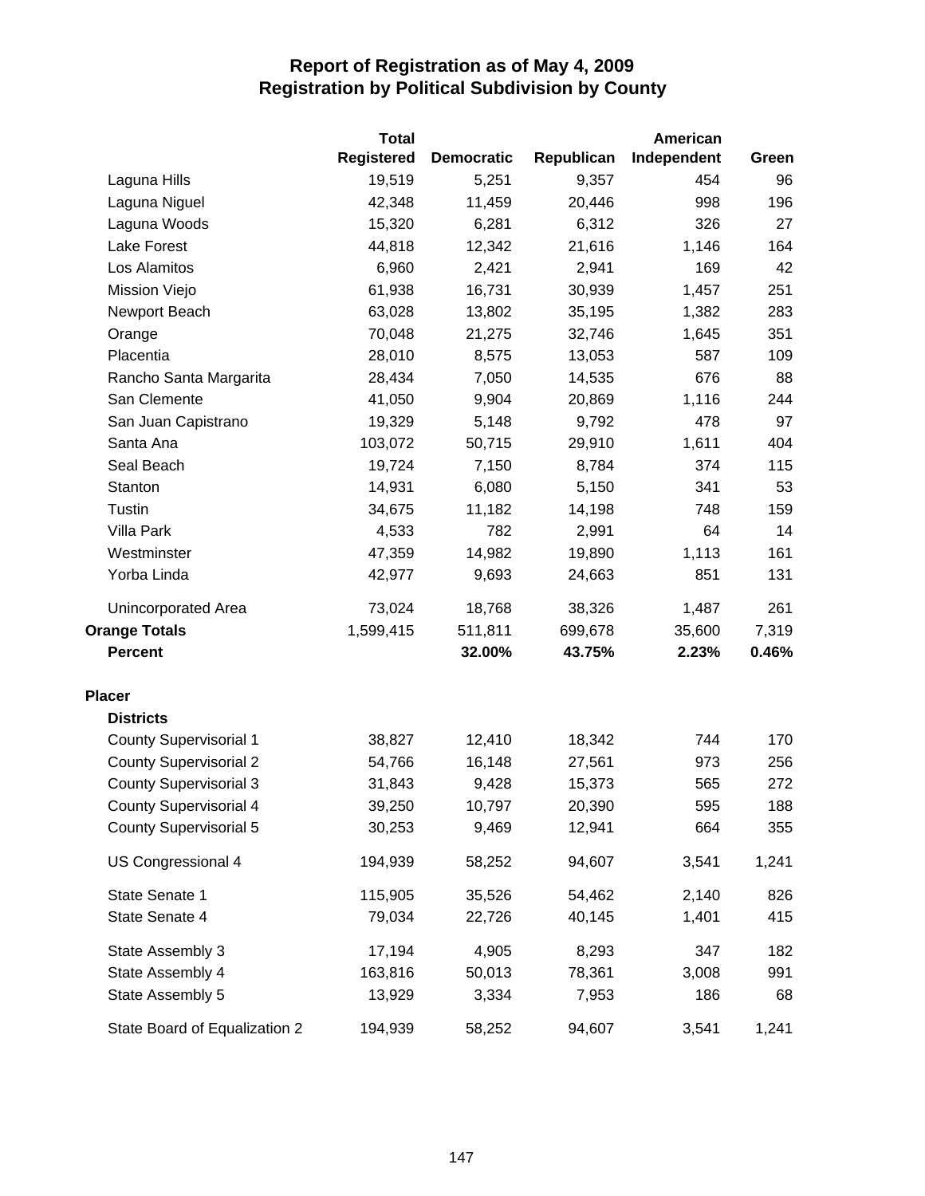# Report of Registration as of May 4, 2009
## Registration by Political Subdivision by County

| | Total Registered | Democratic | Republican | American Independent | Green |
|---|---|---|---|---|---|
| Laguna Hills | 19,519 | 5,251 | 9,357 | 454 | 96 |
| Laguna Niguel | 42,348 | 11,459 | 20,446 | 998 | 196 |
| Laguna Woods | 15,320 | 6,281 | 6,312 | 326 | 27 |
| Lake Forest | 44,818 | 12,342 | 21,616 | 1,146 | 164 |
| Los Alamitos | 6,960 | 2,421 | 2,941 | 169 | 42 |
| Mission Viejo | 61,938 | 16,731 | 30,939 | 1,457 | 251 |
| Newport Beach | 63,028 | 13,802 | 35,195 | 1,382 | 283 |
| Orange | 70,048 | 21,275 | 32,746 | 1,645 | 351 |
| Placentia | 28,010 | 8,575 | 13,053 | 587 | 109 |
| Rancho Santa Margarita | 28,434 | 7,050 | 14,535 | 676 | 88 |
| San Clemente | 41,050 | 9,904 | 20,869 | 1,116 | 244 |
| San Juan Capistrano | 19,329 | 5,148 | 9,792 | 478 | 97 |
| Santa Ana | 103,072 | 50,715 | 29,910 | 1,611 | 404 |
| Seal Beach | 19,724 | 7,150 | 8,784 | 374 | 115 |
| Stanton | 14,931 | 6,080 | 5,150 | 341 | 53 |
| Tustin | 34,675 | 11,182 | 14,198 | 748 | 159 |
| Villa Park | 4,533 | 782 | 2,991 | 64 | 14 |
| Westminster | 47,359 | 14,982 | 19,890 | 1,113 | 161 |
| Yorba Linda | 42,977 | 9,693 | 24,663 | 851 | 131 |
| Unincorporated Area | 73,024 | 18,768 | 38,326 | 1,487 | 261 |
| **Orange Totals** | 1,599,415 | 511,811 | 699,678 | 35,600 | 7,319 |
| **Percent** | | **32.00%** | **43.75%** | **2.23%** | **0.46%** |
| **Placer** | | | | | |
| **Districts** | | | | | |
| County Supervisorial 1 | 38,827 | 12,410 | 18,342 | 744 | 170 |
| County Supervisorial 2 | 54,766 | 16,148 | 27,561 | 973 | 256 |
| County Supervisorial 3 | 31,843 | 9,428 | 15,373 | 565 | 272 |
| County Supervisorial 4 | 39,250 | 10,797 | 20,390 | 595 | 188 |
| County Supervisorial 5 | 30,253 | 9,469 | 12,941 | 664 | 355 |
| US Congressional 4 | 194,939 | 58,252 | 94,607 | 3,541 | 1,241 |
| State Senate 1 | 115,905 | 35,526 | 54,462 | 2,140 | 826 |
| State Senate 4 | 79,034 | 22,726 | 40,145 | 1,401 | 415 |
| State Assembly 3 | 17,194 | 4,905 | 8,293 | 347 | 182 |
| State Assembly 4 | 163,816 | 50,013 | 78,361 | 3,008 | 991 |
| State Assembly 5 | 13,929 | 3,334 | 7,953 | 186 | 68 |
| State Board of Equalization 2 | 194,939 | 58,252 | 94,607 | 3,541 | 1,241 |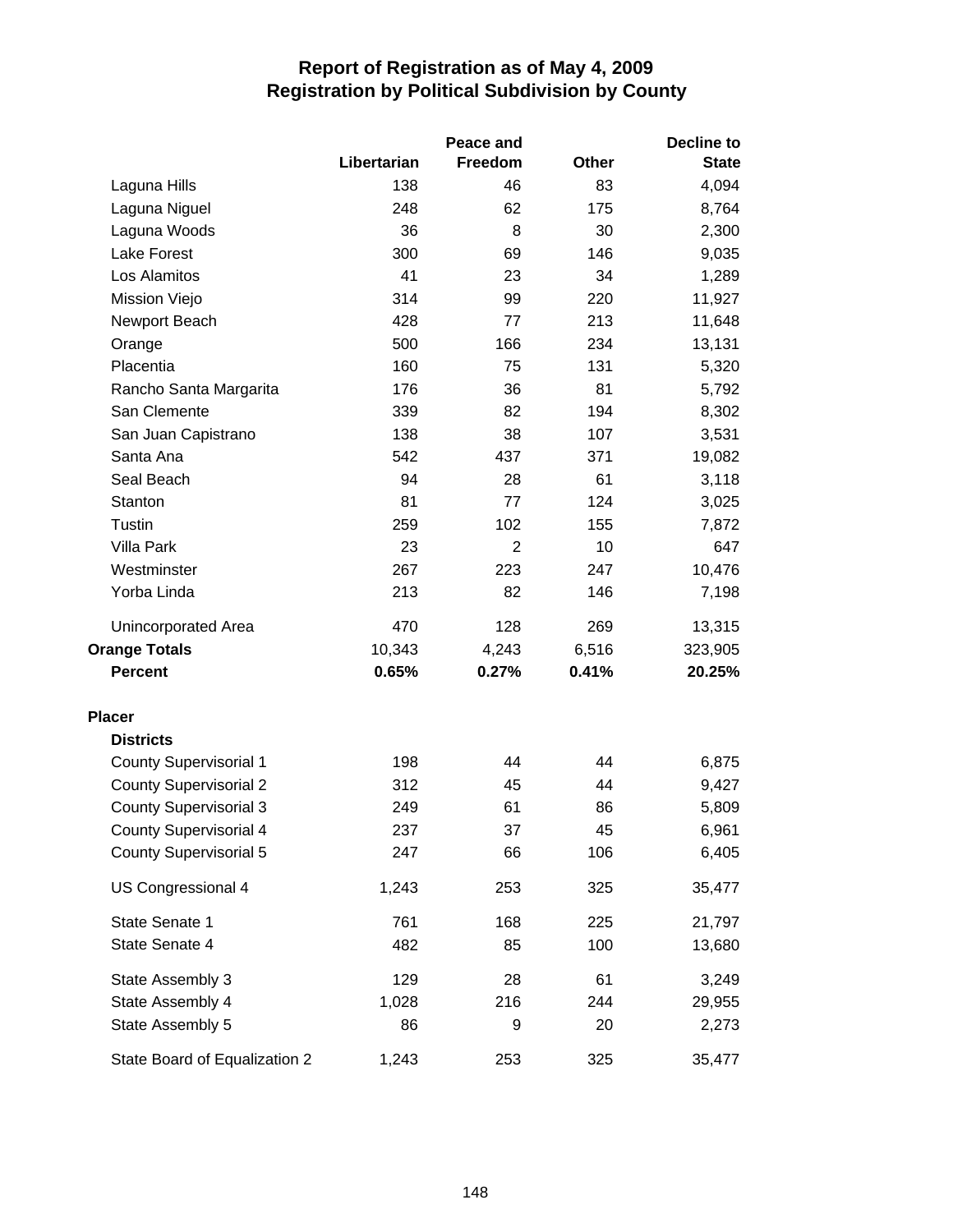# Report of Registration as of May 4, 2009
## Registration by Political Subdivision by County

| | Libertarian | Peace and Freedom | Other | Decline to State |
|---|---|---|---|---|
| Laguna Hills | 138 | 46 | 83 | 4,094 |
| Laguna Niguel | 248 | 62 | 175 | 8,764 |
| Laguna Woods | 36 | 8 | 30 | 2,300 |
| Lake Forest | 300 | 69 | 146 | 9,035 |
| Los Alamitos | 41 | 23 | 34 | 1,289 |
| Mission Viejo | 314 | 99 | 220 | 11,927 |
| Newport Beach | 428 | 77 | 213 | 11,648 |
| Orange | 500 | 166 | 234 | 13,131 |
| Placentia | 160 | 75 | 131 | 5,320 |
| Rancho Santa Margarita | 176 | 36 | 81 | 5,792 |
| San Clemente | 339 | 82 | 194 | 8,302 |
| San Juan Capistrano | 138 | 38 | 107 | 3,531 |
| Santa Ana | 542 | 437 | 371 | 19,082 |
| Seal Beach | 94 | 28 | 61 | 3,118 |
| Stanton | 81 | 77 | 124 | 3,025 |
| Tustin | 259 | 102 | 155 | 7,872 |
| Villa Park | 23 | 2 | 10 | 647 |
| Westminster | 267 | 223 | 247 | 10,476 |
| Yorba Linda | 213 | 82 | 146 | 7,198 |
| Unincorporated Area | 470 | 128 | 269 | 13,315 |
| **Orange Totals** | 10,343 | 4,243 | 6,516 | 323,905 |
| **Percent** | **0.65%** | **0.27%** | **0.41%** | **20.25%** |
| **Placer** | | | | |
| **Districts** | | | | |
| County Supervisorial 1 | 198 | 44 | 44 | 6,875 |
| County Supervisorial 2 | 312 | 45 | 44 | 9,427 |
| County Supervisorial 3 | 249 | 61 | 86 | 5,809 |
| County Supervisorial 4 | 237 | 37 | 45 | 6,961 |
| County Supervisorial 5 | 247 | 66 | 106 | 6,405 |
| US Congressional 4 | 1,243 | 253 | 325 | 35,477 |
| State Senate 1 | 761 | 168 | 225 | 21,797 |
| State Senate 4 | 482 | 85 | 100 | 13,680 |
| State Assembly 3 | 129 | 28 | 61 | 3,249 |
| State Assembly 4 | 1,028 | 216 | 244 | 29,955 |
| State Assembly 5 | 86 | 9 | 20 | 2,273 |
| State Board of Equalization 2 | 1,243 | 253 | 325 | 35,477 |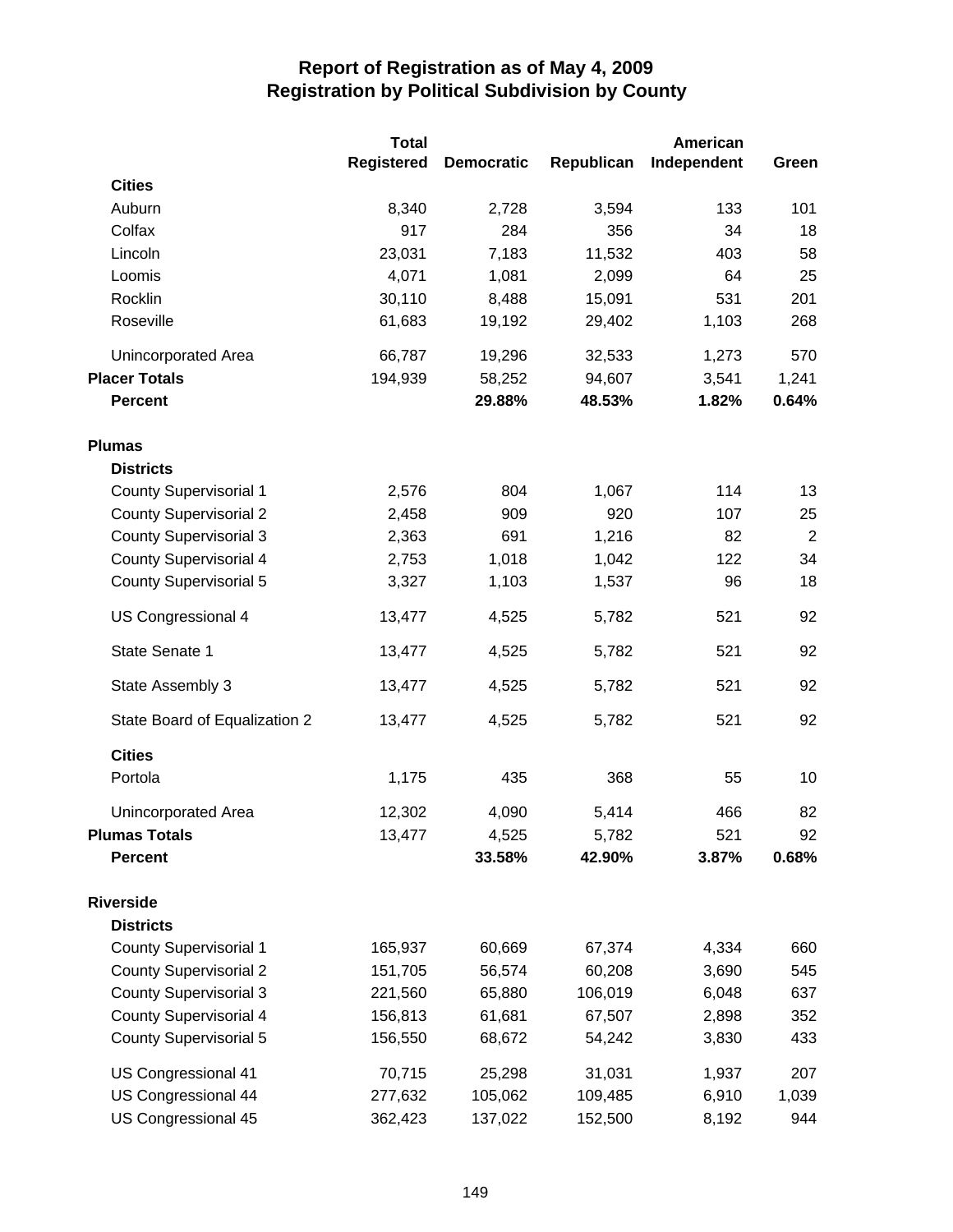# Report of Registration as of May 4, 2009
## Registration by Political Subdivision by County

| | Total Registered | Democratic | Republican | American Independent | Green |
|---|---|---|---|---|---|
| **Cities** | | | | | |
| Auburn | 8,340 | 2,728 | 3,594 | 133 | 101 |
| Colfax | 917 | 284 | 356 | 34 | 18 |
| Lincoln | 23,031 | 7,183 | 11,532 | 403 | 58 |
| Loomis | 4,071 | 1,081 | 2,099 | 64 | 25 |
| Rocklin | 30,110 | 8,488 | 15,091 | 531 | 201 |
| Roseville | 61,683 | 19,192 | 29,402 | 1,103 | 268 |
| Unincorporated Area | 66,787 | 19,296 | 32,533 | 1,273 | 570 |
| **Placer Totals** | 194,939 | 58,252 | 94,607 | 3,541 | 1,241 |
| **Percent** | | **29.88%** | **48.53%** | **1.82%** | **0.64%** |
| **Plumas** | | | | | |
| **Districts** | | | | | |
| County Supervisorial 1 | 2,576 | 804 | 1,067 | 114 | 13 |
| County Supervisorial 2 | 2,458 | 909 | 920 | 107 | 25 |
| County Supervisorial 3 | 2,363 | 691 | 1,216 | 82 | 2 |
| County Supervisorial 4 | 2,753 | 1,018 | 1,042 | 122 | 34 |
| County Supervisorial 5 | 3,327 | 1,103 | 1,537 | 96 | 18 |
| US Congressional 4 | 13,477 | 4,525 | 5,782 | 521 | 92 |
| State Senate 1 | 13,477 | 4,525 | 5,782 | 521 | 92 |
| State Assembly 3 | 13,477 | 4,525 | 5,782 | 521 | 92 |
| State Board of Equalization 2 | 13,477 | 4,525 | 5,782 | 521 | 92 |
| **Cities** | | | | | |
| Portola | 1,175 | 435 | 368 | 55 | 10 |
| Unincorporated Area | 12,302 | 4,090 | 5,414 | 466 | 82 |
| **Plumas Totals** | 13,477 | 4,525 | 5,782 | 521 | 92 |
| **Percent** | | **33.58%** | **42.90%** | **3.87%** | **0.68%** |
| **Riverside** | | | | | |
| **Districts** | | | | | |
| County Supervisorial 1 | 165,937 | 60,669 | 67,374 | 4,334 | 660 |
| County Supervisorial 2 | 151,705 | 56,574 | 60,208 | 3,690 | 545 |
| County Supervisorial 3 | 221,560 | 65,880 | 106,019 | 6,048 | 637 |
| County Supervisorial 4 | 156,813 | 61,681 | 67,507 | 2,898 | 352 |
| County Supervisorial 5 | 156,550 | 68,672 | 54,242 | 3,830 | 433 |
| US Congressional 41 | 70,715 | 25,298 | 31,031 | 1,937 | 207 |
| US Congressional 44 | 277,632 | 105,062 | 109,485 | 6,910 | 1,039 |
| US Congressional 45 | 362,423 | 137,022 | 152,500 | 8,192 | 944 |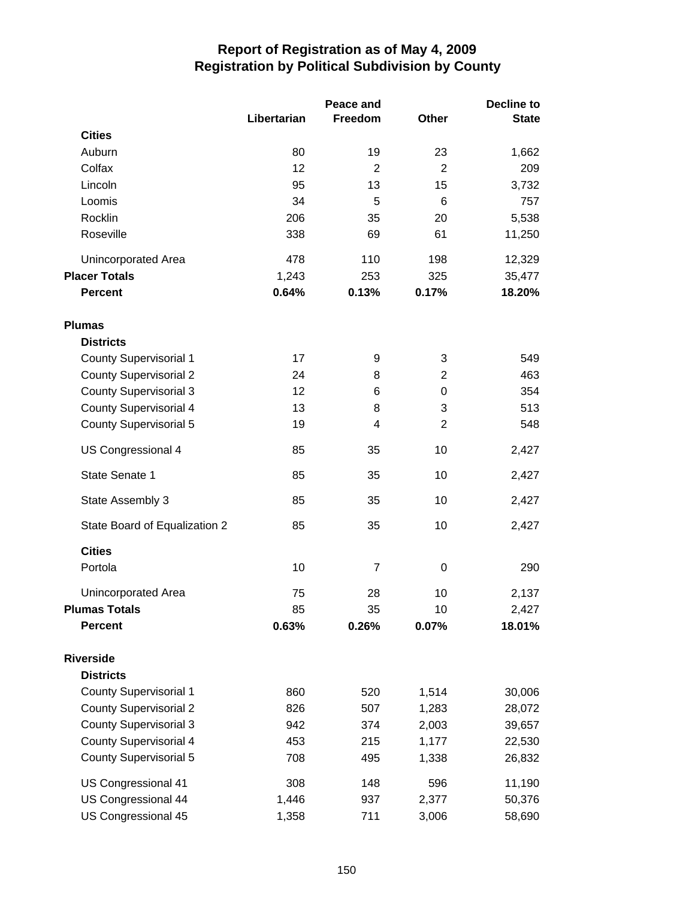# Report of Registration as of May 4, 2009
## Registration by Political Subdivision by County

| | Libertarian | Peace and Freedom | Other | Decline to State |
|---|---|---|---|---|
| **Cities** | | | | |
| Auburn | 80 | 19 | 23 | 1,662 |
| Colfax | 12 | 2 | 2 | 209 |
| Lincoln | 95 | 13 | 15 | 3,732 |
| Loomis | 34 | 5 | 6 | 757 |
| Rocklin | 206 | 35 | 20 | 5,538 |
| Roseville | 338 | 69 | 61 | 11,250 |
| Unincorporated Area | 478 | 110 | 198 | 12,329 |
| **Placer Totals** | 1,243 | 253 | 325 | 35,477 |
| **Percent** | **0.64%** | **0.13%** | **0.17%** | **18.20%** |
| **Plumas** | | | | |
| **Districts** | | | | |
| County Supervisorial 1 | 17 | 9 | 3 | 549 |
| County Supervisorial 2 | 24 | 8 | 2 | 463 |
| County Supervisorial 3 | 12 | 6 | 0 | 354 |
| County Supervisorial 4 | 13 | 8 | 3 | 513 |
| County Supervisorial 5 | 19 | 4 | 2 | 548 |
| US Congressional 4 | 85 | 35 | 10 | 2,427 |
| State Senate 1 | 85 | 35 | 10 | 2,427 |
| State Assembly 3 | 85 | 35 | 10 | 2,427 |
| State Board of Equalization 2 | 85 | 35 | 10 | 2,427 |
| **Cities** | | | | |
| Portola | 10 | 7 | 0 | 290 |
| Unincorporated Area | 75 | 28 | 10 | 2,137 |
| **Plumas Totals** | 85 | 35 | 10 | 2,427 |
| **Percent** | **0.63%** | **0.26%** | **0.07%** | **18.01%** |
| **Riverside** | | | | |
| **Districts** | | | | |
| County Supervisorial 1 | 860 | 520 | 1,514 | 30,006 |
| County Supervisorial 2 | 826 | 507 | 1,283 | 28,072 |
| County Supervisorial 3 | 942 | 374 | 2,003 | 39,657 |
| County Supervisorial 4 | 453 | 215 | 1,177 | 22,530 |
| County Supervisorial 5 | 708 | 495 | 1,338 | 26,832 |
| US Congressional 41 | 308 | 148 | 596 | 11,190 |
| US Congressional 44 | 1,446 | 937 | 2,377 | 50,376 |
| US Congressional 45 | 1,358 | 711 | 3,006 | 58,690 |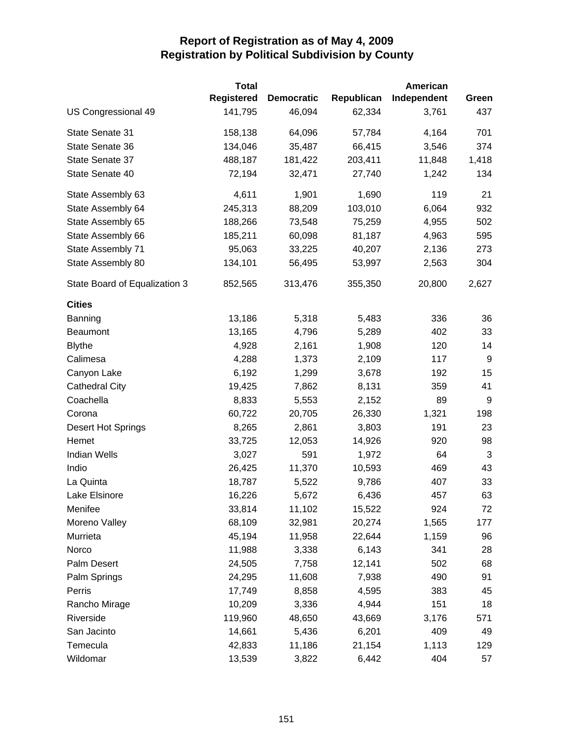# Report of Registration as of May 4, 2009
## Registration by Political Subdivision by County

| | Total Registered | Democratic | Republican | American Independent | Green |
|---|---|---|---|---|---|
| US Congressional 49 | 141,795 | 46,094 | 62,334 | 3,761 | 437 |
| State Senate 31 | 158,138 | 64,096 | 57,784 | 4,164 | 701 |
| State Senate 36 | 134,046 | 35,487 | 66,415 | 3,546 | 374 |
| State Senate 37 | 488,187 | 181,422 | 203,411 | 11,848 | 1,418 |
| State Senate 40 | 72,194 | 32,471 | 27,740 | 1,242 | 134 |
| State Assembly 63 | 4,611 | 1,901 | 1,690 | 119 | 21 |
| State Assembly 64 | 245,313 | 88,209 | 103,010 | 6,064 | 932 |
| State Assembly 65 | 188,266 | 73,548 | 75,259 | 4,955 | 502 |
| State Assembly 66 | 185,211 | 60,098 | 81,187 | 4,963 | 595 |
| State Assembly 71 | 95,063 | 33,225 | 40,207 | 2,136 | 273 |
| State Assembly 80 | 134,101 | 56,495 | 53,997 | 2,563 | 304 |
| State Board of Equalization 3 | 852,565 | 313,476 | 355,350 | 20,800 | 2,627 |
| **Cities** | | | | | |
| Banning | 13,186 | 5,318 | 5,483 | 336 | 36 |
| Beaumont | 13,165 | 4,796 | 5,289 | 402 | 33 |
| Blythe | 4,928 | 2,161 | 1,908 | 120 | 14 |
| Calimesa | 4,288 | 1,373 | 2,109 | 117 | 9 |
| Canyon Lake | 6,192 | 1,299 | 3,678 | 192 | 15 |
| Cathedral City | 19,425 | 7,862 | 8,131 | 359 | 41 |
| Coachella | 8,833 | 5,553 | 2,152 | 89 | 9 |
| Corona | 60,722 | 20,705 | 26,330 | 1,321 | 198 |
| Desert Hot Springs | 8,265 | 2,861 | 3,803 | 191 | 23 |
| Hemet | 33,725 | 12,053 | 14,926 | 920 | 98 |
| Indian Wells | 3,027 | 591 | 1,972 | 64 | 3 |
| Indio | 26,425 | 11,370 | 10,593 | 469 | 43 |
| La Quinta | 18,787 | 5,522 | 9,786 | 407 | 33 |
| Lake Elsinore | 16,226 | 5,672 | 6,436 | 457 | 63 |
| Menifee | 33,814 | 11,102 | 15,522 | 924 | 72 |
| Moreno Valley | 68,109 | 32,981 | 20,274 | 1,565 | 177 |
| Murrieta | 45,194 | 11,958 | 22,644 | 1,159 | 96 |
| Norco | 11,988 | 3,338 | 6,143 | 341 | 28 |
| Palm Desert | 24,505 | 7,758 | 12,141 | 502 | 68 |
| Palm Springs | 24,295 | 11,608 | 7,938 | 490 | 91 |
| Perris | 17,749 | 8,858 | 4,595 | 383 | 45 |
| Rancho Mirage | 10,209 | 3,336 | 4,944 | 151 | 18 |
| Riverside | 119,960 | 48,650 | 43,669 | 3,176 | 571 |
| San Jacinto | 14,661 | 5,436 | 6,201 | 409 | 49 |
| Temecula | 42,833 | 11,186 | 21,154 | 1,113 | 129 |
| Wildomar | 13,539 | 3,822 | 6,442 | 404 | 57 |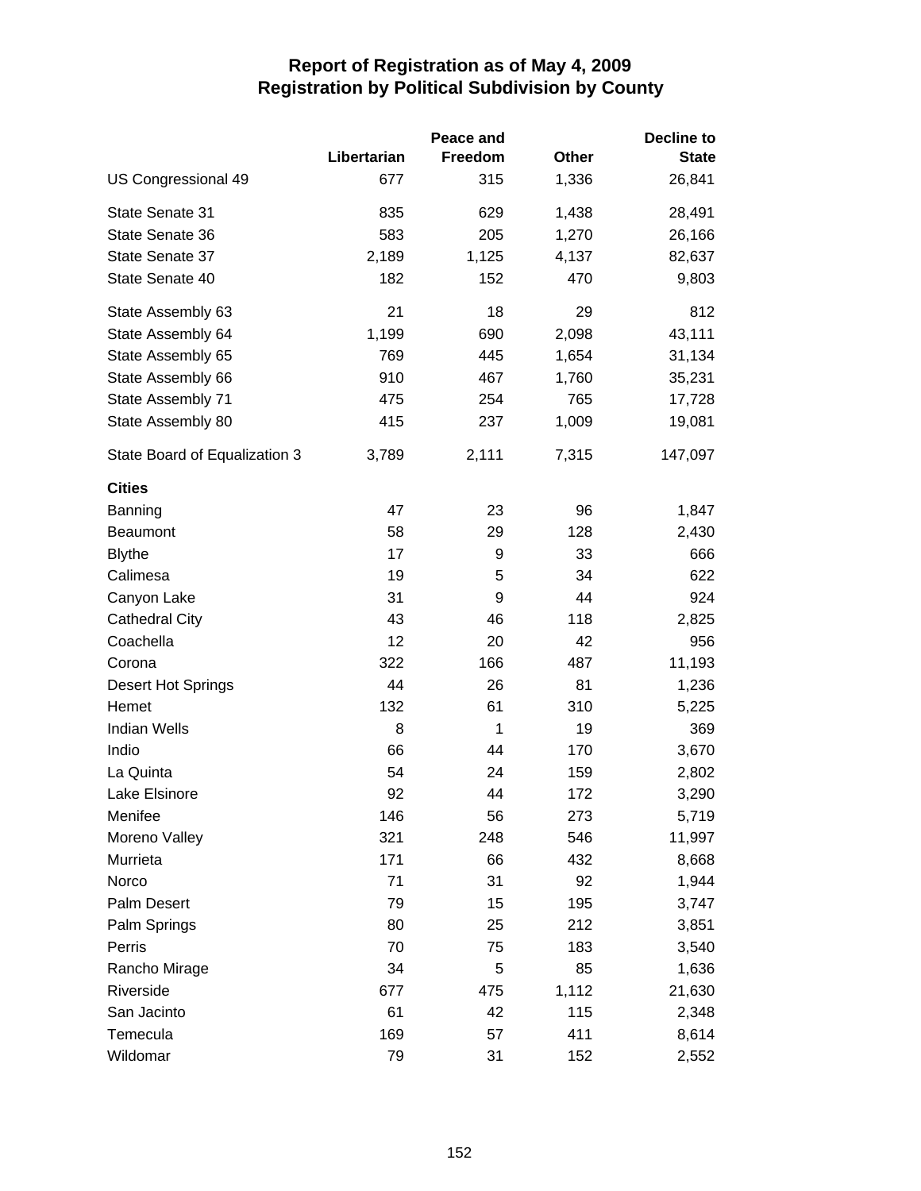# Report of Registration as of May 4, 2009
## Registration by Political Subdivision by County

| | Libertarian | Peace and Freedom | Other | Decline to State |
|---|---|---|---|---|
| US Congressional 49 | 677 | 315 | 1,336 | 26,841 |
| State Senate 31 | 835 | 629 | 1,438 | 28,491 |
| State Senate 36 | 583 | 205 | 1,270 | 26,166 |
| State Senate 37 | 2,189 | 1,125 | 4,137 | 82,637 |
| State Senate 40 | 182 | 152 | 470 | 9,803 |
| State Assembly 63 | 21 | 18 | 29 | 812 |
| State Assembly 64 | 1,199 | 690 | 2,098 | 43,111 |
| State Assembly 65 | 769 | 445 | 1,654 | 31,134 |
| State Assembly 66 | 910 | 467 | 1,760 | 35,231 |
| State Assembly 71 | 475 | 254 | 765 | 17,728 |
| State Assembly 80 | 415 | 237 | 1,009 | 19,081 |
| State Board of Equalization 3 | 3,789 | 2,111 | 7,315 | 147,097 |
| **Cities** | | | | |
| Banning | 47 | 23 | 96 | 1,847 |
| Beaumont | 58 | 29 | 128 | 2,430 |
| Blythe | 17 | 9 | 33 | 666 |
| Calimesa | 19 | 5 | 34 | 622 |
| Canyon Lake | 31 | 9 | 44 | 924 |
| Cathedral City | 43 | 46 | 118 | 2,825 |
| Coachella | 12 | 20 | 42 | 956 |
| Corona | 322 | 166 | 487 | 11,193 |
| Desert Hot Springs | 44 | 26 | 81 | 1,236 |
| Hemet | 132 | 61 | 310 | 5,225 |
| Indian Wells | 8 | 1 | 19 | 369 |
| Indio | 66 | 44 | 170 | 3,670 |
| La Quinta | 54 | 24 | 159 | 2,802 |
| Lake Elsinore | 92 | 44 | 172 | 3,290 |
| Menifee | 146 | 56 | 273 | 5,719 |
| Moreno Valley | 321 | 248 | 546 | 11,997 |
| Murrieta | 171 | 66 | 432 | 8,668 |
| Norco | 71 | 31 | 92 | 1,944 |
| Palm Desert | 79 | 15 | 195 | 3,747 |
| Palm Springs | 80 | 25 | 212 | 3,851 |
| Perris | 70 | 75 | 183 | 3,540 |
| Rancho Mirage | 34 | 5 | 85 | 1,636 |
| Riverside | 677 | 475 | 1,112 | 21,630 |
| San Jacinto | 61 | 42 | 115 | 2,348 |
| Temecula | 169 | 57 | 411 | 8,614 |
| Wildomar | 79 | 31 | 152 | 2,552 |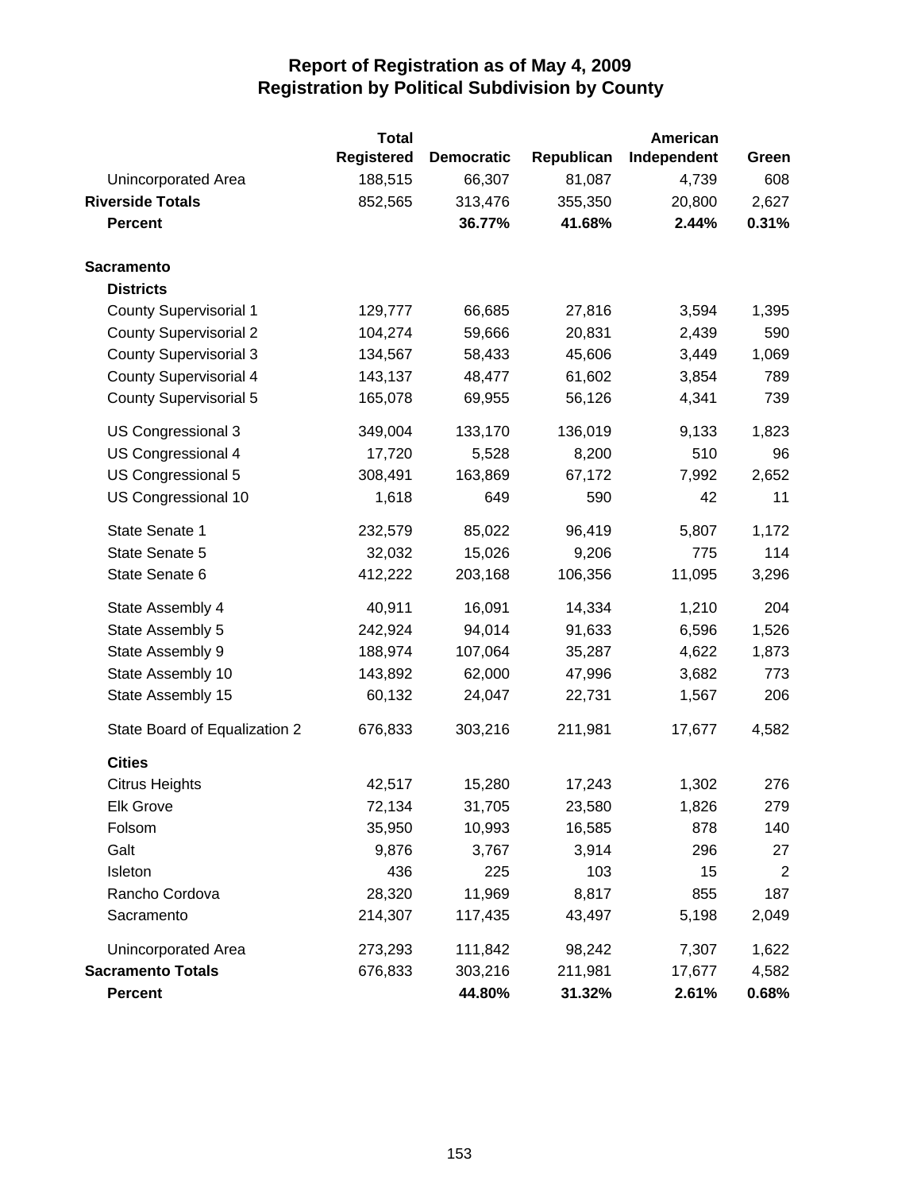# Report of Registration as of May 4, 2009
## Registration by Political Subdivision by County

| | Total Registered | Democratic | Republican | American Independent | Green |
|---|---|---|---|---|---|
| Unincorporated Area | 188,515 | 66,307 | 81,087 | 4,739 | 608 |
| **Riverside Totals** | 852,565 | 313,476 | 355,350 | 20,800 | 2,627 |
| **Percent** | | **36.77%** | **41.68%** | **2.44%** | **0.31%** |
| | | | | | |
| **Sacramento** | | | | | |
| **Districts** | | | | | |
| County Supervisorial 1 | 129,777 | 66,685 | 27,816 | 3,594 | 1,395 |
| County Supervisorial 2 | 104,274 | 59,666 | 20,831 | 2,439 | 590 |
| County Supervisorial 3 | 134,567 | 58,433 | 45,606 | 3,449 | 1,069 |
| County Supervisorial 4 | 143,137 | 48,477 | 61,602 | 3,854 | 789 |
| County Supervisorial 5 | 165,078 | 69,955 | 56,126 | 4,341 | 739 |
| US Congressional 3 | 349,004 | 133,170 | 136,019 | 9,133 | 1,823 |
| US Congressional 4 | 17,720 | 5,528 | 8,200 | 510 | 96 |
| US Congressional 5 | 308,491 | 163,869 | 67,172 | 7,992 | 2,652 |
| US Congressional 10 | 1,618 | 649 | 590 | 42 | 11 |
| State Senate 1 | 232,579 | 85,022 | 96,419 | 5,807 | 1,172 |
| State Senate 5 | 32,032 | 15,026 | 9,206 | 775 | 114 |
| State Senate 6 | 412,222 | 203,168 | 106,356 | 11,095 | 3,296 |
| State Assembly 4 | 40,911 | 16,091 | 14,334 | 1,210 | 204 |
| State Assembly 5 | 242,924 | 94,014 | 91,633 | 6,596 | 1,526 |
| State Assembly 9 | 188,974 | 107,064 | 35,287 | 4,622 | 1,873 |
| State Assembly 10 | 143,892 | 62,000 | 47,996 | 3,682 | 773 |
| State Assembly 15 | 60,132 | 24,047 | 22,731 | 1,567 | 206 |
| State Board of Equalization 2 | 676,833 | 303,216 | 211,981 | 17,677 | 4,582 |
| **Cities** | | | | | |
| Citrus Heights | 42,517 | 15,280 | 17,243 | 1,302 | 276 |
| Elk Grove | 72,134 | 31,705 | 23,580 | 1,826 | 279 |
| Folsom | 35,950 | 10,993 | 16,585 | 878 | 140 |
| Galt | 9,876 | 3,767 | 3,914 | 296 | 27 |
| Isleton | 436 | 225 | 103 | 15 | 2 |
| Rancho Cordova | 28,320 | 11,969 | 8,817 | 855 | 187 |
| Sacramento | 214,307 | 117,435 | 43,497 | 5,198 | 2,049 |
| Unincorporated Area | 273,293 | 111,842 | 98,242 | 7,307 | 1,622 |
| **Sacramento Totals** | 676,833 | 303,216 | 211,981 | 17,677 | 4,582 |
| **Percent** | | **44.80%** | **31.32%** | **2.61%** | **0.68%** |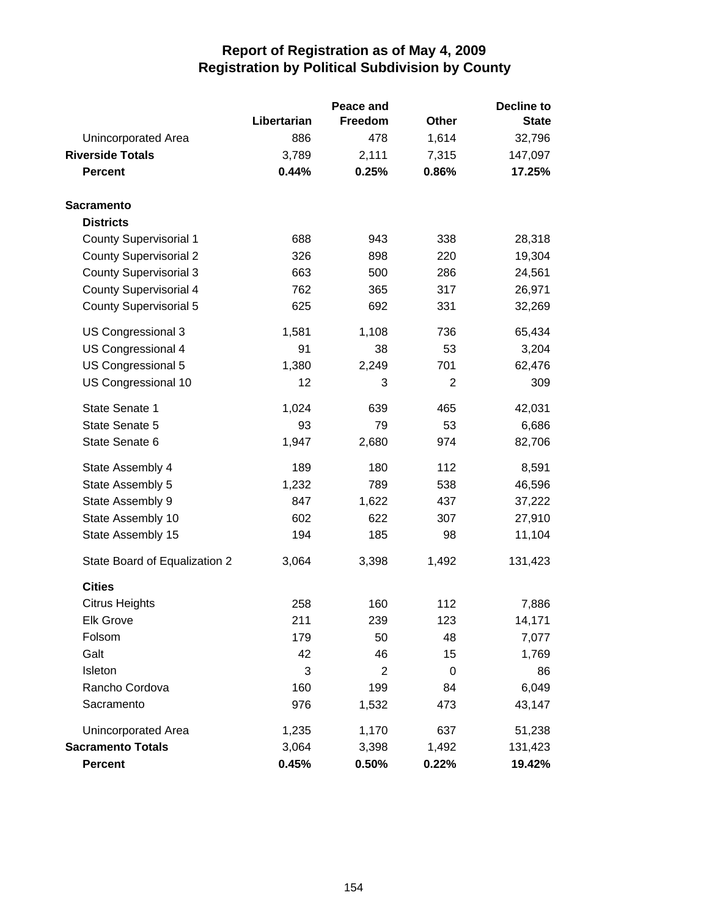# Report of Registration as of May 4, 2009
## Registration by Political Subdivision by County

| | Libertarian | Peace and Freedom | Other | Decline to State |
|---|---|---|---|---|
| Unincorporated Area | 886 | 478 | 1,614 | 32,796 |
| **Riverside Totals** | 3,789 | 2,111 | 7,315 | 147,097 |
| **Percent** | **0.44%** | **0.25%** | **0.86%** | **17.25%** |
| | | | | |
| **Sacramento** | | | | |
| **Districts** | | | | |
| County Supervisorial 1 | 688 | 943 | 338 | 28,318 |
| County Supervisorial 2 | 326 | 898 | 220 | 19,304 |
| County Supervisorial 3 | 663 | 500 | 286 | 24,561 |
| County Supervisorial 4 | 762 | 365 | 317 | 26,971 |
| County Supervisorial 5 | 625 | 692 | 331 | 32,269 |
| US Congressional 3 | 1,581 | 1,108 | 736 | 65,434 |
| US Congressional 4 | 91 | 38 | 53 | 3,204 |
| US Congressional 5 | 1,380 | 2,249 | 701 | 62,476 |
| US Congressional 10 | 12 | 3 | 2 | 309 |
| State Senate 1 | 1,024 | 639 | 465 | 42,031 |
| State Senate 5 | 93 | 79 | 53 | 6,686 |
| State Senate 6 | 1,947 | 2,680 | 974 | 82,706 |
| State Assembly 4 | 189 | 180 | 112 | 8,591 |
| State Assembly 5 | 1,232 | 789 | 538 | 46,596 |
| State Assembly 9 | 847 | 1,622 | 437 | 37,222 |
| State Assembly 10 | 602 | 622 | 307 | 27,910 |
| State Assembly 15 | 194 | 185 | 98 | 11,104 |
| State Board of Equalization 2 | 3,064 | 3,398 | 1,492 | 131,423 |
| **Cities** | | | | |
| Citrus Heights | 258 | 160 | 112 | 7,886 |
| Elk Grove | 211 | 239 | 123 | 14,171 |
| Folsom | 179 | 50 | 48 | 7,077 |
| Galt | 42 | 46 | 15 | 1,769 |
| Isleton | 3 | 2 | 0 | 86 |
| Rancho Cordova | 160 | 199 | 84 | 6,049 |
| Sacramento | 976 | 1,532 | 473 | 43,147 |
| Unincorporated Area | 1,235 | 1,170 | 637 | 51,238 |
| **Sacramento Totals** | 3,064 | 3,398 | 1,492 | 131,423 |
| **Percent** | **0.45%** | **0.50%** | **0.22%** | **19.42%** |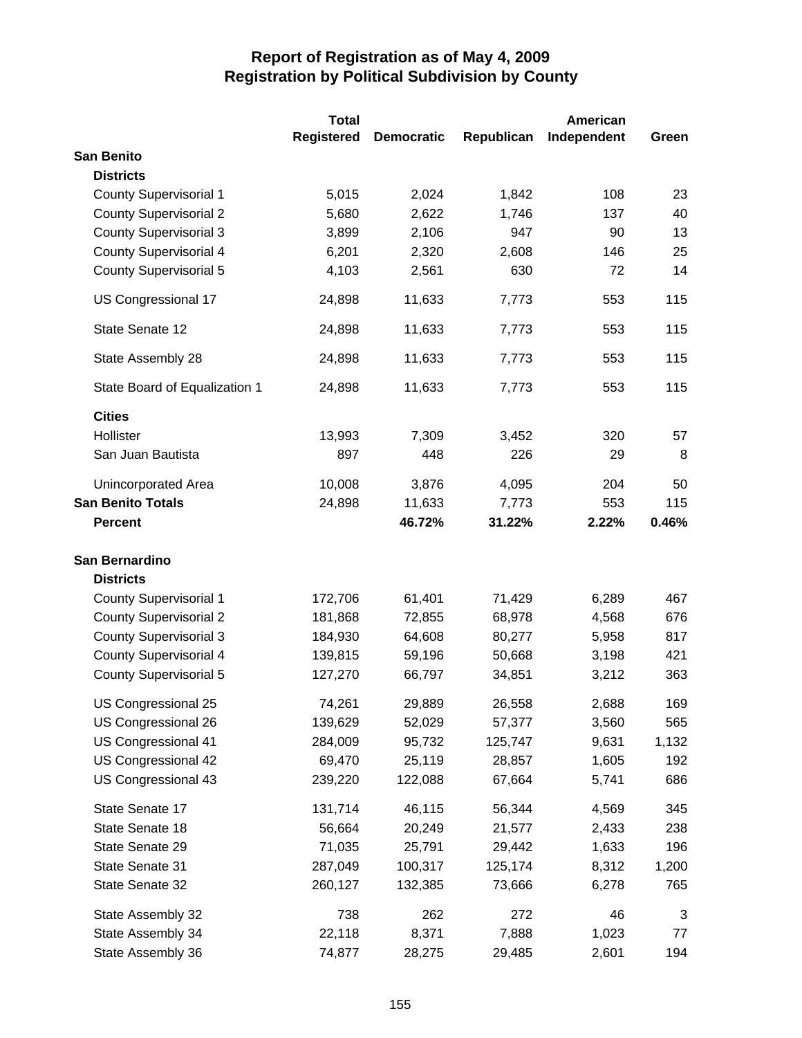# Report of Registration as of May 4, 2009
## Registration by Political Subdivision by County

| | Total Registered | Democratic | Republican | American Independent | Green |
|---|---|---|---|---|---|
| **San Benito** | | | | | |
| **Districts** | | | | | |
| County Supervisorial 1 | 5,015 | 2,024 | 1,842 | 108 | 23 |
| County Supervisorial 2 | 5,680 | 2,622 | 1,746 | 137 | 40 |
| County Supervisorial 3 | 3,899 | 2,106 | 947 | 90 | 13 |
| County Supervisorial 4 | 6,201 | 2,320 | 2,608 | 146 | 25 |
| County Supervisorial 5 | 4,103 | 2,561 | 630 | 72 | 14 |
| US Congressional 17 | 24,898 | 11,633 | 7,773 | 553 | 115 |
| State Senate 12 | 24,898 | 11,633 | 7,773 | 553 | 115 |
| State Assembly 28 | 24,898 | 11,633 | 7,773 | 553 | 115 |
| State Board of Equalization 1 | 24,898 | 11,633 | 7,773 | 553 | 115 |
| **Cities** | | | | | |
| Hollister | 13,993 | 7,309 | 3,452 | 320 | 57 |
| San Juan Bautista | 897 | 448 | 226 | 29 | 8 |
| Unincorporated Area | 10,008 | 3,876 | 4,095 | 204 | 50 |
| **San Benito Totals** | 24,898 | 11,633 | 7,773 | 553 | 115 |
| **Percent** | | **46.72%** | **31.22%** | **2.22%** | **0.46%** |
| **San Bernardino** | | | | | |
| **Districts** | | | | | |
| County Supervisorial 1 | 172,706 | 61,401 | 71,429 | 6,289 | 467 |
| County Supervisorial 2 | 181,868 | 72,855 | 68,978 | 4,568 | 676 |
| County Supervisorial 3 | 184,930 | 64,608 | 80,277 | 5,958 | 817 |
| County Supervisorial 4 | 139,815 | 59,196 | 50,668 | 3,198 | 421 |
| County Supervisorial 5 | 127,270 | 66,797 | 34,851 | 3,212 | 363 |
| US Congressional 25 | 74,261 | 29,889 | 26,558 | 2,688 | 169 |
| US Congressional 26 | 139,629 | 52,029 | 57,377 | 3,560 | 565 |
| US Congressional 41 | 284,009 | 95,732 | 125,747 | 9,631 | 1,132 |
| US Congressional 42 | 69,470 | 25,119 | 28,857 | 1,605 | 192 |
| US Congressional 43 | 239,220 | 122,088 | 67,664 | 5,741 | 686 |
| State Senate 17 | 131,714 | 46,115 | 56,344 | 4,569 | 345 |
| State Senate 18 | 56,664 | 20,249 | 21,577 | 2,433 | 238 |
| State Senate 29 | 71,035 | 25,791 | 29,442 | 1,633 | 196 |
| State Senate 31 | 287,049 | 100,317 | 125,174 | 8,312 | 1,200 |
| State Senate 32 | 260,127 | 132,385 | 73,666 | 6,278 | 765 |
| State Assembly 32 | 738 | 262 | 272 | 46 | 3 |
| State Assembly 34 | 22,118 | 8,371 | 7,888 | 1,023 | 77 |
| State Assembly 36 | 74,877 | 28,275 | 29,485 | 2,601 | 194 |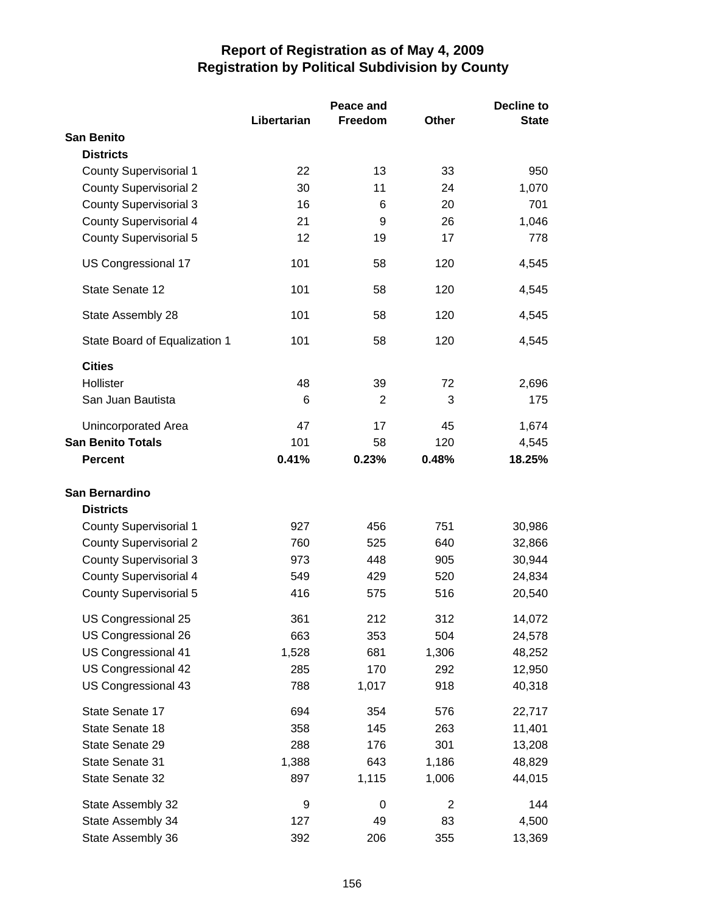# Report of Registration as of May 4, 2009
## Registration by Political Subdivision by County

| | Libertarian | Peace and Freedom | Other | Decline to State |
|---|---|---|---|---|
| **San Benito** | | | | |
| **Districts** | | | | |
| County Supervisorial 1 | 22 | 13 | 33 | 950 |
| County Supervisorial 2 | 30 | 11 | 24 | 1,070 |
| County Supervisorial 3 | 16 | 6 | 20 | 701 |
| County Supervisorial 4 | 21 | 9 | 26 | 1,046 |
| County Supervisorial 5 | 12 | 19 | 17 | 778 |
| US Congressional 17 | 101 | 58 | 120 | 4,545 |
| State Senate 12 | 101 | 58 | 120 | 4,545 |
| State Assembly 28 | 101 | 58 | 120 | 4,545 |
| State Board of Equalization 1 | 101 | 58 | 120 | 4,545 |
| **Cities** | | | | |
| Hollister | 48 | 39 | 72 | 2,696 |
| San Juan Bautista | 6 | 2 | 3 | 175 |
| Unincorporated Area | 47 | 17 | 45 | 1,674 |
| **San Benito Totals** | 101 | 58 | 120 | 4,545 |
| **Percent** | **0.41%** | **0.23%** | **0.48%** | **18.25%** |
| **San Bernardino** | | | | |
| **Districts** | | | | |
| County Supervisorial 1 | 927 | 456 | 751 | 30,986 |
| County Supervisorial 2 | 760 | 525 | 640 | 32,866 |
| County Supervisorial 3 | 973 | 448 | 905 | 30,944 |
| County Supervisorial 4 | 549 | 429 | 520 | 24,834 |
| County Supervisorial 5 | 416 | 575 | 516 | 20,540 |
| US Congressional 25 | 361 | 212 | 312 | 14,072 |
| US Congressional 26 | 663 | 353 | 504 | 24,578 |
| US Congressional 41 | 1,528 | 681 | 1,306 | 48,252 |
| US Congressional 42 | 285 | 170 | 292 | 12,950 |
| US Congressional 43 | 788 | 1,017 | 918 | 40,318 |
| State Senate 17 | 694 | 354 | 576 | 22,717 |
| State Senate 18 | 358 | 145 | 263 | 11,401 |
| State Senate 29 | 288 | 176 | 301 | 13,208 |
| State Senate 31 | 1,388 | 643 | 1,186 | 48,829 |
| State Senate 32 | 897 | 1,115 | 1,006 | 44,015 |
| State Assembly 32 | 9 | 0 | 2 | 144 |
| State Assembly 34 | 127 | 49 | 83 | 4,500 |
| State Assembly 36 | 392 | 206 | 355 | 13,369 |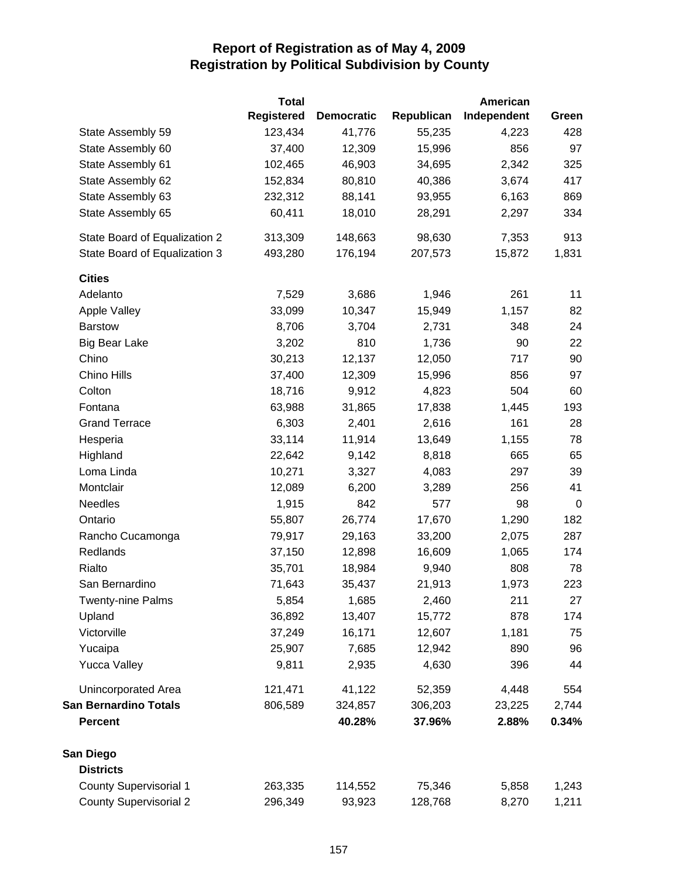# Report of Registration as of May 4, 2009
## Registration by Political Subdivision by County

| | Total Registered | Democratic | Republican | American Independent | Green |
|---|---|---|---|---|---|
| State Assembly 59 | 123,434 | 41,776 | 55,235 | 4,223 | 428 |
| State Assembly 60 | 37,400 | 12,309 | 15,996 | 856 | 97 |
| State Assembly 61 | 102,465 | 46,903 | 34,695 | 2,342 | 325 |
| State Assembly 62 | 152,834 | 80,810 | 40,386 | 3,674 | 417 |
| State Assembly 63 | 232,312 | 88,141 | 93,955 | 6,163 | 869 |
| State Assembly 65 | 60,411 | 18,010 | 28,291 | 2,297 | 334 |
| State Board of Equalization 2 | 313,309 | 148,663 | 98,630 | 7,353 | 913 |
| State Board of Equalization 3 | 493,280 | 176,194 | 207,573 | 15,872 | 1,831 |
| **Cities** | | | | | |
| Adelanto | 7,529 | 3,686 | 1,946 | 261 | 11 |
| Apple Valley | 33,099 | 10,347 | 15,949 | 1,157 | 82 |
| Barstow | 8,706 | 3,704 | 2,731 | 348 | 24 |
| Big Bear Lake | 3,202 | 810 | 1,736 | 90 | 22 |
| Chino | 30,213 | 12,137 | 12,050 | 717 | 90 |
| Chino Hills | 37,400 | 12,309 | 15,996 | 856 | 97 |
| Colton | 18,716 | 9,912 | 4,823 | 504 | 60 |
| Fontana | 63,988 | 31,865 | 17,838 | 1,445 | 193 |
| Grand Terrace | 6,303 | 2,401 | 2,616 | 161 | 28 |
| Hesperia | 33,114 | 11,914 | 13,649 | 1,155 | 78 |
| Highland | 22,642 | 9,142 | 8,818 | 665 | 65 |
| Loma Linda | 10,271 | 3,327 | 4,083 | 297 | 39 |
| Montclair | 12,089 | 6,200 | 3,289 | 256 | 41 |
| Needles | 1,915 | 842 | 577 | 98 | 0 |
| Ontario | 55,807 | 26,774 | 17,670 | 1,290 | 182 |
| Rancho Cucamonga | 79,917 | 29,163 | 33,200 | 2,075 | 287 |
| Redlands | 37,150 | 12,898 | 16,609 | 1,065 | 174 |
| Rialto | 35,701 | 18,984 | 9,940 | 808 | 78 |
| San Bernardino | 71,643 | 35,437 | 21,913 | 1,973 | 223 |
| Twenty-nine Palms | 5,854 | 1,685 | 2,460 | 211 | 27 |
| Upland | 36,892 | 13,407 | 15,772 | 878 | 174 |
| Victorville | 37,249 | 16,171 | 12,607 | 1,181 | 75 |
| Yucaipa | 25,907 | 7,685 | 12,942 | 890 | 96 |
| Yucca Valley | 9,811 | 2,935 | 4,630 | 396 | 44 |
| Unincorporated Area | 121,471 | 41,122 | 52,359 | 4,448 | 554 |
| **San Bernardino Totals** | 806,589 | 324,857 | 306,203 | 23,225 | 2,744 |
| **Percent** | | **40.28%** | **37.96%** | **2.88%** | **0.34%** |
| **San Diego** | | | | | |
| **Districts** | | | | | |
| County Supervisorial 1 | 263,335 | 114,552 | 75,346 | 5,858 | 1,243 |
| County Supervisorial 2 | 296,349 | 93,923 | 128,768 | 8,270 | 1,211 |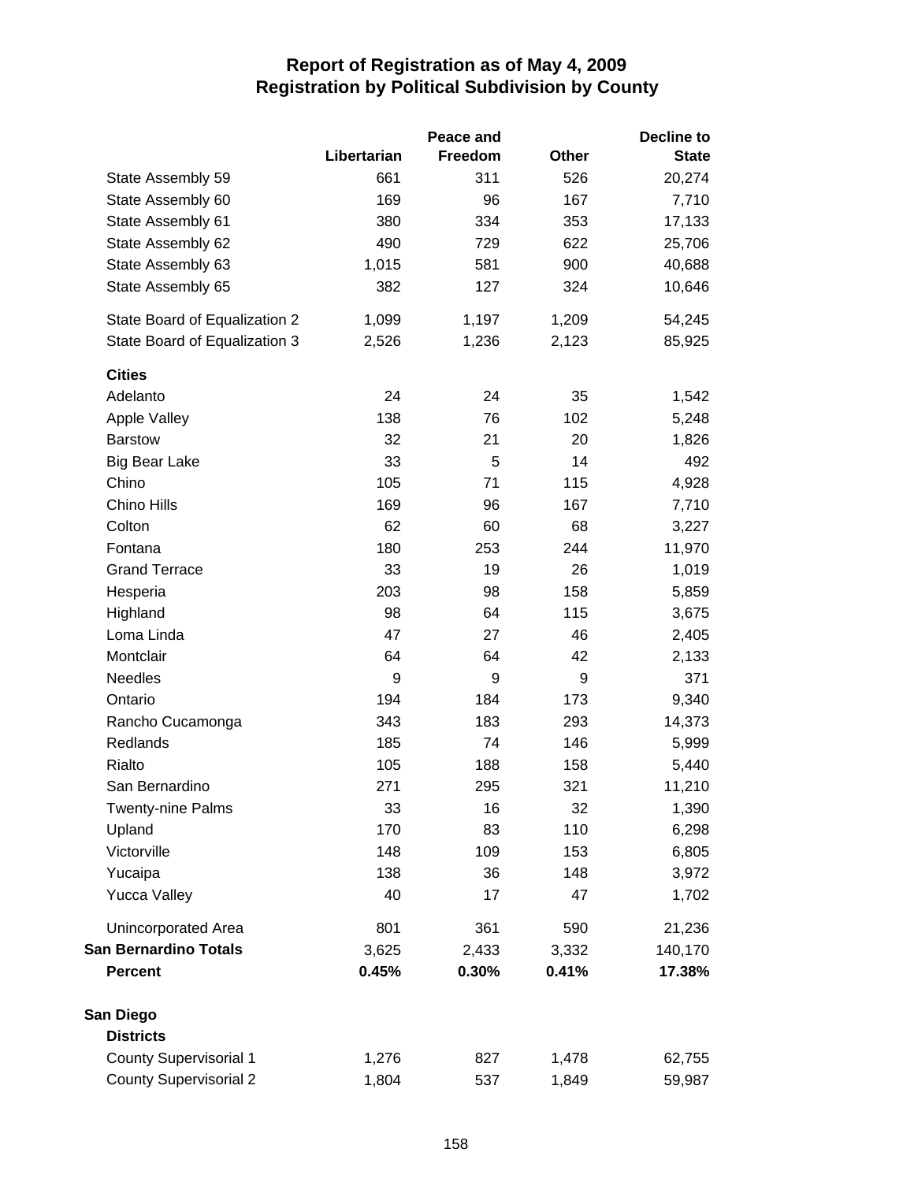# Report of Registration as of May 4, 2009
## Registration by Political Subdivision by County

| | Libertarian | Peace and Freedom | Other | Decline to State |
|---|---|---|---|---|
| State Assembly 59 | 661 | 311 | 526 | 20,274 |
| State Assembly 60 | 169 | 96 | 167 | 7,710 |
| State Assembly 61 | 380 | 334 | 353 | 17,133 |
| State Assembly 62 | 490 | 729 | 622 | 25,706 |
| State Assembly 63 | 1,015 | 581 | 900 | 40,688 |
| State Assembly 65 | 382 | 127 | 324 | 10,646 |
| State Board of Equalization 2 | 1,099 | 1,197 | 1,209 | 54,245 |
| State Board of Equalization 3 | 2,526 | 1,236 | 2,123 | 85,925 |
| **Cities** | | | | |
| Adelanto | 24 | 24 | 35 | 1,542 |
| Apple Valley | 138 | 76 | 102 | 5,248 |
| Barstow | 32 | 21 | 20 | 1,826 |
| Big Bear Lake | 33 | 5 | 14 | 492 |
| Chino | 105 | 71 | 115 | 4,928 |
| Chino Hills | 169 | 96 | 167 | 7,710 |
| Colton | 62 | 60 | 68 | 3,227 |
| Fontana | 180 | 253 | 244 | 11,970 |
| Grand Terrace | 33 | 19 | 26 | 1,019 |
| Hesperia | 203 | 98 | 158 | 5,859 |
| Highland | 98 | 64 | 115 | 3,675 |
| Loma Linda | 47 | 27 | 46 | 2,405 |
| Montclair | 64 | 64 | 42 | 2,133 |
| Needles | 9 | 9 | 9 | 371 |
| Ontario | 194 | 184 | 173 | 9,340 |
| Rancho Cucamonga | 343 | 183 | 293 | 14,373 |
| Redlands | 185 | 74 | 146 | 5,999 |
| Rialto | 105 | 188 | 158 | 5,440 |
| San Bernardino | 271 | 295 | 321 | 11,210 |
| Twenty-nine Palms | 33 | 16 | 32 | 1,390 |
| Upland | 170 | 83 | 110 | 6,298 |
| Victorville | 148 | 109 | 153 | 6,805 |
| Yucaipa | 138 | 36 | 148 | 3,972 |
| Yucca Valley | 40 | 17 | 47 | 1,702 |
| Unincorporated Area | 801 | 361 | 590 | 21,236 |
| **San Bernardino Totals** | 3,625 | 2,433 | 3,332 | 140,170 |
| **Percent** | **0.45%** | **0.30%** | **0.41%** | **17.38%** |
| **San Diego** | | | | |
| **Districts** | | | | |
| County Supervisorial 1 | 1,276 | 827 | 1,478 | 62,755 |
| County Supervisorial 2 | 1,804 | 537 | 1,849 | 59,987 |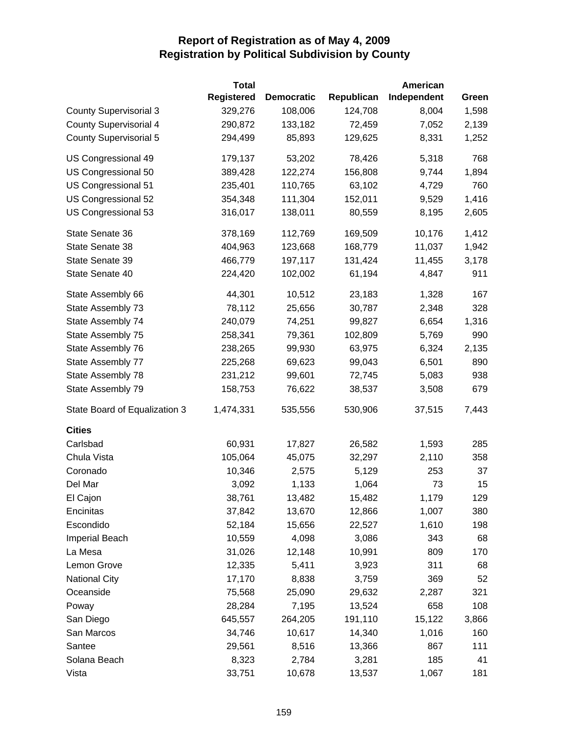# Report of Registration as of May 4, 2009
## Registration by Political Subdivision by County

| | Total Registered | Democratic | Republican | American Independent | Green |
|---|---|---|---|---|---|
| County Supervisorial 3 | 329,276 | 108,006 | 124,708 | 8,004 | 1,598 |
| County Supervisorial 4 | 290,872 | 133,182 | 72,459 | 7,052 | 2,139 |
| County Supervisorial 5 | 294,499 | 85,893 | 129,625 | 8,331 | 1,252 |
| US Congressional 49 | 179,137 | 53,202 | 78,426 | 5,318 | 768 |
| US Congressional 50 | 389,428 | 122,274 | 156,808 | 9,744 | 1,894 |
| US Congressional 51 | 235,401 | 110,765 | 63,102 | 4,729 | 760 |
| US Congressional 52 | 354,348 | 111,304 | 152,011 | 9,529 | 1,416 |
| US Congressional 53 | 316,017 | 138,011 | 80,559 | 8,195 | 2,605 |
| State Senate 36 | 378,169 | 112,769 | 169,509 | 10,176 | 1,412 |
| State Senate 38 | 404,963 | 123,668 | 168,779 | 11,037 | 1,942 |
| State Senate 39 | 466,779 | 197,117 | 131,424 | 11,455 | 3,178 |
| State Senate 40 | 224,420 | 102,002 | 61,194 | 4,847 | 911 |
| State Assembly 66 | 44,301 | 10,512 | 23,183 | 1,328 | 167 |
| State Assembly 73 | 78,112 | 25,656 | 30,787 | 2,348 | 328 |
| State Assembly 74 | 240,079 | 74,251 | 99,827 | 6,654 | 1,316 |
| State Assembly 75 | 258,341 | 79,361 | 102,809 | 5,769 | 990 |
| State Assembly 76 | 238,265 | 99,930 | 63,975 | 6,324 | 2,135 |
| State Assembly 77 | 225,268 | 69,623 | 99,043 | 6,501 | 890 |
| State Assembly 78 | 231,212 | 99,601 | 72,745 | 5,083 | 938 |
| State Assembly 79 | 158,753 | 76,622 | 38,537 | 3,508 | 679 |
| State Board of Equalization 3 | 1,474,331 | 535,556 | 530,906 | 37,515 | 7,443 |
| **Cities** | | | | | |
| Carlsbad | 60,931 | 17,827 | 26,582 | 1,593 | 285 |
| Chula Vista | 105,064 | 45,075 | 32,297 | 2,110 | 358 |
| Coronado | 10,346 | 2,575 | 5,129 | 253 | 37 |
| Del Mar | 3,092 | 1,133 | 1,064 | 73 | 15 |
| El Cajon | 38,761 | 13,482 | 15,482 | 1,179 | 129 |
| Encinitas | 37,842 | 13,670 | 12,866 | 1,007 | 380 |
| Escondido | 52,184 | 15,656 | 22,527 | 1,610 | 198 |
| Imperial Beach | 10,559 | 4,098 | 3,086 | 343 | 68 |
| La Mesa | 31,026 | 12,148 | 10,991 | 809 | 170 |
| Lemon Grove | 12,335 | 5,411 | 3,923 | 311 | 68 |
| National City | 17,170 | 8,838 | 3,759 | 369 | 52 |
| Oceanside | 75,568 | 25,090 | 29,632 | 2,287 | 321 |
| Poway | 28,284 | 7,195 | 13,524 | 658 | 108 |
| San Diego | 645,557 | 264,205 | 191,110 | 15,122 | 3,866 |
| San Marcos | 34,746 | 10,617 | 14,340 | 1,016 | 160 |
| Santee | 29,561 | 8,516 | 13,366 | 867 | 111 |
| Solana Beach | 8,323 | 2,784 | 3,281 | 185 | 41 |
| Vista | 33,751 | 10,678 | 13,537 | 1,067 | 181 |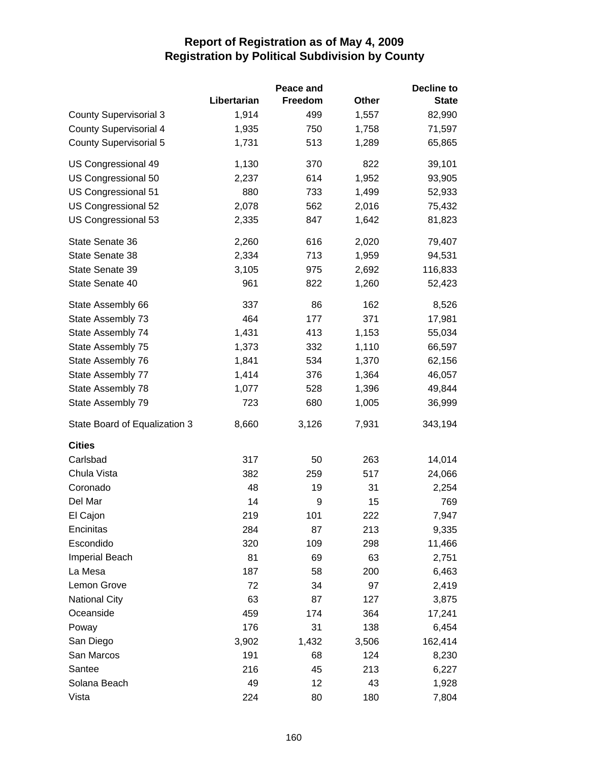# Report of Registration as of May 4, 2009
## Registration by Political Subdivision by County

| | Libertarian | Peace and Freedom | Other | Decline to State |
|---|---|---|---|---|
| County Supervisorial 3 | 1,914 | 499 | 1,557 | 82,990 |
| County Supervisorial 4 | 1,935 | 750 | 1,758 | 71,597 |
| County Supervisorial 5 | 1,731 | 513 | 1,289 | 65,865 |
| US Congressional 49 | 1,130 | 370 | 822 | 39,101 |
| US Congressional 50 | 2,237 | 614 | 1,952 | 93,905 |
| US Congressional 51 | 880 | 733 | 1,499 | 52,933 |
| US Congressional 52 | 2,078 | 562 | 2,016 | 75,432 |
| US Congressional 53 | 2,335 | 847 | 1,642 | 81,823 |
| State Senate 36 | 2,260 | 616 | 2,020 | 79,407 |
| State Senate 38 | 2,334 | 713 | 1,959 | 94,531 |
| State Senate 39 | 3,105 | 975 | 2,692 | 116,833 |
| State Senate 40 | 961 | 822 | 1,260 | 52,423 |
| State Assembly 66 | 337 | 86 | 162 | 8,526 |
| State Assembly 73 | 464 | 177 | 371 | 17,981 |
| State Assembly 74 | 1,431 | 413 | 1,153 | 55,034 |
| State Assembly 75 | 1,373 | 332 | 1,110 | 66,597 |
| State Assembly 76 | 1,841 | 534 | 1,370 | 62,156 |
| State Assembly 77 | 1,414 | 376 | 1,364 | 46,057 |
| State Assembly 78 | 1,077 | 528 | 1,396 | 49,844 |
| State Assembly 79 | 723 | 680 | 1,005 | 36,999 |
| State Board of Equalization 3 | 8,660 | 3,126 | 7,931 | 343,194 |
| **Cities** | | | | |
| Carlsbad | 317 | 50 | 263 | 14,014 |
| Chula Vista | 382 | 259 | 517 | 24,066 |
| Coronado | 48 | 19 | 31 | 2,254 |
| Del Mar | 14 | 9 | 15 | 769 |
| El Cajon | 219 | 101 | 222 | 7,947 |
| Encinitas | 284 | 87 | 213 | 9,335 |
| Escondido | 320 | 109 | 298 | 11,466 |
| Imperial Beach | 81 | 69 | 63 | 2,751 |
| La Mesa | 187 | 58 | 200 | 6,463 |
| Lemon Grove | 72 | 34 | 97 | 2,419 |
| National City | 63 | 87 | 127 | 3,875 |
| Oceanside | 459 | 174 | 364 | 17,241 |
| Poway | 176 | 31 | 138 | 6,454 |
| San Diego | 3,902 | 1,432 | 3,506 | 162,414 |
| San Marcos | 191 | 68 | 124 | 8,230 |
| Santee | 216 | 45 | 213 | 6,227 |
| Solana Beach | 49 | 12 | 43 | 1,928 |
| Vista | 224 | 80 | 180 | 7,804 |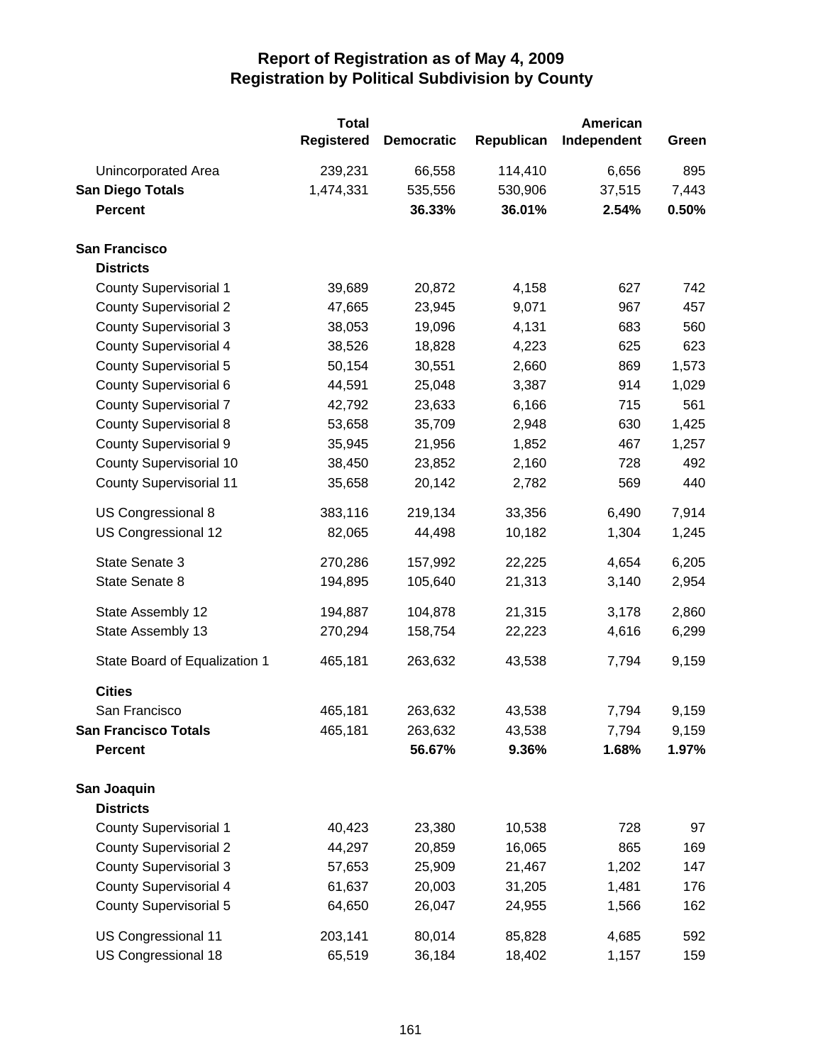# Report of Registration as of May 4, 2009
## Registration by Political Subdivision by County

| | Total Registered | Democratic | Republican | American Independent | Green |
|---|---|---|---|---|---|
| Unincorporated Area | 239,231 | 66,558 | 114,410 | 6,656 | 895 |
| **San Diego Totals** | 1,474,331 | 535,556 | 530,906 | 37,515 | 7,443 |
| **Percent** | | **36.33%** | **36.01%** | **2.54%** | **0.50%** |
| **San Francisco** | | | | | |
| **Districts** | | | | | |
| County Supervisorial 1 | 39,689 | 20,872 | 4,158 | 627 | 742 |
| County Supervisorial 2 | 47,665 | 23,945 | 9,071 | 967 | 457 |
| County Supervisorial 3 | 38,053 | 19,096 | 4,131 | 683 | 560 |
| County Supervisorial 4 | 38,526 | 18,828 | 4,223 | 625 | 623 |
| County Supervisorial 5 | 50,154 | 30,551 | 2,660 | 869 | 1,573 |
| County Supervisorial 6 | 44,591 | 25,048 | 3,387 | 914 | 1,029 |
| County Supervisorial 7 | 42,792 | 23,633 | 6,166 | 715 | 561 |
| County Supervisorial 8 | 53,658 | 35,709 | 2,948 | 630 | 1,425 |
| County Supervisorial 9 | 35,945 | 21,956 | 1,852 | 467 | 1,257 |
| County Supervisorial 10 | 38,450 | 23,852 | 2,160 | 728 | 492 |
| County Supervisorial 11 | 35,658 | 20,142 | 2,782 | 569 | 440 |
| US Congressional 8 | 383,116 | 219,134 | 33,356 | 6,490 | 7,914 |
| US Congressional 12 | 82,065 | 44,498 | 10,182 | 1,304 | 1,245 |
| State Senate 3 | 270,286 | 157,992 | 22,225 | 4,654 | 6,205 |
| State Senate 8 | 194,895 | 105,640 | 21,313 | 3,140 | 2,954 |
| State Assembly 12 | 194,887 | 104,878 | 21,315 | 3,178 | 2,860 |
| State Assembly 13 | 270,294 | 158,754 | 22,223 | 4,616 | 6,299 |
| State Board of Equalization 1 | 465,181 | 263,632 | 43,538 | 7,794 | 9,159 |
| **Cities** | | | | | |
| San Francisco | 465,181 | 263,632 | 43,538 | 7,794 | 9,159 |
| **San Francisco Totals** | 465,181 | 263,632 | 43,538 | 7,794 | 9,159 |
| **Percent** | | **56.67%** | **9.36%** | **1.68%** | **1.97%** |
| **San Joaquin** | | | | | |
| **Districts** | | | | | |
| County Supervisorial 1 | 40,423 | 23,380 | 10,538 | 728 | 97 |
| County Supervisorial 2 | 44,297 | 20,859 | 16,065 | 865 | 169 |
| County Supervisorial 3 | 57,653 | 25,909 | 21,467 | 1,202 | 147 |
| County Supervisorial 4 | 61,637 | 20,003 | 31,205 | 1,481 | 176 |
| County Supervisorial 5 | 64,650 | 26,047 | 24,955 | 1,566 | 162 |
| US Congressional 11 | 203,141 | 80,014 | 85,828 | 4,685 | 592 |
| US Congressional 18 | 65,519 | 36,184 | 18,402 | 1,157 | 159 |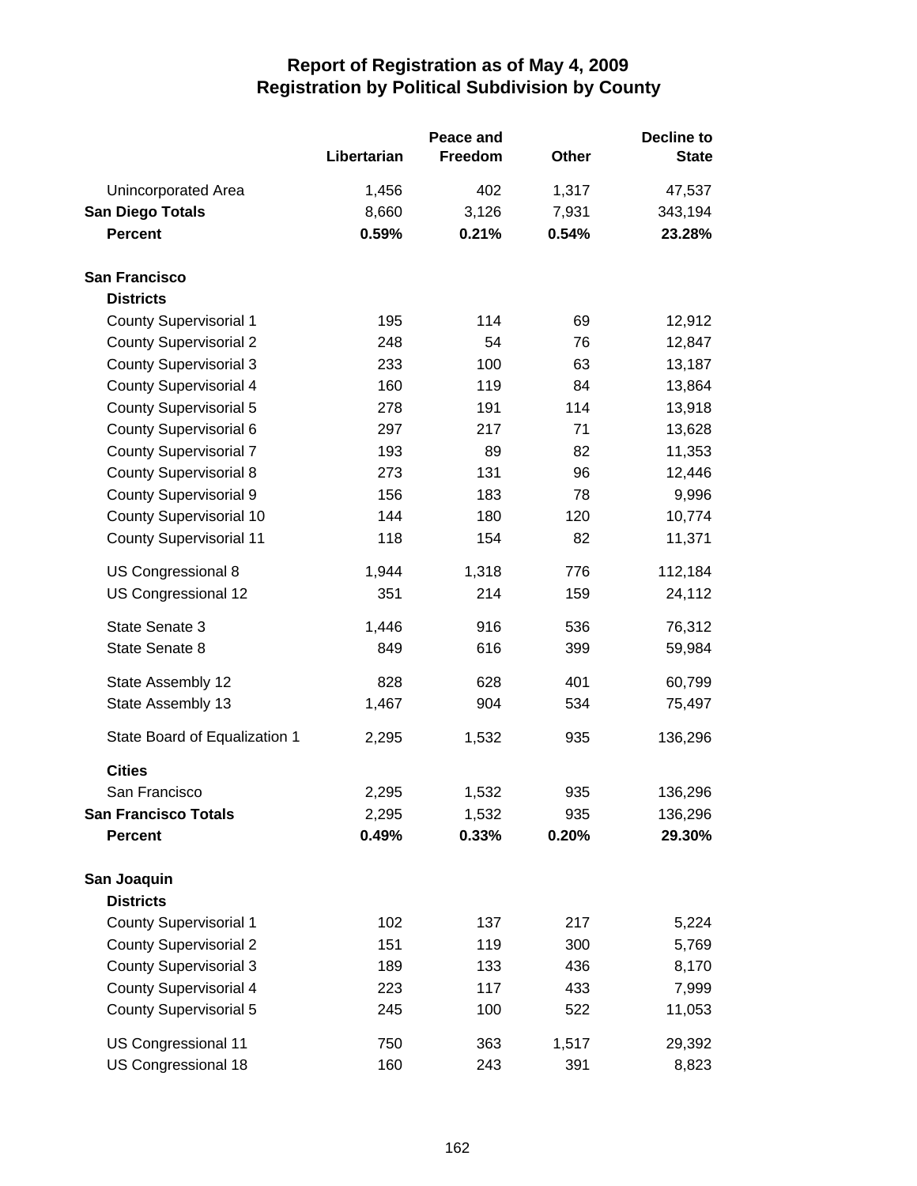# Report of Registration as of May 4, 2009
## Registration by Political Subdivision by County

| | Libertarian | Peace and Freedom | Other | Decline to State |
|---|---|---|---|---|
| Unincorporated Area | 1,456 | 402 | 1,317 | 47,537 |
| **San Diego Totals** | 8,660 | 3,126 | 7,931 | 343,194 |
| **Percent** | **0.59%** | **0.21%** | **0.54%** | **23.28%** |
| **San Francisco** | | | | |
| **Districts** | | | | |
| County Supervisorial 1 | 195 | 114 | 69 | 12,912 |
| County Supervisorial 2 | 248 | 54 | 76 | 12,847 |
| County Supervisorial 3 | 233 | 100 | 63 | 13,187 |
| County Supervisorial 4 | 160 | 119 | 84 | 13,864 |
| County Supervisorial 5 | 278 | 191 | 114 | 13,918 |
| County Supervisorial 6 | 297 | 217 | 71 | 13,628 |
| County Supervisorial 7 | 193 | 89 | 82 | 11,353 |
| County Supervisorial 8 | 273 | 131 | 96 | 12,446 |
| County Supervisorial 9 | 156 | 183 | 78 | 9,996 |
| County Supervisorial 10 | 144 | 180 | 120 | 10,774 |
| County Supervisorial 11 | 118 | 154 | 82 | 11,371 |
| US Congressional 8 | 1,944 | 1,318 | 776 | 112,184 |
| US Congressional 12 | 351 | 214 | 159 | 24,112 |
| State Senate 3 | 1,446 | 916 | 536 | 76,312 |
| State Senate 8 | 849 | 616 | 399 | 59,984 |
| State Assembly 12 | 828 | 628 | 401 | 60,799 |
| State Assembly 13 | 1,467 | 904 | 534 | 75,497 |
| State Board of Equalization 1 | 2,295 | 1,532 | 935 | 136,296 |
| **Cities** | | | | |
| San Francisco | 2,295 | 1,532 | 935 | 136,296 |
| **San Francisco Totals** | 2,295 | 1,532 | 935 | 136,296 |
| **Percent** | **0.49%** | **0.33%** | **0.20%** | **29.30%** |
| **San Joaquin** | | | | |
| **Districts** | | | | |
| County Supervisorial 1 | 102 | 137 | 217 | 5,224 |
| County Supervisorial 2 | 151 | 119 | 300 | 5,769 |
| County Supervisorial 3 | 189 | 133 | 436 | 8,170 |
| County Supervisorial 4 | 223 | 117 | 433 | 7,999 |
| County Supervisorial 5 | 245 | 100 | 522 | 11,053 |
| US Congressional 11 | 750 | 363 | 1,517 | 29,392 |
| US Congressional 18 | 160 | 243 | 391 | 8,823 |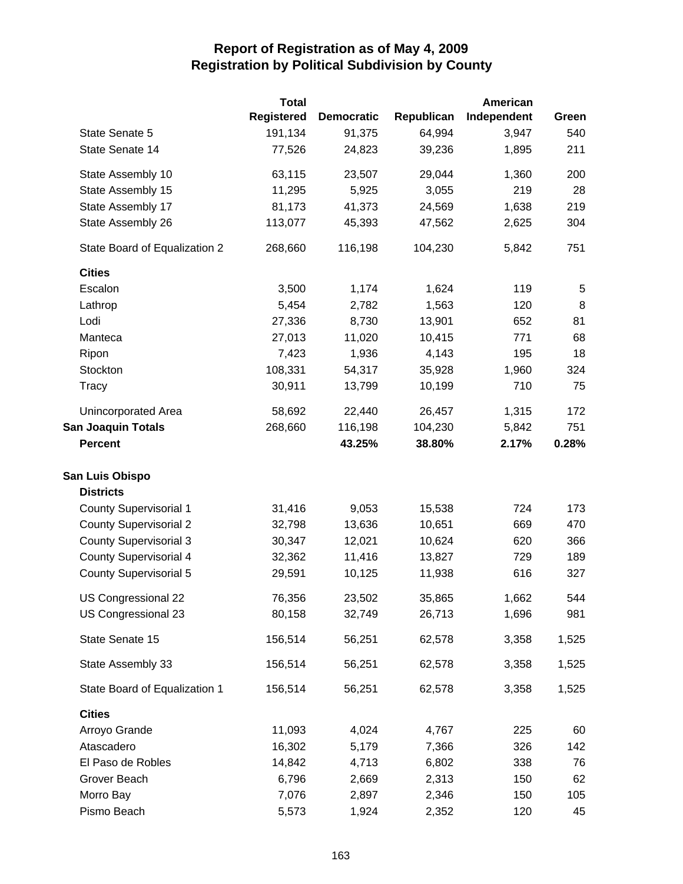# Report of Registration as of May 4, 2009
## Registration by Political Subdivision by County

| | Total Registered | Democratic | Republican | American Independent | Green |
|---|---|---|---|---|---|
| State Senate 5 | 191,134 | 91,375 | 64,994 | 3,947 | 540 |
| State Senate 14 | 77,526 | 24,823 | 39,236 | 1,895 | 211 |
| State Assembly 10 | 63,115 | 23,507 | 29,044 | 1,360 | 200 |
| State Assembly 15 | 11,295 | 5,925 | 3,055 | 219 | 28 |
| State Assembly 17 | 81,173 | 41,373 | 24,569 | 1,638 | 219 |
| State Assembly 26 | 113,077 | 45,393 | 47,562 | 2,625 | 304 |
| State Board of Equalization 2 | 268,660 | 116,198 | 104,230 | 5,842 | 751 |
| **Cities** | | | | | |
| Escalon | 3,500 | 1,174 | 1,624 | 119 | 5 |
| Lathrop | 5,454 | 2,782 | 1,563 | 120 | 8 |
| Lodi | 27,336 | 8,730 | 13,901 | 652 | 81 |
| Manteca | 27,013 | 11,020 | 10,415 | 771 | 68 |
| Ripon | 7,423 | 1,936 | 4,143 | 195 | 18 |
| Stockton | 108,331 | 54,317 | 35,928 | 1,960 | 324 |
| Tracy | 30,911 | 13,799 | 10,199 | 710 | 75 |
| Unincorporated Area | 58,692 | 22,440 | 26,457 | 1,315 | 172 |
| **San Joaquin Totals** | 268,660 | 116,198 | 104,230 | 5,842 | 751 |
| **Percent** | | **43.25%** | **38.80%** | **2.17%** | **0.28%** |
| **San Luis Obispo** | | | | | |
| **Districts** | | | | | |
| County Supervisorial 1 | 31,416 | 9,053 | 15,538 | 724 | 173 |
| County Supervisorial 2 | 32,798 | 13,636 | 10,651 | 669 | 470 |
| County Supervisorial 3 | 30,347 | 12,021 | 10,624 | 620 | 366 |
| County Supervisorial 4 | 32,362 | 11,416 | 13,827 | 729 | 189 |
| County Supervisorial 5 | 29,591 | 10,125 | 11,938 | 616 | 327 |
| US Congressional 22 | 76,356 | 23,502 | 35,865 | 1,662 | 544 |
| US Congressional 23 | 80,158 | 32,749 | 26,713 | 1,696 | 981 |
| State Senate 15 | 156,514 | 56,251 | 62,578 | 3,358 | 1,525 |
| State Assembly 33 | 156,514 | 56,251 | 62,578 | 3,358 | 1,525 |
| State Board of Equalization 1 | 156,514 | 56,251 | 62,578 | 3,358 | 1,525 |
| **Cities** | | | | | |
| Arroyo Grande | 11,093 | 4,024 | 4,767 | 225 | 60 |
| Atascadero | 16,302 | 5,179 | 7,366 | 326 | 142 |
| El Paso de Robles | 14,842 | 4,713 | 6,802 | 338 | 76 |
| Grover Beach | 6,796 | 2,669 | 2,313 | 150 | 62 |
| Morro Bay | 7,076 | 2,897 | 2,346 | 150 | 105 |
| Pismo Beach | 5,573 | 1,924 | 2,352 | 120 | 45 |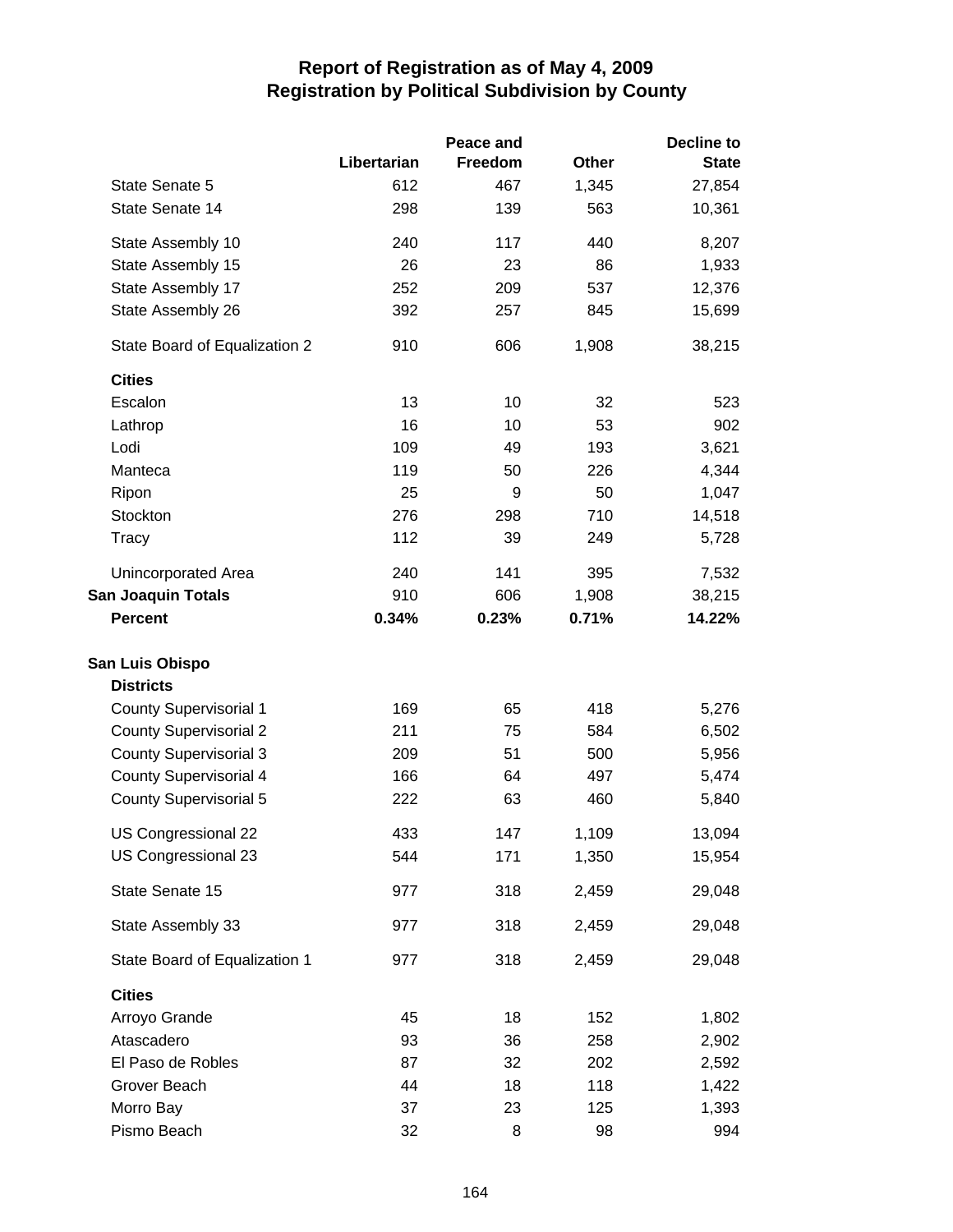# Report of Registration as of May 4, 2009
## Registration by Political Subdivision by County

| | Libertarian | Peace and Freedom | Other | Decline to State |
|---|---|---|---|---|
| State Senate 5 | 612 | 467 | 1,345 | 27,854 |
| State Senate 14 | 298 | 139 | 563 | 10,361 |
| State Assembly 10 | 240 | 117 | 440 | 8,207 |
| State Assembly 15 | 26 | 23 | 86 | 1,933 |
| State Assembly 17 | 252 | 209 | 537 | 12,376 |
| State Assembly 26 | 392 | 257 | 845 | 15,699 |
| State Board of Equalization 2 | 910 | 606 | 1,908 | 38,215 |
| **Cities** | | | | |
| Escalon | 13 | 10 | 32 | 523 |
| Lathrop | 16 | 10 | 53 | 902 |
| Lodi | 109 | 49 | 193 | 3,621 |
| Manteca | 119 | 50 | 226 | 4,344 |
| Ripon | 25 | 9 | 50 | 1,047 |
| Stockton | 276 | 298 | 710 | 14,518 |
| Tracy | 112 | 39 | 249 | 5,728 |
| Unincorporated Area | 240 | 141 | 395 | 7,532 |
| **San Joaquin Totals** | 910 | 606 | 1,908 | 38,215 |
| **Percent** | **0.34%** | **0.23%** | **0.71%** | **14.22%** |
| **San Luis Obispo** | | | | |
| **Districts** | | | | |
| County Supervisorial 1 | 169 | 65 | 418 | 5,276 |
| County Supervisorial 2 | 211 | 75 | 584 | 6,502 |
| County Supervisorial 3 | 209 | 51 | 500 | 5,956 |
| County Supervisorial 4 | 166 | 64 | 497 | 5,474 |
| County Supervisorial 5 | 222 | 63 | 460 | 5,840 |
| US Congressional 22 | 433 | 147 | 1,109 | 13,094 |
| US Congressional 23 | 544 | 171 | 1,350 | 15,954 |
| State Senate 15 | 977 | 318 | 2,459 | 29,048 |
| State Assembly 33 | 977 | 318 | 2,459 | 29,048 |
| State Board of Equalization 1 | 977 | 318 | 2,459 | 29,048 |
| **Cities** | | | | |
| Arroyo Grande | 45 | 18 | 152 | 1,802 |
| Atascadero | 93 | 36 | 258 | 2,902 |
| El Paso de Robles | 87 | 32 | 202 | 2,592 |
| Grover Beach | 44 | 18 | 118 | 1,422 |
| Morro Bay | 37 | 23 | 125 | 1,393 |
| Pismo Beach | 32 | 8 | 98 | 994 |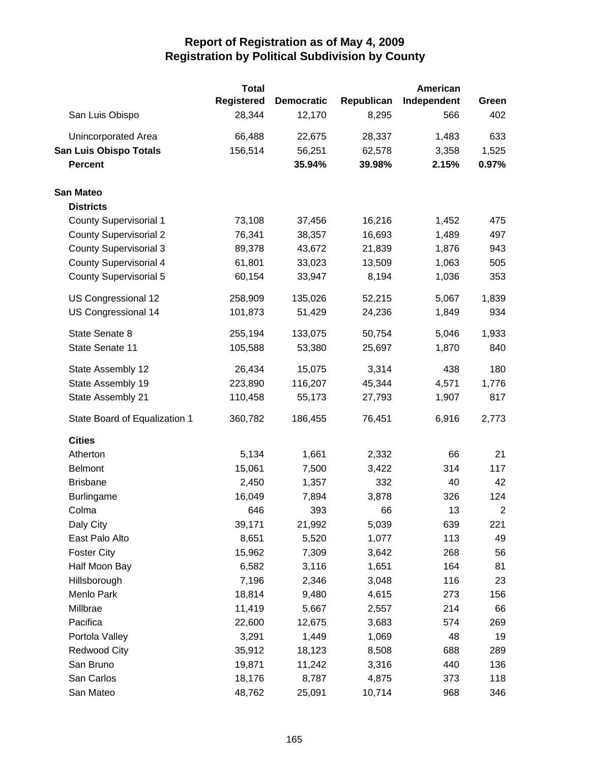# Report of Registration as of May 4, 2009
## Registration by Political Subdivision by County

| | Total Registered | Democratic | Republican | American Independent | Green |
|---|---|---|---|---|---|
| San Luis Obispo | 28,344 | 12,170 | 8,295 | 566 | 402 |
| Unincorporated Area | 66,488 | 22,675 | 28,337 | 1,483 | 633 |
| **San Luis Obispo Totals** | 156,514 | 56,251 | 62,578 | 3,358 | 1,525 |
| **Percent** | | **35.94%** | **39.98%** | **2.15%** | **0.97%** |
| **San Mateo** | | | | | |
| **Districts** | | | | | |
| County Supervisorial 1 | 73,108 | 37,456 | 16,216 | 1,452 | 475 |
| County Supervisorial 2 | 76,341 | 38,357 | 16,693 | 1,489 | 497 |
| County Supervisorial 3 | 89,378 | 43,672 | 21,839 | 1,876 | 943 |
| County Supervisorial 4 | 61,801 | 33,023 | 13,509 | 1,063 | 505 |
| County Supervisorial 5 | 60,154 | 33,947 | 8,194 | 1,036 | 353 |
| US Congressional 12 | 258,909 | 135,026 | 52,215 | 5,067 | 1,839 |
| US Congressional 14 | 101,873 | 51,429 | 24,236 | 1,849 | 934 |
| State Senate 8 | 255,194 | 133,075 | 50,754 | 5,046 | 1,933 |
| State Senate 11 | 105,588 | 53,380 | 25,697 | 1,870 | 840 |
| State Assembly 12 | 26,434 | 15,075 | 3,314 | 438 | 180 |
| State Assembly 19 | 223,890 | 116,207 | 45,344 | 4,571 | 1,776 |
| State Assembly 21 | 110,458 | 55,173 | 27,793 | 1,907 | 817 |
| State Board of Equalization 1 | 360,782 | 186,455 | 76,451 | 6,916 | 2,773 |
| **Cities** | | | | | |
| Atherton | 5,134 | 1,661 | 2,332 | 66 | 21 |
| Belmont | 15,061 | 7,500 | 3,422 | 314 | 117 |
| Brisbane | 2,450 | 1,357 | 332 | 40 | 42 |
| Burlingame | 16,049 | 7,894 | 3,878 | 326 | 124 |
| Colma | 646 | 393 | 66 | 13 | 2 |
| Daly City | 39,171 | 21,992 | 5,039 | 639 | 221 |
| East Palo Alto | 8,651 | 5,520 | 1,077 | 113 | 49 |
| Foster City | 15,962 | 7,309 | 3,642 | 268 | 56 |
| Half Moon Bay | 6,582 | 3,116 | 1,651 | 164 | 81 |
| Hillsborough | 7,196 | 2,346 | 3,048 | 116 | 23 |
| Menlo Park | 18,814 | 9,480 | 4,615 | 273 | 156 |
| Millbrae | 11,419 | 5,667 | 2,557 | 214 | 66 |
| Pacifica | 22,600 | 12,675 | 3,683 | 574 | 269 |
| Portola Valley | 3,291 | 1,449 | 1,069 | 48 | 19 |
| Redwood City | 35,912 | 18,123 | 8,508 | 688 | 289 |
| San Bruno | 19,871 | 11,242 | 3,316 | 440 | 136 |
| San Carlos | 18,176 | 8,787 | 4,875 | 373 | 118 |
| San Mateo | 48,762 | 25,091 | 10,714 | 968 | 346 |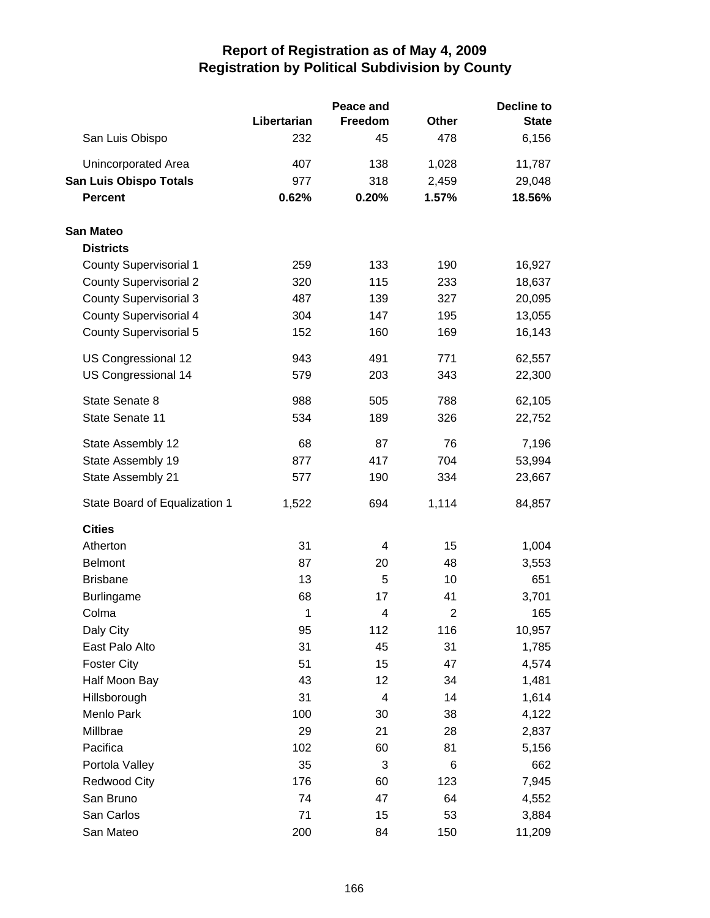# Report of Registration as of May 4, 2009
## Registration by Political Subdivision by County

| | Libertarian | Peace and Freedom | Other | Decline to State |
|---|---|---|---|---|
| San Luis Obispo | 232 | 45 | 478 | 6,156 |
| Unincorporated Area | 407 | 138 | 1,028 | 11,787 |
| **San Luis Obispo Totals** | 977 | 318 | 2,459 | 29,048 |
| **Percent** | **0.62%** | **0.20%** | **1.57%** | **18.56%** |
| **San Mateo** | | | | |
| **Districts** | | | | |
| County Supervisorial 1 | 259 | 133 | 190 | 16,927 |
| County Supervisorial 2 | 320 | 115 | 233 | 18,637 |
| County Supervisorial 3 | 487 | 139 | 327 | 20,095 |
| County Supervisorial 4 | 304 | 147 | 195 | 13,055 |
| County Supervisorial 5 | 152 | 160 | 169 | 16,143 |
| US Congressional 12 | 943 | 491 | 771 | 62,557 |
| US Congressional 14 | 579 | 203 | 343 | 22,300 |
| State Senate 8 | 988 | 505 | 788 | 62,105 |
| State Senate 11 | 534 | 189 | 326 | 22,752 |
| State Assembly 12 | 68 | 87 | 76 | 7,196 |
| State Assembly 19 | 877 | 417 | 704 | 53,994 |
| State Assembly 21 | 577 | 190 | 334 | 23,667 |
| State Board of Equalization 1 | 1,522 | 694 | 1,114 | 84,857 |
| **Cities** | | | | |
| Atherton | 31 | 4 | 15 | 1,004 |
| Belmont | 87 | 20 | 48 | 3,553 |
| Brisbane | 13 | 5 | 10 | 651 |
| Burlingame | 68 | 17 | 41 | 3,701 |
| Colma | 1 | 4 | 2 | 165 |
| Daly City | 95 | 112 | 116 | 10,957 |
| East Palo Alto | 31 | 45 | 31 | 1,785 |
| Foster City | 51 | 15 | 47 | 4,574 |
| Half Moon Bay | 43 | 12 | 34 | 1,481 |
| Hillsborough | 31 | 4 | 14 | 1,614 |
| Menlo Park | 100 | 30 | 38 | 4,122 |
| Millbrae | 29 | 21 | 28 | 2,837 |
| Pacifica | 102 | 60 | 81 | 5,156 |
| Portola Valley | 35 | 3 | 6 | 662 |
| Redwood City | 176 | 60 | 123 | 7,945 |
| San Bruno | 74 | 47 | 64 | 4,552 |
| San Carlos | 71 | 15 | 53 | 3,884 |
| San Mateo | 200 | 84 | 150 | 11,209 |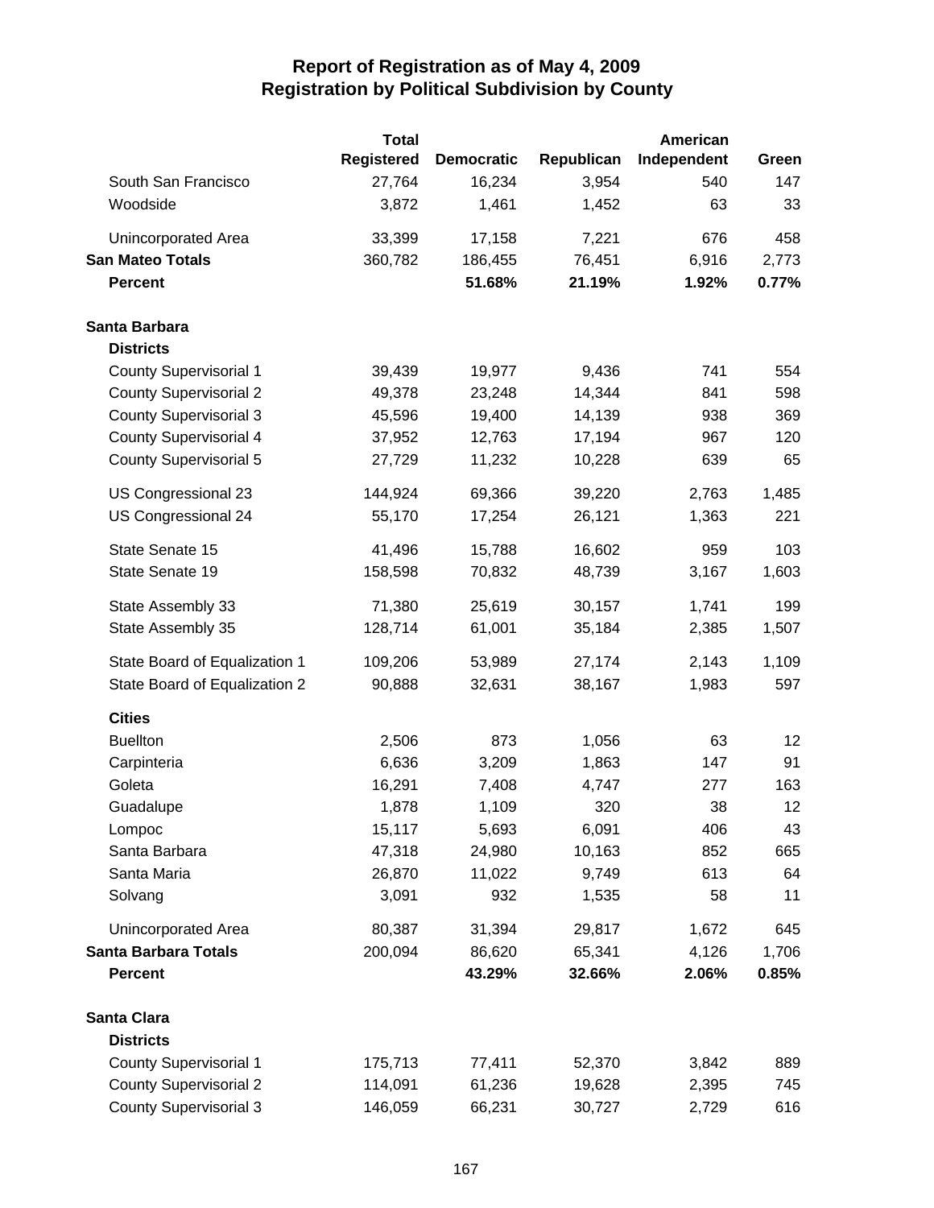# Report of Registration as of May 4, 2009
## Registration by Political Subdivision by County

| | Total Registered | Democratic | Republican | American Independent | Green |
|---|---|---|---|---|---|
| South San Francisco | 27,764 | 16,234 | 3,954 | 540 | 147 |
| Woodside | 3,872 | 1,461 | 1,452 | 63 | 33 |
| Unincorporated Area | 33,399 | 17,158 | 7,221 | 676 | 458 |
| **San Mateo Totals** | 360,782 | 186,455 | 76,451 | 6,916 | 2,773 |
| **Percent** | | **51.68%** | **21.19%** | **1.92%** | **0.77%** |
| **Santa Barbara** | | | | | |
| **Districts** | | | | | |
| County Supervisorial 1 | 39,439 | 19,977 | 9,436 | 741 | 554 |
| County Supervisorial 2 | 49,378 | 23,248 | 14,344 | 841 | 598 |
| County Supervisorial 3 | 45,596 | 19,400 | 14,139 | 938 | 369 |
| County Supervisorial 4 | 37,952 | 12,763 | 17,194 | 967 | 120 |
| County Supervisorial 5 | 27,729 | 11,232 | 10,228 | 639 | 65 |
| US Congressional 23 | 144,924 | 69,366 | 39,220 | 2,763 | 1,485 |
| US Congressional 24 | 55,170 | 17,254 | 26,121 | 1,363 | 221 |
| State Senate 15 | 41,496 | 15,788 | 16,602 | 959 | 103 |
| State Senate 19 | 158,598 | 70,832 | 48,739 | 3,167 | 1,603 |
| State Assembly 33 | 71,380 | 25,619 | 30,157 | 1,741 | 199 |
| State Assembly 35 | 128,714 | 61,001 | 35,184 | 2,385 | 1,507 |
| State Board of Equalization 1 | 109,206 | 53,989 | 27,174 | 2,143 | 1,109 |
| State Board of Equalization 2 | 90,888 | 32,631 | 38,167 | 1,983 | 597 |
| **Cities** | | | | | |
| Buellton | 2,506 | 873 | 1,056 | 63 | 12 |
| Carpinteria | 6,636 | 3,209 | 1,863 | 147 | 91 |
| Goleta | 16,291 | 7,408 | 4,747 | 277 | 163 |
| Guadalupe | 1,878 | 1,109 | 320 | 38 | 12 |
| Lompoc | 15,117 | 5,693 | 6,091 | 406 | 43 |
| Santa Barbara | 47,318 | 24,980 | 10,163 | 852 | 665 |
| Santa Maria | 26,870 | 11,022 | 9,749 | 613 | 64 |
| Solvang | 3,091 | 932 | 1,535 | 58 | 11 |
| Unincorporated Area | 80,387 | 31,394 | 29,817 | 1,672 | 645 |
| **Santa Barbara Totals** | 200,094 | 86,620 | 65,341 | 4,126 | 1,706 |
| **Percent** | | **43.29%** | **32.66%** | **2.06%** | **0.85%** |
| **Santa Clara** | | | | | |
| **Districts** | | | | | |
| County Supervisorial 1 | 175,713 | 77,411 | 52,370 | 3,842 | 889 |
| County Supervisorial 2 | 114,091 | 61,236 | 19,628 | 2,395 | 745 |
| County Supervisorial 3 | 146,059 | 66,231 | 30,727 | 2,729 | 616 |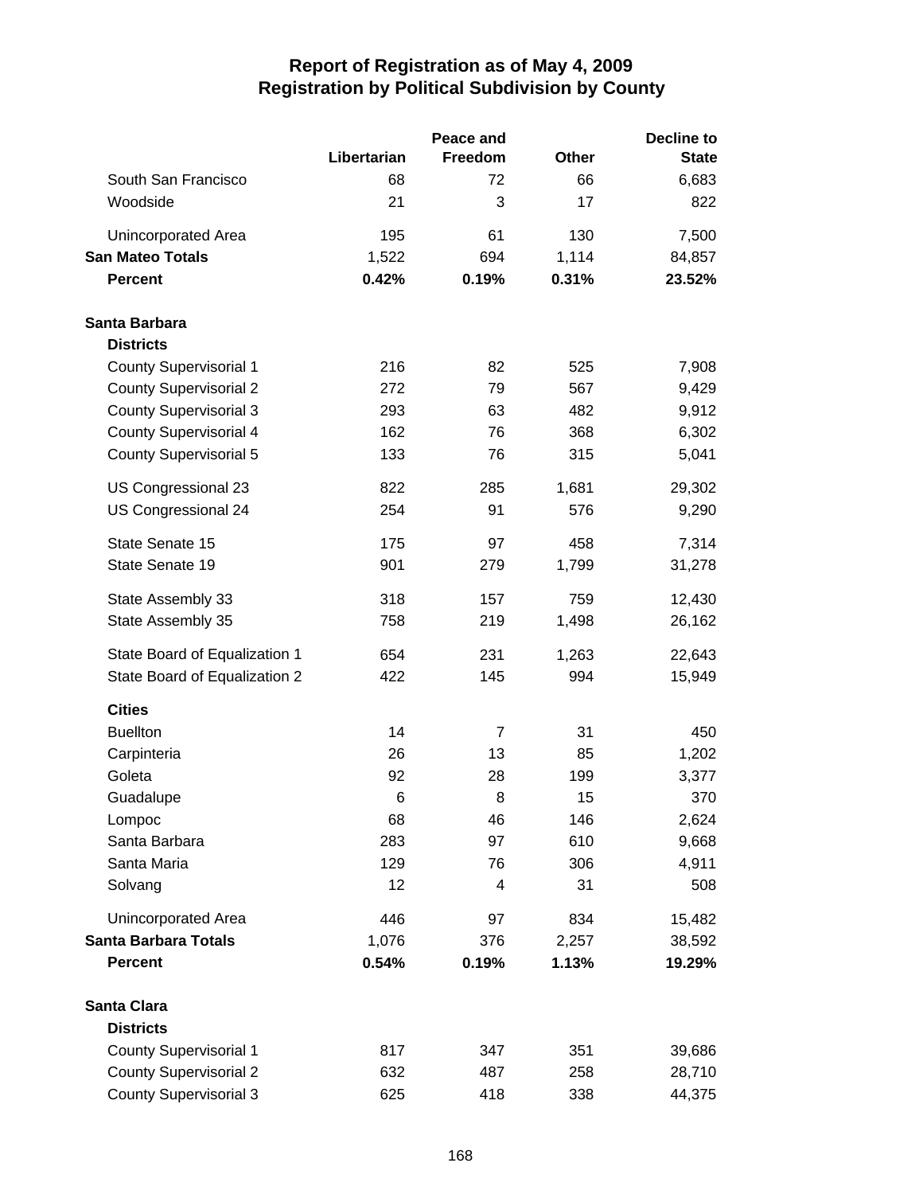# Report of Registration as of May 4, 2009
## Registration by Political Subdivision by County

| | Libertarian | Peace and Freedom | Other | Decline to State |
|---|---|---|---|---|
| South San Francisco | 68 | 72 | 66 | 6,683 |
| Woodside | 21 | 3 | 17 | 822 |
| Unincorporated Area | 195 | 61 | 130 | 7,500 |
| **San Mateo Totals** | 1,522 | 694 | 1,114 | 84,857 |
| **Percent** | **0.42%** | **0.19%** | **0.31%** | **23.52%** |
| **Santa Barbara** | | | | |
| **Districts** | | | | |
| County Supervisorial 1 | 216 | 82 | 525 | 7,908 |
| County Supervisorial 2 | 272 | 79 | 567 | 9,429 |
| County Supervisorial 3 | 293 | 63 | 482 | 9,912 |
| County Supervisorial 4 | 162 | 76 | 368 | 6,302 |
| County Supervisorial 5 | 133 | 76 | 315 | 5,041 |
| US Congressional 23 | 822 | 285 | 1,681 | 29,302 |
| US Congressional 24 | 254 | 91 | 576 | 9,290 |
| State Senate 15 | 175 | 97 | 458 | 7,314 |
| State Senate 19 | 901 | 279 | 1,799 | 31,278 |
| State Assembly 33 | 318 | 157 | 759 | 12,430 |
| State Assembly 35 | 758 | 219 | 1,498 | 26,162 |
| State Board of Equalization 1 | 654 | 231 | 1,263 | 22,643 |
| State Board of Equalization 2 | 422 | 145 | 994 | 15,949 |
| **Cities** | | | | |
| Buellton | 14 | 7 | 31 | 450 |
| Carpinteria | 26 | 13 | 85 | 1,202 |
| Goleta | 92 | 28 | 199 | 3,377 |
| Guadalupe | 6 | 8 | 15 | 370 |
| Lompoc | 68 | 46 | 146 | 2,624 |
| Santa Barbara | 283 | 97 | 610 | 9,668 |
| Santa Maria | 129 | 76 | 306 | 4,911 |
| Solvang | 12 | 4 | 31 | 508 |
| Unincorporated Area | 446 | 97 | 834 | 15,482 |
| **Santa Barbara Totals** | 1,076 | 376 | 2,257 | 38,592 |
| **Percent** | **0.54%** | **0.19%** | **1.13%** | **19.29%** |
| **Santa Clara** | | | | |
| **Districts** | | | | |
| County Supervisorial 1 | 817 | 347 | 351 | 39,686 |
| County Supervisorial 2 | 632 | 487 | 258 | 28,710 |
| County Supervisorial 3 | 625 | 418 | 338 | 44,375 |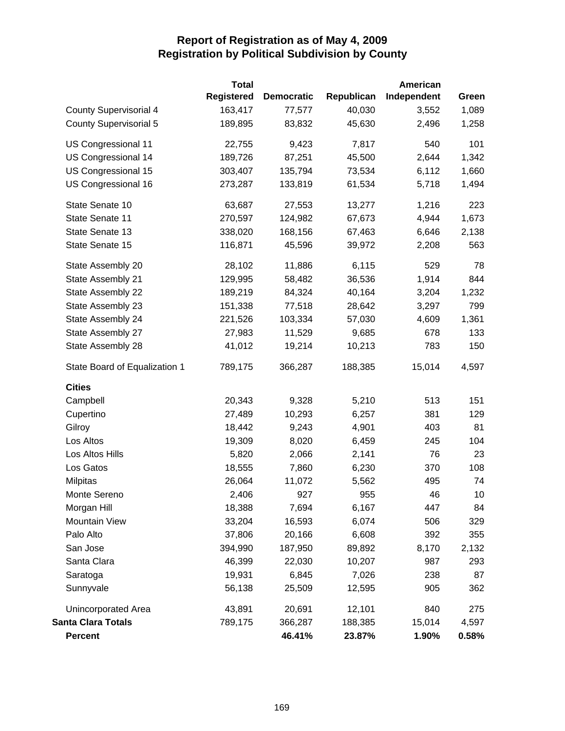# Report of Registration as of May 4, 2009
## Registration by Political Subdivision by County

| | Total Registered | Democratic | Republican | American Independent | Green |
|---|---|---|---|---|---|
| County Supervisorial 4 | 163,417 | 77,577 | 40,030 | 3,552 | 1,089 |
| County Supervisorial 5 | 189,895 | 83,832 | 45,630 | 2,496 | 1,258 |
| US Congressional 11 | 22,755 | 9,423 | 7,817 | 540 | 101 |
| US Congressional 14 | 189,726 | 87,251 | 45,500 | 2,644 | 1,342 |
| US Congressional 15 | 303,407 | 135,794 | 73,534 | 6,112 | 1,660 |
| US Congressional 16 | 273,287 | 133,819 | 61,534 | 5,718 | 1,494 |
| State Senate 10 | 63,687 | 27,553 | 13,277 | 1,216 | 223 |
| State Senate 11 | 270,597 | 124,982 | 67,673 | 4,944 | 1,673 |
| State Senate 13 | 338,020 | 168,156 | 67,463 | 6,646 | 2,138 |
| State Senate 15 | 116,871 | 45,596 | 39,972 | 2,208 | 563 |
| State Assembly 20 | 28,102 | 11,886 | 6,115 | 529 | 78 |
| State Assembly 21 | 129,995 | 58,482 | 36,536 | 1,914 | 844 |
| State Assembly 22 | 189,219 | 84,324 | 40,164 | 3,204 | 1,232 |
| State Assembly 23 | 151,338 | 77,518 | 28,642 | 3,297 | 799 |
| State Assembly 24 | 221,526 | 103,334 | 57,030 | 4,609 | 1,361 |
| State Assembly 27 | 27,983 | 11,529 | 9,685 | 678 | 133 |
| State Assembly 28 | 41,012 | 19,214 | 10,213 | 783 | 150 |
| State Board of Equalization 1 | 789,175 | 366,287 | 188,385 | 15,014 | 4,597 |
| **Cities** | | | | | |
| Campbell | 20,343 | 9,328 | 5,210 | 513 | 151 |
| Cupertino | 27,489 | 10,293 | 6,257 | 381 | 129 |
| Gilroy | 18,442 | 9,243 | 4,901 | 403 | 81 |
| Los Altos | 19,309 | 8,020 | 6,459 | 245 | 104 |
| Los Altos Hills | 5,820 | 2,066 | 2,141 | 76 | 23 |
| Los Gatos | 18,555 | 7,860 | 6,230 | 370 | 108 |
| Milpitas | 26,064 | 11,072 | 5,562 | 495 | 74 |
| Monte Sereno | 2,406 | 927 | 955 | 46 | 10 |
| Morgan Hill | 18,388 | 7,694 | 6,167 | 447 | 84 |
| Mountain View | 33,204 | 16,593 | 6,074 | 506 | 329 |
| Palo Alto | 37,806 | 20,166 | 6,608 | 392 | 355 |
| San Jose | 394,990 | 187,950 | 89,892 | 8,170 | 2,132 |
| Santa Clara | 46,399 | 22,030 | 10,207 | 987 | 293 |
| Saratoga | 19,931 | 6,845 | 7,026 | 238 | 87 |
| Sunnyvale | 56,138 | 25,509 | 12,595 | 905 | 362 |
| Unincorporated Area | 43,891 | 20,691 | 12,101 | 840 | 275 |
| **Santa Clara Totals** | 789,175 | 366,287 | 188,385 | 15,014 | 4,597 |
| **Percent** | | **46.41%** | **23.87%** | **1.90%** | **0.58%** |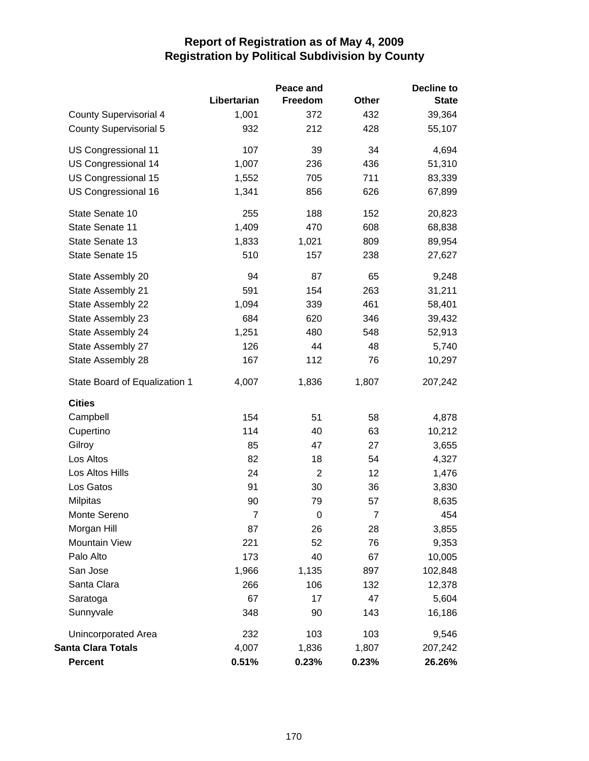# Report of Registration as of May 4, 2009
## Registration by Political Subdivision by County

| | Libertarian | Peace and Freedom | Other | Decline to State |
|---|---|---|---|---|
| County Supervisorial 4 | 1,001 | 372 | 432 | 39,364 |
| County Supervisorial 5 | 932 | 212 | 428 | 55,107 |
| US Congressional 11 | 107 | 39 | 34 | 4,694 |
| US Congressional 14 | 1,007 | 236 | 436 | 51,310 |
| US Congressional 15 | 1,552 | 705 | 711 | 83,339 |
| US Congressional 16 | 1,341 | 856 | 626 | 67,899 |
| State Senate 10 | 255 | 188 | 152 | 20,823 |
| State Senate 11 | 1,409 | 470 | 608 | 68,838 |
| State Senate 13 | 1,833 | 1,021 | 809 | 89,954 |
| State Senate 15 | 510 | 157 | 238 | 27,627 |
| State Assembly 20 | 94 | 87 | 65 | 9,248 |
| State Assembly 21 | 591 | 154 | 263 | 31,211 |
| State Assembly 22 | 1,094 | 339 | 461 | 58,401 |
| State Assembly 23 | 684 | 620 | 346 | 39,432 |
| State Assembly 24 | 1,251 | 480 | 548 | 52,913 |
| State Assembly 27 | 126 | 44 | 48 | 5,740 |
| State Assembly 28 | 167 | 112 | 76 | 10,297 |
| State Board of Equalization 1 | 4,007 | 1,836 | 1,807 | 207,242 |
| **Cities** | | | | |
| Campbell | 154 | 51 | 58 | 4,878 |
| Cupertino | 114 | 40 | 63 | 10,212 |
| Gilroy | 85 | 47 | 27 | 3,655 |
| Los Altos | 82 | 18 | 54 | 4,327 |
| Los Altos Hills | 24 | 2 | 12 | 1,476 |
| Los Gatos | 91 | 30 | 36 | 3,830 |
| Milpitas | 90 | 79 | 57 | 8,635 |
| Monte Sereno | 7 | 0 | 7 | 454 |
| Morgan Hill | 87 | 26 | 28 | 3,855 |
| Mountain View | 221 | 52 | 76 | 9,353 |
| Palo Alto | 173 | 40 | 67 | 10,005 |
| San Jose | 1,966 | 1,135 | 897 | 102,848 |
| Santa Clara | 266 | 106 | 132 | 12,378 |
| Saratoga | 67 | 17 | 47 | 5,604 |
| Sunnyvale | 348 | 90 | 143 | 16,186 |
| Unincorporated Area | 232 | 103 | 103 | 9,546 |
| **Santa Clara Totals** | 4,007 | 1,836 | 1,807 | 207,242 |
| **Percent** | **0.51%** | **0.23%** | **0.23%** | **26.26%** |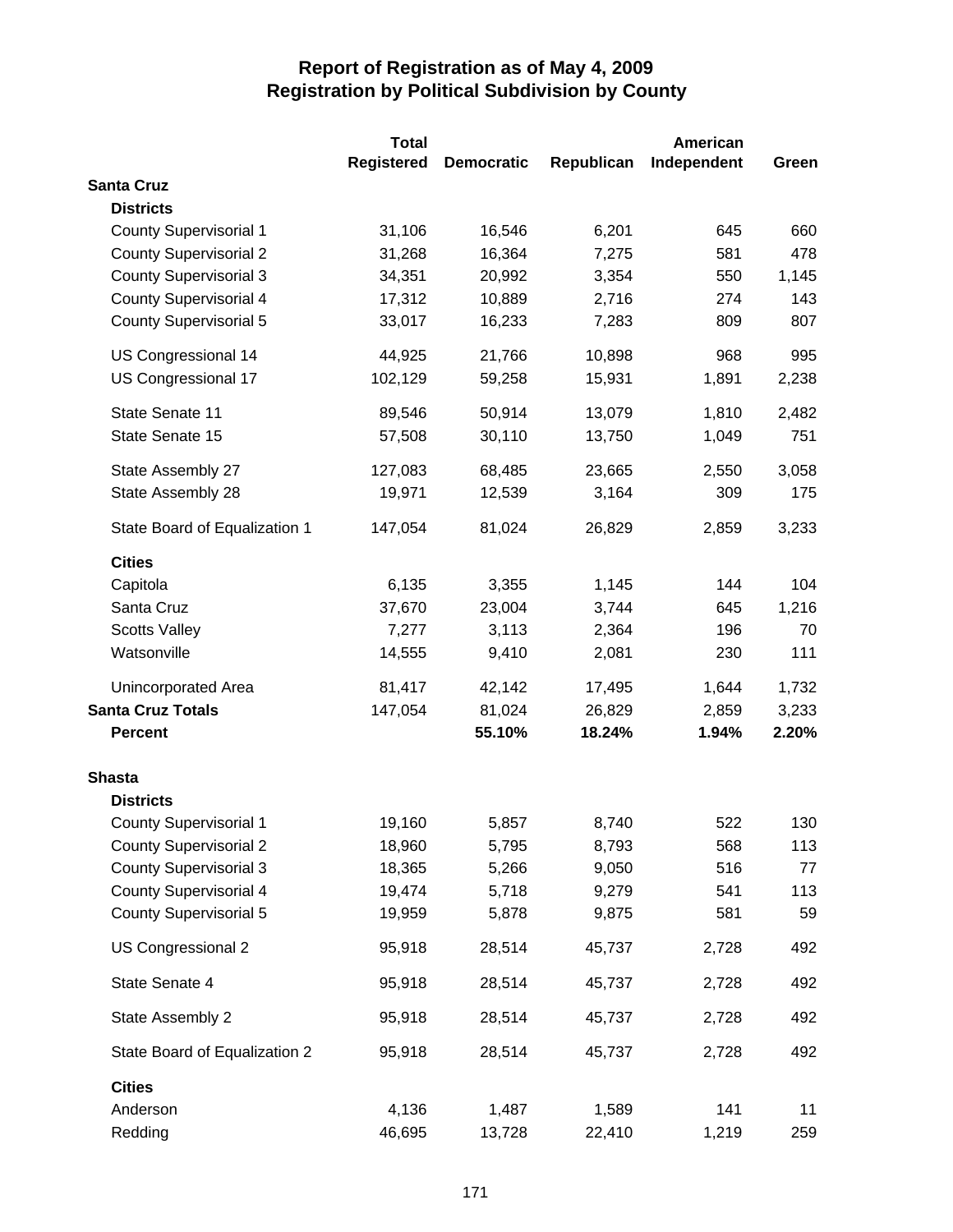# Report of Registration as of May 4, 2009
## Registration by Political Subdivision by County

| | Total Registered | Democratic | Republican | American Independent | Green |
|---|---|---|---|---|---|
| **Santa Cruz** | | | | | |
| **Districts** | | | | | |
| County Supervisorial 1 | 31,106 | 16,546 | 6,201 | 645 | 660 |
| County Supervisorial 2 | 31,268 | 16,364 | 7,275 | 581 | 478 |
| County Supervisorial 3 | 34,351 | 20,992 | 3,354 | 550 | 1,145 |
| County Supervisorial 4 | 17,312 | 10,889 | 2,716 | 274 | 143 |
| County Supervisorial 5 | 33,017 | 16,233 | 7,283 | 809 | 807 |
| US Congressional 14 | 44,925 | 21,766 | 10,898 | 968 | 995 |
| US Congressional 17 | 102,129 | 59,258 | 15,931 | 1,891 | 2,238 |
| State Senate 11 | 89,546 | 50,914 | 13,079 | 1,810 | 2,482 |
| State Senate 15 | 57,508 | 30,110 | 13,750 | 1,049 | 751 |
| State Assembly 27 | 127,083 | 68,485 | 23,665 | 2,550 | 3,058 |
| State Assembly 28 | 19,971 | 12,539 | 3,164 | 309 | 175 |
| State Board of Equalization 1 | 147,054 | 81,024 | 26,829 | 2,859 | 3,233 |
| **Cities** | | | | | |
| Capitola | 6,135 | 3,355 | 1,145 | 144 | 104 |
| Santa Cruz | 37,670 | 23,004 | 3,744 | 645 | 1,216 |
| Scotts Valley | 7,277 | 3,113 | 2,364 | 196 | 70 |
| Watsonville | 14,555 | 9,410 | 2,081 | 230 | 111 |
| Unincorporated Area | 81,417 | 42,142 | 17,495 | 1,644 | 1,732 |
| **Santa Cruz Totals** | 147,054 | 81,024 | 26,829 | 2,859 | 3,233 |
| **Percent** | | **55.10%** | **18.24%** | **1.94%** | **2.20%** |
| **Shasta** | | | | | |
| **Districts** | | | | | |
| County Supervisorial 1 | 19,160 | 5,857 | 8,740 | 522 | 130 |
| County Supervisorial 2 | 18,960 | 5,795 | 8,793 | 568 | 113 |
| County Supervisorial 3 | 18,365 | 5,266 | 9,050 | 516 | 77 |
| County Supervisorial 4 | 19,474 | 5,718 | 9,279 | 541 | 113 |
| County Supervisorial 5 | 19,959 | 5,878 | 9,875 | 581 | 59 |
| US Congressional 2 | 95,918 | 28,514 | 45,737 | 2,728 | 492 |
| State Senate 4 | 95,918 | 28,514 | 45,737 | 2,728 | 492 |
| State Assembly 2 | 95,918 | 28,514 | 45,737 | 2,728 | 492 |
| State Board of Equalization 2 | 95,918 | 28,514 | 45,737 | 2,728 | 492 |
| **Cities** | | | | | |
| Anderson | 4,136 | 1,487 | 1,589 | 141 | 11 |
| Redding | 46,695 | 13,728 | 22,410 | 1,219 | 259 |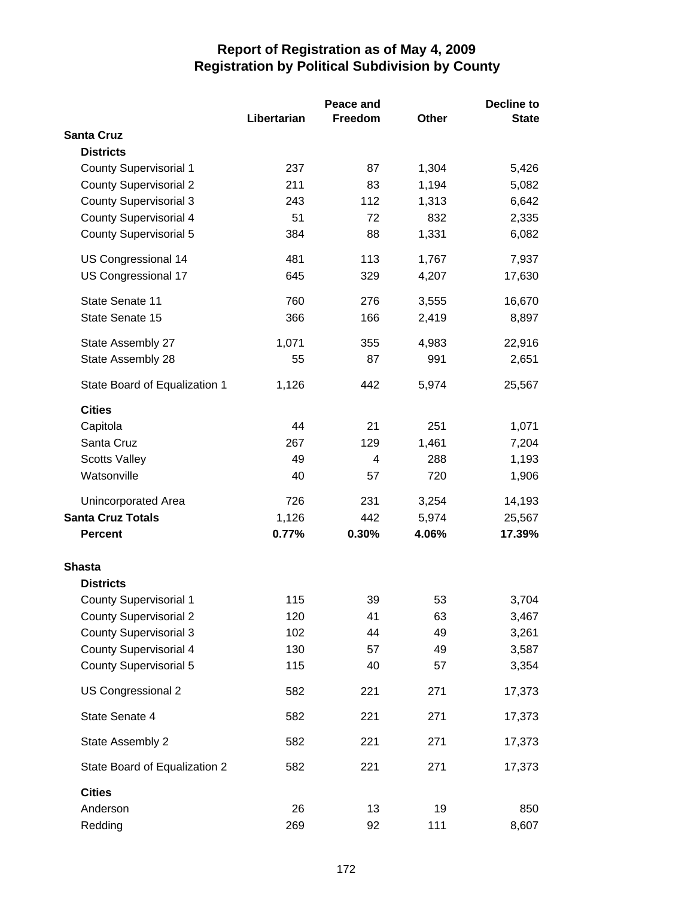# Report of Registration as of May 4, 2009
## Registration by Political Subdivision by County

| | Libertarian | Peace and Freedom | Other | Decline to State |
|---|---|---|---|---|
| **Santa Cruz** | | | | |
| **Districts** | | | | |
| County Supervisorial 1 | 237 | 87 | 1,304 | 5,426 |
| County Supervisorial 2 | 211 | 83 | 1,194 | 5,082 |
| County Supervisorial 3 | 243 | 112 | 1,313 | 6,642 |
| County Supervisorial 4 | 51 | 72 | 832 | 2,335 |
| County Supervisorial 5 | 384 | 88 | 1,331 | 6,082 |
| US Congressional 14 | 481 | 113 | 1,767 | 7,937 |
| US Congressional 17 | 645 | 329 | 4,207 | 17,630 |
| State Senate 11 | 760 | 276 | 3,555 | 16,670 |
| State Senate 15 | 366 | 166 | 2,419 | 8,897 |
| State Assembly 27 | 1,071 | 355 | 4,983 | 22,916 |
| State Assembly 28 | 55 | 87 | 991 | 2,651 |
| State Board of Equalization 1 | 1,126 | 442 | 5,974 | 25,567 |
| **Cities** | | | | |
| Capitola | 44 | 21 | 251 | 1,071 |
| Santa Cruz | 267 | 129 | 1,461 | 7,204 |
| Scotts Valley | 49 | 4 | 288 | 1,193 |
| Watsonville | 40 | 57 | 720 | 1,906 |
| Unincorporated Area | 726 | 231 | 3,254 | 14,193 |
| **Santa Cruz Totals** | 1,126 | 442 | 5,974 | 25,567 |
| **Percent** | **0.77%** | **0.30%** | **4.06%** | **17.39%** |
| **Shasta** | | | | |
| **Districts** | | | | |
| County Supervisorial 1 | 115 | 39 | 53 | 3,704 |
| County Supervisorial 2 | 120 | 41 | 63 | 3,467 |
| County Supervisorial 3 | 102 | 44 | 49 | 3,261 |
| County Supervisorial 4 | 130 | 57 | 49 | 3,587 |
| County Supervisorial 5 | 115 | 40 | 57 | 3,354 |
| US Congressional 2 | 582 | 221 | 271 | 17,373 |
| State Senate 4 | 582 | 221 | 271 | 17,373 |
| State Assembly 2 | 582 | 221 | 271 | 17,373 |
| State Board of Equalization 2 | 582 | 221 | 271 | 17,373 |
| **Cities** | | | | |
| Anderson | 26 | 13 | 19 | 850 |
| Redding | 269 | 92 | 111 | 8,607 |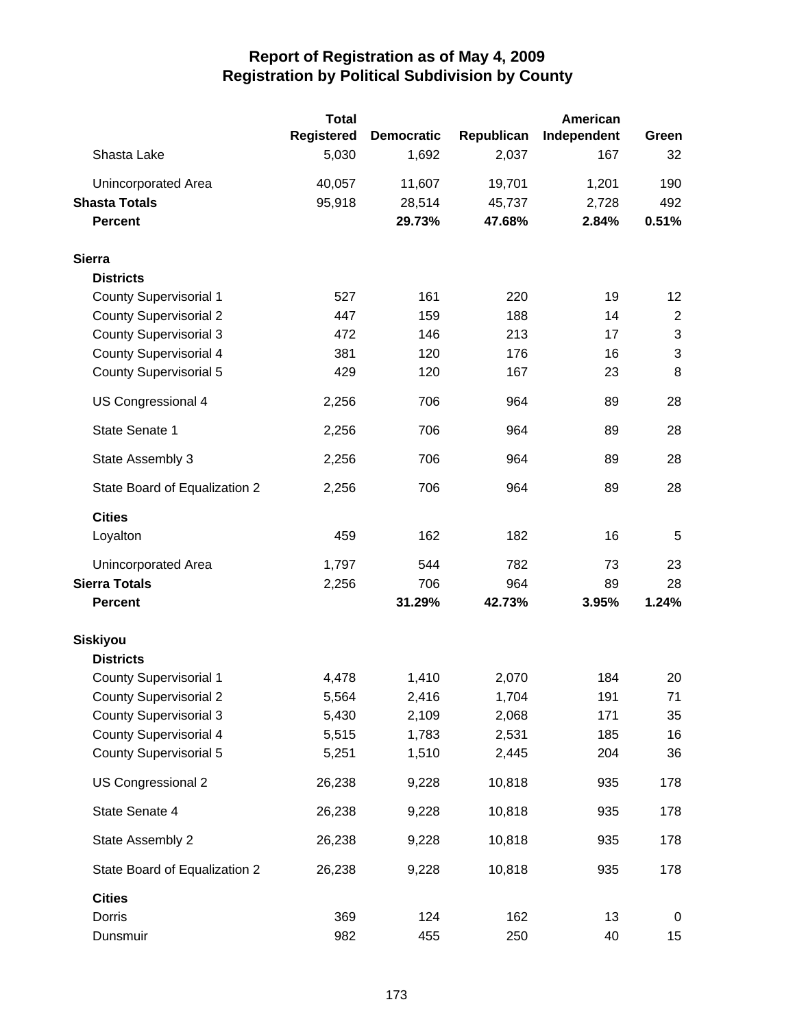# Report of Registration as of May 4, 2009
## Registration by Political Subdivision by County

| | Total Registered | Democratic | Republican | American Independent | Green |
|---|---|---|---|---|---|
| Shasta Lake | 5,030 | 1,692 | 2,037 | 167 | 32 |
| Unincorporated Area | 40,057 | 11,607 | 19,701 | 1,201 | 190 |
| **Shasta Totals** | 95,918 | 28,514 | 45,737 | 2,728 | 492 |
| **Percent** | | **29.73%** | **47.68%** | **2.84%** | **0.51%** |
| **Sierra** | | | | | |
| **Districts** | | | | | |
| County Supervisorial 1 | 527 | 161 | 220 | 19 | 12 |
| County Supervisorial 2 | 447 | 159 | 188 | 14 | 2 |
| County Supervisorial 3 | 472 | 146 | 213 | 17 | 3 |
| County Supervisorial 4 | 381 | 120 | 176 | 16 | 3 |
| County Supervisorial 5 | 429 | 120 | 167 | 23 | 8 |
| US Congressional 4 | 2,256 | 706 | 964 | 89 | 28 |
| State Senate 1 | 2,256 | 706 | 964 | 89 | 28 |
| State Assembly 3 | 2,256 | 706 | 964 | 89 | 28 |
| State Board of Equalization 2 | 2,256 | 706 | 964 | 89 | 28 |
| **Cities** | | | | | |
| Loyalton | 459 | 162 | 182 | 16 | 5 |
| Unincorporated Area | 1,797 | 544 | 782 | 73 | 23 |
| **Sierra Totals** | 2,256 | 706 | 964 | 89 | 28 |
| **Percent** | | **31.29%** | **42.73%** | **3.95%** | **1.24%** |
| **Siskiyou** | | | | | |
| **Districts** | | | | | |
| County Supervisorial 1 | 4,478 | 1,410 | 2,070 | 184 | 20 |
| County Supervisorial 2 | 5,564 | 2,416 | 1,704 | 191 | 71 |
| County Supervisorial 3 | 5,430 | 2,109 | 2,068 | 171 | 35 |
| County Supervisorial 4 | 5,515 | 1,783 | 2,531 | 185 | 16 |
| County Supervisorial 5 | 5,251 | 1,510 | 2,445 | 204 | 36 |
| US Congressional 2 | 26,238 | 9,228 | 10,818 | 935 | 178 |
| State Senate 4 | 26,238 | 9,228 | 10,818 | 935 | 178 |
| State Assembly 2 | 26,238 | 9,228 | 10,818 | 935 | 178 |
| State Board of Equalization 2 | 26,238 | 9,228 | 10,818 | 935 | 178 |
| **Cities** | | | | | |
| Dorris | 369 | 124 | 162 | 13 | 0 |
| Dunsmuir | 982 | 455 | 250 | 40 | 15 |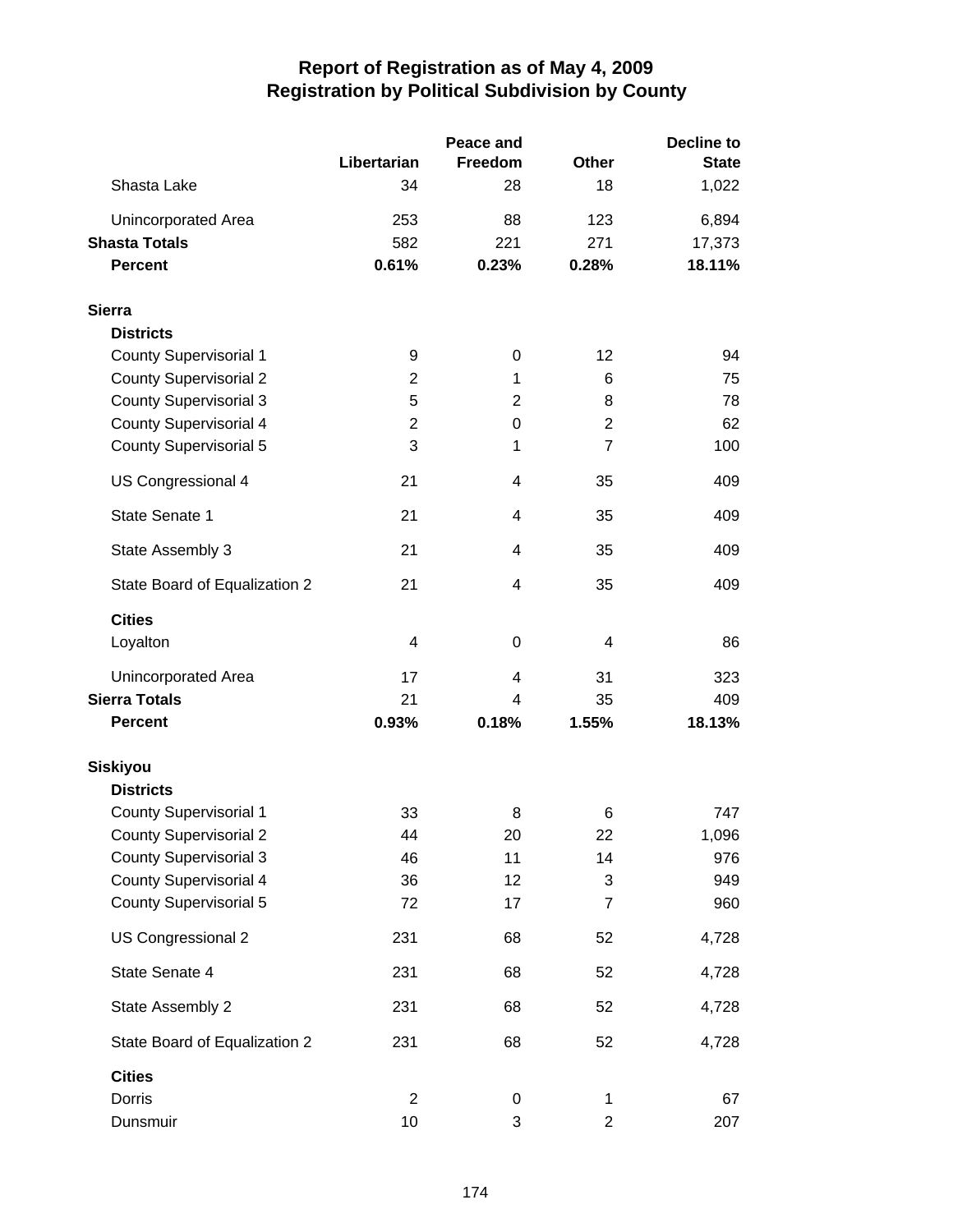# Report of Registration as of May 4, 2009
## Registration by Political Subdivision by County

| | Libertarian | Peace and Freedom | Other | Decline to State |
|---|---|---|---|---|
| Shasta Lake | 34 | 28 | 18 | 1,022 |
| Unincorporated Area | 253 | 88 | 123 | 6,894 |
| **Shasta Totals** | 582 | 221 | 271 | 17,373 |
| **Percent** | **0.61%** | **0.23%** | **0.28%** | **18.11%** |
| **Sierra** | | | | |
| **Districts** | | | | |
| County Supervisorial 1 | 9 | 0 | 12 | 94 |
| County Supervisorial 2 | 2 | 1 | 6 | 75 |
| County Supervisorial 3 | 5 | 2 | 8 | 78 |
| County Supervisorial 4 | 2 | 0 | 2 | 62 |
| County Supervisorial 5 | 3 | 1 | 7 | 100 |
| US Congressional 4 | 21 | 4 | 35 | 409 |
| State Senate 1 | 21 | 4 | 35 | 409 |
| State Assembly 3 | 21 | 4 | 35 | 409 |
| State Board of Equalization 2 | 21 | 4 | 35 | 409 |
| **Cities** | | | | |
| Loyalton | 4 | 0 | 4 | 86 |
| Unincorporated Area | 17 | 4 | 31 | 323 |
| **Sierra Totals** | 21 | 4 | 35 | 409 |
| **Percent** | **0.93%** | **0.18%** | **1.55%** | **18.13%** |
| **Siskiyou** | | | | |
| **Districts** | | | | |
| County Supervisorial 1 | 33 | 8 | 6 | 747 |
| County Supervisorial 2 | 44 | 20 | 22 | 1,096 |
| County Supervisorial 3 | 46 | 11 | 14 | 976 |
| County Supervisorial 4 | 36 | 12 | 3 | 949 |
| County Supervisorial 5 | 72 | 17 | 7 | 960 |
| US Congressional 2 | 231 | 68 | 52 | 4,728 |
| State Senate 4 | 231 | 68 | 52 | 4,728 |
| State Assembly 2 | 231 | 68 | 52 | 4,728 |
| State Board of Equalization 2 | 231 | 68 | 52 | 4,728 |
| **Cities** | | | | |
| Dorris | 2 | 0 | 1 | 67 |
| Dunsmuir | 10 | 3 | 2 | 207 |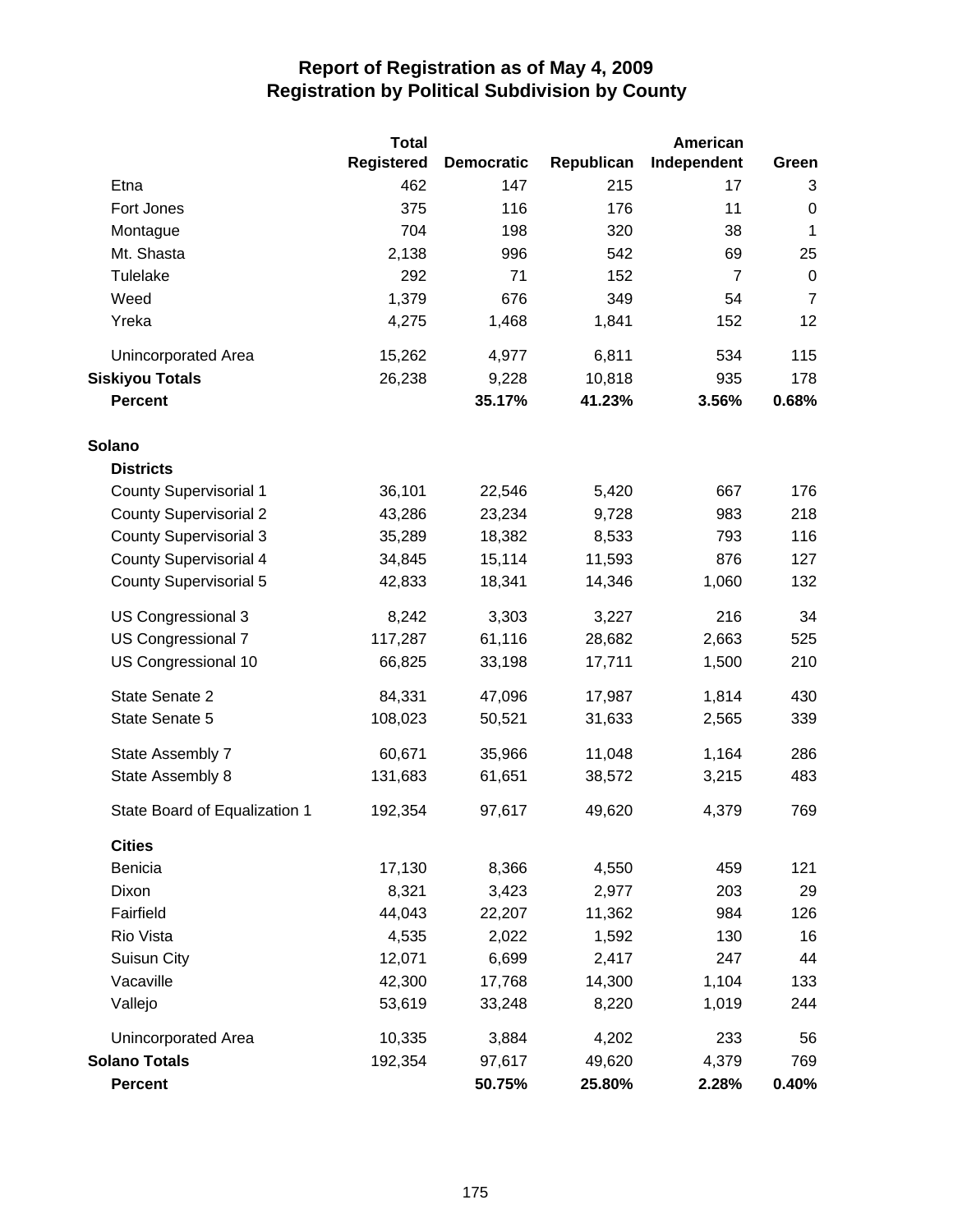# Report of Registration as of May 4, 2009
## Registration by Political Subdivision by County

| | Total Registered | Democratic | Republican | American Independent | Green |
|---|---|---|---|---|---|
| Etna | 462 | 147 | 215 | 17 | 3 |
| Fort Jones | 375 | 116 | 176 | 11 | 0 |
| Montague | 704 | 198 | 320 | 38 | 1 |
| Mt. Shasta | 2,138 | 996 | 542 | 69 | 25 |
| Tulelake | 292 | 71 | 152 | 7 | 0 |
| Weed | 1,379 | 676 | 349 | 54 | 7 |
| Yreka | 4,275 | 1,468 | 1,841 | 152 | 12 |
| Unincorporated Area | 15,262 | 4,977 | 6,811 | 534 | 115 |
| **Siskiyou Totals** | 26,238 | 9,228 | 10,818 | 935 | 178 |
| **Percent** | | **35.17%** | **41.23%** | **3.56%** | **0.68%** |
| **Solano** | | | | | |
| **Districts** | | | | | |
| County Supervisorial 1 | 36,101 | 22,546 | 5,420 | 667 | 176 |
| County Supervisorial 2 | 43,286 | 23,234 | 9,728 | 983 | 218 |
| County Supervisorial 3 | 35,289 | 18,382 | 8,533 | 793 | 116 |
| County Supervisorial 4 | 34,845 | 15,114 | 11,593 | 876 | 127 |
| County Supervisorial 5 | 42,833 | 18,341 | 14,346 | 1,060 | 132 |
| US Congressional 3 | 8,242 | 3,303 | 3,227 | 216 | 34 |
| US Congressional 7 | 117,287 | 61,116 | 28,682 | 2,663 | 525 |
| US Congressional 10 | 66,825 | 33,198 | 17,711 | 1,500 | 210 |
| State Senate 2 | 84,331 | 47,096 | 17,987 | 1,814 | 430 |
| State Senate 5 | 108,023 | 50,521 | 31,633 | 2,565 | 339 |
| State Assembly 7 | 60,671 | 35,966 | 11,048 | 1,164 | 286 |
| State Assembly 8 | 131,683 | 61,651 | 38,572 | 3,215 | 483 |
| State Board of Equalization 1 | 192,354 | 97,617 | 49,620 | 4,379 | 769 |
| **Cities** | | | | | |
| Benicia | 17,130 | 8,366 | 4,550 | 459 | 121 |
| Dixon | 8,321 | 3,423 | 2,977 | 203 | 29 |
| Fairfield | 44,043 | 22,207 | 11,362 | 984 | 126 |
| Rio Vista | 4,535 | 2,022 | 1,592 | 130 | 16 |
| Suisun City | 12,071 | 6,699 | 2,417 | 247 | 44 |
| Vacaville | 42,300 | 17,768 | 14,300 | 1,104 | 133 |
| Vallejo | 53,619 | 33,248 | 8,220 | 1,019 | 244 |
| Unincorporated Area | 10,335 | 3,884 | 4,202 | 233 | 56 |
| **Solano Totals** | 192,354 | 97,617 | 49,620 | 4,379 | 769 |
| **Percent** | | **50.75%** | **25.80%** | **2.28%** | **0.40%** |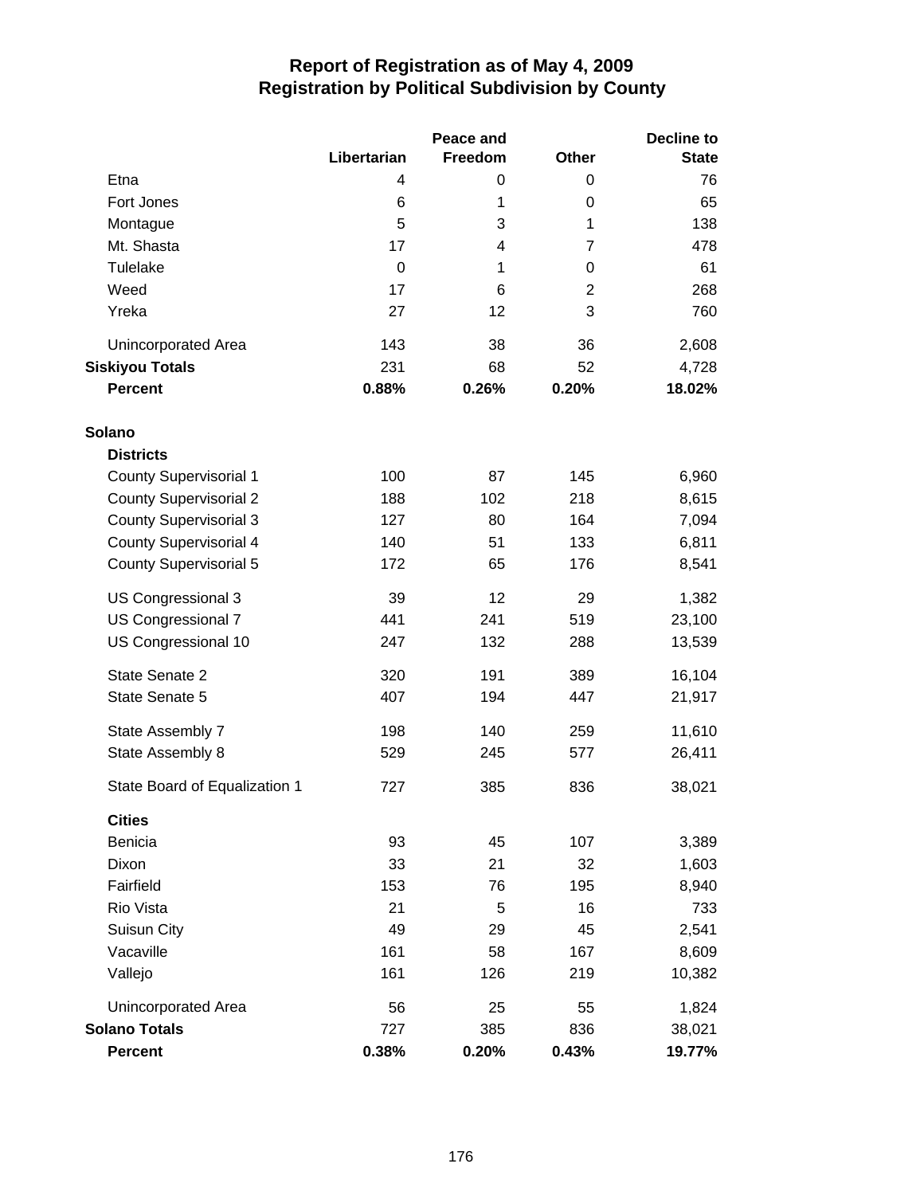# Report of Registration as of May 4, 2009
## Registration by Political Subdivision by County

| | Libertarian | Peace and Freedom | Other | Decline to State |
|---|---|---|---|---|
| Etna | 4 | 0 | 0 | 76 |
| Fort Jones | 6 | 1 | 0 | 65 |
| Montague | 5 | 3 | 1 | 138 |
| Mt. Shasta | 17 | 4 | 7 | 478 |
| Tulelake | 0 | 1 | 0 | 61 |
| Weed | 17 | 6 | 2 | 268 |
| Yreka | 27 | 12 | 3 | 760 |
| Unincorporated Area | 143 | 38 | 36 | 2,608 |
| **Siskiyou Totals** | 231 | 68 | 52 | 4,728 |
| **Percent** | **0.88%** | **0.26%** | **0.20%** | **18.02%** |
| **Solano** | | | | |
| **Districts** | | | | |
| County Supervisorial 1 | 100 | 87 | 145 | 6,960 |
| County Supervisorial 2 | 188 | 102 | 218 | 8,615 |
| County Supervisorial 3 | 127 | 80 | 164 | 7,094 |
| County Supervisorial 4 | 140 | 51 | 133 | 6,811 |
| County Supervisorial 5 | 172 | 65 | 176 | 8,541 |
| US Congressional 3 | 39 | 12 | 29 | 1,382 |
| US Congressional 7 | 441 | 241 | 519 | 23,100 |
| US Congressional 10 | 247 | 132 | 288 | 13,539 |
| State Senate 2 | 320 | 191 | 389 | 16,104 |
| State Senate 5 | 407 | 194 | 447 | 21,917 |
| State Assembly 7 | 198 | 140 | 259 | 11,610 |
| State Assembly 8 | 529 | 245 | 577 | 26,411 |
| State Board of Equalization 1 | 727 | 385 | 836 | 38,021 |
| **Cities** | | | | |
| Benicia | 93 | 45 | 107 | 3,389 |
| Dixon | 33 | 21 | 32 | 1,603 |
| Fairfield | 153 | 76 | 195 | 8,940 |
| Rio Vista | 21 | 5 | 16 | 733 |
| Suisun City | 49 | 29 | 45 | 2,541 |
| Vacaville | 161 | 58 | 167 | 8,609 |
| Vallejo | 161 | 126 | 219 | 10,382 |
| Unincorporated Area | 56 | 25 | 55 | 1,824 |
| **Solano Totals** | 727 | 385 | 836 | 38,021 |
| **Percent** | **0.38%** | **0.20%** | **0.43%** | **19.77%** |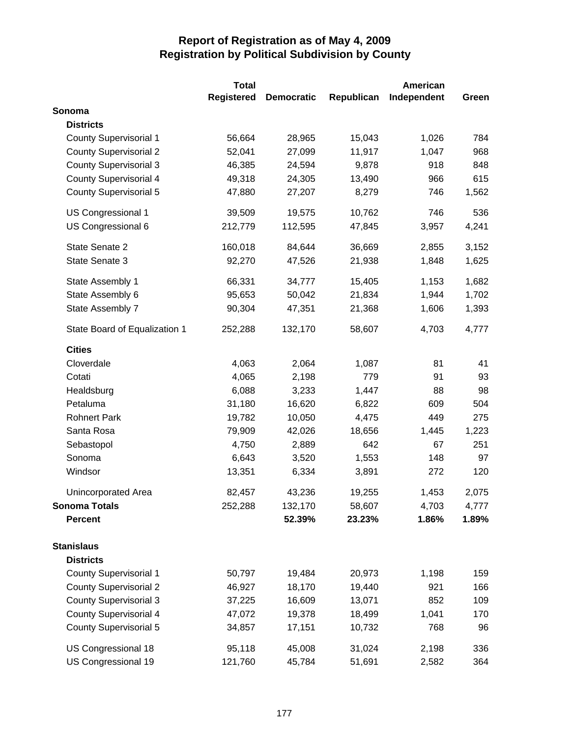# Report of Registration as of May 4, 2009
## Registration by Political Subdivision by County

| | Total Registered | Democratic | Republican | American Independent | Green |
|---|---|---|---|---|---|
| **Sonoma** | | | | | |
| **Districts** | | | | | |
| County Supervisorial 1 | 56,664 | 28,965 | 15,043 | 1,026 | 784 |
| County Supervisorial 2 | 52,041 | 27,099 | 11,917 | 1,047 | 968 |
| County Supervisorial 3 | 46,385 | 24,594 | 9,878 | 918 | 848 |
| County Supervisorial 4 | 49,318 | 24,305 | 13,490 | 966 | 615 |
| County Supervisorial 5 | 47,880 | 27,207 | 8,279 | 746 | 1,562 |
| US Congressional 1 | 39,509 | 19,575 | 10,762 | 746 | 536 |
| US Congressional 6 | 212,779 | 112,595 | 47,845 | 3,957 | 4,241 |
| State Senate 2 | 160,018 | 84,644 | 36,669 | 2,855 | 3,152 |
| State Senate 3 | 92,270 | 47,526 | 21,938 | 1,848 | 1,625 |
| State Assembly 1 | 66,331 | 34,777 | 15,405 | 1,153 | 1,682 |
| State Assembly 6 | 95,653 | 50,042 | 21,834 | 1,944 | 1,702 |
| State Assembly 7 | 90,304 | 47,351 | 21,368 | 1,606 | 1,393 |
| State Board of Equalization 1 | 252,288 | 132,170 | 58,607 | 4,703 | 4,777 |
| **Cities** | | | | | |
| Cloverdale | 4,063 | 2,064 | 1,087 | 81 | 41 |
| Cotati | 4,065 | 2,198 | 779 | 91 | 93 |
| Healdsburg | 6,088 | 3,233 | 1,447 | 88 | 98 |
| Petaluma | 31,180 | 16,620 | 6,822 | 609 | 504 |
| Rohnert Park | 19,782 | 10,050 | 4,475 | 449 | 275 |
| Santa Rosa | 79,909 | 42,026 | 18,656 | 1,445 | 1,223 |
| Sebastopol | 4,750 | 2,889 | 642 | 67 | 251 |
| Sonoma | 6,643 | 3,520 | 1,553 | 148 | 97 |
| Windsor | 13,351 | 6,334 | 3,891 | 272 | 120 |
| Unincorporated Area | 82,457 | 43,236 | 19,255 | 1,453 | 2,075 |
| **Sonoma Totals** | 252,288 | 132,170 | 58,607 | 4,703 | 4,777 |
| **Percent** | | **52.39%** | **23.23%** | **1.86%** | **1.89%** |
| **Stanislaus** | | | | | |
| **Districts** | | | | | |
| County Supervisorial 1 | 50,797 | 19,484 | 20,973 | 1,198 | 159 |
| County Supervisorial 2 | 46,927 | 18,170 | 19,440 | 921 | 166 |
| County Supervisorial 3 | 37,225 | 16,609 | 13,071 | 852 | 109 |
| County Supervisorial 4 | 47,072 | 19,378 | 18,499 | 1,041 | 170 |
| County Supervisorial 5 | 34,857 | 17,151 | 10,732 | 768 | 96 |
| US Congressional 18 | 95,118 | 45,008 | 31,024 | 2,198 | 336 |
| US Congressional 19 | 121,760 | 45,784 | 51,691 | 2,582 | 364 |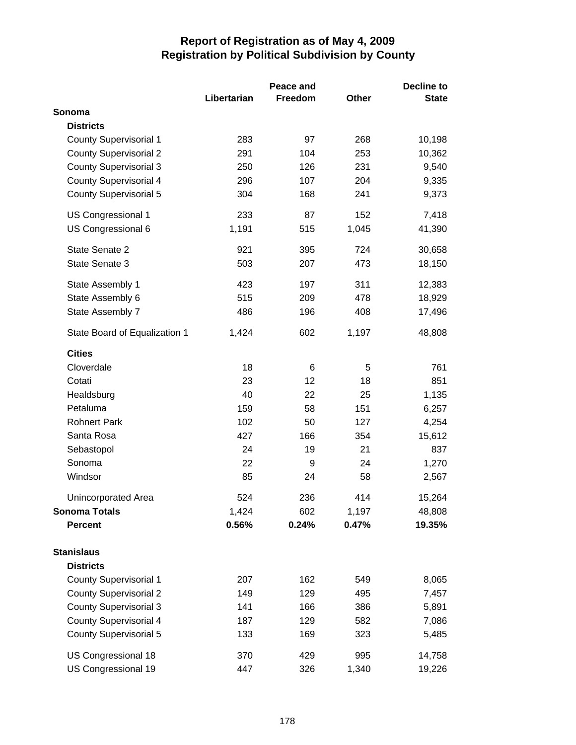# Report of Registration as of May 4, 2009
## Registration by Political Subdivision by County

| | Libertarian | Peace and Freedom | Other | Decline to State |
|---|---|---|---|---|
| **Sonoma** | | | | |
| **Districts** | | | | |
| County Supervisorial 1 | 283 | 97 | 268 | 10,198 |
| County Supervisorial 2 | 291 | 104 | 253 | 10,362 |
| County Supervisorial 3 | 250 | 126 | 231 | 9,540 |
| County Supervisorial 4 | 296 | 107 | 204 | 9,335 |
| County Supervisorial 5 | 304 | 168 | 241 | 9,373 |
| US Congressional 1 | 233 | 87 | 152 | 7,418 |
| US Congressional 6 | 1,191 | 515 | 1,045 | 41,390 |
| State Senate 2 | 921 | 395 | 724 | 30,658 |
| State Senate 3 | 503 | 207 | 473 | 18,150 |
| State Assembly 1 | 423 | 197 | 311 | 12,383 |
| State Assembly 6 | 515 | 209 | 478 | 18,929 |
| State Assembly 7 | 486 | 196 | 408 | 17,496 |
| State Board of Equalization 1 | 1,424 | 602 | 1,197 | 48,808 |
| **Cities** | | | | |
| Cloverdale | 18 | 6 | 5 | 761 |
| Cotati | 23 | 12 | 18 | 851 |
| Healdsburg | 40 | 22 | 25 | 1,135 |
| Petaluma | 159 | 58 | 151 | 6,257 |
| Rohnert Park | 102 | 50 | 127 | 4,254 |
| Santa Rosa | 427 | 166 | 354 | 15,612 |
| Sebastopol | 24 | 19 | 21 | 837 |
| Sonoma | 22 | 9 | 24 | 1,270 |
| Windsor | 85 | 24 | 58 | 2,567 |
| Unincorporated Area | 524 | 236 | 414 | 15,264 |
| **Sonoma Totals** | 1,424 | 602 | 1,197 | 48,808 |
| **Percent** | **0.56%** | **0.24%** | **0.47%** | **19.35%** |
| **Stanislaus** | | | | |
| **Districts** | | | | |
| County Supervisorial 1 | 207 | 162 | 549 | 8,065 |
| County Supervisorial 2 | 149 | 129 | 495 | 7,457 |
| County Supervisorial 3 | 141 | 166 | 386 | 5,891 |
| County Supervisorial 4 | 187 | 129 | 582 | 7,086 |
| County Supervisorial 5 | 133 | 169 | 323 | 5,485 |
| US Congressional 18 | 370 | 429 | 995 | 14,758 |
| US Congressional 19 | 447 | 326 | 1,340 | 19,226 |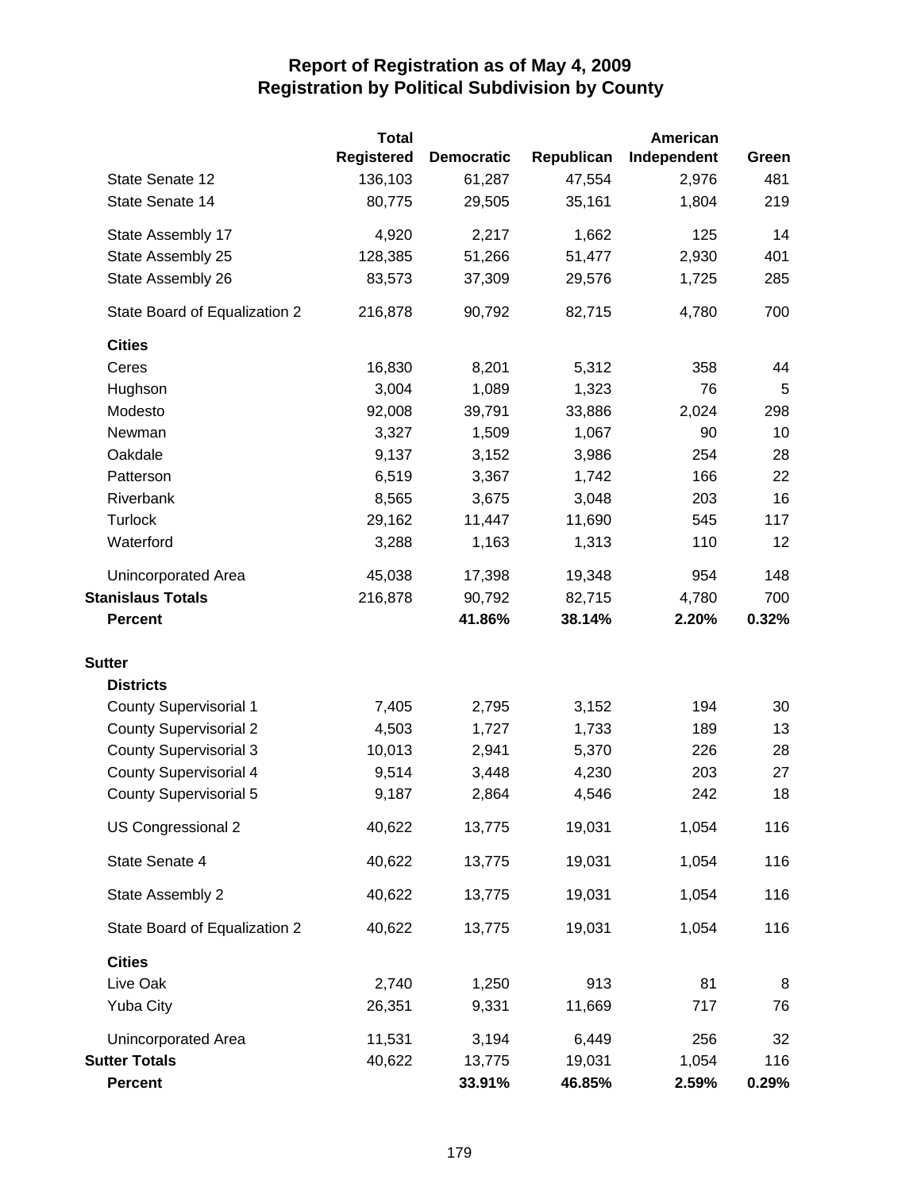# Report of Registration as of May 4, 2009
## Registration by Political Subdivision by County

| | Total Registered | Democratic | Republican | American Independent | Green |
|---|---|---|---|---|---|
| State Senate 12 | 136,103 | 61,287 | 47,554 | 2,976 | 481 |
| State Senate 14 | 80,775 | 29,505 | 35,161 | 1,804 | 219 |
| State Assembly 17 | 4,920 | 2,217 | 1,662 | 125 | 14 |
| State Assembly 25 | 128,385 | 51,266 | 51,477 | 2,930 | 401 |
| State Assembly 26 | 83,573 | 37,309 | 29,576 | 1,725 | 285 |
| State Board of Equalization 2 | 216,878 | 90,792 | 82,715 | 4,780 | 700 |
| **Cities** | | | | | |
| Ceres | 16,830 | 8,201 | 5,312 | 358 | 44 |
| Hughson | 3,004 | 1,089 | 1,323 | 76 | 5 |
| Modesto | 92,008 | 39,791 | 33,886 | 2,024 | 298 |
| Newman | 3,327 | 1,509 | 1,067 | 90 | 10 |
| Oakdale | 9,137 | 3,152 | 3,986 | 254 | 28 |
| Patterson | 6,519 | 3,367 | 1,742 | 166 | 22 |
| Riverbank | 8,565 | 3,675 | 3,048 | 203 | 16 |
| Turlock | 29,162 | 11,447 | 11,690 | 545 | 117 |
| Waterford | 3,288 | 1,163 | 1,313 | 110 | 12 |
| Unincorporated Area | 45,038 | 17,398 | 19,348 | 954 | 148 |
| **Stanislaus Totals** | 216,878 | 90,792 | 82,715 | 4,780 | 700 |
| **Percent** | | **41.86%** | **38.14%** | **2.20%** | **0.32%** |
| **Sutter** | | | | | |
| **Districts** | | | | | |
| County Supervisorial 1 | 7,405 | 2,795 | 3,152 | 194 | 30 |
| County Supervisorial 2 | 4,503 | 1,727 | 1,733 | 189 | 13 |
| County Supervisorial 3 | 10,013 | 2,941 | 5,370 | 226 | 28 |
| County Supervisorial 4 | 9,514 | 3,448 | 4,230 | 203 | 27 |
| County Supervisorial 5 | 9,187 | 2,864 | 4,546 | 242 | 18 |
| US Congressional 2 | 40,622 | 13,775 | 19,031 | 1,054 | 116 |
| State Senate 4 | 40,622 | 13,775 | 19,031 | 1,054 | 116 |
| State Assembly 2 | 40,622 | 13,775 | 19,031 | 1,054 | 116 |
| State Board of Equalization 2 | 40,622 | 13,775 | 19,031 | 1,054 | 116 |
| **Cities** | | | | | |
| Live Oak | 2,740 | 1,250 | 913 | 81 | 8 |
| Yuba City | 26,351 | 9,331 | 11,669 | 717 | 76 |
| Unincorporated Area | 11,531 | 3,194 | 6,449 | 256 | 32 |
| **Sutter Totals** | 40,622 | 13,775 | 19,031 | 1,054 | 116 |
| **Percent** | | **33.91%** | **46.85%** | **2.59%** | **0.29%** |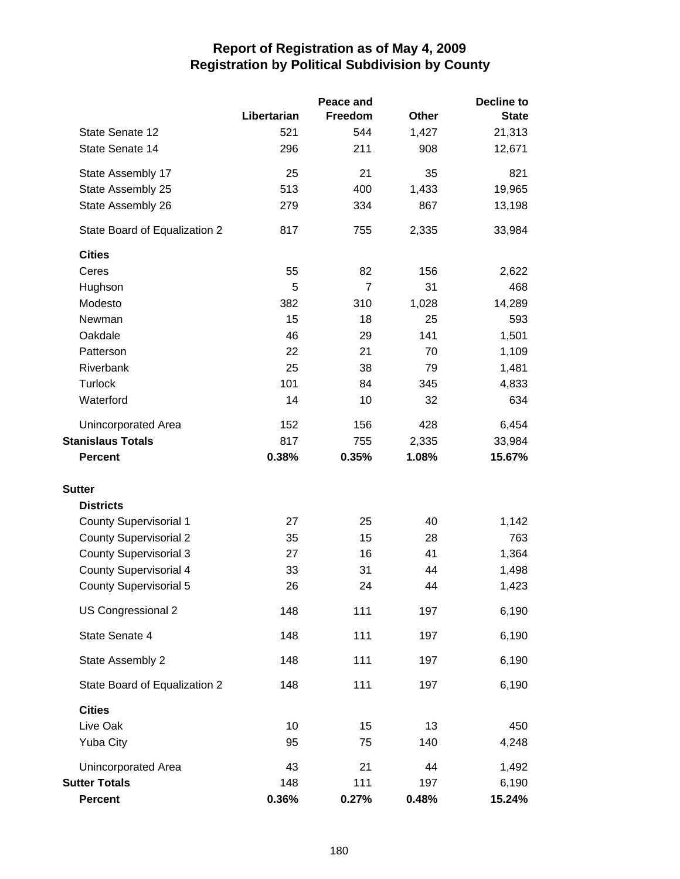# Report of Registration as of May 4, 2009
## Registration by Political Subdivision by County

| | Libertarian | Peace and Freedom | Other | Decline to State |
|---|---|---|---|---|
| State Senate 12 | 521 | 544 | 1,427 | 21,313 |
| State Senate 14 | 296 | 211 | 908 | 12,671 |
| State Assembly 17 | 25 | 21 | 35 | 821 |
| State Assembly 25 | 513 | 400 | 1,433 | 19,965 |
| State Assembly 26 | 279 | 334 | 867 | 13,198 |
| State Board of Equalization 2 | 817 | 755 | 2,335 | 33,984 |
| **Cities** | | | | |
| Ceres | 55 | 82 | 156 | 2,622 |
| Hughson | 5 | 7 | 31 | 468 |
| Modesto | 382 | 310 | 1,028 | 14,289 |
| Newman | 15 | 18 | 25 | 593 |
| Oakdale | 46 | 29 | 141 | 1,501 |
| Patterson | 22 | 21 | 70 | 1,109 |
| Riverbank | 25 | 38 | 79 | 1,481 |
| Turlock | 101 | 84 | 345 | 4,833 |
| Waterford | 14 | 10 | 32 | 634 |
| Unincorporated Area | 152 | 156 | 428 | 6,454 |
| **Stanislaus Totals** | 817 | 755 | 2,335 | 33,984 |
| **Percent** | **0.38%** | **0.35%** | **1.08%** | **15.67%** |
| **Sutter** | | | | |
| **Districts** | | | | |
| County Supervisorial 1 | 27 | 25 | 40 | 1,142 |
| County Supervisorial 2 | 35 | 15 | 28 | 763 |
| County Supervisorial 3 | 27 | 16 | 41 | 1,364 |
| County Supervisorial 4 | 33 | 31 | 44 | 1,498 |
| County Supervisorial 5 | 26 | 24 | 44 | 1,423 |
| US Congressional 2 | 148 | 111 | 197 | 6,190 |
| State Senate 4 | 148 | 111 | 197 | 6,190 |
| State Assembly 2 | 148 | 111 | 197 | 6,190 |
| State Board of Equalization 2 | 148 | 111 | 197 | 6,190 |
| **Cities** | | | | |
| Live Oak | 10 | 15 | 13 | 450 |
| Yuba City | 95 | 75 | 140 | 4,248 |
| Unincorporated Area | 43 | 21 | 44 | 1,492 |
| **Sutter Totals** | 148 | 111 | 197 | 6,190 |
| **Percent** | **0.36%** | **0.27%** | **0.48%** | **15.24%** |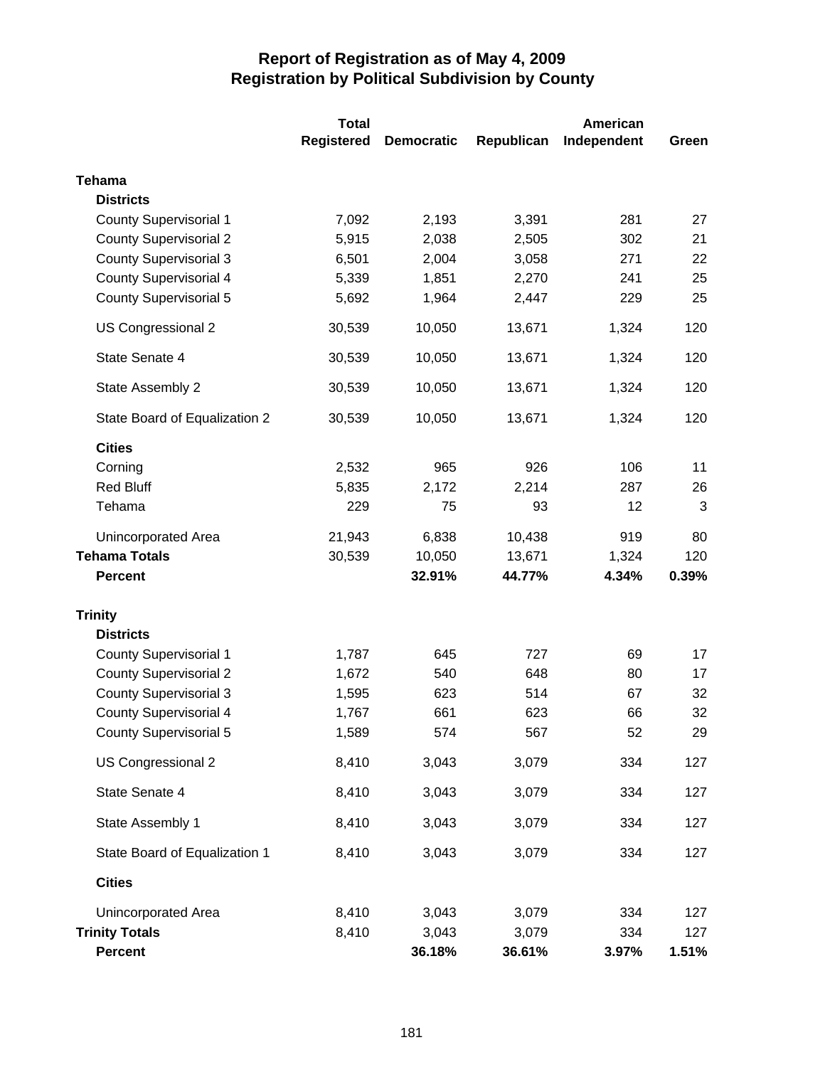# Report of Registration as of May 4, 2009
## Registration by Political Subdivision by County

| | Total Registered | Democratic | Republican | American Independent | Green |
|---|---|---|---|---|---|
| **Tehama** | | | | | |
| **Districts** | | | | | |
| County Supervisorial 1 | 7,092 | 2,193 | 3,391 | 281 | 27 |
| County Supervisorial 2 | 5,915 | 2,038 | 2,505 | 302 | 21 |
| County Supervisorial 3 | 6,501 | 2,004 | 3,058 | 271 | 22 |
| County Supervisorial 4 | 5,339 | 1,851 | 2,270 | 241 | 25 |
| County Supervisorial 5 | 5,692 | 1,964 | 2,447 | 229 | 25 |
| US Congressional 2 | 30,539 | 10,050 | 13,671 | 1,324 | 120 |
| State Senate 4 | 30,539 | 10,050 | 13,671 | 1,324 | 120 |
| State Assembly 2 | 30,539 | 10,050 | 13,671 | 1,324 | 120 |
| State Board of Equalization 2 | 30,539 | 10,050 | 13,671 | 1,324 | 120 |
| **Cities** | | | | | |
| Corning | 2,532 | 965 | 926 | 106 | 11 |
| Red Bluff | 5,835 | 2,172 | 2,214 | 287 | 26 |
| Tehama | 229 | 75 | 93 | 12 | 3 |
| Unincorporated Area | 21,943 | 6,838 | 10,438 | 919 | 80 |
| **Tehama Totals** | 30,539 | 10,050 | 13,671 | 1,324 | 120 |
| **Percent** | | **32.91%** | **44.77%** | **4.34%** | **0.39%** |
| **Trinity** | | | | | |
| **Districts** | | | | | |
| County Supervisorial 1 | 1,787 | 645 | 727 | 69 | 17 |
| County Supervisorial 2 | 1,672 | 540 | 648 | 80 | 17 |
| County Supervisorial 3 | 1,595 | 623 | 514 | 67 | 32 |
| County Supervisorial 4 | 1,767 | 661 | 623 | 66 | 32 |
| County Supervisorial 5 | 1,589 | 574 | 567 | 52 | 29 |
| US Congressional 2 | 8,410 | 3,043 | 3,079 | 334 | 127 |
| State Senate 4 | 8,410 | 3,043 | 3,079 | 334 | 127 |
| State Assembly 1 | 8,410 | 3,043 | 3,079 | 334 | 127 |
| State Board of Equalization 1 | 8,410 | 3,043 | 3,079 | 334 | 127 |
| **Cities** | | | | | |
| Unincorporated Area | 8,410 | 3,043 | 3,079 | 334 | 127 |
| **Trinity Totals** | 8,410 | 3,043 | 3,079 | 334 | 127 |
| **Percent** | | **36.18%** | **36.61%** | **3.97%** | **1.51%** |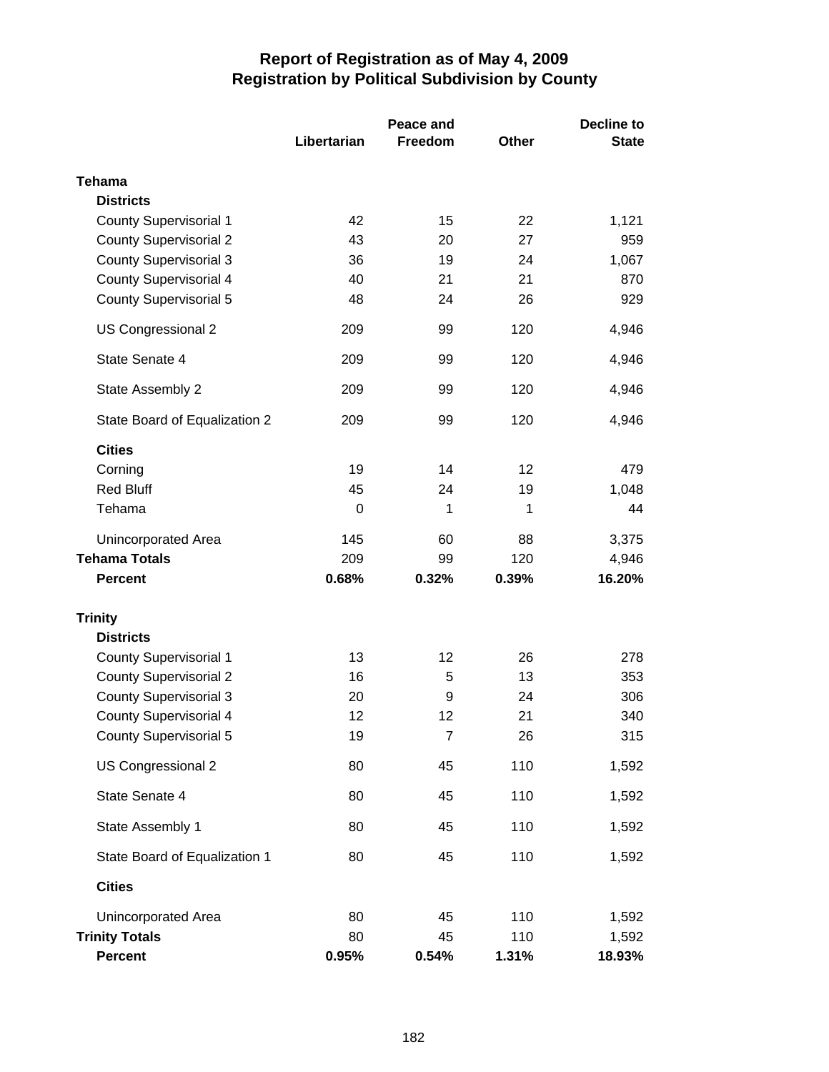# Report of Registration as of May 4, 2009
## Registration by Political Subdivision by County

| | Libertarian | Peace and Freedom | Other | Decline to State |
|---|---|---|---|---|
| **Tehama** | | | | |
| **Districts** | | | | |
| County Supervisorial 1 | 42 | 15 | 22 | 1,121 |
| County Supervisorial 2 | 43 | 20 | 27 | 959 |
| County Supervisorial 3 | 36 | 19 | 24 | 1,067 |
| County Supervisorial 4 | 40 | 21 | 21 | 870 |
| County Supervisorial 5 | 48 | 24 | 26 | 929 |
| US Congressional 2 | 209 | 99 | 120 | 4,946 |
| State Senate 4 | 209 | 99 | 120 | 4,946 |
| State Assembly 2 | 209 | 99 | 120 | 4,946 |
| State Board of Equalization 2 | 209 | 99 | 120 | 4,946 |
| **Cities** | | | | |
| Corning | 19 | 14 | 12 | 479 |
| Red Bluff | 45 | 24 | 19 | 1,048 |
| Tehama | 0 | 1 | 1 | 44 |
| Unincorporated Area | 145 | 60 | 88 | 3,375 |
| **Tehama Totals** | 209 | 99 | 120 | 4,946 |
| **Percent** | **0.68%** | **0.32%** | **0.39%** | **16.20%** |
| **Trinity** | | | | |
| **Districts** | | | | |
| County Supervisorial 1 | 13 | 12 | 26 | 278 |
| County Supervisorial 2 | 16 | 5 | 13 | 353 |
| County Supervisorial 3 | 20 | 9 | 24 | 306 |
| County Supervisorial 4 | 12 | 12 | 21 | 340 |
| County Supervisorial 5 | 19 | 7 | 26 | 315 |
| US Congressional 2 | 80 | 45 | 110 | 1,592 |
| State Senate 4 | 80 | 45 | 110 | 1,592 |
| State Assembly 1 | 80 | 45 | 110 | 1,592 |
| State Board of Equalization 1 | 80 | 45 | 110 | 1,592 |
| **Cities** | | | | |
| Unincorporated Area | 80 | 45 | 110 | 1,592 |
| **Trinity Totals** | 80 | 45 | 110 | 1,592 |
| **Percent** | **0.95%** | **0.54%** | **1.31%** | **18.93%** |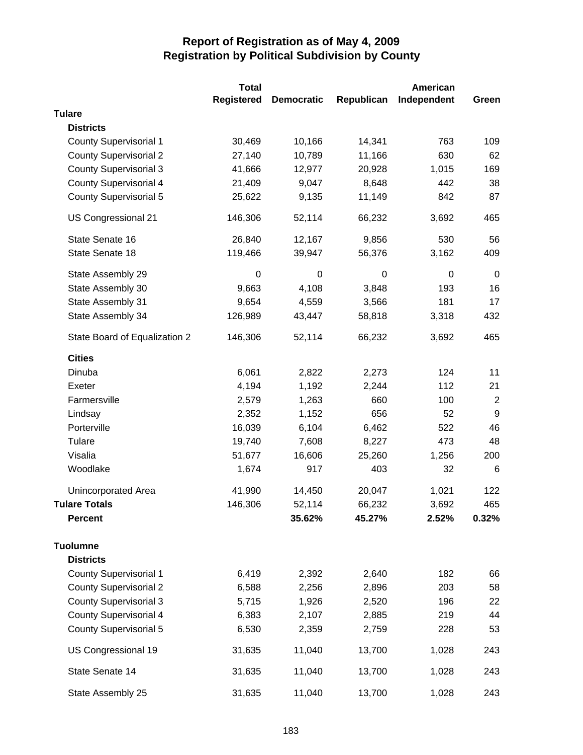# Report of Registration as of May 4, 2009
## Registration by Political Subdivision by County

| | Total Registered | Democratic | Republican | American Independent | Green |
|---|---|---|---|---|---|
| **Tulare** | | | | | |
| **Districts** | | | | | |
| County Supervisorial 1 | 30,469 | 10,166 | 14,341 | 763 | 109 |
| County Supervisorial 2 | 27,140 | 10,789 | 11,166 | 630 | 62 |
| County Supervisorial 3 | 41,666 | 12,977 | 20,928 | 1,015 | 169 |
| County Supervisorial 4 | 21,409 | 9,047 | 8,648 | 442 | 38 |
| County Supervisorial 5 | 25,622 | 9,135 | 11,149 | 842 | 87 |
| US Congressional 21 | 146,306 | 52,114 | 66,232 | 3,692 | 465 |
| State Senate 16 | 26,840 | 12,167 | 9,856 | 530 | 56 |
| State Senate 18 | 119,466 | 39,947 | 56,376 | 3,162 | 409 |
| State Assembly 29 | 0 | 0 | 0 | 0 | 0 |
| State Assembly 30 | 9,663 | 4,108 | 3,848 | 193 | 16 |
| State Assembly 31 | 9,654 | 4,559 | 3,566 | 181 | 17 |
| State Assembly 34 | 126,989 | 43,447 | 58,818 | 3,318 | 432 |
| State Board of Equalization 2 | 146,306 | 52,114 | 66,232 | 3,692 | 465 |
| **Cities** | | | | | |
| Dinuba | 6,061 | 2,822 | 2,273 | 124 | 11 |
| Exeter | 4,194 | 1,192 | 2,244 | 112 | 21 |
| Farmersville | 2,579 | 1,263 | 660 | 100 | 2 |
| Lindsay | 2,352 | 1,152 | 656 | 52 | 9 |
| Porterville | 16,039 | 6,104 | 6,462 | 522 | 46 |
| Tulare | 19,740 | 7,608 | 8,227 | 473 | 48 |
| Visalia | 51,677 | 16,606 | 25,260 | 1,256 | 200 |
| Woodlake | 1,674 | 917 | 403 | 32 | 6 |
| Unincorporated Area | 41,990 | 14,450 | 20,047 | 1,021 | 122 |
| **Tulare Totals** | 146,306 | 52,114 | 66,232 | 3,692 | 465 |
| **Percent** | | **35.62%** | **45.27%** | **2.52%** | **0.32%** |
| **Tuolumne** | | | | | |
| **Districts** | | | | | |
| County Supervisorial 1 | 6,419 | 2,392 | 2,640 | 182 | 66 |
| County Supervisorial 2 | 6,588 | 2,256 | 2,896 | 203 | 58 |
| County Supervisorial 3 | 5,715 | 1,926 | 2,520 | 196 | 22 |
| County Supervisorial 4 | 6,383 | 2,107 | 2,885 | 219 | 44 |
| County Supervisorial 5 | 6,530 | 2,359 | 2,759 | 228 | 53 |
| US Congressional 19 | 31,635 | 11,040 | 13,700 | 1,028 | 243 |
| State Senate 14 | 31,635 | 11,040 | 13,700 | 1,028 | 243 |
| State Assembly 25 | 31,635 | 11,040 | 13,700 | 1,028 | 243 |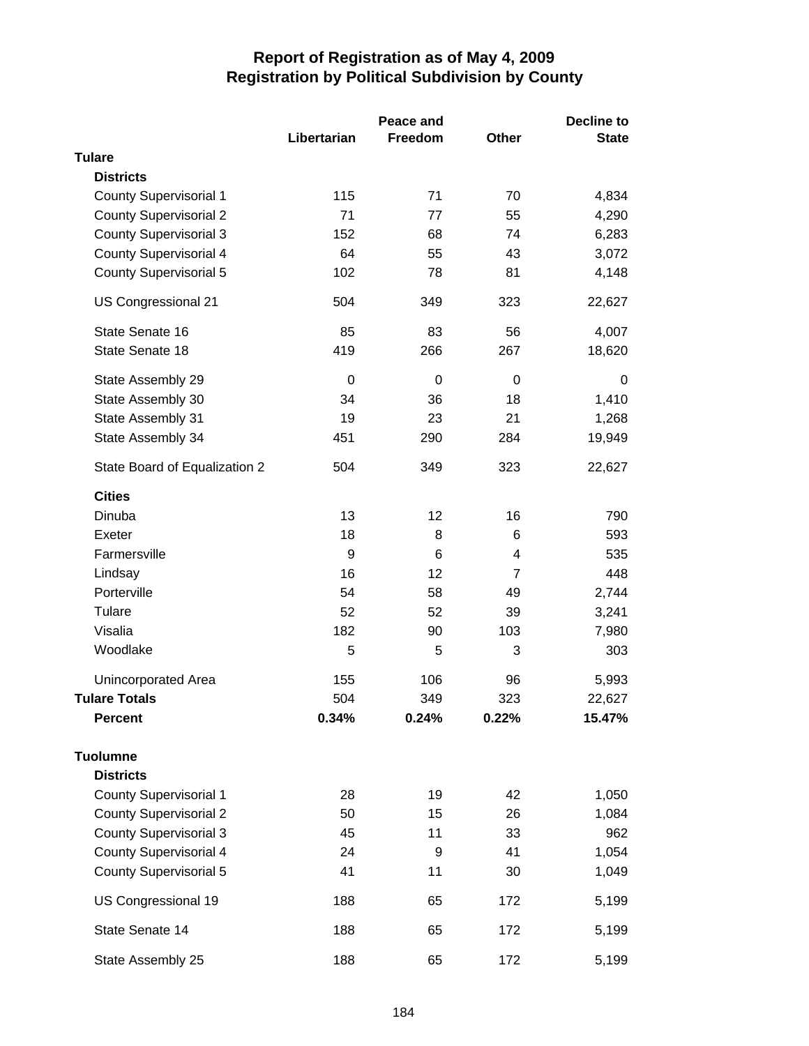# Report of Registration as of May 4, 2009
## Registration by Political Subdivision by County

| | Libertarian | Peace and Freedom | Other | Decline to State |
|---|---|---|---|---|
| **Tulare** | | | | |
| **Districts** | | | | |
| County Supervisorial 1 | 115 | 71 | 70 | 4,834 |
| County Supervisorial 2 | 71 | 77 | 55 | 4,290 |
| County Supervisorial 3 | 152 | 68 | 74 | 6,283 |
| County Supervisorial 4 | 64 | 55 | 43 | 3,072 |
| County Supervisorial 5 | 102 | 78 | 81 | 4,148 |
| US Congressional 21 | 504 | 349 | 323 | 22,627 |
| State Senate 16 | 85 | 83 | 56 | 4,007 |
| State Senate 18 | 419 | 266 | 267 | 18,620 |
| State Assembly 29 | 0 | 0 | 0 | 0 |
| State Assembly 30 | 34 | 36 | 18 | 1,410 |
| State Assembly 31 | 19 | 23 | 21 | 1,268 |
| State Assembly 34 | 451 | 290 | 284 | 19,949 |
| State Board of Equalization 2 | 504 | 349 | 323 | 22,627 |
| **Cities** | | | | |
| Dinuba | 13 | 12 | 16 | 790 |
| Exeter | 18 | 8 | 6 | 593 |
| Farmersville | 9 | 6 | 4 | 535 |
| Lindsay | 16 | 12 | 7 | 448 |
| Porterville | 54 | 58 | 49 | 2,744 |
| Tulare | 52 | 52 | 39 | 3,241 |
| Visalia | 182 | 90 | 103 | 7,980 |
| Woodlake | 5 | 5 | 3 | 303 |
| Unincorporated Area | 155 | 106 | 96 | 5,993 |
| **Tulare Totals** | 504 | 349 | 323 | 22,627 |
| **Percent** | **0.34%** | **0.24%** | **0.22%** | **15.47%** |
| **Tuolumne** | | | | |
| **Districts** | | | | |
| County Supervisorial 1 | 28 | 19 | 42 | 1,050 |
| County Supervisorial 2 | 50 | 15 | 26 | 1,084 |
| County Supervisorial 3 | 45 | 11 | 33 | 962 |
| County Supervisorial 4 | 24 | 9 | 41 | 1,054 |
| County Supervisorial 5 | 41 | 11 | 30 | 1,049 |
| US Congressional 19 | 188 | 65 | 172 | 5,199 |
| State Senate 14 | 188 | 65 | 172 | 5,199 |
| State Assembly 25 | 188 | 65 | 172 | 5,199 |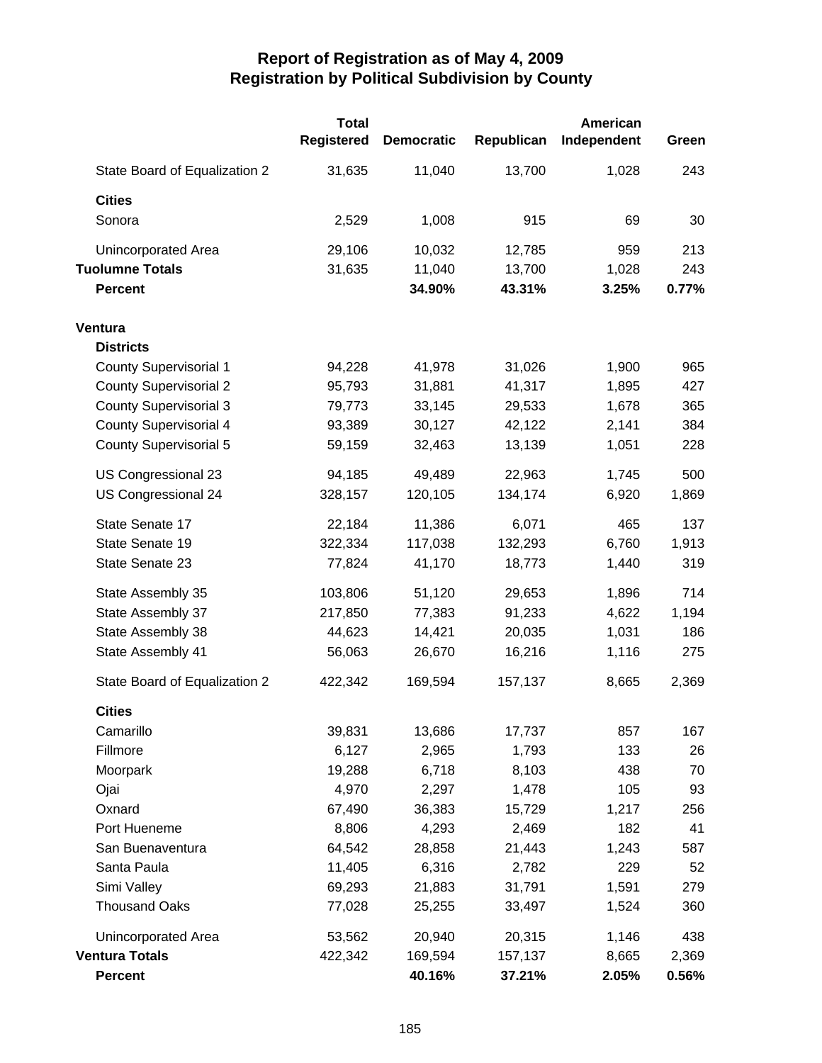# Report of Registration as of May 4, 2009
# Registration by Political Subdivision by County

| | Total Registered | Democratic | Republican | American Independent | Green |
|---|---|---|---|---|---|
| State Board of Equalization 2 | 31,635 | 11,040 | 13,700 | 1,028 | 243 |
| **Cities** | | | | | |
| Sonora | 2,529 | 1,008 | 915 | 69 | 30 |
| Unincorporated Area | 29,106 | 10,032 | 12,785 | 959 | 213 |
| **Tuolumne Totals** | 31,635 | 11,040 | 13,700 | 1,028 | 243 |
| **Percent** | | **34.90%** | **43.31%** | **3.25%** | **0.77%** |
| **Ventura** | | | | | |
| **Districts** | | | | | |
| County Supervisorial 1 | 94,228 | 41,978 | 31,026 | 1,900 | 965 |
| County Supervisorial 2 | 95,793 | 31,881 | 41,317 | 1,895 | 427 |
| County Supervisorial 3 | 79,773 | 33,145 | 29,533 | 1,678 | 365 |
| County Supervisorial 4 | 93,389 | 30,127 | 42,122 | 2,141 | 384 |
| County Supervisorial 5 | 59,159 | 32,463 | 13,139 | 1,051 | 228 |
| US Congressional 23 | 94,185 | 49,489 | 22,963 | 1,745 | 500 |
| US Congressional 24 | 328,157 | 120,105 | 134,174 | 6,920 | 1,869 |
| State Senate 17 | 22,184 | 11,386 | 6,071 | 465 | 137 |
| State Senate 19 | 322,334 | 117,038 | 132,293 | 6,760 | 1,913 |
| State Senate 23 | 77,824 | 41,170 | 18,773 | 1,440 | 319 |
| State Assembly 35 | 103,806 | 51,120 | 29,653 | 1,896 | 714 |
| State Assembly 37 | 217,850 | 77,383 | 91,233 | 4,622 | 1,194 |
| State Assembly 38 | 44,623 | 14,421 | 20,035 | 1,031 | 186 |
| State Assembly 41 | 56,063 | 26,670 | 16,216 | 1,116 | 275 |
| State Board of Equalization 2 | 422,342 | 169,594 | 157,137 | 8,665 | 2,369 |
| **Cities** | | | | | |
| Camarillo | 39,831 | 13,686 | 17,737 | 857 | 167 |
| Fillmore | 6,127 | 2,965 | 1,793 | 133 | 26 |
| Moorpark | 19,288 | 6,718 | 8,103 | 438 | 70 |
| Ojai | 4,970 | 2,297 | 1,478 | 105 | 93 |
| Oxnard | 67,490 | 36,383 | 15,729 | 1,217 | 256 |
| Port Hueneme | 8,806 | 4,293 | 2,469 | 182 | 41 |
| San Buenaventura | 64,542 | 28,858 | 21,443 | 1,243 | 587 |
| Santa Paula | 11,405 | 6,316 | 2,782 | 229 | 52 |
| Simi Valley | 69,293 | 21,883 | 31,791 | 1,591 | 279 |
| Thousand Oaks | 77,028 | 25,255 | 33,497 | 1,524 | 360 |
| Unincorporated Area | 53,562 | 20,940 | 20,315 | 1,146 | 438 |
| **Ventura Totals** | 422,342 | 169,594 | 157,137 | 8,665 | 2,369 |
| **Percent** | | **40.16%** | **37.21%** | **2.05%** | **0.56%** |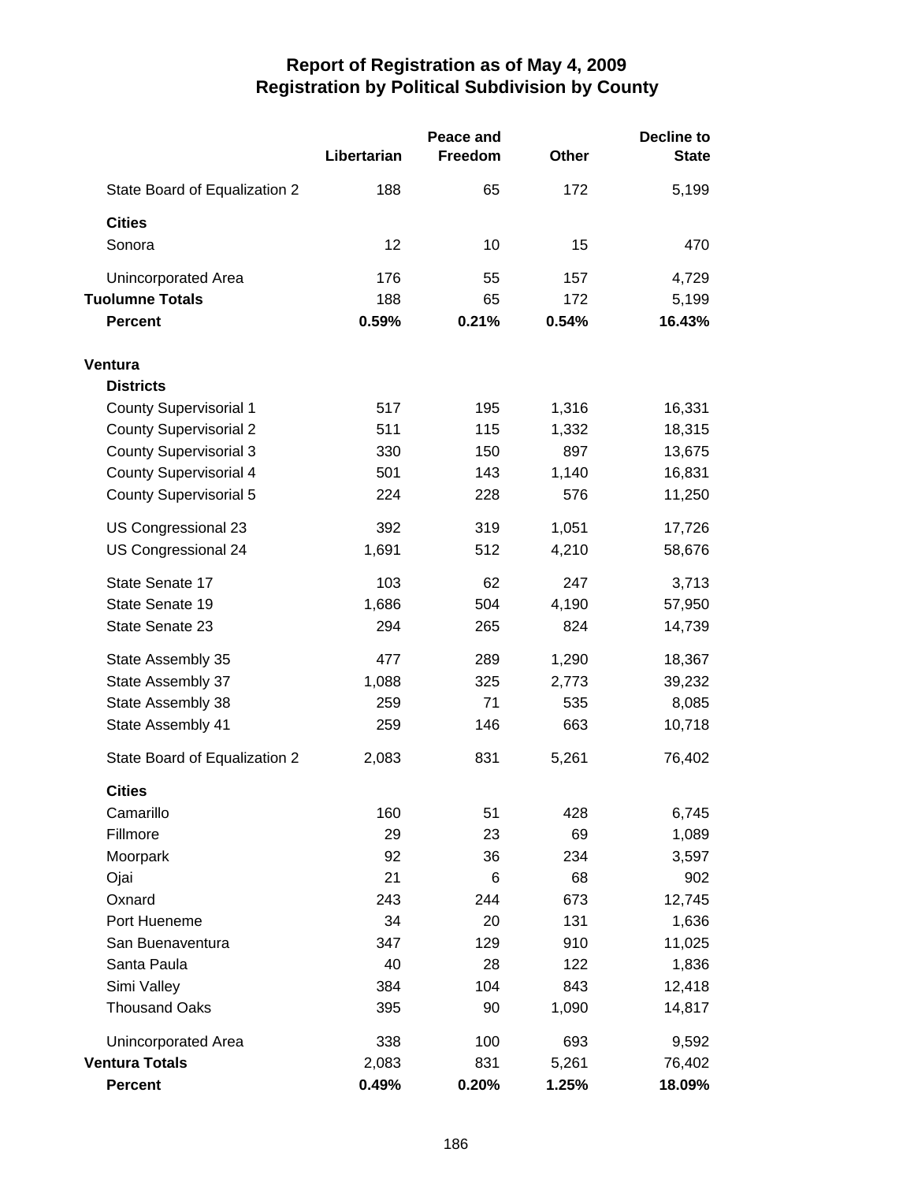# Report of Registration as of May 4, 2009
## Registration by Political Subdivision by County

| | Libertarian | Peace and Freedom | Other | Decline to State |
|---|---|---|---|---|
| State Board of Equalization 2 | 188 | 65 | 172 | 5,199 |
| **Cities** | | | | |
| Sonora | 12 | 10 | 15 | 470 |
| Unincorporated Area | 176 | 55 | 157 | 4,729 |
| **Tuolumne Totals** | 188 | 65 | 172 | 5,199 |
| **Percent** | **0.59%** | **0.21%** | **0.54%** | **16.43%** |
| **Ventura** | | | | |
| **Districts** | | | | |
| County Supervisorial 1 | 517 | 195 | 1,316 | 16,331 |
| County Supervisorial 2 | 511 | 115 | 1,332 | 18,315 |
| County Supervisorial 3 | 330 | 150 | 897 | 13,675 |
| County Supervisorial 4 | 501 | 143 | 1,140 | 16,831 |
| County Supervisorial 5 | 224 | 228 | 576 | 11,250 |
| US Congressional 23 | 392 | 319 | 1,051 | 17,726 |
| US Congressional 24 | 1,691 | 512 | 4,210 | 58,676 |
| State Senate 17 | 103 | 62 | 247 | 3,713 |
| State Senate 19 | 1,686 | 504 | 4,190 | 57,950 |
| State Senate 23 | 294 | 265 | 824 | 14,739 |
| State Assembly 35 | 477 | 289 | 1,290 | 18,367 |
| State Assembly 37 | 1,088 | 325 | 2,773 | 39,232 |
| State Assembly 38 | 259 | 71 | 535 | 8,085 |
| State Assembly 41 | 259 | 146 | 663 | 10,718 |
| State Board of Equalization 2 | 2,083 | 831 | 5,261 | 76,402 |
| **Cities** | | | | |
| Camarillo | 160 | 51 | 428 | 6,745 |
| Fillmore | 29 | 23 | 69 | 1,089 |
| Moorpark | 92 | 36 | 234 | 3,597 |
| Ojai | 21 | 6 | 68 | 902 |
| Oxnard | 243 | 244 | 673 | 12,745 |
| Port Hueneme | 34 | 20 | 131 | 1,636 |
| San Buenaventura | 347 | 129 | 910 | 11,025 |
| Santa Paula | 40 | 28 | 122 | 1,836 |
| Simi Valley | 384 | 104 | 843 | 12,418 |
| Thousand Oaks | 395 | 90 | 1,090 | 14,817 |
| Unincorporated Area | 338 | 100 | 693 | 9,592 |
| **Ventura Totals** | 2,083 | 831 | 5,261 | 76,402 |
| **Percent** | **0.49%** | **0.20%** | **1.25%** | **18.09%** |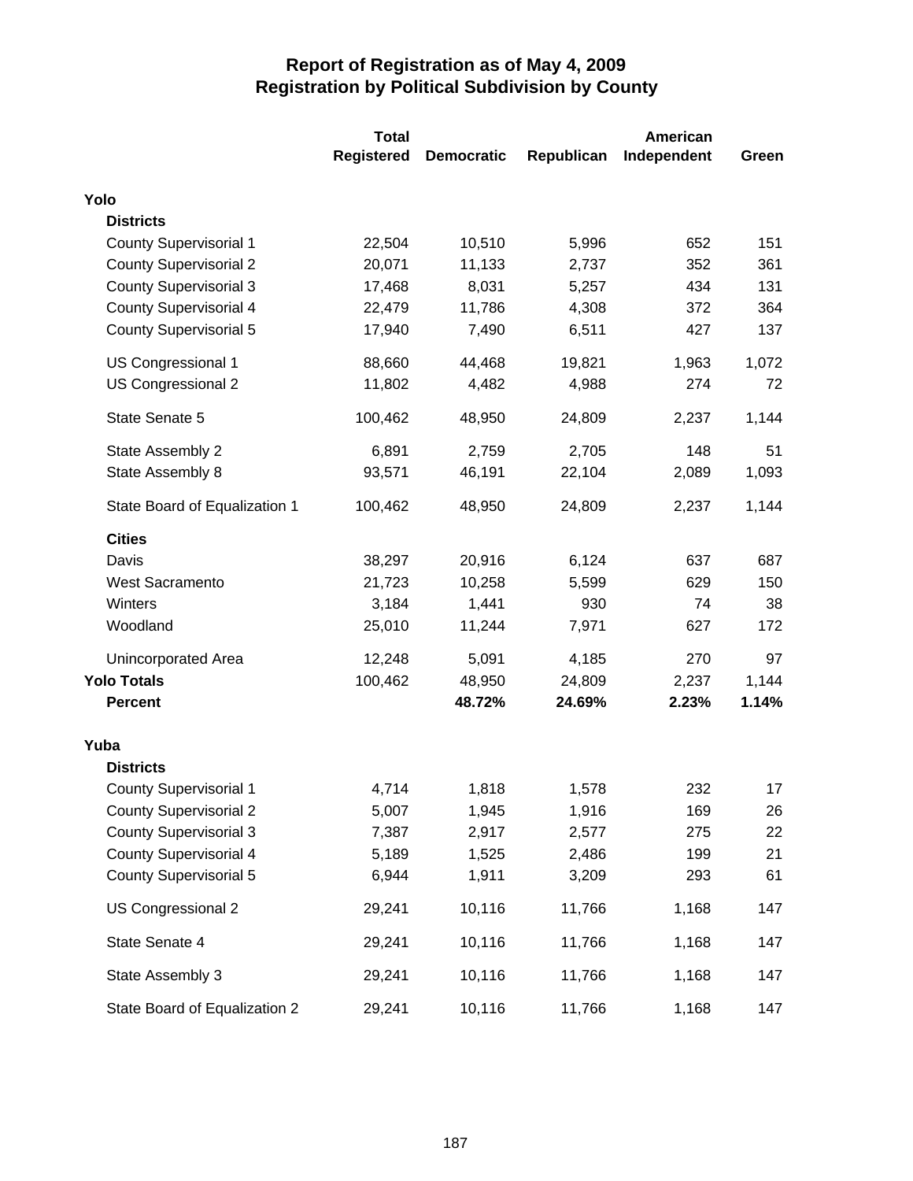# Report of Registration as of May 4, 2009
## Registration by Political Subdivision by County

| | Total Registered | Democratic | Republican | American Independent | Green |
|---|---|---|---|---|---|
| **Yolo** | | | | | |
| **Districts** | | | | | |
| County Supervisorial 1 | 22,504 | 10,510 | 5,996 | 652 | 151 |
| County Supervisorial 2 | 20,071 | 11,133 | 2,737 | 352 | 361 |
| County Supervisorial 3 | 17,468 | 8,031 | 5,257 | 434 | 131 |
| County Supervisorial 4 | 22,479 | 11,786 | 4,308 | 372 | 364 |
| County Supervisorial 5 | 17,940 | 7,490 | 6,511 | 427 | 137 |
| US Congressional 1 | 88,660 | 44,468 | 19,821 | 1,963 | 1,072 |
| US Congressional 2 | 11,802 | 4,482 | 4,988 | 274 | 72 |
| State Senate 5 | 100,462 | 48,950 | 24,809 | 2,237 | 1,144 |
| State Assembly 2 | 6,891 | 2,759 | 2,705 | 148 | 51 |
| State Assembly 8 | 93,571 | 46,191 | 22,104 | 2,089 | 1,093 |
| State Board of Equalization 1 | 100,462 | 48,950 | 24,809 | 2,237 | 1,144 |
| **Cities** | | | | | |
| Davis | 38,297 | 20,916 | 6,124 | 637 | 687 |
| West Sacramento | 21,723 | 10,258 | 5,599 | 629 | 150 |
| Winters | 3,184 | 1,441 | 930 | 74 | 38 |
| Woodland | 25,010 | 11,244 | 7,971 | 627 | 172 |
| Unincorporated Area | 12,248 | 5,091 | 4,185 | 270 | 97 |
| **Yolo Totals** | 100,462 | 48,950 | 24,809 | 2,237 | 1,144 |
| **Percent** | | **48.72%** | **24.69%** | **2.23%** | **1.14%** |
| **Yuba** | | | | | |
| **Districts** | | | | | |
| County Supervisorial 1 | 4,714 | 1,818 | 1,578 | 232 | 17 |
| County Supervisorial 2 | 5,007 | 1,945 | 1,916 | 169 | 26 |
| County Supervisorial 3 | 7,387 | 2,917 | 2,577 | 275 | 22 |
| County Supervisorial 4 | 5,189 | 1,525 | 2,486 | 199 | 21 |
| County Supervisorial 5 | 6,944 | 1,911 | 3,209 | 293 | 61 |
| US Congressional 2 | 29,241 | 10,116 | 11,766 | 1,168 | 147 |
| State Senate 4 | 29,241 | 10,116 | 11,766 | 1,168 | 147 |
| State Assembly 3 | 29,241 | 10,116 | 11,766 | 1,168 | 147 |
| State Board of Equalization 2 | 29,241 | 10,116 | 11,766 | 1,168 | 147 |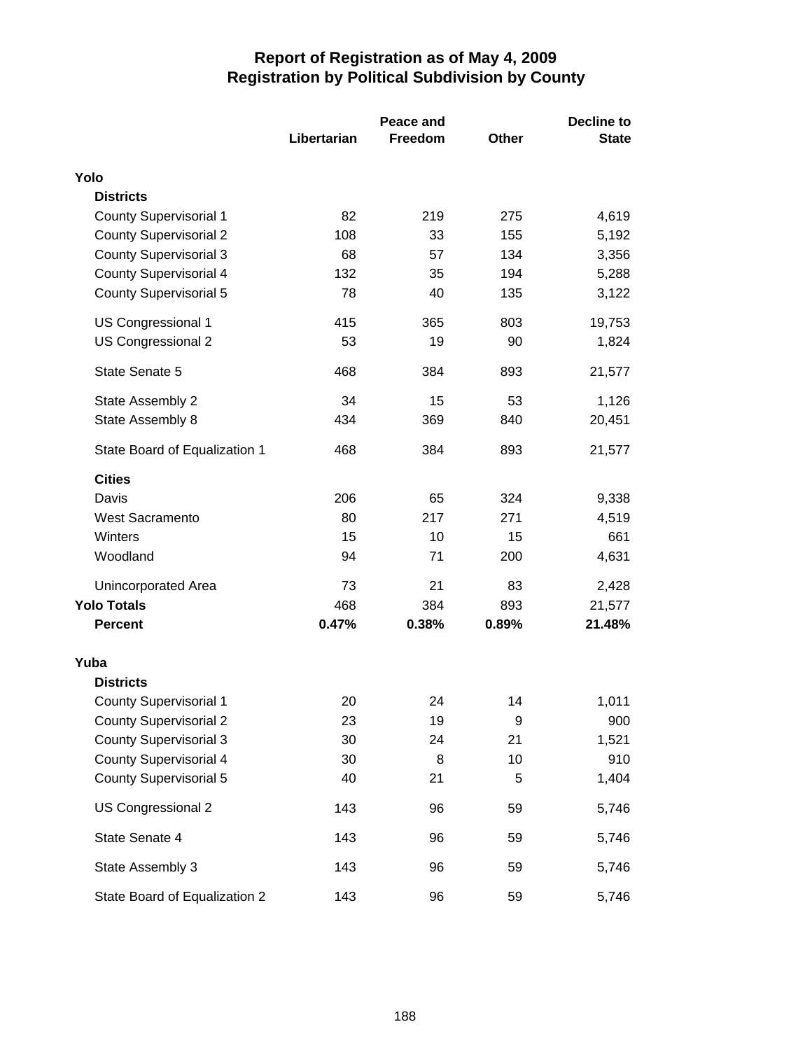# Report of Registration as of May 4, 2009
## Registration by Political Subdivision by County

| | Libertarian | Peace and Freedom | Other | Decline to State |
|---|---|---|---|---|
| **Yolo** | | | | |
| **Districts** | | | | |
| County Supervisorial 1 | 82 | 219 | 275 | 4,619 |
| County Supervisorial 2 | 108 | 33 | 155 | 5,192 |
| County Supervisorial 3 | 68 | 57 | 134 | 3,356 |
| County Supervisorial 4 | 132 | 35 | 194 | 5,288 |
| County Supervisorial 5 | 78 | 40 | 135 | 3,122 |
| US Congressional 1 | 415 | 365 | 803 | 19,753 |
| US Congressional 2 | 53 | 19 | 90 | 1,824 |
| State Senate 5 | 468 | 384 | 893 | 21,577 |
| State Assembly 2 | 34 | 15 | 53 | 1,126 |
| State Assembly 8 | 434 | 369 | 840 | 20,451 |
| State Board of Equalization 1 | 468 | 384 | 893 | 21,577 |
| **Cities** | | | | |
| Davis | 206 | 65 | 324 | 9,338 |
| West Sacramento | 80 | 217 | 271 | 4,519 |
| Winters | 15 | 10 | 15 | 661 |
| Woodland | 94 | 71 | 200 | 4,631 |
| Unincorporated Area | 73 | 21 | 83 | 2,428 |
| **Yolo Totals** | 468 | 384 | 893 | 21,577 |
| **Percent** | **0.47%** | **0.38%** | **0.89%** | **21.48%** |
| **Yuba** | | | | |
| **Districts** | | | | |
| County Supervisorial 1 | 20 | 24 | 14 | 1,011 |
| County Supervisorial 2 | 23 | 19 | 9 | 900 |
| County Supervisorial 3 | 30 | 24 | 21 | 1,521 |
| County Supervisorial 4 | 30 | 8 | 10 | 910 |
| County Supervisorial 5 | 40 | 21 | 5 | 1,404 |
| US Congressional 2 | 143 | 96 | 59 | 5,746 |
| State Senate 4 | 143 | 96 | 59 | 5,746 |
| State Assembly 3 | 143 | 96 | 59 | 5,746 |
| State Board of Equalization 2 | 143 | 96 | 59 | 5,746 |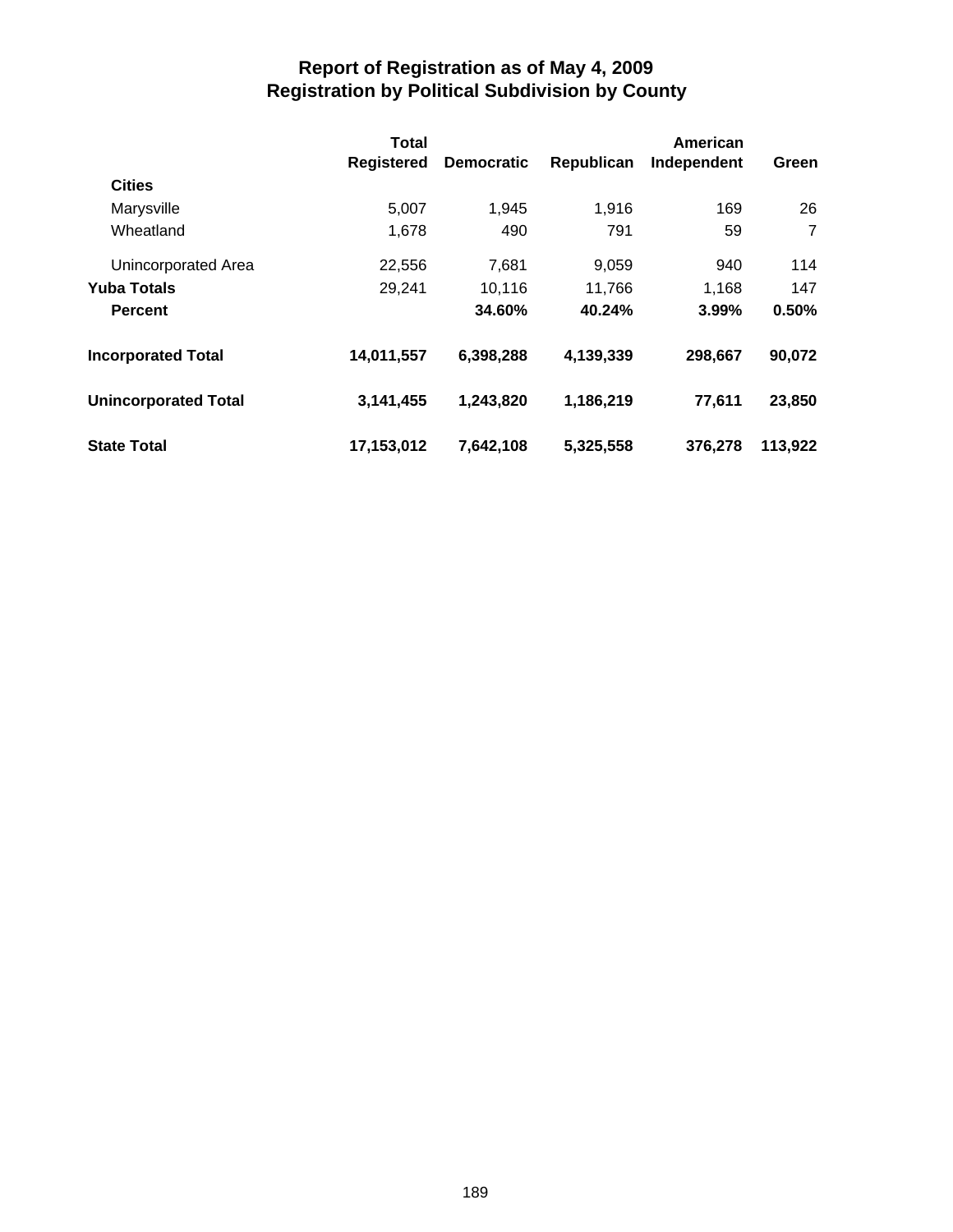## Report of Registration as of May 4, 2009
## Registration by Political Subdivision by County

| | Total Registered | Democratic | Republican | American Independent | Green |
|---|---|---|---|---|---|
| **Cities** | | | | | |
| Marysville | 5,007 | 1,945 | 1,916 | 169 | 26 |
| Wheatland | 1,678 | 490 | 791 | 59 | 7 |
| Unincorporated Area | 22,556 | 7,681 | 9,059 | 940 | 114 |
| **Yuba Totals** | 29,241 | 10,116 | 11,766 | 1,168 | 147 |
| **Percent** | | **34.60%** | **40.24%** | **3.99%** | **0.50%** |
| **Incorporated Total** | **14,011,557** | **6,398,288** | **4,139,339** | **298,667** | **90,072** |
| **Unincorporated Total** | **3,141,455** | **1,243,820** | **1,186,219** | **77,611** | **23,850** |
| **State Total** | **17,153,012** | **7,642,108** | **5,325,558** | **376,278** | **113,922** |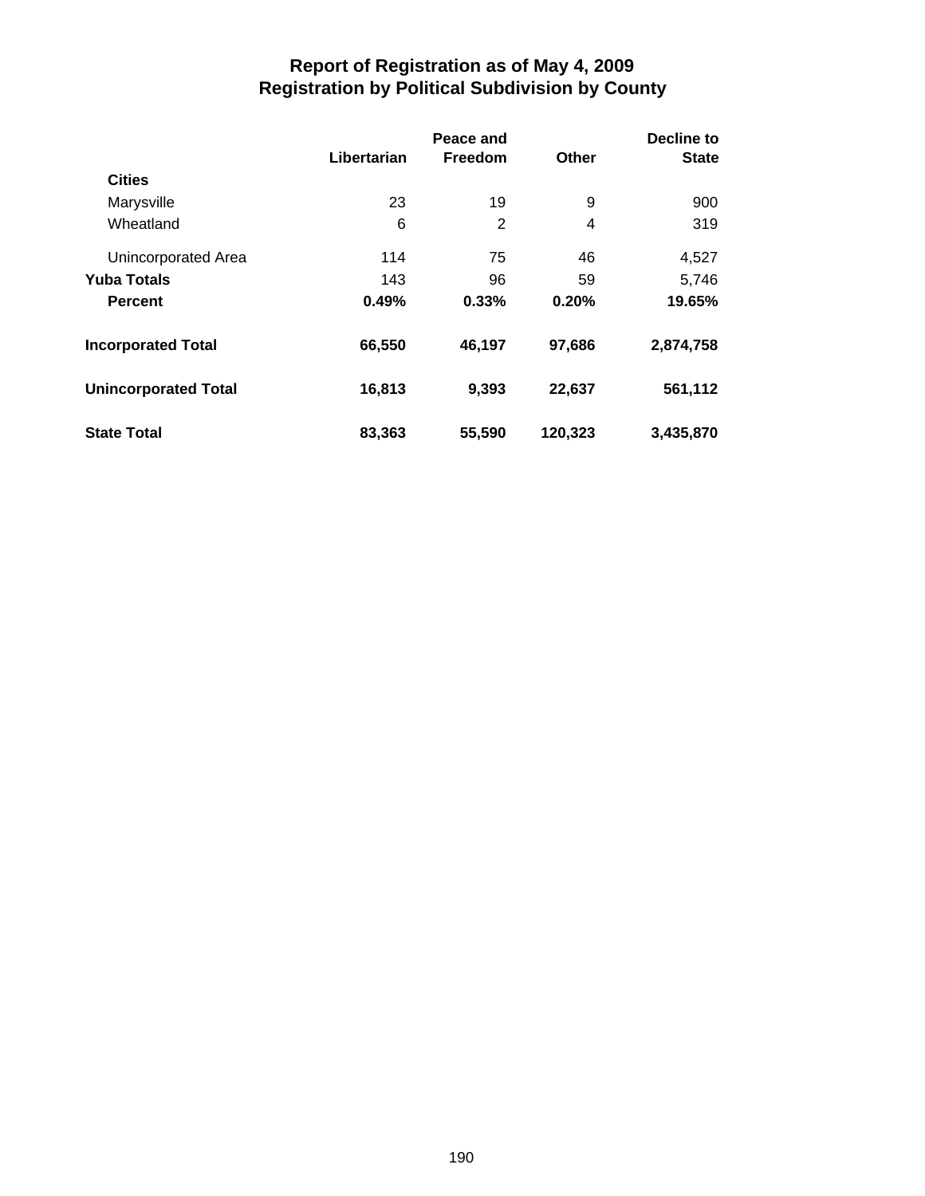# Report of Registration as of May 4, 2009
## Registration by Political Subdivision by County

| | Libertarian | Peace and Freedom | Other | Decline to State |
|---|---|---|---|---|
| **Cities** | | | | |
| Marysville | 23 | 19 | 9 | 900 |
| Wheatland | 6 | 2 | 4 | 319 |
| Unincorporated Area | 114 | 75 | 46 | 4,527 |
| **Yuba Totals** | 143 | 96 | 59 | 5,746 |
| **Percent** | **0.49%** | **0.33%** | **0.20%** | **19.65%** |
| **Incorporated Total** | **66,550** | **46,197** | **97,686** | **2,874,758** |
| **Unincorporated Total** | **16,813** | **9,393** | **22,637** | **561,112** |
| **State Total** | **83,363** | **55,590** | **120,323** | **3,435,870** |